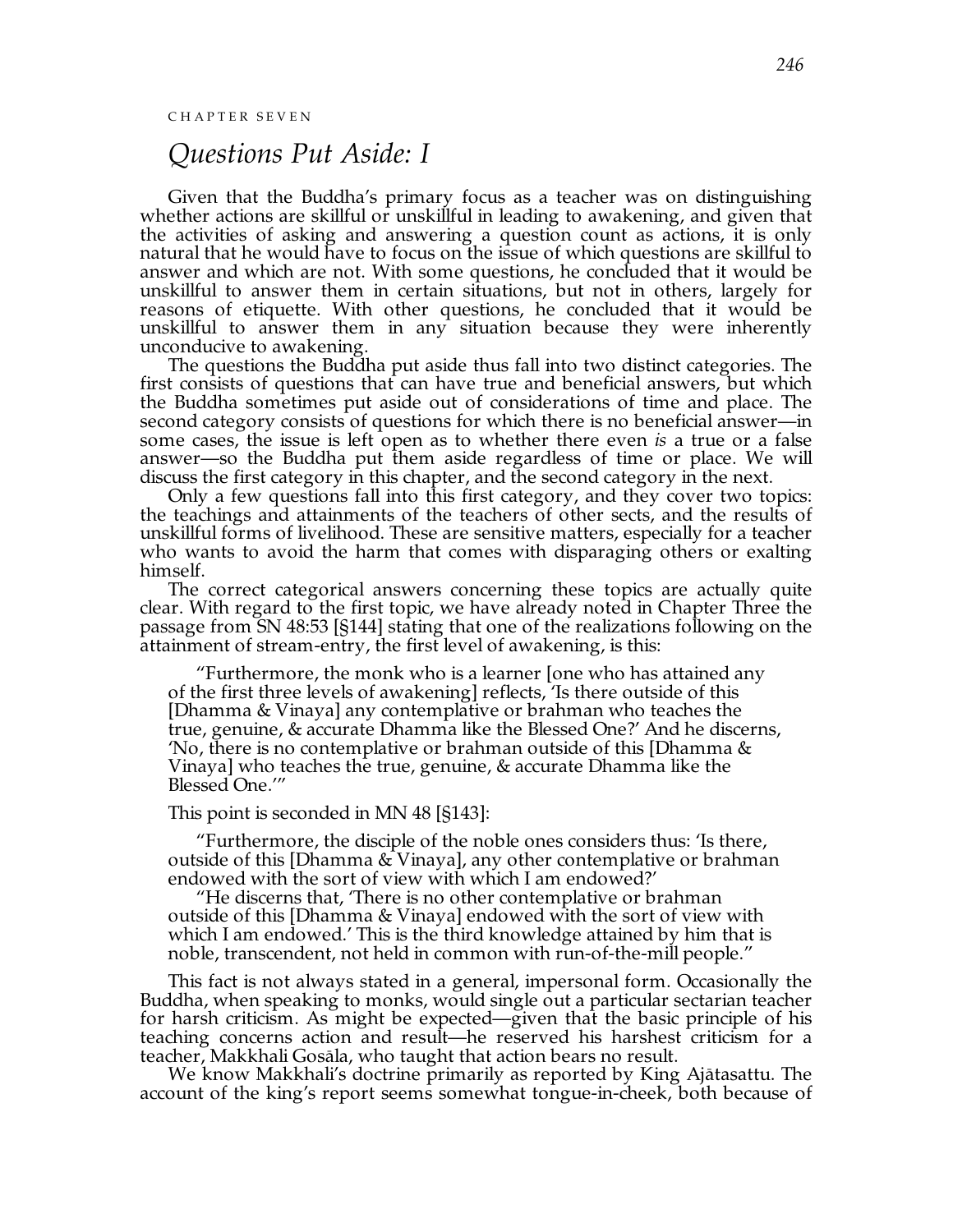CHAPTER SEVEN

# *Questions Put Aside: I*

Given that the Buddha's primary focus as a teacher was on distinguishing whether actions are skillful or unskillful in leading to awakening, and given that the activities of asking and answering a question count as actions, it is only natural that he would have to focus on the issue of which questions are skillful to answer and which are not. With some questions, he concluded that it would be unskillful to answer them in certain situations, but not in others, largely for reasons of etiquette. With other questions, he concluded that it would be unskillful to answer them in any situation because they were inherently unconducive to awakening.

The questions the Buddha put aside thus fall into two distinct categories. The first consists of questions that can have true and beneficial answers, but which the Buddha sometimes put aside out of considerations of time and place. The second category consists of questions for which there is no beneficial answer—in some cases, the issue is left open as to whether there even *is* a true or a false answer—so the Buddha put them aside regardless of time or place. We will discuss the first category in this chapter, and the second category in the next.

Only a few questions fall into this first category, and they cover two topics: the teachings and attainments of the teachers of other sects, and the results of unskillful forms of livelihood. These are sensitive matters, especially for a teacher who wants to avoid the harm that comes with disparaging others or exalting himself.

The correct categorical answers concerning these topics are actually quite clear. With regard to the first topic, we have already noted in Chapter Three the passage from SN 48:53 [§144] stating that one of the realizations following on the attainment of stream-entry, the first level of awakening, is this:

> "Furthermore, the monk who is a learner [one who has attained any of the first three levels of awakening] reflects, 'Is there outside of this [Dhamma & Vinaya] any contemplative or brahman who teaches the true, genuine, & accurate Dhamma like the Blessed One?' And he discerns, 'No, there is no contemplative or brahman outside of this [Dhamma & Vinaya] who teaches the true, genuine, & accurate Dhamma like the Blessed One.'"

This point is seconded in MN 48 [§143]:

> "Furthermore, the disciple of the noble ones considers thus: 'Is there, outside of this [Dhamma & Vinaya], any other contemplative or brahman endowed with the sort of view with which I am endowed?'
>
> "He discerns that, 'There is no other contemplative or brahman outside of this [Dhamma & Vinaya] endowed with the sort of view with which I am endowed.' This is the third knowledge attained by him that is noble, transcendent, not held in common with run-of-the-mill people."

This fact is not always stated in a general, impersonal form. Occasionally the Buddha, when speaking to monks, would single out a particular sectarian teacher for harsh criticism. As might be expected—given that the basic principle of his teaching concerns action and result—he reserved his harshest criticism for a teacher, Makkhali Gosāla, who taught that action bears no result.

We know Makkhali's doctrine primarily as reported by King Ajātasattu. The account of the king's report seems somewhat tongue-in-cheek, both because of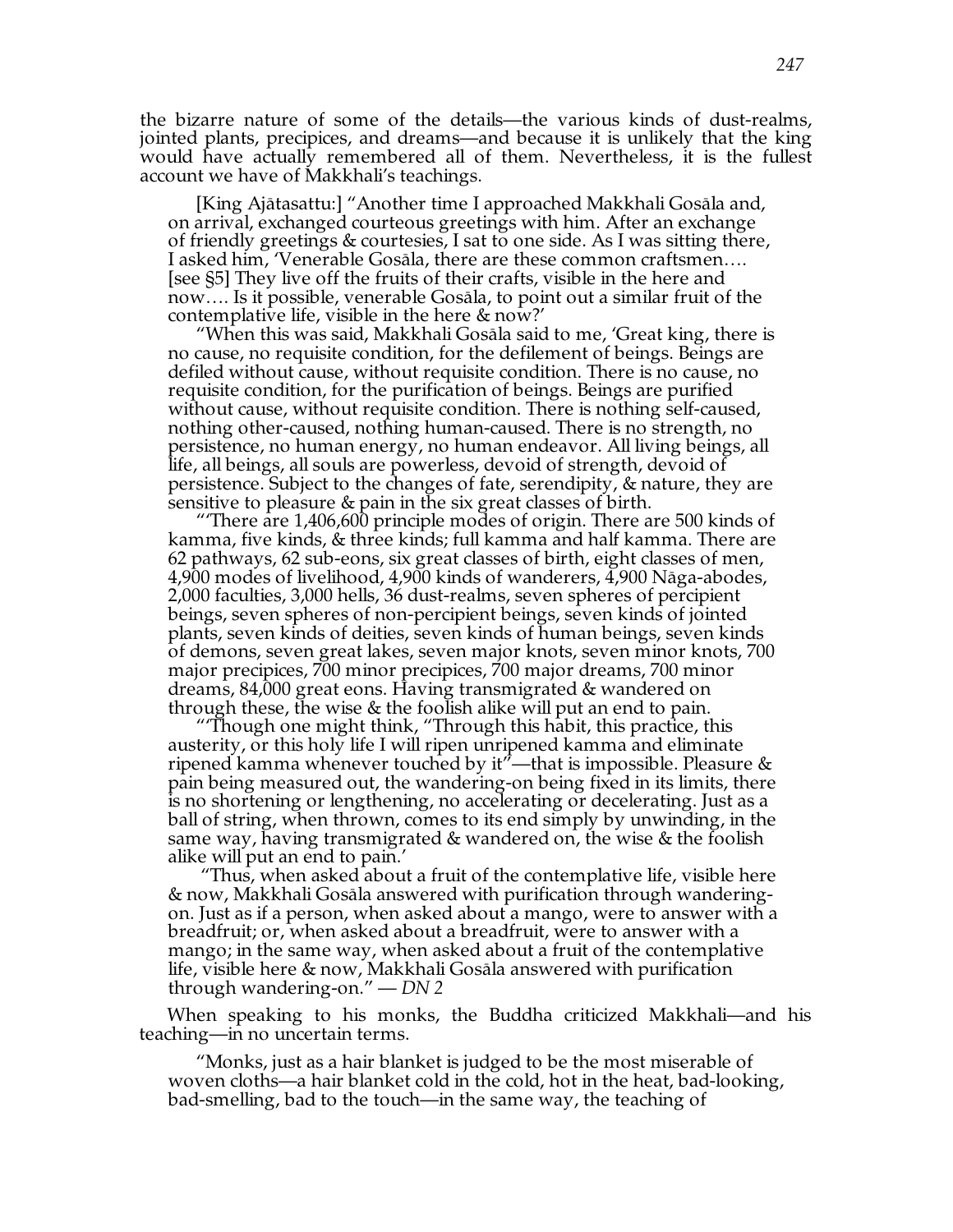the bizarre nature of some of the details—the various kinds of dust-realms, jointed plants, precipices, and dreams—and because it is unlikely that the king would have actually remembered all of them. Nevertheless, it is the fullest account we have of Makkhali's teachings.

> [King Ajātasattu:] "Another time I approached Makkhali Gosāla and, on arrival, exchanged courteous greetings with him. After an exchange of friendly greetings & courtesies, I sat to one side. As I was sitting there, I asked him, 'Venerable Gosāla, there are these common craftsmen…. [see §5] They live off the fruits of their crafts, visible in the here and now…. Is it possible, venerable Gosāla, to point out a similar fruit of the contemplative life, visible in the here & now?'
>
> "When this was said, Makkhali Gosāla said to me, 'Great king, there is no cause, no requisite condition, for the defilement of beings. Beings are defiled without cause, without requisite condition. There is no cause, no requisite condition, for the purification of beings. Beings are purified without cause, without requisite condition. There is nothing self-caused, nothing other-caused, nothing human-caused. There is no strength, no persistence, no human energy, no human endeavor. All living beings, all life, all beings, all souls are powerless, devoid of strength, devoid of persistence. Subject to the changes of fate, serendipity, & nature, they are sensitive to pleasure & pain in the six great classes of birth.
>
> "'There are 1,406,600 principle modes of origin. There are 500 kinds of kamma, five kinds, & three kinds; full kamma and half kamma. There are 62 pathways, 62 sub-eons, six great classes of birth, eight classes of men, 4,900 modes of livelihood, 4,900 kinds of wanderers, 4,900 Nāga-abodes, 2,000 faculties, 3,000 hells, 36 dust-realms, seven spheres of percipient beings, seven spheres of non-percipient beings, seven kinds of jointed plants, seven kinds of deities, seven kinds of human beings, seven kinds of demons, seven great lakes, seven major knots, seven minor knots, 700 major precipices, 700 minor precipices, 700 major dreams, 700 minor dreams, 84,000 great eons. Having transmigrated & wandered on through these, the wise & the foolish alike will put an end to pain.
>
> "'Though one might think, "Through this habit, this practice, this austerity, or this holy life I will ripen unripened kamma and eliminate ripened kamma whenever touched by it"—that is impossible. Pleasure & pain being measured out, the wandering-on being fixed in its limits, there is no shortening or lengthening, no accelerating or decelerating. Just as a ball of string, when thrown, comes to its end simply by unwinding, in the same way, having transmigrated & wandered on, the wise & the foolish alike will put an end to pain.'
>
> "Thus, when asked about a fruit of the contemplative life, visible here & now, Makkhali Gosāla answered with purification through wandering-on. Just as if a person, when asked about a mango, were to answer with a breadfruit; or, when asked about a breadfruit, were to answer with a mango; in the same way, when asked about a fruit of the contemplative life, visible here & now, Makkhali Gosāla answered with purification through wandering-on." — *DN 2*

When speaking to his monks, the Buddha criticized Makkhali—and his teaching—in no uncertain terms.

> "Monks, just as a hair blanket is judged to be the most miserable of woven cloths—a hair blanket cold in the cold, hot in the heat, bad-looking, bad-smelling, bad to the touch—in the same way, the teaching of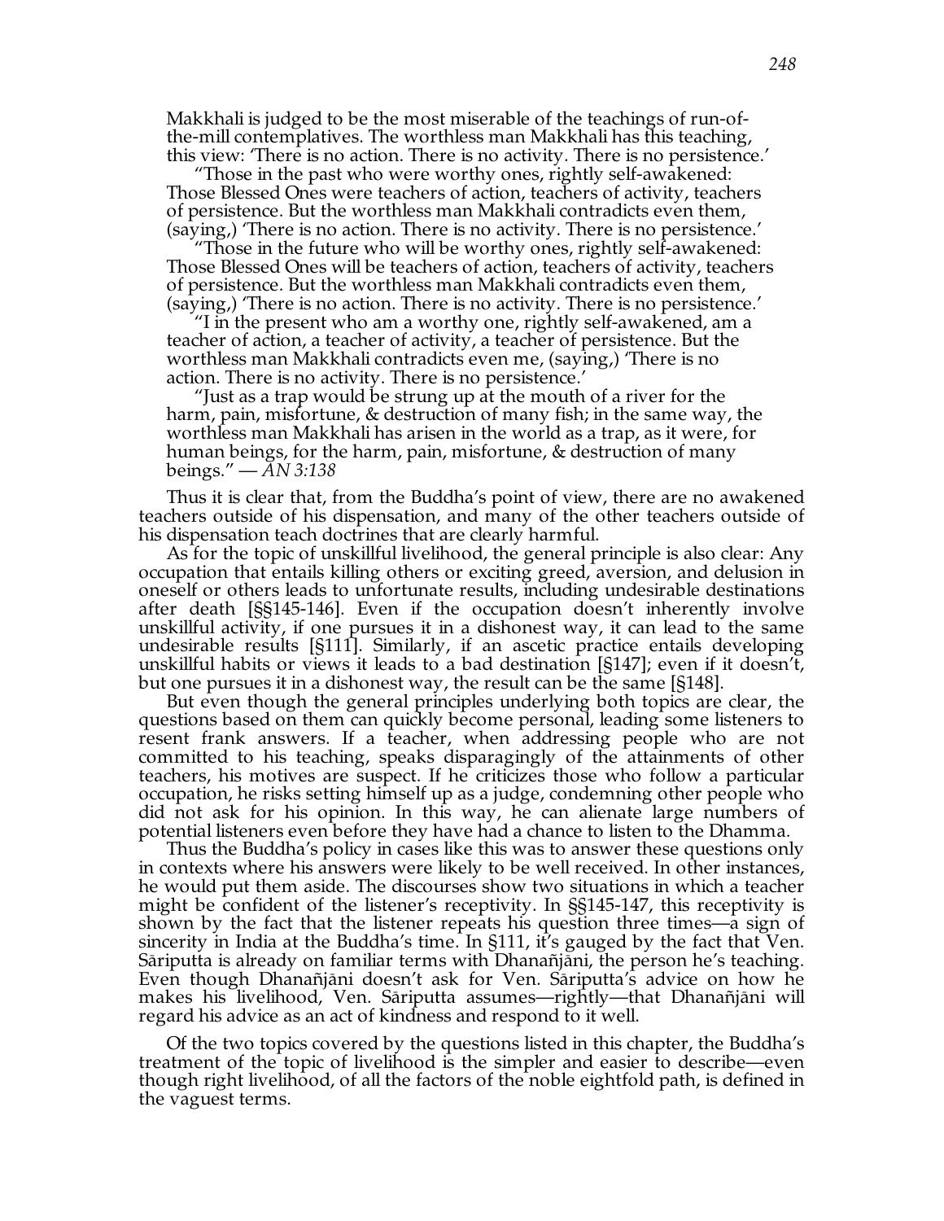Makkhali is judged to be the most miserable of the teachings of run-of-the-mill contemplatives. The worthless man Makkhali has this teaching, this view: 'There is no action. There is no activity. There is no persistence.'

"Those in the past who were worthy ones, rightly self-awakened: Those Blessed Ones were teachers of action, teachers of activity, teachers of persistence. But the worthless man Makkhali contradicts even them, (saying,) 'There is no action. There is no activity. There is no persistence.'

"Those in the future who will be worthy ones, rightly self-awakened: Those Blessed Ones will be teachers of action, teachers of activity, teachers of persistence. But the worthless man Makkhali contradicts even them, (saying,) 'There is no action. There is no activity. There is no persistence.'

"I in the present who am a worthy one, rightly self-awakened, am a teacher of action, a teacher of activity, a teacher of persistence. But the worthless man Makkhali contradicts even me, (saying,) 'There is no action. There is no activity. There is no persistence.'

"Just as a trap would be strung up at the mouth of a river for the harm, pain, misfortune, & destruction of many fish; in the same way, the worthless man Makkhali has arisen in the world as a trap, as it were, for human beings, for the harm, pain, misfortune, & destruction of many beings." — *AN 3:138*

Thus it is clear that, from the Buddha's point of view, there are no awakened teachers outside of his dispensation, and many of the other teachers outside of his dispensation teach doctrines that are clearly harmful.

As for the topic of unskillful livelihood, the general principle is also clear: Any occupation that entails killing others or exciting greed, aversion, and delusion in oneself or others leads to unfortunate results, including undesirable destinations after death [§§145-146]. Even if the occupation doesn't inherently involve unskillful activity, if one pursues it in a dishonest way, it can lead to the same undesirable results [§111]. Similarly, if an ascetic practice entails developing unskillful habits or views it leads to a bad destination [§147]; even if it doesn't, but one pursues it in a dishonest way, the result can be the same [§148].

But even though the general principles underlying both topics are clear, the questions based on them can quickly become personal, leading some listeners to resent frank answers. If a teacher, when addressing people who are not committed to his teaching, speaks disparagingly of the attainments of other teachers, his motives are suspect. If he criticizes those who follow a particular occupation, he risks setting himself up as a judge, condemning other people who did not ask for his opinion. In this way, he can alienate large numbers of potential listeners even before they have had a chance to listen to the Dhamma.

Thus the Buddha's policy in cases like this was to answer these questions only in contexts where his answers were likely to be well received. In other instances, he would put them aside. The discourses show two situations in which a teacher might be confident of the listener's receptivity. In §§145-147, this receptivity is shown by the fact that the listener repeats his question three times—a sign of sincerity in India at the Buddha's time. In §111, it's gauged by the fact that Ven. Sāriputta is already on familiar terms with Dhanañjāni, the person he's teaching. Even though Dhanañjāni doesn't ask for Ven. Sāriputta's advice on how he makes his livelihood, Ven. Sāriputta assumes—rightly—that Dhanañjāni will regard his advice as an act of kindness and respond to it well.

Of the two topics covered by the questions listed in this chapter, the Buddha's treatment of the topic of livelihood is the simpler and easier to describe—even though right livelihood, of all the factors of the noble eightfold path, is defined in the vaguest terms.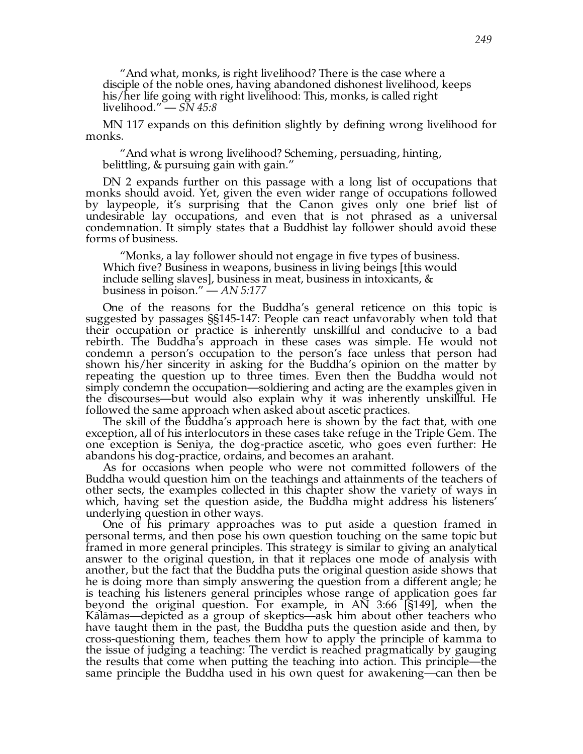> "And what, monks, is right livelihood? There is the case where a disciple of the noble ones, having abandoned dishonest livelihood, keeps his/her life going with right livelihood: This, monks, is called right livelihood." — *SN 45:8*

MN 117 expands on this definition slightly by defining wrong livelihood for monks.

> "And what is wrong livelihood? Scheming, persuading, hinting, belittling, & pursuing gain with gain."

DN 2 expands further on this passage with a long list of occupations that monks should avoid. Yet, given the even wider range of occupations followed by laypeople, it's surprising that the Canon gives only one brief list of undesirable lay occupations, and even that is not phrased as a universal condemnation. It simply states that a Buddhist lay follower should avoid these forms of business.

> "Monks, a lay follower should not engage in five types of business. Which five? Business in weapons, business in living beings [this would include selling slaves], business in meat, business in intoxicants, & business in poison." — *AN 5:177*

One of the reasons for the Buddha's general reticence on this topic is suggested by passages §§145-147: People can react unfavorably when told that their occupation or practice is inherently unskillful and conducive to a bad rebirth. The Buddha's approach in these cases was simple. He would not condemn a person's occupation to the person's face unless that person had shown his/her sincerity in asking for the Buddha's opinion on the matter by repeating the question up to three times. Even then the Buddha would not simply condemn the occupation—soldiering and acting are the examples given in the discourses—but would also explain why it was inherently unskillful. He followed the same approach when asked about ascetic practices.

The skill of the Buddha's approach here is shown by the fact that, with one exception, all of his interlocutors in these cases take refuge in the Triple Gem. The one exception is Seniya, the dog-practice ascetic, who goes even further: He abandons his dog-practice, ordains, and becomes an arahant.

As for occasions when people who were not committed followers of the Buddha would question him on the teachings and attainments of the teachers of other sects, the examples collected in this chapter show the variety of ways in which, having set the question aside, the Buddha might address his listeners' underlying question in other ways.

One of his primary approaches was to put aside a question framed in personal terms, and then pose his own question touching on the same topic but framed in more general principles. This strategy is similar to giving an analytical answer to the original question, in that it replaces one mode of analysis with another, but the fact that the Buddha puts the original question aside shows that he is doing more than simply answering the question from a different angle; he is teaching his listeners general principles whose range of application goes far beyond the original question. For example, in AN 3:66 [§149], when the Kālāmas—depicted as a group of skeptics—ask him about other teachers who have taught them in the past, the Buddha puts the question aside and then, by cross-questioning them, teaches them how to apply the principle of kamma to the issue of judging a teaching: The verdict is reached pragmatically by gauging the results that come when putting the teaching into action. This principle—the same principle the Buddha used in his own quest for awakening—can then be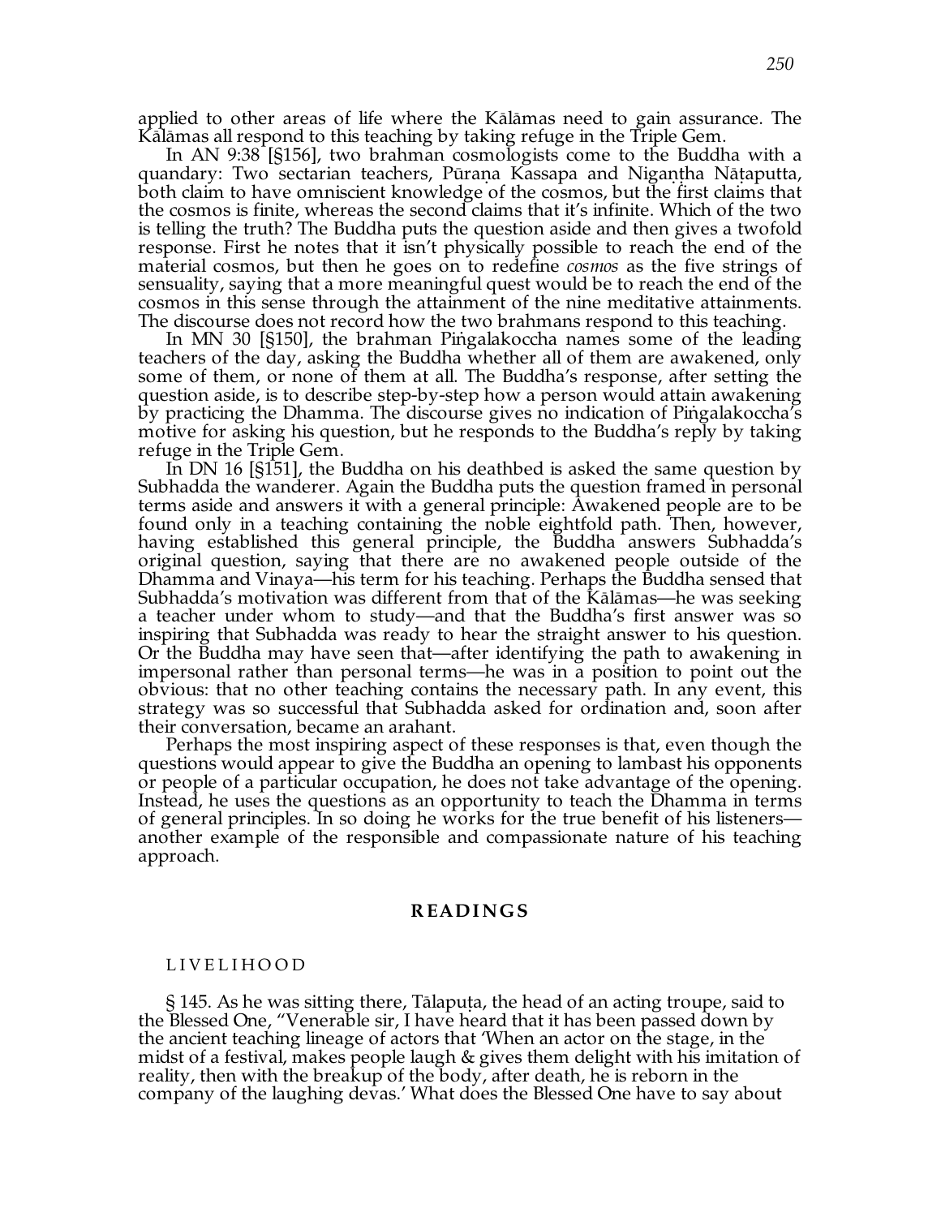applied to other areas of life where the Kālāmas need to gain assurance. The Kālāmas all respond to this teaching by taking refuge in the Triple Gem.

In AN 9:38 [§156], two brahman cosmologists come to the Buddha with a quandary: Two sectarian teachers, Pūraṇa Kassapa and Nigaṇṭha Nāṭaputta, both claim to have omniscient knowledge of the cosmos, but the first claims that the cosmos is finite, whereas the second claims that it's infinite. Which of the two is telling the truth? The Buddha puts the question aside and then gives a twofold response. First he notes that it isn't physically possible to reach the end of the material cosmos, but then he goes on to redefine *cosmos* as the five strings of sensuality, saying that a more meaningful quest would be to reach the end of the cosmos in this sense through the attainment of the nine meditative attainments. The discourse does not record how the two brahmans respond to this teaching.

In MN 30 [§150], the brahman Piṅgalakoccha names some of the leading teachers of the day, asking the Buddha whether all of them are awakened, only some of them, or none of them at all. The Buddha's response, after setting the question aside, is to describe step-by-step how a person would attain awakening by practicing the Dhamma. The discourse gives no indication of Piṅgalakoccha's motive for asking his question, but he responds to the Buddha's reply by taking refuge in the Triple Gem.

In DN 16 [§151], the Buddha on his deathbed is asked the same question by Subhadda the wanderer. Again the Buddha puts the question framed in personal terms aside and answers it with a general principle: Awakened people are to be found only in a teaching containing the noble eightfold path. Then, however, having established this general principle, the Buddha answers Subhadda's original question, saying that there are no awakened people outside of the Dhamma and Vinaya—his term for his teaching. Perhaps the Buddha sensed that Subhadda's motivation was different from that of the Kālāmas—he was seeking a teacher under whom to study—and that the Buddha's first answer was so inspiring that Subhadda was ready to hear the straight answer to his question. Or the Buddha may have seen that—after identifying the path to awakening in impersonal rather than personal terms—he was in a position to point out the obvious: that no other teaching contains the necessary path. In any event, this strategy was so successful that Subhadda asked for ordination and, soon after their conversation, became an arahant.

Perhaps the most inspiring aspect of these responses is that, even though the questions would appear to give the Buddha an opening to lambast his opponents or people of a particular occupation, he does not take advantage of the opening. Instead, he uses the questions as an opportunity to teach the Dhamma in terms of general principles. In so doing he works for the true benefit of his listeners—another example of the responsible and compassionate nature of his teaching approach.

## READINGS

### LIVELIHOOD

§ 145. As he was sitting there, Tālapuṭa, the head of an acting troupe, said to the Blessed One, "Venerable sir, I have heard that it has been passed down by the ancient teaching lineage of actors that 'When an actor on the stage, in the midst of a festival, makes people laugh & gives them delight with his imitation of reality, then with the breakup of the body, after death, he is reborn in the company of the laughing devas.' What does the Blessed One have to say about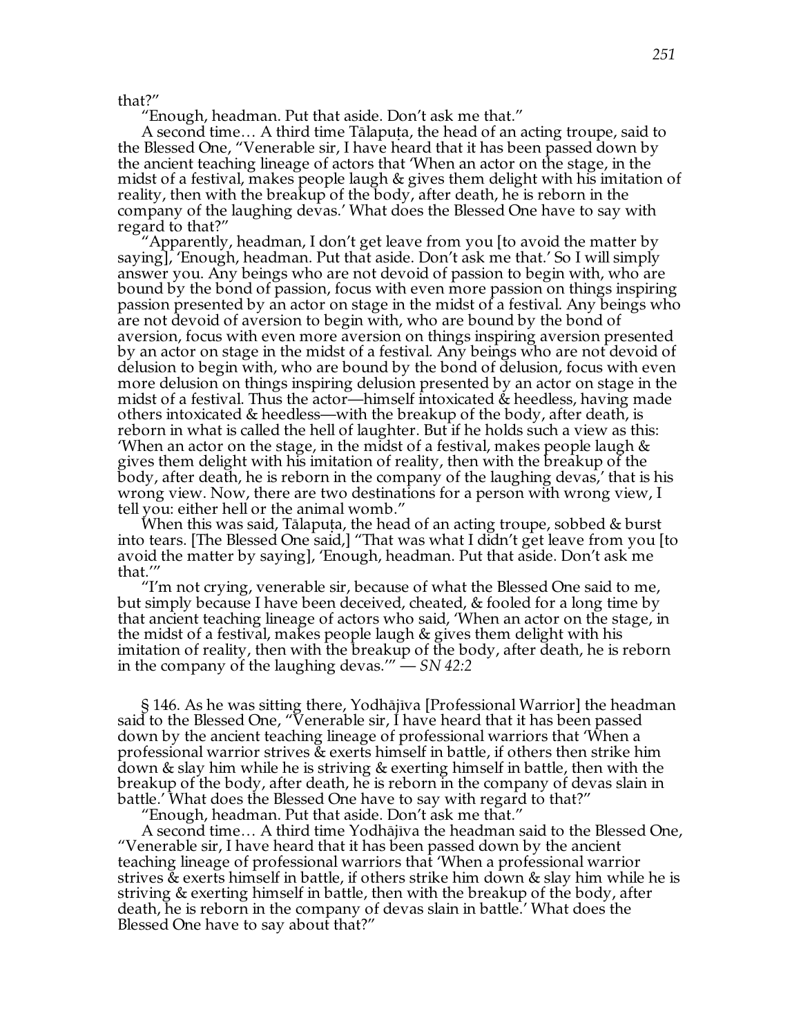that?"

"Enough, headman. Put that aside. Don't ask me that."

A second time… A third time Tālapuṭa, the head of an acting troupe, said to the Blessed One, "Venerable sir, I have heard that it has been passed down by the ancient teaching lineage of actors that 'When an actor on the stage, in the midst of a festival, makes people laugh & gives them delight with his imitation of reality, then with the breakup of the body, after death, he is reborn in the company of the laughing devas.' What does the Blessed One have to say with regard to that?"

"Apparently, headman, I don't get leave from you [to avoid the matter by saying], 'Enough, headman. Put that aside. Don't ask me that.' So I will simply answer you. Any beings who are not devoid of passion to begin with, who are bound by the bond of passion, focus with even more passion on things inspiring passion presented by an actor on stage in the midst of a festival. Any beings who are not devoid of aversion to begin with, who are bound by the bond of aversion, focus with even more aversion on things inspiring aversion presented by an actor on stage in the midst of a festival. Any beings who are not devoid of delusion to begin with, who are bound by the bond of delusion, focus with even more delusion on things inspiring delusion presented by an actor on stage in the midst of a festival. Thus the actor—himself intoxicated & heedless, having made others intoxicated & heedless—with the breakup of the body, after death, is reborn in what is called the hell of laughter. But if he holds such a view as this: 'When an actor on the stage, in the midst of a festival, makes people laugh & gives them delight with his imitation of reality, then with the breakup of the body, after death, he is reborn in the company of the laughing devas,' that is his wrong view. Now, there are two destinations for a person with wrong view, I tell you: either hell or the animal womb."

When this was said, Tālapuṭa, the head of an acting troupe, sobbed & burst into tears. [The Blessed One said,] "That was what I didn't get leave from you [to avoid the matter by saying], 'Enough, headman. Put that aside. Don't ask me that.'"

"I'm not crying, venerable sir, because of what the Blessed One said to me, but simply because I have been deceived, cheated, & fooled for a long time by that ancient teaching lineage of actors who said, 'When an actor on the stage, in the midst of a festival, makes people laugh & gives them delight with his imitation of reality, then with the breakup of the body, after death, he is reborn in the company of the laughing devas.'" — *SN 42:2*

§ 146. As he was sitting there, Yodhājīva [Professional Warrior] the headman said to the Blessed One, "Venerable sir, I have heard that it has been passed down by the ancient teaching lineage of professional warriors that 'When a professional warrior strives & exerts himself in battle, if others then strike him down & slay him while he is striving & exerting himself in battle, then with the breakup of the body, after death, he is reborn in the company of devas slain in battle.' What does the Blessed One have to say with regard to that?"

"Enough, headman. Put that aside. Don't ask me that."

A second time… A third time Yodhājīva the headman said to the Blessed One, "Venerable sir, I have heard that it has been passed down by the ancient teaching lineage of professional warriors that 'When a professional warrior strives & exerts himself in battle, if others strike him down & slay him while he is striving & exerting himself in battle, then with the breakup of the body, after death, he is reborn in the company of devas slain in battle.' What does the Blessed One have to say about that?"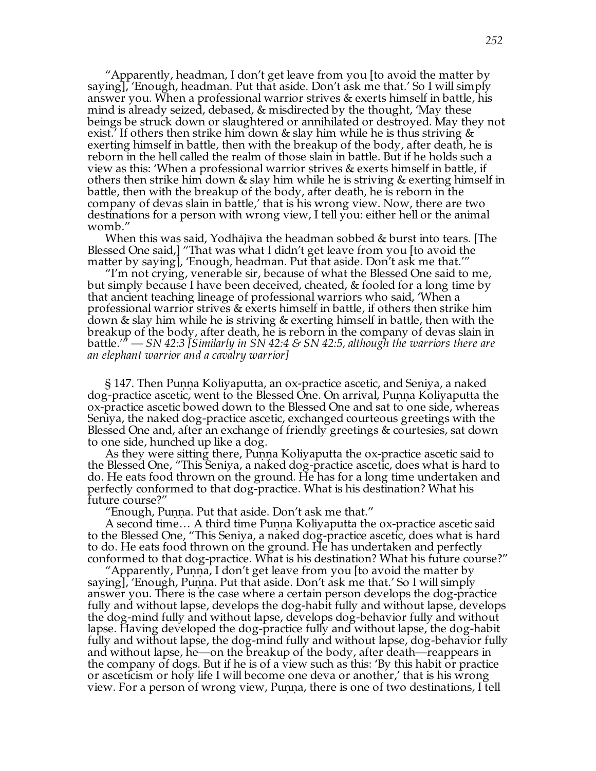"Apparently, headman, I don't get leave from you [to avoid the matter by saying], 'Enough, headman. Put that aside. Don't ask me that.' So I will simply answer you. When a professional warrior strives & exerts himself in battle, his mind is already seized, debased, & misdirected by the thought, 'May these beings be struck down or slaughtered or annihilated or destroyed. May they not exist.' If others then strike him down & slay him while he is thus striving & exerting himself in battle, then with the breakup of the body, after death, he is reborn in the hell called the realm of those slain in battle. But if he holds such a view as this: 'When a professional warrior strives & exerts himself in battle, if others then strike him down & slay him while he is striving & exerting himself in battle, then with the breakup of the body, after death, he is reborn in the company of devas slain in battle,' that is his wrong view. Now, there are two destinations for a person with wrong view, I tell you: either hell or the animal womb."

When this was said, Yodhājīva the headman sobbed & burst into tears. [The Blessed One said,] "That was what I didn't get leave from you [to avoid the matter by saying], 'Enough, headman. Put that aside. Don't ask me that.'"

"I'm not crying, venerable sir, because of what the Blessed One said to me, but simply because I have been deceived, cheated, & fooled for a long time by that ancient teaching lineage of professional warriors who said, 'When a professional warrior strives & exerts himself in battle, if others then strike him down & slay him while he is striving & exerting himself in battle, then with the breakup of the body, after death, he is reborn in the company of devas slain in battle.'" — *SN 42:3 [Similarly in SN 42:4 & SN 42:5, although the warriors there are an elephant warrior and a cavalry warrior]*

§ 147. Then Puṇṇa Koliyaputta, an ox-practice ascetic, and Seniya, a naked dog-practice ascetic, went to the Blessed One. On arrival, Puṇṇa Koliyaputta the ox-practice ascetic bowed down to the Blessed One and sat to one side, whereas Seniya, the naked dog-practice ascetic, exchanged courteous greetings with the Blessed One and, after an exchange of friendly greetings & courtesies, sat down to one side, hunched up like a dog.

As they were sitting there, Puṇṇa Koliyaputta the ox-practice ascetic said to the Blessed One, "This Seniya, a naked dog-practice ascetic, does what is hard to do. He eats food thrown on the ground. He has for a long time undertaken and perfectly conformed to that dog-practice. What is his destination? What his future course?"

"Enough, Puṇṇa. Put that aside. Don't ask me that."

A second time… A third time Puṇṇa Koliyaputta the ox-practice ascetic said to the Blessed One, "This Seniya, a naked dog-practice ascetic, does what is hard to do. He eats food thrown on the ground. He has undertaken and perfectly conformed to that dog-practice. What is his destination? What his future course?"

"Apparently, Puṇṇa, I don't get leave from you [to avoid the matter by saying], 'Enough, Puṇṇa. Put that aside. Don't ask me that.' So I will simply answer you. There is the case where a certain person develops the dog-practice fully and without lapse, develops the dog-habit fully and without lapse, develops the dog-mind fully and without lapse, develops dog-behavior fully and without lapse. Having developed the dog-practice fully and without lapse, the dog-habit fully and without lapse, the dog-mind fully and without lapse, dog-behavior fully and without lapse, he—on the breakup of the body, after death—reappears in the company of dogs. But if he is of a view such as this: 'By this habit or practice or asceticism or holy life I will become one deva or another,' that is his wrong view. For a person of wrong view, Puṇṇa, there is one of two destinations, I tell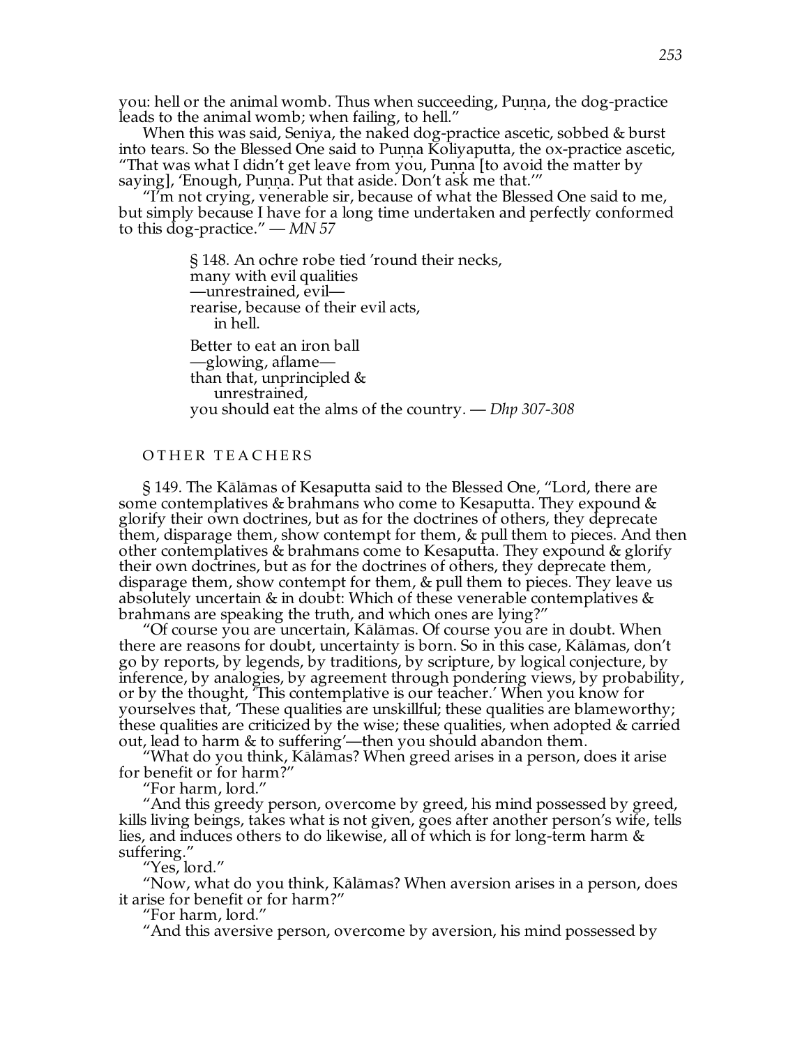you: hell or the animal womb. Thus when succeeding, Puṇṇa, the dog-practice leads to the animal womb; when failing, to hell."

When this was said, Seniya, the naked dog-practice ascetic, sobbed & burst into tears. So the Blessed One said to Puṇṇa Koliyaputta, the ox-practice ascetic, "That was what I didn't get leave from you, Puṇṇa [to avoid the matter by saying], 'Enough, Puṇṇa. Put that aside. Don't ask me that.'"

"I'm not crying, venerable sir, because of what the Blessed One said to me, but simply because I have for a long time undertaken and perfectly conformed to this dog-practice." — *MN 57*

> § 148. An ochre robe tied 'round their necks,
> many with evil qualities
> —unrestrained, evil—
> rearise, because of their evil acts,
> in hell.
>
> Better to eat an iron ball
> —glowing, aflame—
> than that, unprincipled &
> unrestrained,
> you should eat the alms of the country. — *Dhp 307-308*

## OTHER TEACHERS

§ 149. The Kālāmas of Kesaputta said to the Blessed One, "Lord, there are some contemplatives & brahmans who come to Kesaputta. They expound & glorify their own doctrines, but as for the doctrines of others, they deprecate them, disparage them, show contempt for them, & pull them to pieces. And then other contemplatives & brahmans come to Kesaputta. They expound & glorify their own doctrines, but as for the doctrines of others, they deprecate them, disparage them, show contempt for them, & pull them to pieces. They leave us absolutely uncertain & in doubt: Which of these venerable contemplatives & brahmans are speaking the truth, and which ones are lying?"

"Of course you are uncertain, Kālāmas. Of course you are in doubt. When there are reasons for doubt, uncertainty is born. So in this case, Kālāmas, don't go by reports, by legends, by traditions, by scripture, by logical conjecture, by inference, by analogies, by agreement through pondering views, by probability, or by the thought, 'This contemplative is our teacher.' When you know for yourselves that, 'These qualities are unskillful; these qualities are blameworthy; these qualities are criticized by the wise; these qualities, when adopted & carried out, lead to harm & to suffering'—then you should abandon them.

"What do you think, Kālāmas? When greed arises in a person, does it arise for benefit or for harm?"

"For harm, lord."

"And this greedy person, overcome by greed, his mind possessed by greed, kills living beings, takes what is not given, goes after another person's wife, tells lies, and induces others to do likewise, all of which is for long-term harm & suffering."

"Yes, lord."

"Now, what do you think, Kālāmas? When aversion arises in a person, does it arise for benefit or for harm?"

"For harm, lord."

"And this aversive person, overcome by aversion, his mind possessed by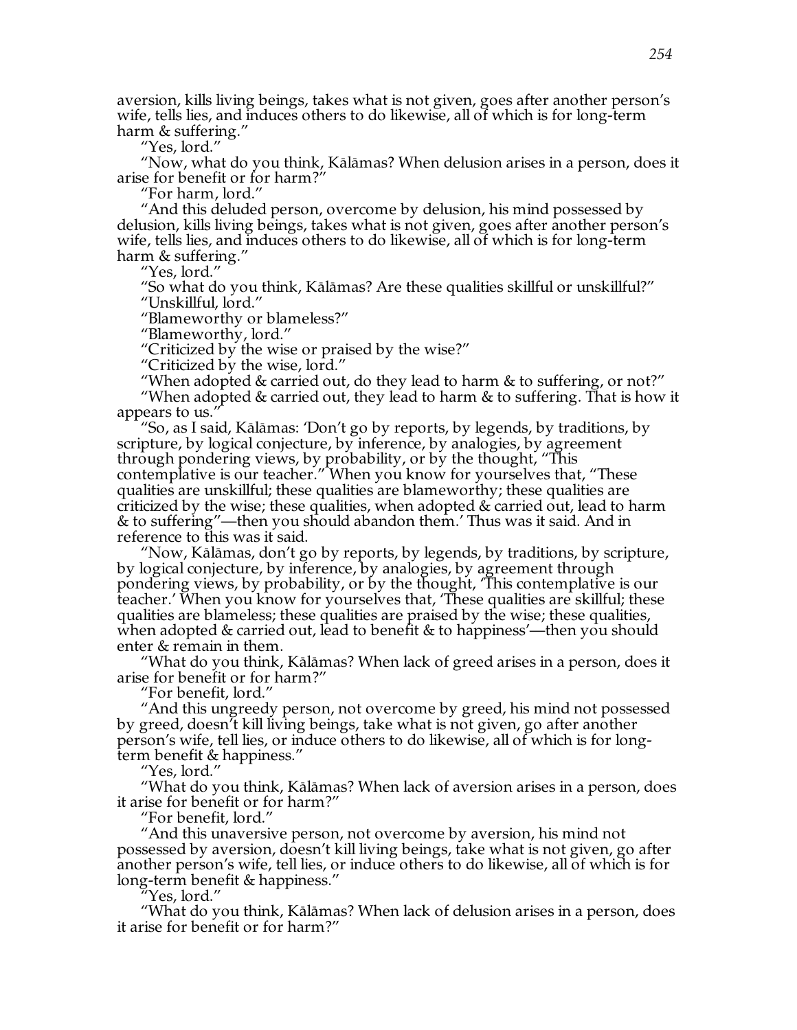aversion, kills living beings, takes what is not given, goes after another person's wife, tells lies, and induces others to do likewise, all of which is for long-term harm & suffering."

"Yes, lord."

"Now, what do you think, Kālāmas? When delusion arises in a person, does it arise for benefit or for harm?"

"For harm, lord."

"And this deluded person, overcome by delusion, his mind possessed by delusion, kills living beings, takes what is not given, goes after another person's wife, tells lies, and induces others to do likewise, all of which is for long-term harm & suffering."

"Yes, lord."

"So what do you think, Kālāmas? Are these qualities skillful or unskillful?"

"Unskillful, lord."

"Blameworthy or blameless?"

"Blameworthy, lord."

"Criticized by the wise or praised by the wise?"

"Criticized by the wise, lord."

"When adopted & carried out, do they lead to harm & to suffering, or not?"

"When adopted & carried out, they lead to harm & to suffering. That is how it appears to us."

"So, as I said, Kālāmas: 'Don't go by reports, by legends, by traditions, by scripture, by logical conjecture, by inference, by analogies, by agreement through pondering views, by probability, or by the thought, "This contemplative is our teacher." When you know for yourselves that, "These qualities are unskillful; these qualities are blameworthy; these qualities are criticized by the wise; these qualities, when adopted & carried out, lead to harm & to suffering"—then you should abandon them.' Thus was it said. And in reference to this was it said.

"Now, Kālāmas, don't go by reports, by legends, by traditions, by scripture, by logical conjecture, by inference, by analogies, by agreement through pondering views, by probability, or by the thought, 'This contemplative is our teacher.' When you know for yourselves that, 'These qualities are skillful; these qualities are blameless; these qualities are praised by the wise; these qualities, when adopted & carried out, lead to benefit & to happiness'—then you should enter & remain in them.

"What do you think, Kālāmas? When lack of greed arises in a person, does it arise for benefit or for harm?"

"For benefit, lord."

"And this ungreedy person, not overcome by greed, his mind not possessed by greed, doesn't kill living beings, take what is not given, go after another person's wife, tell lies, or induce others to do likewise, all of which is for long-term benefit & happiness."

"Yes, lord."

"What do you think, Kālāmas? When lack of aversion arises in a person, does it arise for benefit or for harm?"

"For benefit, lord."

"And this unaversive person, not overcome by aversion, his mind not possessed by aversion, doesn't kill living beings, take what is not given, go after another person's wife, tell lies, or induce others to do likewise, all of which is for long-term benefit & happiness."

"Yes, lord."

"What do you think, Kālāmas? When lack of delusion arises in a person, does it arise for benefit or for harm?"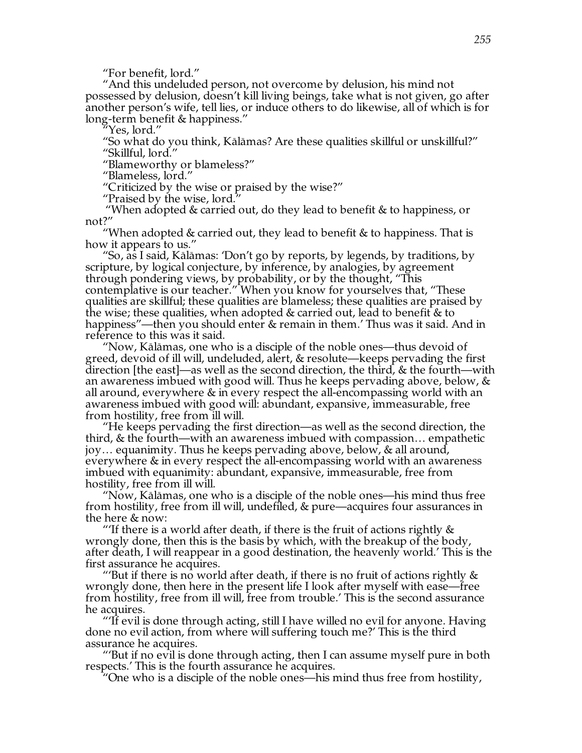"For benefit, lord."

"And this undeluded person, not overcome by delusion, his mind not possessed by delusion, doesn't kill living beings, take what is not given, go after another person's wife, tell lies, or induce others to do likewise, all of which is for long-term benefit & happiness."

"Yes, lord."

"So what do you think, Kālāmas? Are these qualities skillful or unskillful?"

"Skillful, lord."

"Blameworthy or blameless?"

"Blameless, lord."

"Criticized by the wise or praised by the wise?"

"Praised by the wise, lord."

"When adopted & carried out, do they lead to benefit & to happiness, or not?"

"When adopted & carried out, they lead to benefit & to happiness. That is how it appears to us."

"So, as I said, Kālāmas: 'Don't go by reports, by legends, by traditions, by scripture, by logical conjecture, by inference, by analogies, by agreement through pondering views, by probability, or by the thought, "This contemplative is our teacher." When you know for yourselves that, "These qualities are skillful; these qualities are blameless; these qualities are praised by the wise; these qualities, when adopted & carried out, lead to benefit & to happiness"—then you should enter & remain in them.' Thus was it said. And in reference to this was it said.

"Now, Kālāmas, one who is a disciple of the noble ones—thus devoid of greed, devoid of ill will, undeluded, alert, & resolute—keeps pervading the first direction [the east]—as well as the second direction, the third, & the fourth—with an awareness imbued with good will. Thus he keeps pervading above, below, & all around, everywhere & in every respect the all-encompassing world with an awareness imbued with good will: abundant, expansive, immeasurable, free from hostility, free from ill will.

"He keeps pervading the first direction—as well as the second direction, the third, & the fourth—with an awareness imbued with compassion… empathetic joy… equanimity. Thus he keeps pervading above, below, & all around, everywhere & in every respect the all-encompassing world with an awareness imbued with equanimity: abundant, expansive, immeasurable, free from hostility, free from ill will.

"Now, Kālāmas, one who is a disciple of the noble ones—his mind thus free from hostility, free from ill will, undefiled, & pure—acquires four assurances in the here & now:

"'If there is a world after death, if there is the fruit of actions rightly & wrongly done, then this is the basis by which, with the breakup of the body, after death, I will reappear in a good destination, the heavenly world.' This is the first assurance he acquires.

"'But if there is no world after death, if there is no fruit of actions rightly & wrongly done, then here in the present life I look after myself with ease—free from hostility, free from ill will, free from trouble.' This is the second assurance he acquires.

"'If evil is done through acting, still I have willed no evil for anyone. Having done no evil action, from where will suffering touch me?' This is the third assurance he acquires.

"'But if no evil is done through acting, then I can assume myself pure in both respects.' This is the fourth assurance he acquires.

"One who is a disciple of the noble ones—his mind thus free from hostility,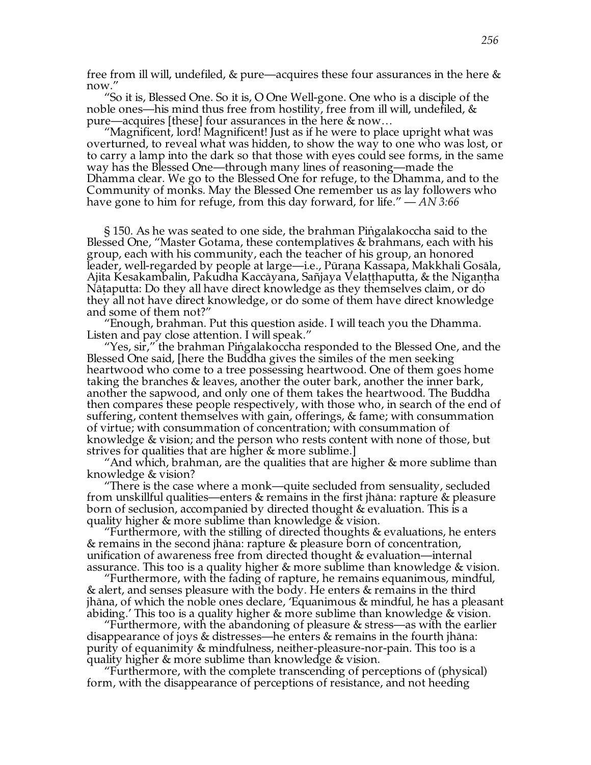free from ill will, undefiled, & pure—acquires these four assurances in the here & now."

"So it is, Blessed One. So it is, O One Well-gone. One who is a disciple of the noble ones—his mind thus free from hostility, free from ill will, undefiled, & pure—acquires [these] four assurances in the here & now…

"Magnificent, lord! Magnificent! Just as if he were to place upright what was overturned, to reveal what was hidden, to show the way to one who was lost, or to carry a lamp into the dark so that those with eyes could see forms, in the same way has the Blessed One—through many lines of reasoning—made the Dhamma clear. We go to the Blessed One for refuge, to the Dhamma, and to the Community of monks. May the Blessed One remember us as lay followers who have gone to him for refuge, from this day forward, for life." — *AN 3:66*

§ 150. As he was seated to one side, the brahman Piṅgalakoccha said to the Blessed One, "Master Gotama, these contemplatives & brahmans, each with his group, each with his community, each the teacher of his group, an honored leader, well-regarded by people at large—i.e., Pūraṇa Kassapa, Makkhali Gosāla, Ajita Kesakambalin, Pakudha Kaccāyana, Sañjaya Velaṭṭhaputta, & the Nigaṇṭha Nāṭaputta: Do they all have direct knowledge as they themselves claim, or do they all not have direct knowledge, or do some of them have direct knowledge and some of them not?"

"Enough, brahman. Put this question aside. I will teach you the Dhamma. Listen and pay close attention. I will speak."

"Yes, sir," the brahman Piṅgalakoccha responded to the Blessed One, and the Blessed One said, [here the Buddha gives the similes of the men seeking heartwood who come to a tree possessing heartwood. One of them goes home taking the branches & leaves, another the outer bark, another the inner bark, another the sapwood, and only one of them takes the heartwood. The Buddha then compares these people respectively, with those who, in search of the end of suffering, content themselves with gain, offerings, & fame; with consummation of virtue; with consummation of concentration; with consummation of knowledge & vision; and the person who rests content with none of those, but strives for qualities that are higher & more sublime.]

"And which, brahman, are the qualities that are higher & more sublime than knowledge & vision?

"There is the case where a monk—quite secluded from sensuality, secluded from unskillful qualities—enters & remains in the first jhāna: rapture & pleasure born of seclusion, accompanied by directed thought & evaluation. This is a quality higher & more sublime than knowledge & vision.

"Furthermore, with the stilling of directed thoughts & evaluations, he enters & remains in the second jhāna: rapture & pleasure born of concentration, unification of awareness free from directed thought & evaluation—internal assurance. This too is a quality higher & more sublime than knowledge & vision.

"Furthermore, with the fading of rapture, he remains equanimous, mindful, & alert, and senses pleasure with the body. He enters & remains in the third jhāna, of which the noble ones declare, 'Equanimous & mindful, he has a pleasant abiding.' This too is a quality higher & more sublime than knowledge & vision.

"Furthermore, with the abandoning of pleasure & stress—as with the earlier disappearance of joys & distresses—he enters & remains in the fourth jhāna: purity of equanimity & mindfulness, neither-pleasure-nor-pain. This too is a quality higher & more sublime than knowledge & vision.

"Furthermore, with the complete transcending of perceptions of (physical) form, with the disappearance of perceptions of resistance, and not heeding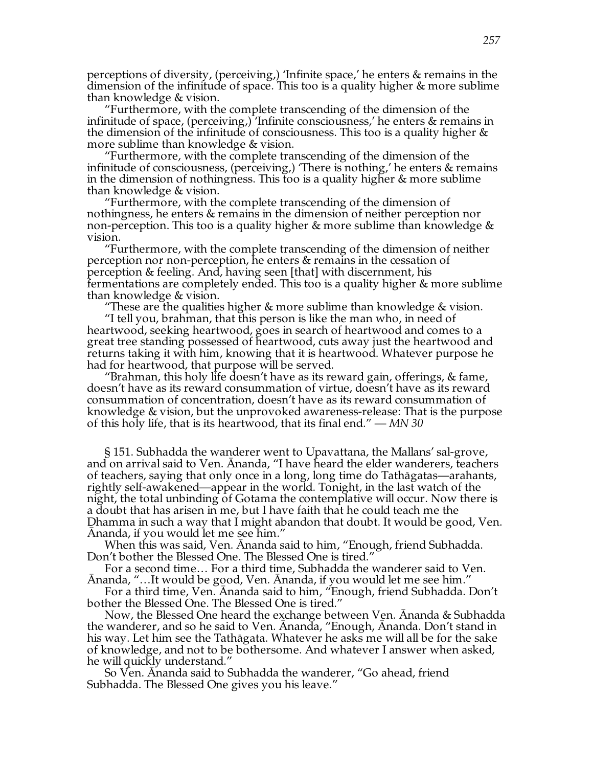perceptions of diversity, (perceiving,) 'Infinite space,' he enters & remains in the dimension of the infinitude of space. This too is a quality higher & more sublime than knowledge & vision.

"Furthermore, with the complete transcending of the dimension of the infinitude of space, (perceiving,) 'Infinite consciousness,' he enters & remains in the dimension of the infinitude of consciousness. This too is a quality higher & more sublime than knowledge & vision.

"Furthermore, with the complete transcending of the dimension of the infinitude of consciousness, (perceiving,) 'There is nothing,' he enters & remains in the dimension of nothingness. This too is a quality higher & more sublime than knowledge & vision.

"Furthermore, with the complete transcending of the dimension of nothingness, he enters & remains in the dimension of neither perception nor non-perception. This too is a quality higher & more sublime than knowledge & vision.

"Furthermore, with the complete transcending of the dimension of neither perception nor non-perception, he enters & remains in the cessation of perception & feeling. And, having seen [that] with discernment, his fermentations are completely ended. This too is a quality higher & more sublime than knowledge & vision.

"These are the qualities higher & more sublime than knowledge & vision.

"I tell you, brahman, that this person is like the man who, in need of heartwood, seeking heartwood, goes in search of heartwood and comes to a great tree standing possessed of heartwood, cuts away just the heartwood and returns taking it with him, knowing that it is heartwood. Whatever purpose he had for heartwood, that purpose will be served.

"Brahman, this holy life doesn't have as its reward gain, offerings, & fame, doesn't have as its reward consummation of virtue, doesn't have as its reward consummation of concentration, doesn't have as its reward consummation of knowledge & vision, but the unprovoked awareness-release: That is the purpose of this holy life, that is its heartwood, that its final end." — *MN 30*

§ 151. Subhadda the wanderer went to Upavattana, the Mallans' sal-grove, and on arrival said to Ven. Ānanda, "I have heard the elder wanderers, teachers of teachers, saying that only once in a long, long time do Tathāgatas—arahants, rightly self-awakened—appear in the world. Tonight, in the last watch of the night, the total unbinding of Gotama the contemplative will occur. Now there is a doubt that has arisen in me, but I have faith that he could teach me the Dhamma in such a way that I might abandon that doubt. It would be good, Ven. Ānanda, if you would let me see him."

When this was said, Ven. Ānanda said to him, "Enough, friend Subhadda. Don't bother the Blessed One. The Blessed One is tired."

For a second time… For a third time, Subhadda the wanderer said to Ven. Ānanda, "…It would be good, Ven. Ānanda, if you would let me see him."

For a third time, Ven. Ānanda said to him, "Enough, friend Subhadda. Don't bother the Blessed One. The Blessed One is tired."

Now, the Blessed One heard the exchange between Ven. Ānanda & Subhadda the wanderer, and so he said to Ven. Ānanda, "Enough, Ānanda. Don't stand in his way. Let him see the Tathāgata. Whatever he asks me will all be for the sake of knowledge, and not to be bothersome. And whatever I answer when asked, he will quickly understand."

So Ven. Ānanda said to Subhadda the wanderer, "Go ahead, friend Subhadda. The Blessed One gives you his leave."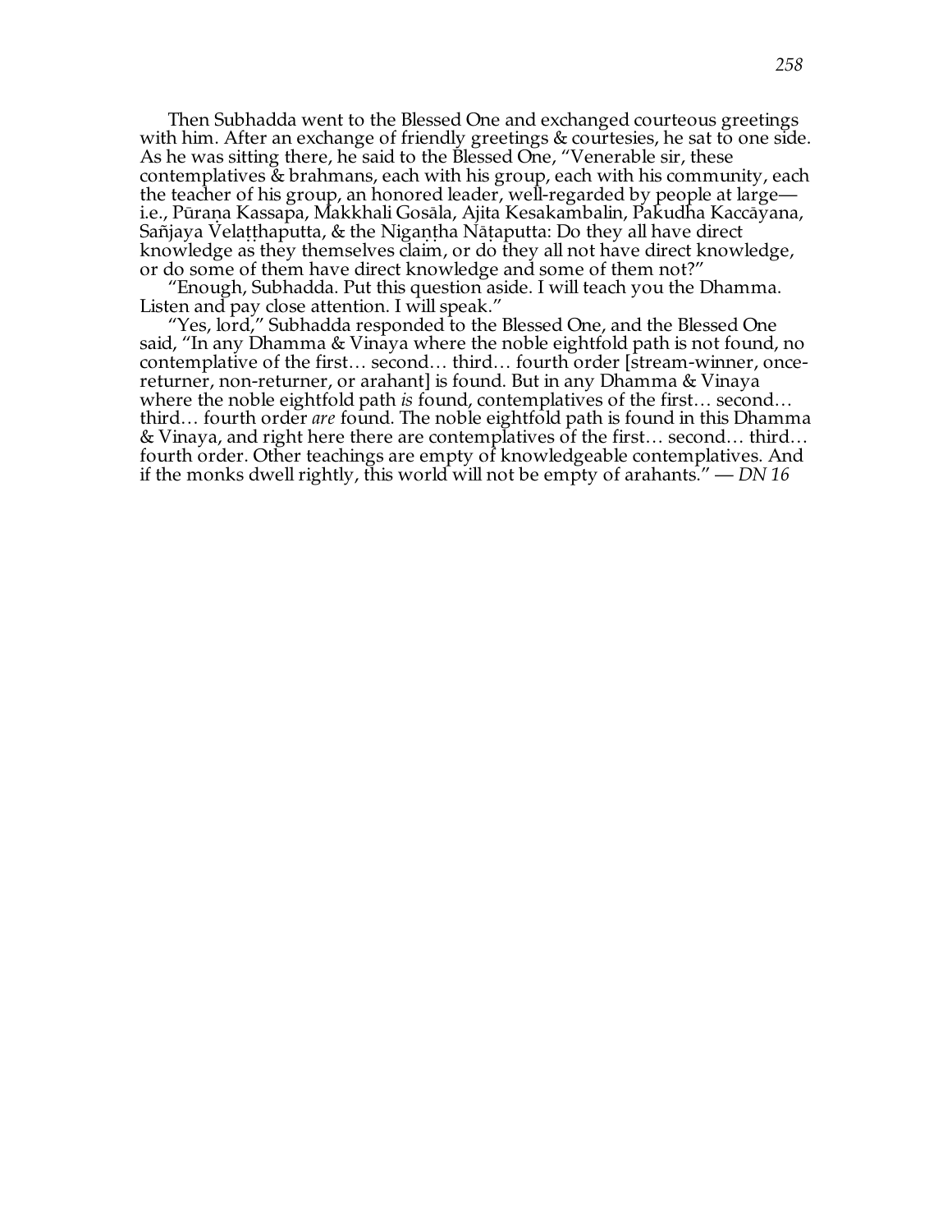Then Subhadda went to the Blessed One and exchanged courteous greetings with him. After an exchange of friendly greetings & courtesies, he sat to one side. As he was sitting there, he said to the Blessed One, "Venerable sir, these contemplatives & brahmans, each with his group, each with his community, each the teacher of his group, an honored leader, well-regarded by people at large—i.e., Pūraṇa Kassapa, Makkhali Gosāla, Ajita Kesakambalin, Pakudha Kaccāyana, Sañjaya Velaṭṭhaputta, & the Nigaṇṭha Nāṭaputta: Do they all have direct knowledge as they themselves claim, or do they all not have direct knowledge, or do some of them have direct knowledge and some of them not?"

"Enough, Subhadda. Put this question aside. I will teach you the Dhamma. Listen and pay close attention. I will speak."

"Yes, lord," Subhadda responded to the Blessed One, and the Blessed One said, "In any Dhamma & Vinaya where the noble eightfold path is not found, no contemplative of the first… second… third… fourth order [stream-winner, once-returner, non-returner, or arahant] is found. But in any Dhamma & Vinaya where the noble eightfold path *is* found, contemplatives of the first… second… third… fourth order *are* found. The noble eightfold path is found in this Dhamma & Vinaya, and right here there are contemplatives of the first… second… third… fourth order. Other teachings are empty of knowledgeable contemplatives. And if the monks dwell rightly, this world will not be empty of arahants." — *DN 16*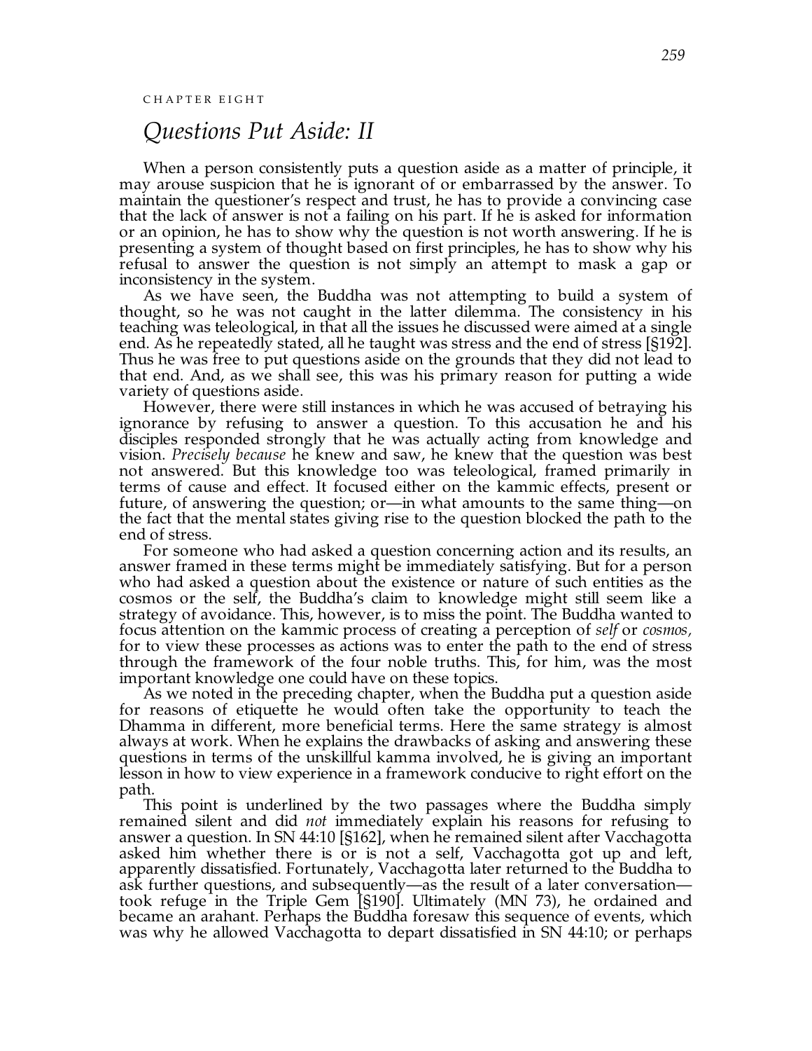CHAPTER EIGHT

# *Questions Put Aside: II*

When a person consistently puts a question aside as a matter of principle, it may arouse suspicion that he is ignorant of or embarrassed by the answer. To maintain the questioner's respect and trust, he has to provide a convincing case that the lack of answer is not a failing on his part. If he is asked for information or an opinion, he has to show why the question is not worth answering. If he is presenting a system of thought based on first principles, he has to show why his refusal to answer the question is not simply an attempt to mask a gap or inconsistency in the system.

As we have seen, the Buddha was not attempting to build a system of thought, so he was not caught in the latter dilemma. The consistency in his teaching was teleological, in that all the issues he discussed were aimed at a single end. As he repeatedly stated, all he taught was stress and the end of stress [§192]. Thus he was free to put questions aside on the grounds that they did not lead to that end. And, as we shall see, this was his primary reason for putting a wide variety of questions aside.

However, there were still instances in which he was accused of betraying his ignorance by refusing to answer a question. To this accusation he and his disciples responded strongly that he was actually acting from knowledge and vision. *Precisely because* he knew and saw, he knew that the question was best not answered. But this knowledge too was teleological, framed primarily in terms of cause and effect. It focused either on the kammic effects, present or future, of answering the question; or—in what amounts to the same thing—on the fact that the mental states giving rise to the question blocked the path to the end of stress.

For someone who had asked a question concerning action and its results, an answer framed in these terms might be immediately satisfying. But for a person who had asked a question about the existence or nature of such entities as the cosmos or the self, the Buddha's claim to knowledge might still seem like a strategy of avoidance. This, however, is to miss the point. The Buddha wanted to focus attention on the kammic process of creating a perception of *self* or *cosmos,* for to view these processes as actions was to enter the path to the end of stress through the framework of the four noble truths. This, for him, was the most important knowledge one could have on these topics.

As we noted in the preceding chapter, when the Buddha put a question aside for reasons of etiquette he would often take the opportunity to teach the Dhamma in different, more beneficial terms. Here the same strategy is almost always at work. When he explains the drawbacks of asking and answering these questions in terms of the unskillful kamma involved, he is giving an important lesson in how to view experience in a framework conducive to right effort on the path.

This point is underlined by the two passages where the Buddha simply remained silent and did *not* immediately explain his reasons for refusing to answer a question. In SN 44:10 [§162], when he remained silent after Vacchagotta asked him whether there is or is not a self, Vacchagotta got up and left, apparently dissatisfied. Fortunately, Vacchagotta later returned to the Buddha to ask further questions, and subsequently—as the result of a later conversation—took refuge in the Triple Gem [§190]. Ultimately (MN 73), he ordained and became an arahant. Perhaps the Buddha foresaw this sequence of events, which was why he allowed Vacchagotta to depart dissatisfied in SN 44:10; or perhaps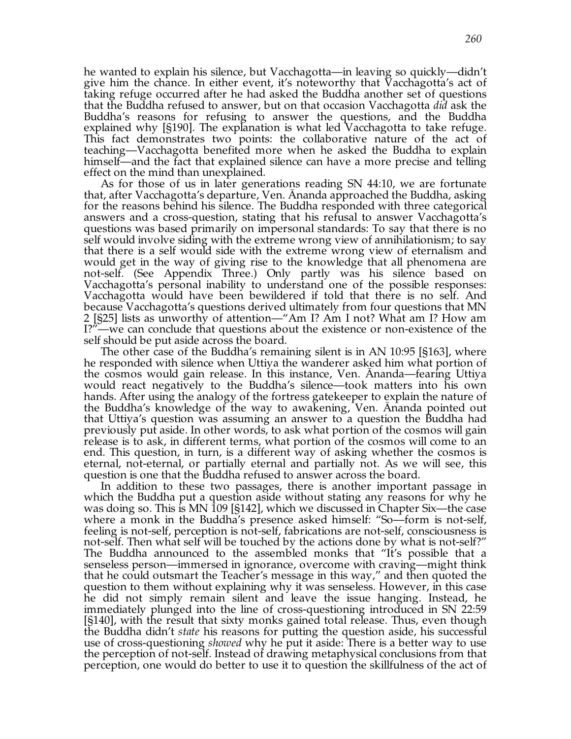he wanted to explain his silence, but Vacchagotta—in leaving so quickly—didn't give him the chance. In either event, it's noteworthy that Vacchagotta's act of taking refuge occurred after he had asked the Buddha another set of questions that the Buddha refused to answer, but on that occasion Vacchagotta *did* ask the Buddha's reasons for refusing to answer the questions, and the Buddha explained why [§190]. The explanation is what led Vacchagotta to take refuge. This fact demonstrates two points: the collaborative nature of the act of teaching—Vacchagotta benefited more when he asked the Buddha to explain himself—and the fact that explained silence can have a more precise and telling effect on the mind than unexplained.

As for those of us in later generations reading SN 44:10, we are fortunate that, after Vacchagotta's departure, Ven. Ānanda approached the Buddha, asking for the reasons behind his silence. The Buddha responded with three categorical answers and a cross-question, stating that his refusal to answer Vacchagotta's questions was based primarily on impersonal standards: To say that there is no self would involve siding with the extreme wrong view of annihilationism; to say that there is a self would side with the extreme wrong view of eternalism and would get in the way of giving rise to the knowledge that all phenomena are not-self. (See Appendix Three.) Only partly was his silence based on Vacchagotta's personal inability to understand one of the possible responses: Vacchagotta would have been bewildered if told that there is no self. And because Vacchagotta's questions derived ultimately from four questions that MN 2 [§25] lists as unworthy of attention—"Am I? Am I not? What am I? How am I?"—we can conclude that questions about the existence or non-existence of the self should be put aside across the board.

The other case of the Buddha's remaining silent is in AN 10:95 [§163], where he responded with silence when Uttiya the wanderer asked him what portion of the cosmos would gain release. In this instance, Ven. Ānanda—fearing Uttiya would react negatively to the Buddha's silence—took matters into his own hands. After using the analogy of the fortress gatekeeper to explain the nature of the Buddha's knowledge of the way to awakening, Ven. Ānanda pointed out that Uttiya's question was assuming an answer to a question the Buddha had previously put aside. In other words, to ask what portion of the cosmos will gain release is to ask, in different terms, what portion of the cosmos will come to an end. This question, in turn, is a different way of asking whether the cosmos is eternal, not-eternal, or partially eternal and partially not. As we will see, this question is one that the Buddha refused to answer across the board.

In addition to these two passages, there is another important passage in which the Buddha put a question aside without stating any reasons for why he was doing so. This is MN 109 [§142], which we discussed in Chapter Six—the case where a monk in the Buddha's presence asked himself: "So—form is not-self, feeling is not-self, perception is not-self, fabrications are not-self, consciousness is not-self. Then what self will be touched by the actions done by what is not-self?" The Buddha announced to the assembled monks that "It's possible that a senseless person—immersed in ignorance, overcome with craving—might think that he could outsmart the Teacher's message in this way," and then quoted the question to them without explaining why it was senseless. However, in this case he did not simply remain silent and leave the issue hanging. Instead, he immediately plunged into the line of cross-questioning introduced in SN 22:59 [§140], with the result that sixty monks gained total release. Thus, even though the Buddha didn't *state* his reasons for putting the question aside, his successful use of cross-questioning *showed* why he put it aside: There is a better way to use the perception of not-self. Instead of drawing metaphysical conclusions from that perception, one would do better to use it to question the skillfulness of the act of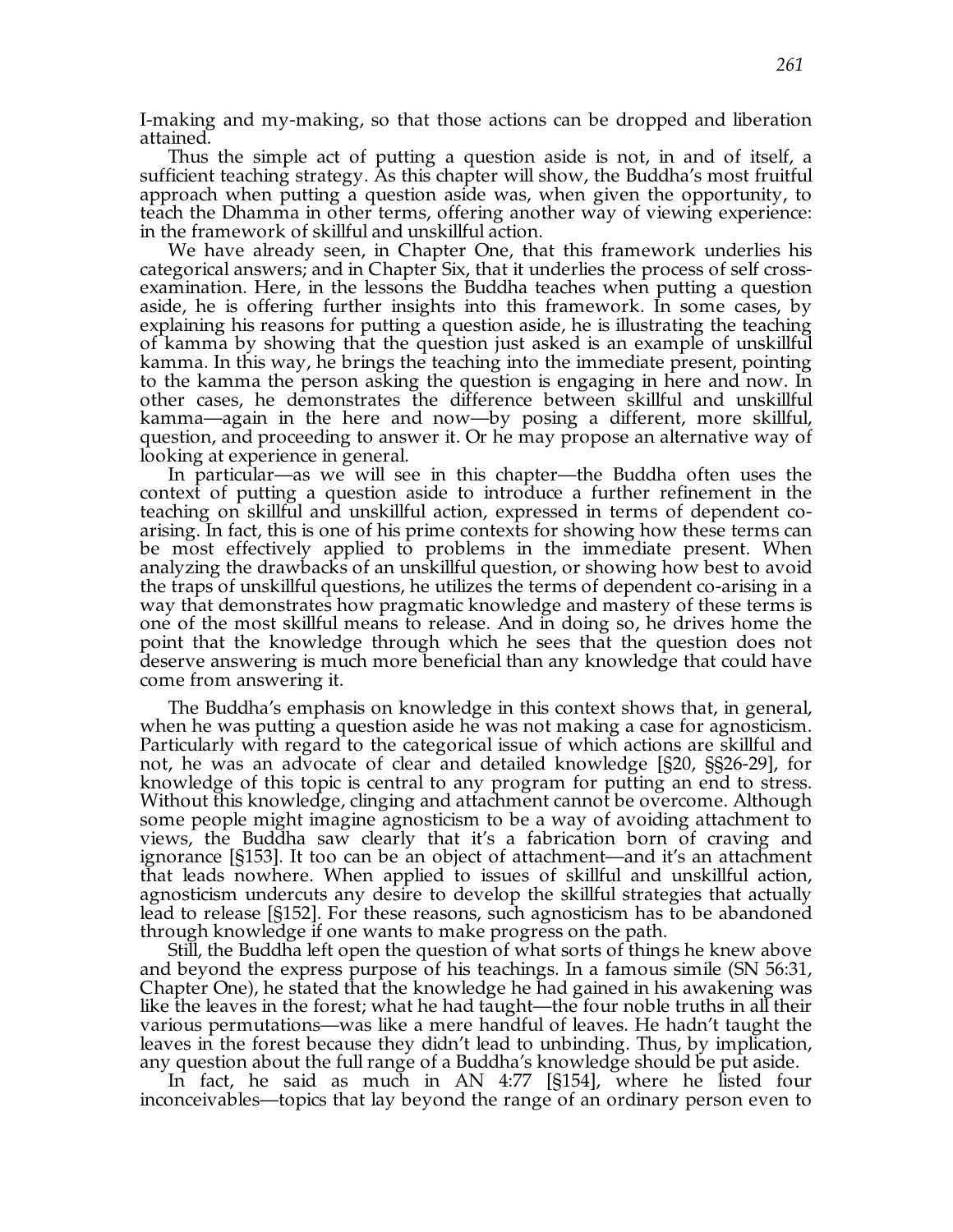I-making and my-making, so that those actions can be dropped and liberation attained.

Thus the simple act of putting a question aside is not, in and of itself, a sufficient teaching strategy. As this chapter will show, the Buddha's most fruitful approach when putting a question aside was, when given the opportunity, to teach the Dhamma in other terms, offering another way of viewing experience: in the framework of skillful and unskillful action.

We have already seen, in Chapter One, that this framework underlies his categorical answers; and in Chapter Six, that it underlies the process of self cross-examination. Here, in the lessons the Buddha teaches when putting a question aside, he is offering further insights into this framework. In some cases, by explaining his reasons for putting a question aside, he is illustrating the teaching of kamma by showing that the question just asked is an example of unskillful kamma. In this way, he brings the teaching into the immediate present, pointing to the kamma the person asking the question is engaging in here and now. In other cases, he demonstrates the difference between skillful and unskillful kamma—again in the here and now—by posing a different, more skillful, question, and proceeding to answer it. Or he may propose an alternative way of looking at experience in general.

In particular—as we will see in this chapter—the Buddha often uses the context of putting a question aside to introduce a further refinement in the teaching on skillful and unskillful action, expressed in terms of dependent co-arising. In fact, this is one of his prime contexts for showing how these terms can be most effectively applied to problems in the immediate present. When analyzing the drawbacks of an unskillful question, or showing how best to avoid the traps of unskillful questions, he utilizes the terms of dependent co-arising in a way that demonstrates how pragmatic knowledge and mastery of these terms is one of the most skillful means to release. And in doing so, he drives home the point that the knowledge through which he sees that the question does not deserve answering is much more beneficial than any knowledge that could have come from answering it.

The Buddha's emphasis on knowledge in this context shows that, in general, when he was putting a question aside he was not making a case for agnosticism. Particularly with regard to the categorical issue of which actions are skillful and not, he was an advocate of clear and detailed knowledge [§20, §§26-29], for knowledge of this topic is central to any program for putting an end to stress. Without this knowledge, clinging and attachment cannot be overcome. Although some people might imagine agnosticism to be a way of avoiding attachment to views, the Buddha saw clearly that it's a fabrication born of craving and ignorance [§153]. It too can be an object of attachment—and it's an attachment that leads nowhere. When applied to issues of skillful and unskillful action, agnosticism undercuts any desire to develop the skillful strategies that actually lead to release [§152]. For these reasons, such agnosticism has to be abandoned through knowledge if one wants to make progress on the path.

Still, the Buddha left open the question of what sorts of things he knew above and beyond the express purpose of his teachings. In a famous simile (SN 56:31, Chapter One), he stated that the knowledge he had gained in his awakening was like the leaves in the forest; what he had taught—the four noble truths in all their various permutations—was like a mere handful of leaves. He hadn't taught the leaves in the forest because they didn't lead to unbinding. Thus, by implication, any question about the full range of a Buddha's knowledge should be put aside.

In fact, he said as much in AN 4:77 [§154], where he listed four inconceivables—topics that lay beyond the range of an ordinary person even to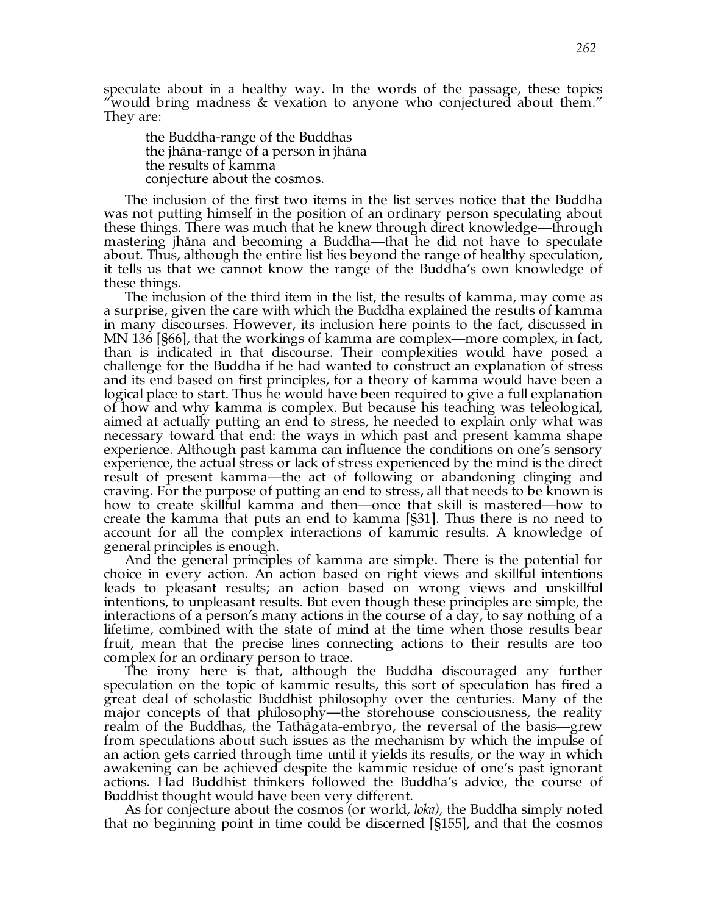speculate about in a healthy way. In the words of the passage, these topics "would bring madness & vexation to anyone who conjectured about them." They are:

> the Buddha-range of the Buddhas
> the jhāna-range of a person in jhāna
> the results of kamma
> conjecture about the cosmos.

The inclusion of the first two items in the list serves notice that the Buddha was not putting himself in the position of an ordinary person speculating about these things. There was much that he knew through direct knowledge—through mastering jhāna and becoming a Buddha—that he did not have to speculate about. Thus, although the entire list lies beyond the range of healthy speculation, it tells us that we cannot know the range of the Buddha's own knowledge of these things.

The inclusion of the third item in the list, the results of kamma, may come as a surprise, given the care with which the Buddha explained the results of kamma in many discourses. However, its inclusion here points to the fact, discussed in MN 136 [§66], that the workings of kamma are complex—more complex, in fact, than is indicated in that discourse. Their complexities would have posed a challenge for the Buddha if he had wanted to construct an explanation of stress and its end based on first principles, for a theory of kamma would have been a logical place to start. Thus he would have been required to give a full explanation of how and why kamma is complex. But because his teaching was teleological, aimed at actually putting an end to stress, he needed to explain only what was necessary toward that end: the ways in which past and present kamma shape experience. Although past kamma can influence the conditions on one's sensory experience, the actual stress or lack of stress experienced by the mind is the direct result of present kamma—the act of following or abandoning clinging and craving. For the purpose of putting an end to stress, all that needs to be known is how to create skillful kamma and then—once that skill is mastered—how to create the kamma that puts an end to kamma [§31]. Thus there is no need to account for all the complex interactions of kammic results. A knowledge of general principles is enough.

And the general principles of kamma are simple. There is the potential for choice in every action. An action based on right views and skillful intentions leads to pleasant results; an action based on wrong views and unskillful intentions, to unpleasant results. But even though these principles are simple, the interactions of a person's many actions in the course of a day, to say nothing of a lifetime, combined with the state of mind at the time when those results bear fruit, mean that the precise lines connecting actions to their results are too complex for an ordinary person to trace.

The irony here is that, although the Buddha discouraged any further speculation on the topic of kammic results, this sort of speculation has fired a great deal of scholastic Buddhist philosophy over the centuries. Many of the major concepts of that philosophy—the storehouse consciousness, the reality realm of the Buddhas, the Tathāgata-embryo, the reversal of the basis—grew from speculations about such issues as the mechanism by which the impulse of an action gets carried through time until it yields its results, or the way in which awakening can be achieved despite the kammic residue of one's past ignorant actions. Had Buddhist thinkers followed the Buddha's advice, the course of Buddhist thought would have been very different.

As for conjecture about the cosmos (or world, *loka),* the Buddha simply noted that no beginning point in time could be discerned [§155], and that the cosmos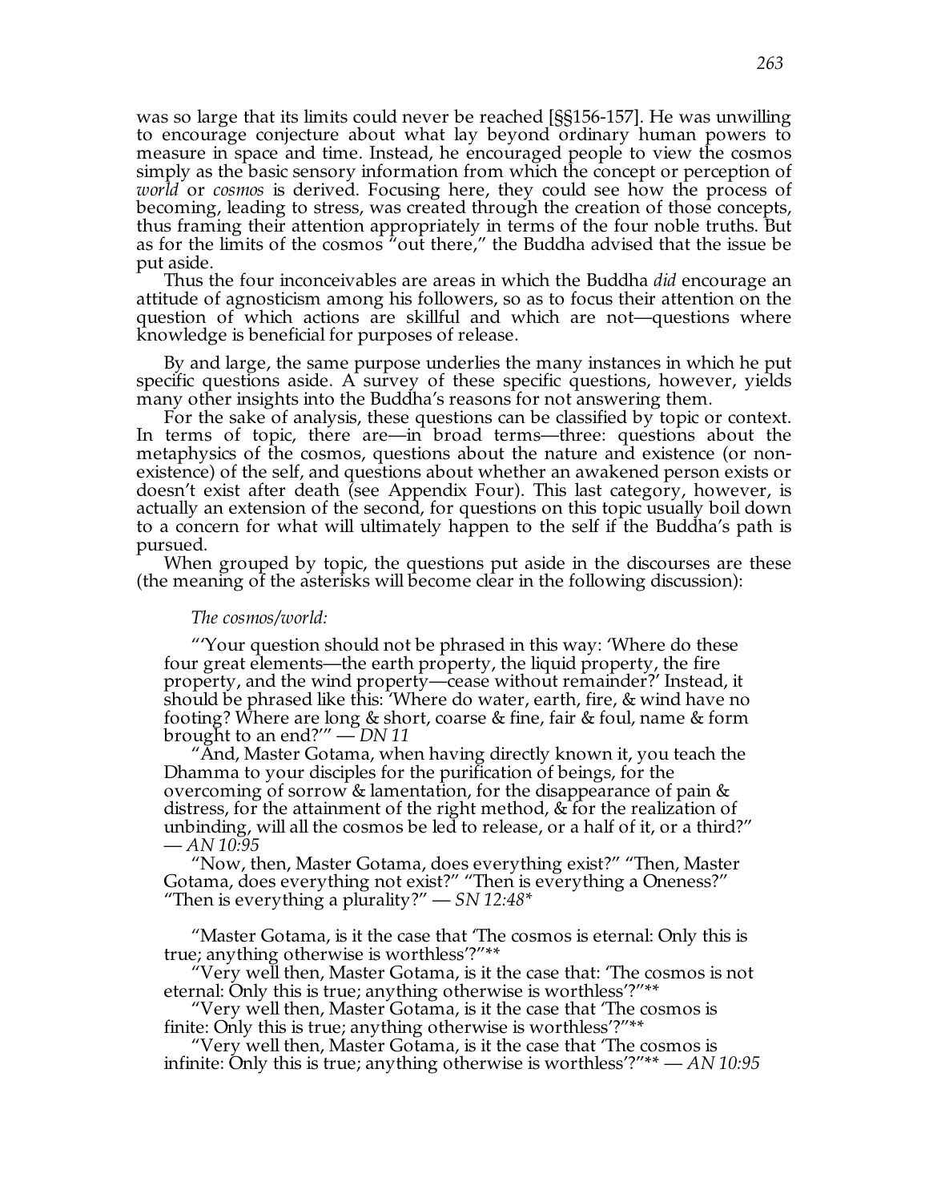was so large that its limits could never be reached [§§156-157]. He was unwilling to encourage conjecture about what lay beyond ordinary human powers to measure in space and time. Instead, he encouraged people to view the cosmos simply as the basic sensory information from which the concept or perception of *world* or *cosmos* is derived. Focusing here, they could see how the process of becoming, leading to stress, was created through the creation of those concepts, thus framing their attention appropriately in terms of the four noble truths. But as for the limits of the cosmos "out there," the Buddha advised that the issue be put aside.

Thus the four inconceivables are areas in which the Buddha *did* encourage an attitude of agnosticism among his followers, so as to focus their attention on the question of which actions are skillful and which are not—questions where knowledge is beneficial for purposes of release.

By and large, the same purpose underlies the many instances in which he put specific questions aside. A survey of these specific questions, however, yields many other insights into the Buddha's reasons for not answering them.

For the sake of analysis, these questions can be classified by topic or context. In terms of topic, there are—in broad terms—three: questions about the metaphysics of the cosmos, questions about the nature and existence (or non-existence) of the self, and questions about whether an awakened person exists or doesn't exist after death (see Appendix Four). This last category, however, is actually an extension of the second, for questions on this topic usually boil down to a concern for what will ultimately happen to the self if the Buddha's path is pursued.

When grouped by topic, the questions put aside in the discourses are these (the meaning of the asterisks will become clear in the following discussion):

*The cosmos/world:*

> "'Your question should not be phrased in this way: 'Where do these four great elements—the earth property, the liquid property, the fire property, and the wind property—cease without remainder?' Instead, it should be phrased like this: 'Where do water, earth, fire, & wind have no footing? Where are long & short, coarse & fine, fair & foul, name & form brought to an end?'" — *DN 11*
>
> "And, Master Gotama, when having directly known it, you teach the Dhamma to your disciples for the purification of beings, for the overcoming of sorrow & lamentation, for the disappearance of pain & distress, for the attainment of the right method, & for the realization of unbinding, will all the cosmos be led to release, or a half of it, or a third?" — *AN 10:95*
>
> "Now, then, Master Gotama, does everything exist?" "Then, Master Gotama, does everything not exist?" "Then is everything a Oneness?" "Then is everything a plurality?" — *SN 12:48**

> "Master Gotama, is it the case that 'The cosmos is eternal: Only this is true; anything otherwise is worthless'?"**
>
> "Very well then, Master Gotama, is it the case that: 'The cosmos is not eternal: Only this is true; anything otherwise is worthless'?"**
>
> "Very well then, Master Gotama, is it the case that 'The cosmos is finite: Only this is true; anything otherwise is worthless'?"**
>
> "Very well then, Master Gotama, is it the case that 'The cosmos is infinite: Only this is true; anything otherwise is worthless'?"** — *AN 10:95*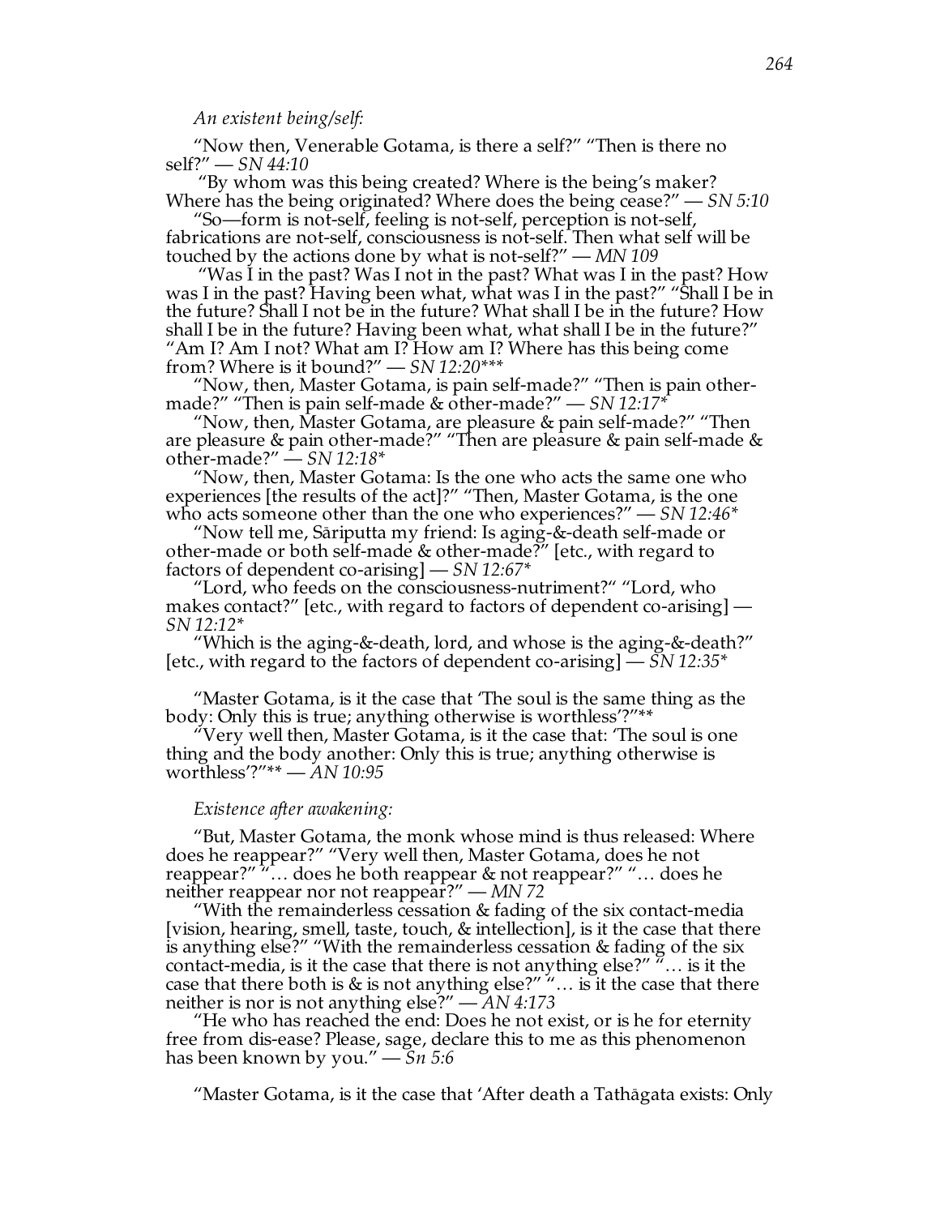*An existent being/self:*

"Now then, Venerable Gotama, is there a self?" "Then is there no self?" — *SN 44:10*

"By whom was this being created? Where is the being's maker? Where has the being originated? Where does the being cease?" — *SN 5:10*

"So—form is not-self, feeling is not-self, perception is not-self, fabrications are not-self, consciousness is not-self. Then what self will be touched by the actions done by what is not-self?" — *MN 109*

"Was I in the past? Was I not in the past? What was I in the past? How was I in the past? Having been what, what was I in the past?" "Shall I be in the future? Shall I not be in the future? What shall I be in the future? How shall I be in the future? Having been what, what shall I be in the future?" "Am I? Am I not? What am I? How am I? Where has this being come from? Where is it bound?" — *SN 12:20****

"Now, then, Master Gotama, is pain self-made?" "Then is pain other-made?" "Then is pain self-made & other-made?" — *SN 12:17**

"Now, then, Master Gotama, are pleasure & pain self-made?" "Then are pleasure & pain other-made?" "Then are pleasure & pain self-made & other-made?" — *SN 12:18**

"Now, then, Master Gotama: Is the one who acts the same one who experiences [the results of the act]?" "Then, Master Gotama, is the one who acts someone other than the one who experiences?" — *SN 12:46**

"Now tell me, Sāriputta my friend: Is aging-&-death self-made or other-made or both self-made & other-made?" [etc., with regard to factors of dependent co-arising] — *SN 12:67**

"Lord, who feeds on the consciousness-nutriment?" "Lord, who makes contact?" [etc., with regard to factors of dependent co-arising] — *SN 12:12**

"Which is the aging-&-death, lord, and whose is the aging-&-death?" [etc., with regard to the factors of dependent co-arising] — *SN 12:35**

"Master Gotama, is it the case that 'The soul is the same thing as the body: Only this is true; anything otherwise is worthless'?"**

"Very well then, Master Gotama, is it the case that: 'The soul is one thing and the body another: Only this is true; anything otherwise is worthless'?"** — *AN 10:95*

*Existence after awakening:*

"But, Master Gotama, the monk whose mind is thus released: Where does he reappear?" "Very well then, Master Gotama, does he not reappear?" "… does he both reappear & not reappear?" "… does he neither reappear nor not reappear?" — *MN 72*

"With the remainderless cessation & fading of the six contact-media [vision, hearing, smell, taste, touch, & intellection], is it the case that there is anything else?" "With the remainderless cessation & fading of the six contact-media, is it the case that there is not anything else?" "… is it the case that there both is & is not anything else?" "… is it the case that there neither is nor is not anything else?" — *AN 4:173*

"He who has reached the end: Does he not exist, or is he for eternity free from dis-ease? Please, sage, declare this to me as this phenomenon has been known by you." — *Sn 5:6*

"Master Gotama, is it the case that 'After death a Tathāgata exists: Only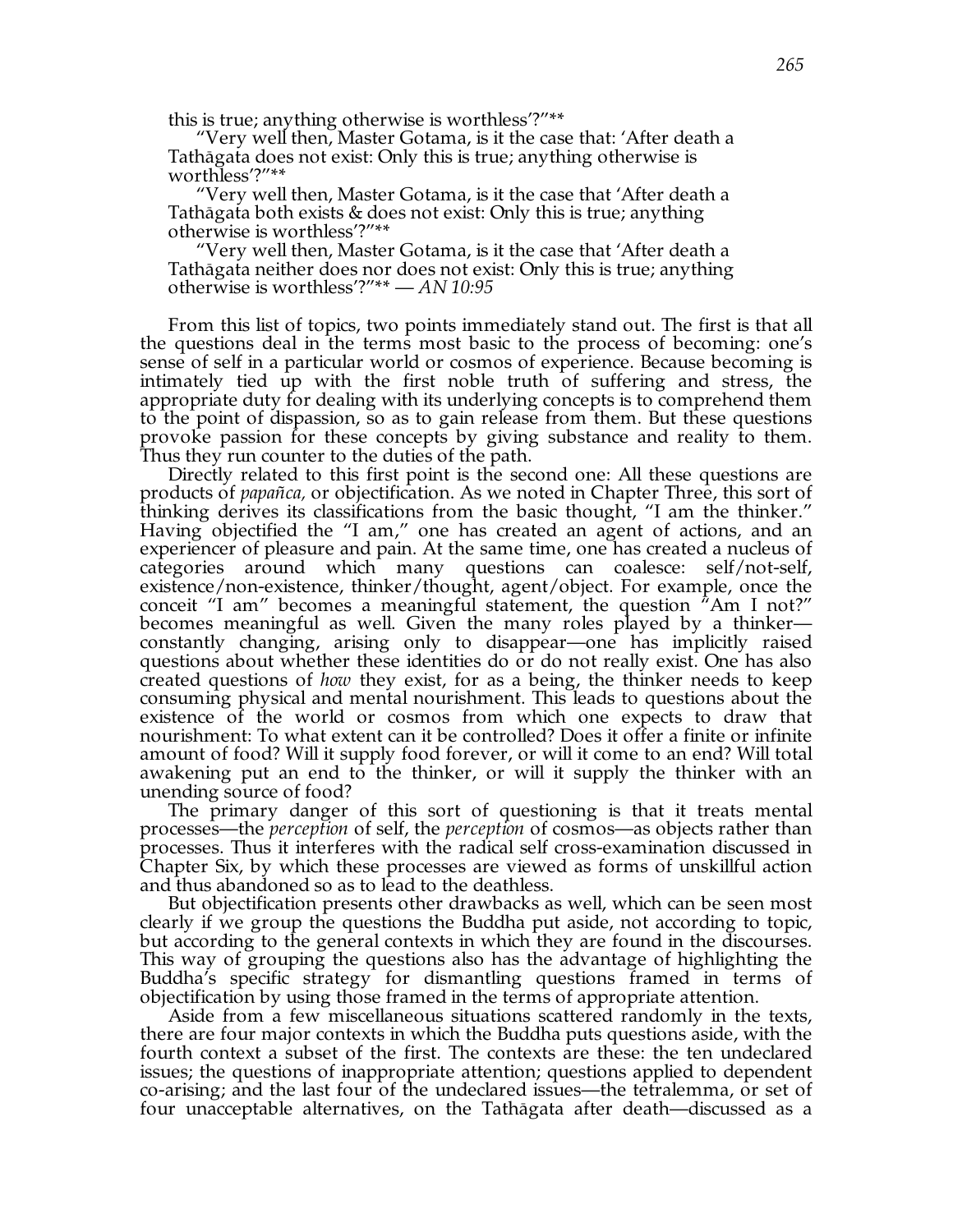this is true; anything otherwise is worthless'?"**

"Very well then, Master Gotama, is it the case that: 'After death a Tathāgata does not exist: Only this is true; anything otherwise is worthless'?"**

"Very well then, Master Gotama, is it the case that 'After death a Tathāgata both exists & does not exist: Only this is true; anything otherwise is worthless'?"**

"Very well then, Master Gotama, is it the case that 'After death a Tathāgata neither does nor does not exist: Only this is true; anything otherwise is worthless'?"** — *AN 10:95*

From this list of topics, two points immediately stand out. The first is that all the questions deal in the terms most basic to the process of becoming: one's sense of self in a particular world or cosmos of experience. Because becoming is intimately tied up with the first noble truth of suffering and stress, the appropriate duty for dealing with its underlying concepts is to comprehend them to the point of dispassion, so as to gain release from them. But these questions provoke passion for these concepts by giving substance and reality to them. Thus they run counter to the duties of the path.

Directly related to this first point is the second one: All these questions are products of *papañca,* or objectification. As we noted in Chapter Three, this sort of thinking derives its classifications from the basic thought, "I am the thinker." Having objectified the "I am," one has created an agent of actions, and an experiencer of pleasure and pain. At the same time, one has created a nucleus of categories around which many questions can coalesce: self/not-self, existence/non-existence, thinker/thought, agent/object. For example, once the conceit "I am" becomes a meaningful statement, the question "Am I not?" becomes meaningful as well. Given the many roles played by a thinker—constantly changing, arising only to disappear—one has implicitly raised questions about whether these identities do or do not really exist. One has also created questions of *how* they exist, for as a being, the thinker needs to keep consuming physical and mental nourishment. This leads to questions about the existence of the world or cosmos from which one expects to draw that nourishment: To what extent can it be controlled? Does it offer a finite or infinite amount of food? Will it supply food forever, or will it come to an end? Will total awakening put an end to the thinker, or will it supply the thinker with an unending source of food?

The primary danger of this sort of questioning is that it treats mental processes—the *perception* of self, the *perception* of cosmos—as objects rather than processes. Thus it interferes with the radical self cross-examination discussed in Chapter Six, by which these processes are viewed as forms of unskillful action and thus abandoned so as to lead to the deathless.

But objectification presents other drawbacks as well, which can be seen most clearly if we group the questions the Buddha put aside, not according to topic, but according to the general contexts in which they are found in the discourses. This way of grouping the questions also has the advantage of highlighting the Buddha's specific strategy for dismantling questions framed in terms of objectification by using those framed in the terms of appropriate attention.

Aside from a few miscellaneous situations scattered randomly in the texts, there are four major contexts in which the Buddha puts questions aside, with the fourth context a subset of the first. The contexts are these: the ten undeclared issues; the questions of inappropriate attention; questions applied to dependent co-arising; and the last four of the undeclared issues—the tetralemma, or set of four unacceptable alternatives, on the Tathāgata after death—discussed as a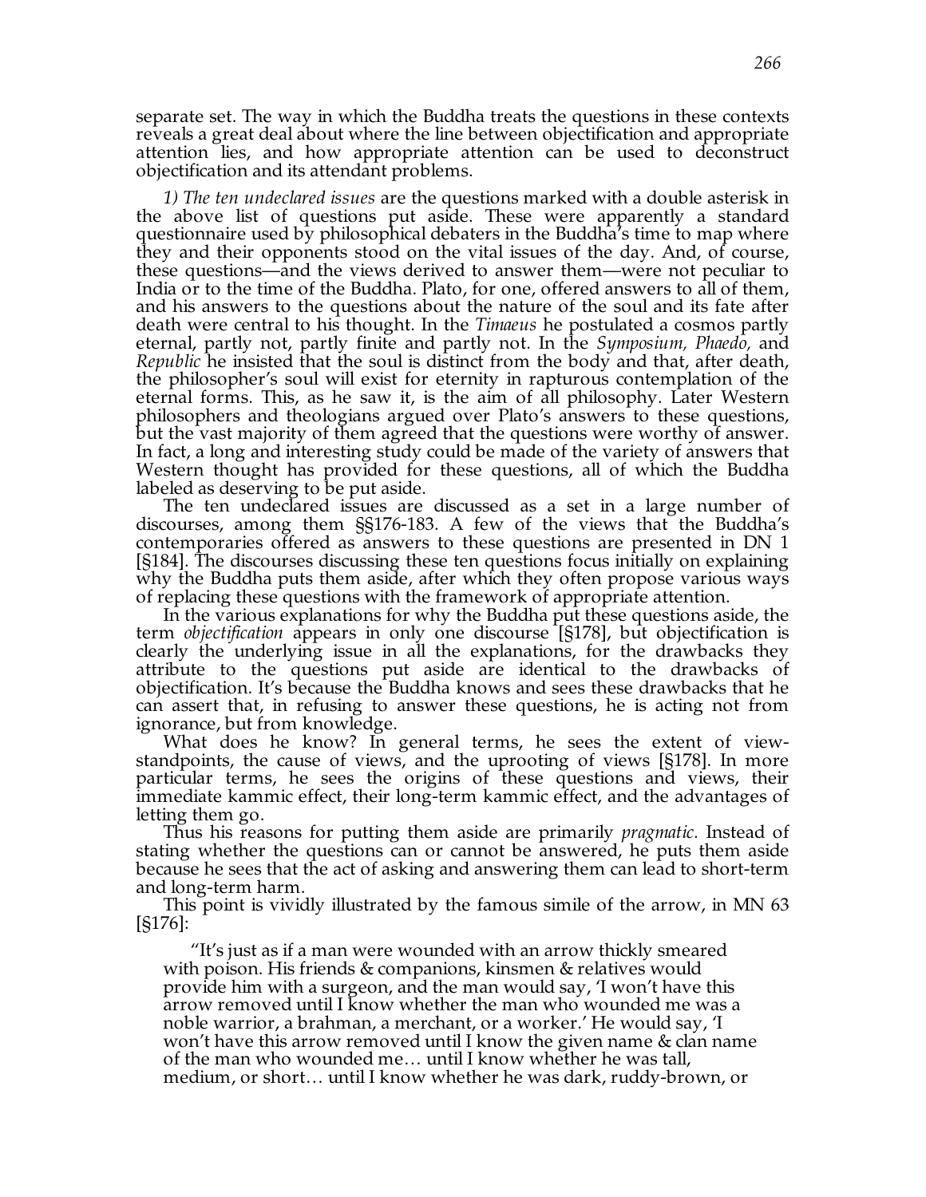separate set. The way in which the Buddha treats the questions in these contexts reveals a great deal about where the line between objectification and appropriate attention lies, and how appropriate attention can be used to deconstruct objectification and its attendant problems.

*1) The ten undeclared issues* are the questions marked with a double asterisk in the above list of questions put aside. These were apparently a standard questionnaire used by philosophical debaters in the Buddha's time to map where they and their opponents stood on the vital issues of the day. And, of course, these questions—and the views derived to answer them—were not peculiar to India or to the time of the Buddha. Plato, for one, offered answers to all of them, and his answers to the questions about the nature of the soul and its fate after death were central to his thought. In the *Timaeus* he postulated a cosmos partly eternal, partly not, partly finite and partly not. In the *Symposium, Phaedo,* and *Republic* he insisted that the soul is distinct from the body and that, after death, the philosopher's soul will exist for eternity in rapturous contemplation of the eternal forms. This, as he saw it, is the aim of all philosophy. Later Western philosophers and theologians argued over Plato's answers to these questions, but the vast majority of them agreed that the questions were worthy of answer. In fact, a long and interesting study could be made of the variety of answers that Western thought has provided for these questions, all of which the Buddha labeled as deserving to be put aside.

The ten undeclared issues are discussed as a set in a large number of discourses, among them §§176-183. A few of the views that the Buddha's contemporaries offered as answers to these questions are presented in DN 1 [§184]. The discourses discussing these ten questions focus initially on explaining why the Buddha puts them aside, after which they often propose various ways of replacing these questions with the framework of appropriate attention.

In the various explanations for why the Buddha put these questions aside, the term *objectification* appears in only one discourse [§178], but objectification is clearly the underlying issue in all the explanations, for the drawbacks they attribute to the questions put aside are identical to the drawbacks of objectification. It's because the Buddha knows and sees these drawbacks that he can assert that, in refusing to answer these questions, he is acting not from ignorance, but from knowledge.

What does he know? In general terms, he sees the extent of view-standpoints, the cause of views, and the uprooting of views [§178]. In more particular terms, he sees the origins of these questions and views, their immediate kammic effect, their long-term kammic effect, and the advantages of letting them go.

Thus his reasons for putting them aside are primarily *pragmatic.* Instead of stating whether the questions can or cannot be answered, he puts them aside because he sees that the act of asking and answering them can lead to short-term and long-term harm.

This point is vividly illustrated by the famous simile of the arrow, in MN 63 [§176]:

> "It's just as if a man were wounded with an arrow thickly smeared with poison. His friends & companions, kinsmen & relatives would provide him with a surgeon, and the man would say, 'I won't have this arrow removed until I know whether the man who wounded me was a noble warrior, a brahman, a merchant, or a worker.' He would say, 'I won't have this arrow removed until I know the given name & clan name of the man who wounded me… until I know whether he was tall, medium, or short… until I know whether he was dark, ruddy-brown, or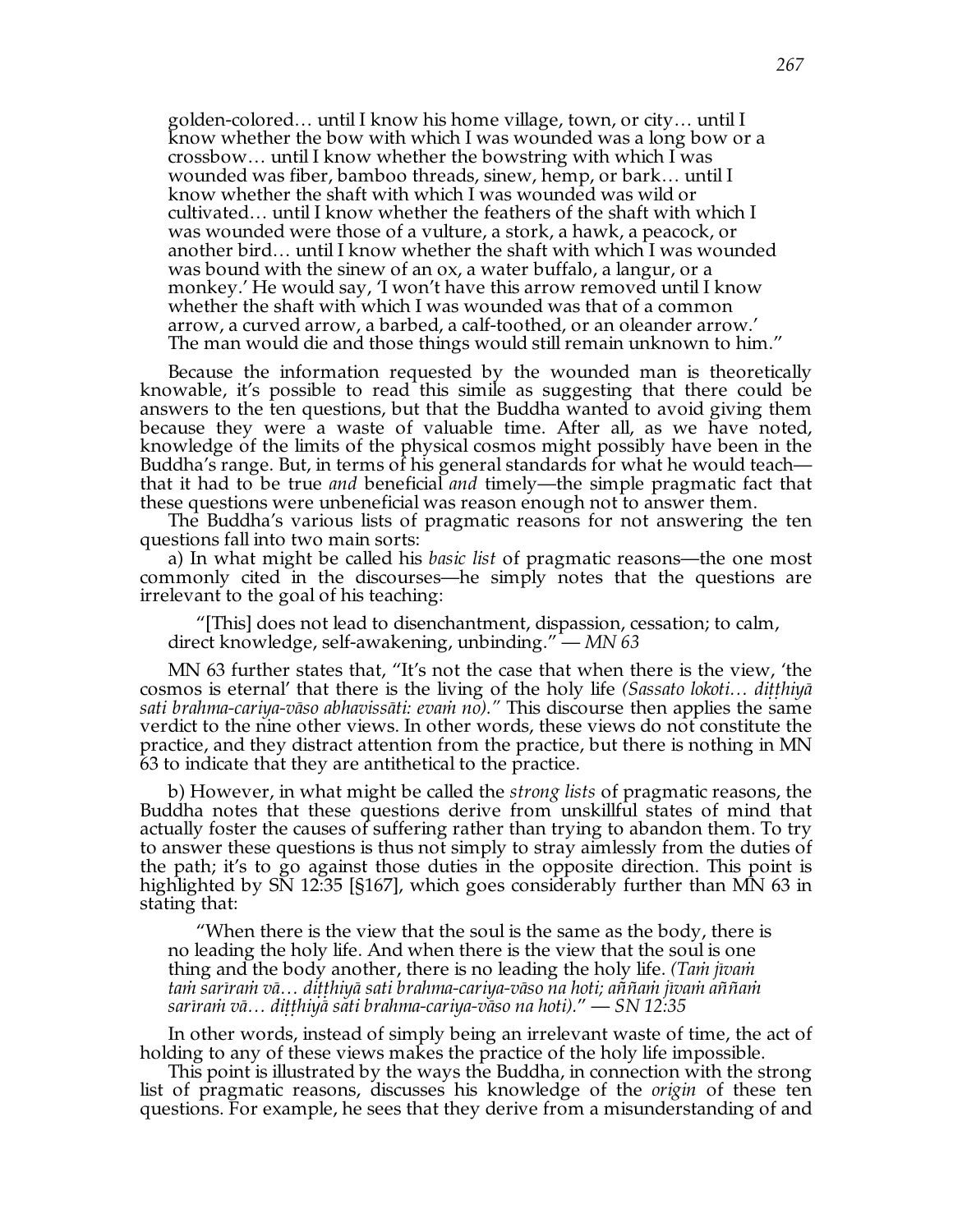golden-colored… until I know his home village, town, or city… until I know whether the bow with which I was wounded was a long bow or a crossbow… until I know whether the bowstring with which I was wounded was fiber, bamboo threads, sinew, hemp, or bark… until I know whether the shaft with which I was wounded was wild or cultivated… until I know whether the feathers of the shaft with which I was wounded were those of a vulture, a stork, a hawk, a peacock, or another bird… until I know whether the shaft with which I was wounded was bound with the sinew of an ox, a water buffalo, a langur, or a monkey.' He would say, 'I won't have this arrow removed until I know whether the shaft with which I was wounded was that of a common arrow, a curved arrow, a barbed, a calf-toothed, or an oleander arrow.' The man would die and those things would still remain unknown to him."

Because the information requested by the wounded man is theoretically knowable, it's possible to read this simile as suggesting that there could be answers to the ten questions, but that the Buddha wanted to avoid giving them because they were a waste of valuable time. After all, as we have noted, knowledge of the limits of the physical cosmos might possibly have been in the Buddha's range. But, in terms of his general standards for what he would teach—that it had to be true *and* beneficial *and* timely—the simple pragmatic fact that these questions were unbeneficial was reason enough not to answer them.

The Buddha's various lists of pragmatic reasons for not answering the ten questions fall into two main sorts:

a) In what might be called his *basic list* of pragmatic reasons—the one most commonly cited in the discourses—he simply notes that the questions are irrelevant to the goal of his teaching:

"[This] does not lead to disenchantment, dispassion, cessation; to calm, direct knowledge, self-awakening, unbinding." — *MN 63*

MN 63 further states that, "It's not the case that when there is the view, 'the cosmos is eternal' that there is the living of the holy life *(Sassato lokoti… diṭṭhiyā sati brahma-cariya-vāso abhavissāti: evaṁ no).*" This discourse then applies the same verdict to the nine other views. In other words, these views do not constitute the practice, and they distract attention from the practice, but there is nothing in MN 63 to indicate that they are antithetical to the practice.

b) However, in what might be called the *strong lists* of pragmatic reasons, the Buddha notes that these questions derive from unskillful states of mind that actually foster the causes of suffering rather than trying to abandon them. To try to answer these questions is thus not simply to stray aimlessly from the duties of the path; it's to go against those duties in the opposite direction. This point is highlighted by SN 12:35 [§167], which goes considerably further than MN 63 in stating that:

"When there is the view that the soul is the same as the body, there is no leading the holy life. And when there is the view that the soul is one thing and the body another, there is no leading the holy life. *(Taṁ jīvaṁ taṁ sarīraṁ vā… diṭṭhiyā sati brahma-cariya-vāso na hoti; aññaṁ jīvaṁ aññaṁ sarīraṁ vā… diṭṭhiyā sati brahma-cariya-vāso na hoti).*" — *SN 12:35*

In other words, instead of simply being an irrelevant waste of time, the act of holding to any of these views makes the practice of the holy life impossible.

This point is illustrated by the ways the Buddha, in connection with the strong list of pragmatic reasons, discusses his knowledge of the *origin* of these ten questions. For example, he sees that they derive from a misunderstanding of and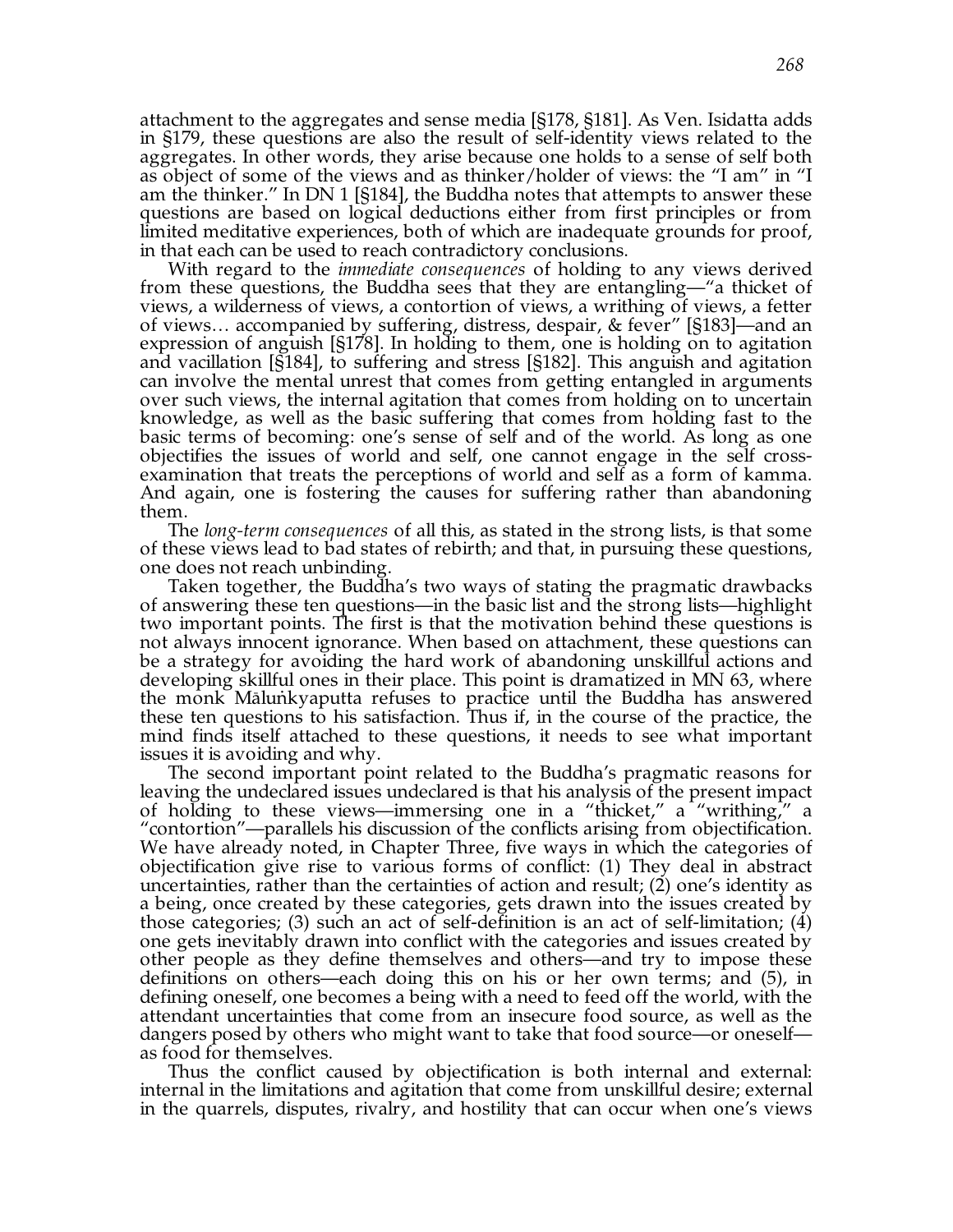attachment to the aggregates and sense media [§178, §181]. As Ven. Isidatta adds in §179, these questions are also the result of self-identity views related to the aggregates. In other words, they arise because one holds to a sense of self both as object of some of the views and as thinker/holder of views: the "I am" in "I am the thinker." In DN 1 [§184], the Buddha notes that attempts to answer these questions are based on logical deductions either from first principles or from limited meditative experiences, both of which are inadequate grounds for proof, in that each can be used to reach contradictory conclusions.

With regard to the *immediate consequences* of holding to any views derived from these questions, the Buddha sees that they are entangling—"a thicket of views, a wilderness of views, a contortion of views, a writhing of views, a fetter of views… accompanied by suffering, distress, despair, & fever" [§183]—and an expression of anguish [§178]. In holding to them, one is holding on to agitation and vacillation [§184], to suffering and stress [§182]. This anguish and agitation can involve the mental unrest that comes from getting entangled in arguments over such views, the internal agitation that comes from holding on to uncertain knowledge, as well as the basic suffering that comes from holding fast to the basic terms of becoming: one's sense of self and of the world. As long as one objectifies the issues of world and self, one cannot engage in the self cross-examination that treats the perceptions of world and self as a form of kamma. And again, one is fostering the causes for suffering rather than abandoning them.

The *long-term consequences* of all this, as stated in the strong lists, is that some of these views lead to bad states of rebirth; and that, in pursuing these questions, one does not reach unbinding.

Taken together, the Buddha's two ways of stating the pragmatic drawbacks of answering these ten questions—in the basic list and the strong lists—highlight two important points. The first is that the motivation behind these questions is not always innocent ignorance. When based on attachment, these questions can be a strategy for avoiding the hard work of abandoning unskillful actions and developing skillful ones in their place. This point is dramatized in MN 63, where the monk Māluṅkyaputta refuses to practice until the Buddha has answered these ten questions to his satisfaction. Thus if, in the course of the practice, the mind finds itself attached to these questions, it needs to see what important issues it is avoiding and why.

The second important point related to the Buddha's pragmatic reasons for leaving the undeclared issues undeclared is that his analysis of the present impact of holding to these views—immersing one in a "thicket," a "writhing," a "contortion"—parallels his discussion of the conflicts arising from objectification. We have already noted, in Chapter Three, five ways in which the categories of objectification give rise to various forms of conflict: (1) They deal in abstract uncertainties, rather than the certainties of action and result; (2) one's identity as a being, once created by these categories, gets drawn into the issues created by those categories; (3) such an act of self-definition is an act of self-limitation; (4) one gets inevitably drawn into conflict with the categories and issues created by other people as they define themselves and others—and try to impose these definitions on others—each doing this on his or her own terms; and (5), in defining oneself, one becomes a being with a need to feed off the world, with the attendant uncertainties that come from an insecure food source, as well as the dangers posed by others who might want to take that food source—or oneself—as food for themselves.

Thus the conflict caused by objectification is both internal and external: internal in the limitations and agitation that come from unskillful desire; external in the quarrels, disputes, rivalry, and hostility that can occur when one's views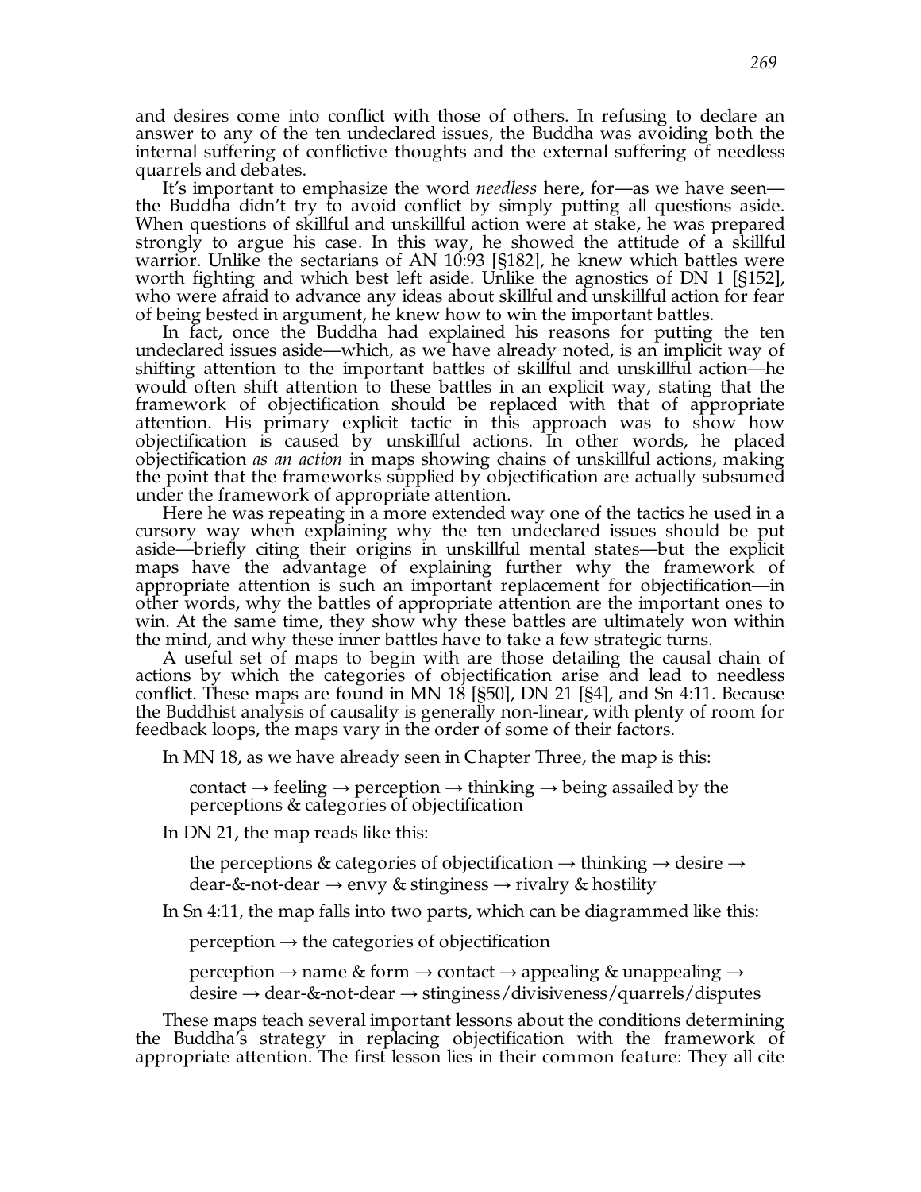and desires come into conflict with those of others. In refusing to declare an answer to any of the ten undeclared issues, the Buddha was avoiding both the internal suffering of conflictive thoughts and the external suffering of needless quarrels and debates.

It's important to emphasize the word *needless* here, for—as we have seen—the Buddha didn't try to avoid conflict by simply putting all questions aside. When questions of skillful and unskillful action were at stake, he was prepared strongly to argue his case. In this way, he showed the attitude of a skillful warrior. Unlike the sectarians of AN 10:93 [§182], he knew which battles were worth fighting and which best left aside. Unlike the agnostics of DN 1 [§152], who were afraid to advance any ideas about skillful and unskillful action for fear of being bested in argument, he knew how to win the important battles.

In fact, once the Buddha had explained his reasons for putting the ten undeclared issues aside—which, as we have already noted, is an implicit way of shifting attention to the important battles of skillful and unskillful action—he would often shift attention to these battles in an explicit way, stating that the framework of objectification should be replaced with that of appropriate attention. His primary explicit tactic in this approach was to show how objectification is caused by unskillful actions. In other words, he placed objectification *as an action* in maps showing chains of unskillful actions, making the point that the frameworks supplied by objectification are actually subsumed under the framework of appropriate attention.

Here he was repeating in a more extended way one of the tactics he used in a cursory way when explaining why the ten undeclared issues should be put aside—briefly citing their origins in unskillful mental states—but the explicit maps have the advantage of explaining further why the framework of appropriate attention is such an important replacement for objectification—in other words, why the battles of appropriate attention are the important ones to win. At the same time, they show why these battles are ultimately won within the mind, and why these inner battles have to take a few strategic turns.

A useful set of maps to begin with are those detailing the causal chain of actions by which the categories of objectification arise and lead to needless conflict. These maps are found in MN 18 [§50], DN 21 [§4], and Sn 4:11. Because the Buddhist analysis of causality is generally non-linear, with plenty of room for feedback loops, the maps vary in the order of some of their factors.

In MN 18, as we have already seen in Chapter Three, the map is this:

> contact → feeling → perception → thinking → being assailed by the perceptions & categories of objectification

In DN 21, the map reads like this:

> the perceptions & categories of objectification → thinking → desire → dear-&-not-dear → envy & stinginess → rivalry & hostility

In Sn 4:11, the map falls into two parts, which can be diagrammed like this:

> perception → the categories of objectification
>
> perception → name & form → contact → appealing & unappealing → desire → dear-&-not-dear → stinginess/divisiveness/quarrels/disputes

These maps teach several important lessons about the conditions determining the Buddha's strategy in replacing objectification with the framework of appropriate attention. The first lesson lies in their common feature: They all cite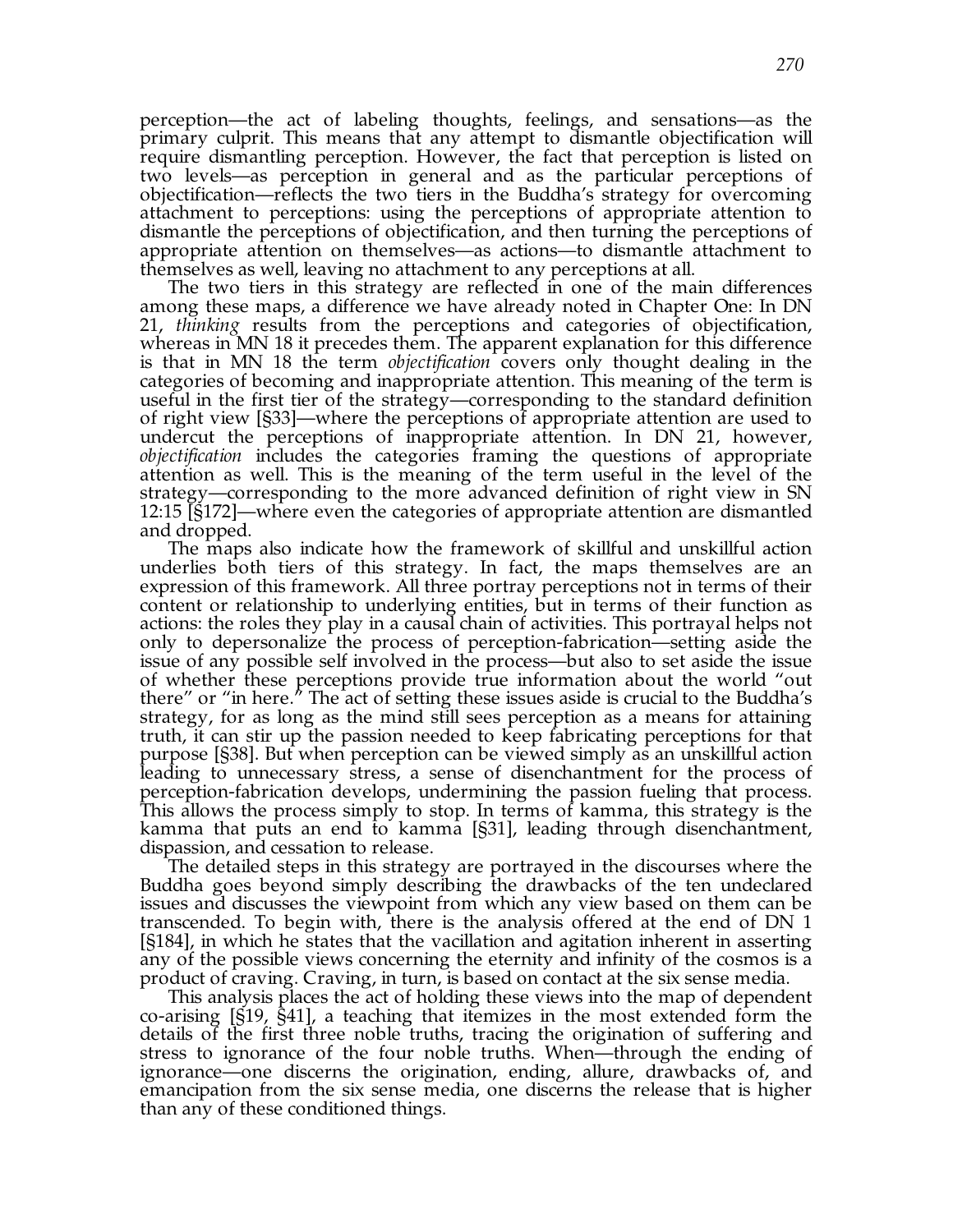perception—the act of labeling thoughts, feelings, and sensations—as the primary culprit. This means that any attempt to dismantle objectification will require dismantling perception. However, the fact that perception is listed on two levels—as perception in general and as the particular perceptions of objectification—reflects the two tiers in the Buddha's strategy for overcoming attachment to perceptions: using the perceptions of appropriate attention to dismantle the perceptions of objectification, and then turning the perceptions of appropriate attention on themselves—as actions—to dismantle attachment to themselves as well, leaving no attachment to any perceptions at all.

The two tiers in this strategy are reflected in one of the main differences among these maps, a difference we have already noted in Chapter One: In DN 21, *thinking* results from the perceptions and categories of objectification, whereas in MN 18 it precedes them. The apparent explanation for this difference is that in MN 18 the term *objectification* covers only thought dealing in the categories of becoming and inappropriate attention. This meaning of the term is useful in the first tier of the strategy—corresponding to the standard definition of right view [§33]—where the perceptions of appropriate attention are used to undercut the perceptions of inappropriate attention. In DN 21, however, *objectification* includes the categories framing the questions of appropriate attention as well. This is the meaning of the term useful in the level of the strategy—corresponding to the more advanced definition of right view in SN 12:15 [§172]—where even the categories of appropriate attention are dismantled and dropped.

The maps also indicate how the framework of skillful and unskillful action underlies both tiers of this strategy. In fact, the maps themselves are an expression of this framework. All three portray perceptions not in terms of their content or relationship to underlying entities, but in terms of their function as actions: the roles they play in a causal chain of activities. This portrayal helps not only to depersonalize the process of perception-fabrication—setting aside the issue of any possible self involved in the process—but also to set aside the issue of whether these perceptions provide true information about the world "out there" or "in here." The act of setting these issues aside is crucial to the Buddha's strategy, for as long as the mind still sees perception as a means for attaining truth, it can stir up the passion needed to keep fabricating perceptions for that purpose [§38]. But when perception can be viewed simply as an unskillful action leading to unnecessary stress, a sense of disenchantment for the process of perception-fabrication develops, undermining the passion fueling that process. This allows the process simply to stop. In terms of kamma, this strategy is the kamma that puts an end to kamma [§31], leading through disenchantment, dispassion, and cessation to release.

The detailed steps in this strategy are portrayed in the discourses where the Buddha goes beyond simply describing the drawbacks of the ten undeclared issues and discusses the viewpoint from which any view based on them can be transcended. To begin with, there is the analysis offered at the end of DN 1 [§184], in which he states that the vacillation and agitation inherent in asserting any of the possible views concerning the eternity and infinity of the cosmos is a product of craving. Craving, in turn, is based on contact at the six sense media.

This analysis places the act of holding these views into the map of dependent co-arising [§19, §41], a teaching that itemizes in the most extended form the details of the first three noble truths, tracing the origination of suffering and stress to ignorance of the four noble truths. When—through the ending of ignorance—one discerns the origination, ending, allure, drawbacks of, and emancipation from the six sense media, one discerns the release that is higher than any of these conditioned things.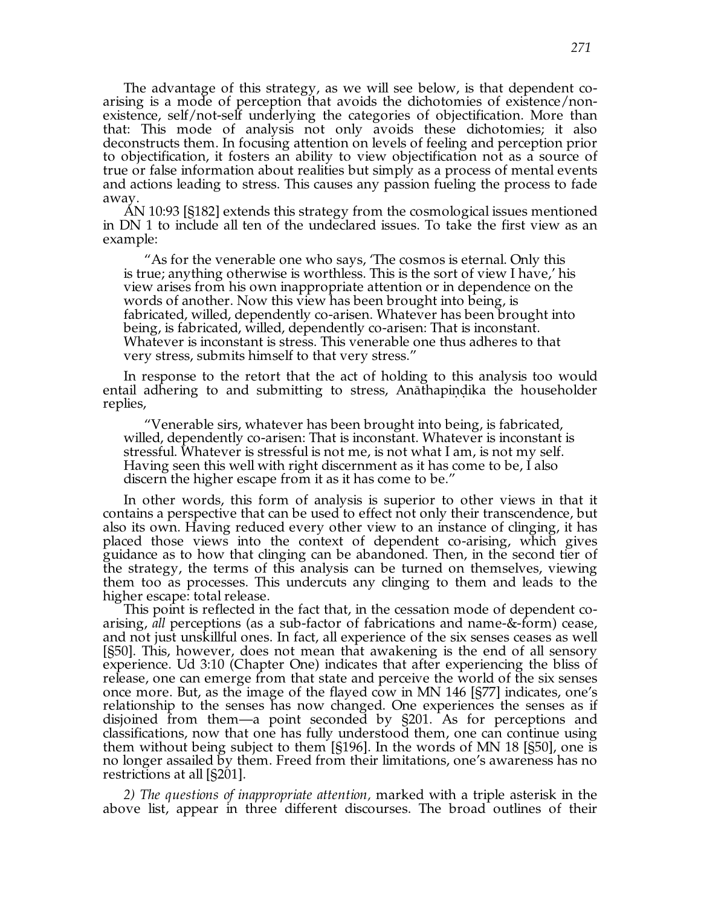The advantage of this strategy, as we will see below, is that dependent co-arising is a mode of perception that avoids the dichotomies of existence/non-existence, self/not-self underlying the categories of objectification. More than that: This mode of analysis not only avoids these dichotomies; it also deconstructs them. In focusing attention on levels of feeling and perception prior to objectification, it fosters an ability to view objectification not as a source of true or false information about realities but simply as a process of mental events and actions leading to stress. This causes any passion fueling the process to fade away.

AN 10:93 [§182] extends this strategy from the cosmological issues mentioned in DN 1 to include all ten of the undeclared issues. To take the first view as an example:

> "As for the venerable one who says, 'The cosmos is eternal. Only this is true; anything otherwise is worthless. This is the sort of view I have,' his view arises from his own inappropriate attention or in dependence on the words of another. Now this view has been brought into being, is fabricated, willed, dependently co-arisen. Whatever has been brought into being, is fabricated, willed, dependently co-arisen: That is inconstant. Whatever is inconstant is stress. This venerable one thus adheres to that very stress, submits himself to that very stress."

In response to the retort that the act of holding to this analysis too would entail adhering to and submitting to stress, Anāthapiṇḍika the householder replies,

> "Venerable sirs, whatever has been brought into being, is fabricated, willed, dependently co-arisen: That is inconstant. Whatever is inconstant is stressful. Whatever is stressful is not me, is not what I am, is not my self. Having seen this well with right discernment as it has come to be, I also discern the higher escape from it as it has come to be."

In other words, this form of analysis is superior to other views in that it contains a perspective that can be used to effect not only their transcendence, but also its own. Having reduced every other view to an instance of clinging, it has placed those views into the context of dependent co-arising, which gives guidance as to how that clinging can be abandoned. Then, in the second tier of the strategy, the terms of this analysis can be turned on themselves, viewing them too as processes. This undercuts any clinging to them and leads to the higher escape: total release.

This point is reflected in the fact that, in the cessation mode of dependent co-arising, *all* perceptions (as a sub-factor of fabrications and name-&-form) cease, and not just unskillful ones. In fact, all experience of the six senses ceases as well [§50]. This, however, does not mean that awakening is the end of all sensory experience. Ud 3:10 (Chapter One) indicates that after experiencing the bliss of release, one can emerge from that state and perceive the world of the six senses once more. But, as the image of the flayed cow in MN 146 [§77] indicates, one's relationship to the senses has now changed. One experiences the senses as if disjoined from them—a point seconded by §201. As for perceptions and classifications, now that one has fully understood them, one can continue using them without being subject to them [§196]. In the words of MN 18 [§50], one is no longer assailed by them. Freed from their limitations, one's awareness has no restrictions at all [§201].

*2) The questions of inappropriate attention,* marked with a triple asterisk in the above list, appear in three different discourses. The broad outlines of their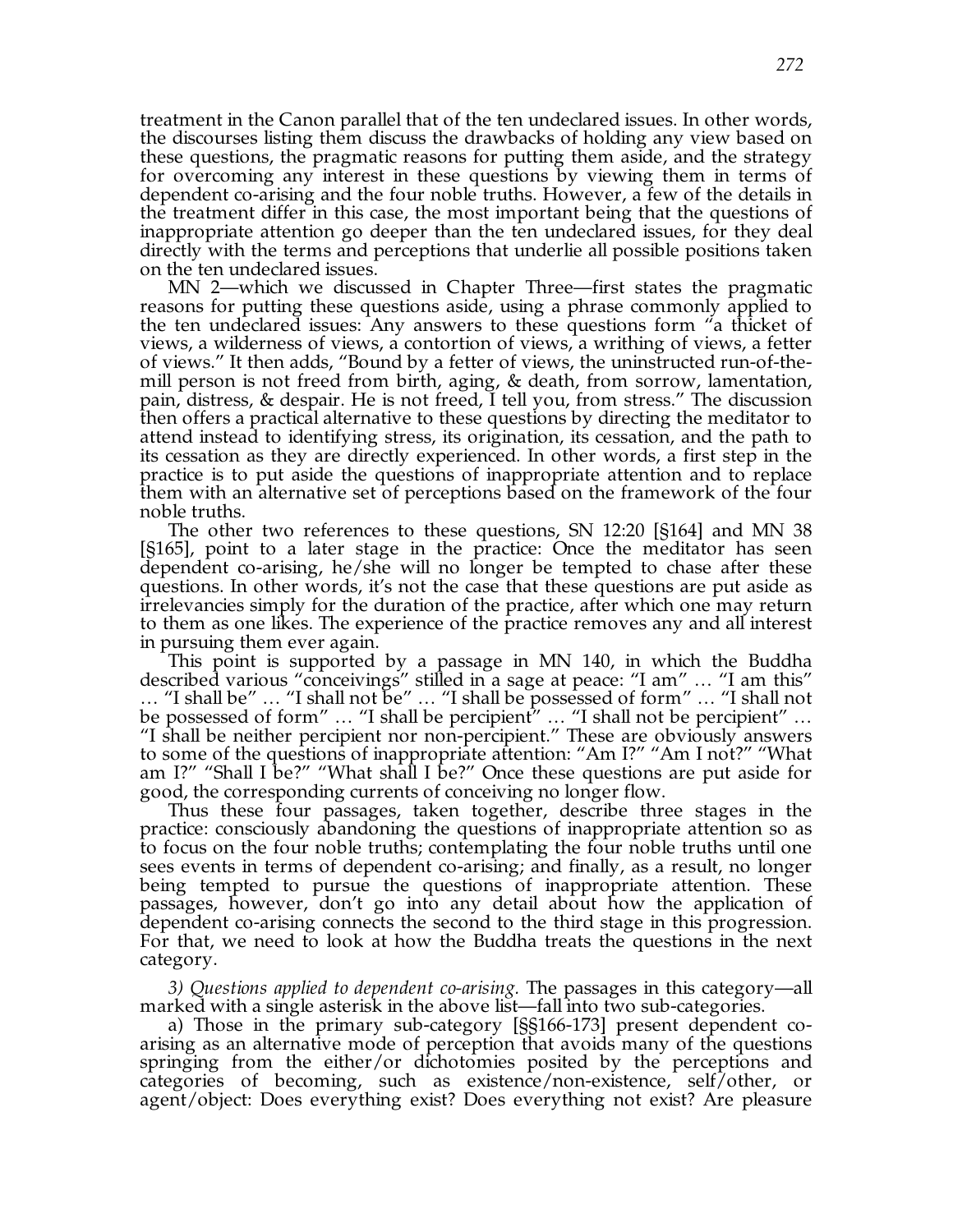treatment in the Canon parallel that of the ten undeclared issues. In other words, the discourses listing them discuss the drawbacks of holding any view based on these questions, the pragmatic reasons for putting them aside, and the strategy for overcoming any interest in these questions by viewing them in terms of dependent co-arising and the four noble truths. However, a few of the details in the treatment differ in this case, the most important being that the questions of inappropriate attention go deeper than the ten undeclared issues, for they deal directly with the terms and perceptions that underlie all possible positions taken on the ten undeclared issues.

MN 2—which we discussed in Chapter Three—first states the pragmatic reasons for putting these questions aside, using a phrase commonly applied to the ten undeclared issues: Any answers to these questions form "a thicket of views, a wilderness of views, a contortion of views, a writhing of views, a fetter of views." It then adds, "Bound by a fetter of views, the uninstructed run-of-the-mill person is not freed from birth, aging, & death, from sorrow, lamentation, pain, distress, & despair. He is not freed, I tell you, from stress." The discussion then offers a practical alternative to these questions by directing the meditator to attend instead to identifying stress, its origination, its cessation, and the path to its cessation as they are directly experienced. In other words, a first step in the practice is to put aside the questions of inappropriate attention and to replace them with an alternative set of perceptions based on the framework of the four noble truths.

The other two references to these questions, SN 12:20 [§164] and MN 38 [§165], point to a later stage in the practice: Once the meditator has seen dependent co-arising, he/she will no longer be tempted to chase after these questions. In other words, it's not the case that these questions are put aside as irrelevancies simply for the duration of the practice, after which one may return to them as one likes. The experience of the practice removes any and all interest in pursuing them ever again.

This point is supported by a passage in MN 140, in which the Buddha described various "conceivings" stilled in a sage at peace: "I am" … "I am this" … "I shall be" … "I shall not be" … "I shall be possessed of form" … "I shall not be possessed of form" … "I shall be percipient" … "I shall not be percipient" … "I shall be neither percipient nor non-percipient." These are obviously answers to some of the questions of inappropriate attention: "Am I?" "Am I not?" "What am I?" "Shall I be?" "What shall I be?" Once these questions are put aside for good, the corresponding currents of conceiving no longer flow.

Thus these four passages, taken together, describe three stages in the practice: consciously abandoning the questions of inappropriate attention so as to focus on the four noble truths; contemplating the four noble truths until one sees events in terms of dependent co-arising; and finally, as a result, no longer being tempted to pursue the questions of inappropriate attention. These passages, however, don't go into any detail about how the application of dependent co-arising connects the second to the third stage in this progression. For that, we need to look at how the Buddha treats the questions in the next category.

*3) Questions applied to dependent co-arising.* The passages in this category—all marked with a single asterisk in the above list—fall into two sub-categories.

a) Those in the primary sub-category [§§166-173] present dependent co-arising as an alternative mode of perception that avoids many of the questions springing from the either/or dichotomies posited by the perceptions and categories of becoming, such as existence/non-existence, self/other, or agent/object: Does everything exist? Does everything not exist? Are pleasure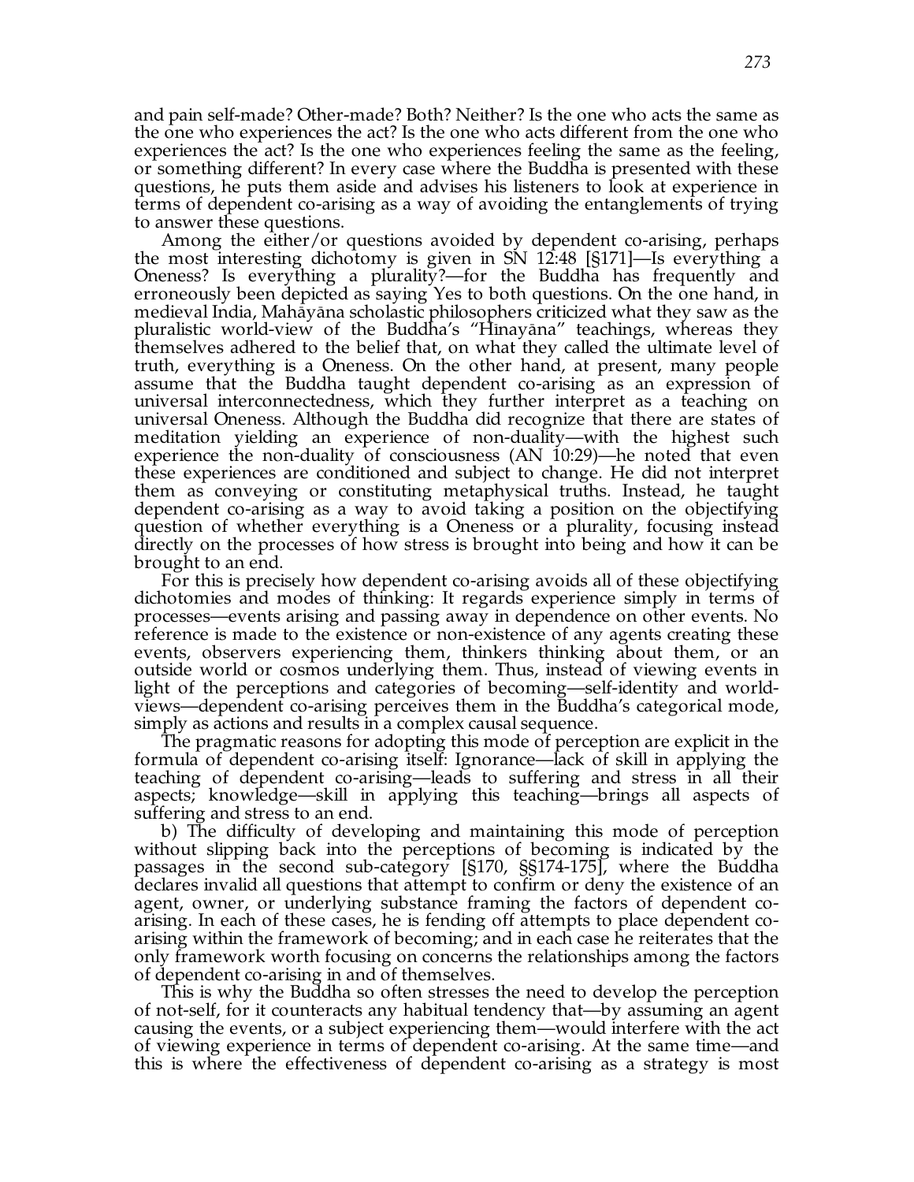and pain self-made? Other-made? Both? Neither? Is the one who acts the same as the one who experiences the act? Is the one who acts different from the one who experiences the act? Is the one who experiences feeling the same as the feeling, or something different? In every case where the Buddha is presented with these questions, he puts them aside and advises his listeners to look at experience in terms of dependent co-arising as a way of avoiding the entanglements of trying to answer these questions.

Among the either/or questions avoided by dependent co-arising, perhaps the most interesting dichotomy is given in SN 12:48 [§171]—Is everything a Oneness? Is everything a plurality?—for the Buddha has frequently and erroneously been depicted as saying Yes to both questions. On the one hand, in medieval India, Mahāyāna scholastic philosophers criticized what they saw as the pluralistic world-view of the Buddha's "Hīnayāna" teachings, whereas they themselves adhered to the belief that, on what they called the ultimate level of truth, everything is a Oneness. On the other hand, at present, many people assume that the Buddha taught dependent co-arising as an expression of universal interconnectedness, which they further interpret as a teaching on universal Oneness. Although the Buddha did recognize that there are states of meditation yielding an experience of non-duality—with the highest such experience the non-duality of consciousness (AN 10:29)—he noted that even these experiences are conditioned and subject to change. He did not interpret them as conveying or constituting metaphysical truths. Instead, he taught dependent co-arising as a way to avoid taking a position on the objectifying question of whether everything is a Oneness or a plurality, focusing instead directly on the processes of how stress is brought into being and how it can be brought to an end.

For this is precisely how dependent co-arising avoids all of these objectifying dichotomies and modes of thinking: It regards experience simply in terms of processes—events arising and passing away in dependence on other events. No reference is made to the existence or non-existence of any agents creating these events, observers experiencing them, thinkers thinking about them, or an outside world or cosmos underlying them. Thus, instead of viewing events in light of the perceptions and categories of becoming—self-identity and world-views—dependent co-arising perceives them in the Buddha's categorical mode, simply as actions and results in a complex causal sequence.

The pragmatic reasons for adopting this mode of perception are explicit in the formula of dependent co-arising itself: Ignorance—lack of skill in applying the teaching of dependent co-arising—leads to suffering and stress in all their aspects; knowledge—skill in applying this teaching—brings all aspects of suffering and stress to an end.

b) The difficulty of developing and maintaining this mode of perception without slipping back into the perceptions of becoming is indicated by the passages in the second sub-category [§170, §§174-175], where the Buddha declares invalid all questions that attempt to confirm or deny the existence of an agent, owner, or underlying substance framing the factors of dependent co-arising. In each of these cases, he is fending off attempts to place dependent co-arising within the framework of becoming; and in each case he reiterates that the only framework worth focusing on concerns the relationships among the factors of dependent co-arising in and of themselves.

This is why the Buddha so often stresses the need to develop the perception of not-self, for it counteracts any habitual tendency that—by assuming an agent causing the events, or a subject experiencing them—would interfere with the act of viewing experience in terms of dependent co-arising. At the same time—and this is where the effectiveness of dependent co-arising as a strategy is most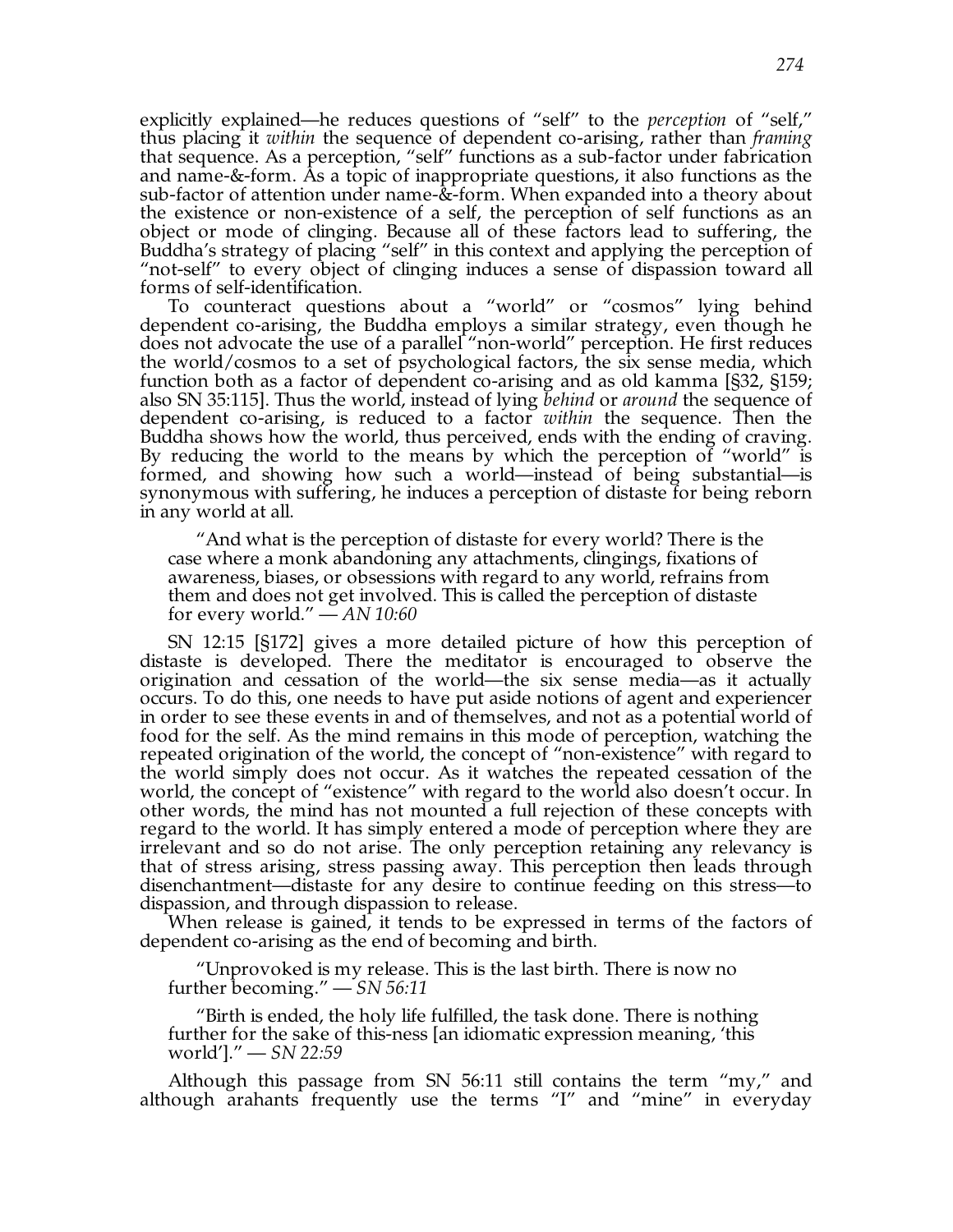explicitly explained—he reduces questions of "self" to the *perception* of "self," thus placing it *within* the sequence of dependent co-arising, rather than *framing* that sequence. As a perception, "self" functions as a sub-factor under fabrication and name-&-form. As a topic of inappropriate questions, it also functions as the sub-factor of attention under name-&-form. When expanded into a theory about the existence or non-existence of a self, the perception of self functions as an object or mode of clinging. Because all of these factors lead to suffering, the Buddha's strategy of placing "self" in this context and applying the perception of "not-self" to every object of clinging induces a sense of dispassion toward all forms of self-identification.

To counteract questions about a "world" or "cosmos" lying behind dependent co-arising, the Buddha employs a similar strategy, even though he does not advocate the use of a parallel "non-world" perception. He first reduces the world/cosmos to a set of psychological factors, the six sense media, which function both as a factor of dependent co-arising and as old kamma [§32, §159; also SN 35:115]. Thus the world, instead of lying *behind* or *around* the sequence of dependent co-arising, is reduced to a factor *within* the sequence. Then the Buddha shows how the world, thus perceived, ends with the ending of craving. By reducing the world to the means by which the perception of "world" is formed, and showing how such a world—instead of being substantial—is synonymous with suffering, he induces a perception of distaste for being reborn in any world at all.

> "And what is the perception of distaste for every world? There is the case where a monk abandoning any attachments, clingings, fixations of awareness, biases, or obsessions with regard to any world, refrains from them and does not get involved. This is called the perception of distaste for every world." — *AN 10:60*

SN 12:15 [§172] gives a more detailed picture of how this perception of distaste is developed. There the meditator is encouraged to observe the origination and cessation of the world—the six sense media—as it actually occurs. To do this, one needs to have put aside notions of agent and experiencer in order to see these events in and of themselves, and not as a potential world of food for the self. As the mind remains in this mode of perception, watching the repeated origination of the world, the concept of "non-existence" with regard to the world simply does not occur. As it watches the repeated cessation of the world, the concept of "existence" with regard to the world also doesn't occur. In other words, the mind has not mounted a full rejection of these concepts with regard to the world. It has simply entered a mode of perception where they are irrelevant and so do not arise. The only perception retaining any relevancy is that of stress arising, stress passing away. This perception then leads through disenchantment—distaste for any desire to continue feeding on this stress—to dispassion, and through dispassion to release.

When release is gained, it tends to be expressed in terms of the factors of dependent co-arising as the end of becoming and birth.

> "Unprovoked is my release. This is the last birth. There is now no further becoming." — *SN 56:11*

> "Birth is ended, the holy life fulfilled, the task done. There is nothing further for the sake of this-ness [an idiomatic expression meaning, 'this world']." — *SN 22:59*

Although this passage from SN 56:11 still contains the term "my," and although arahants frequently use the terms "I" and "mine" in everyday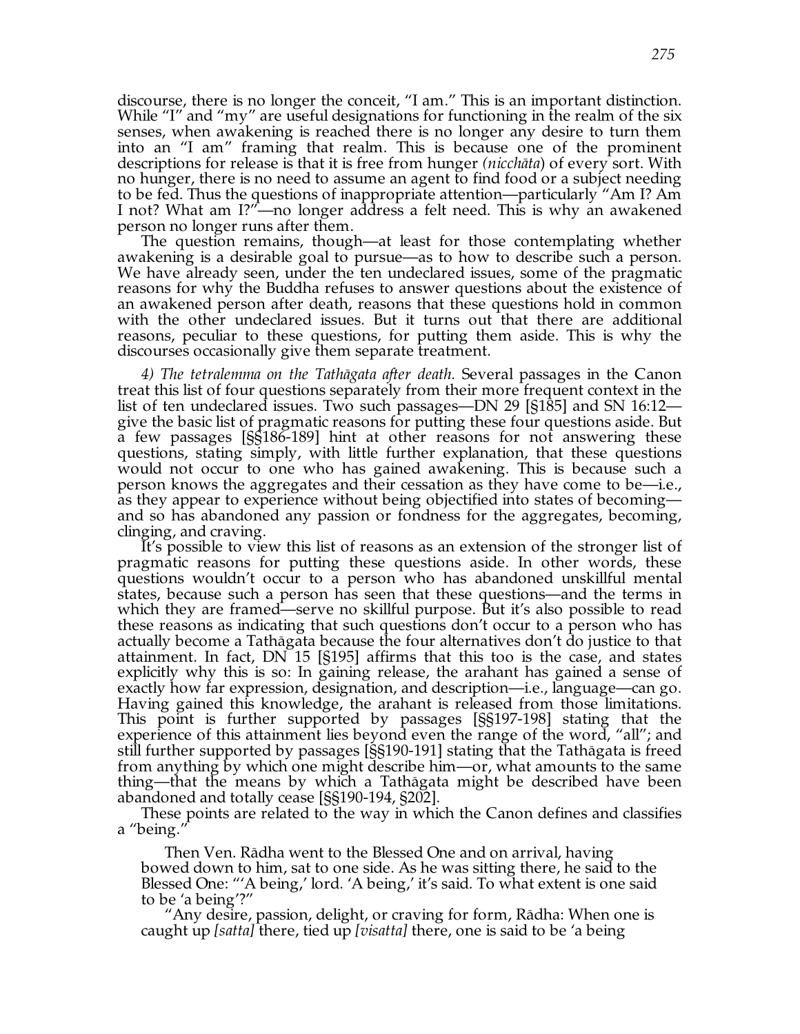discourse, there is no longer the conceit, "I am." This is an important distinction. While "I" and "my" are useful designations for functioning in the realm of the six senses, when awakening is reached there is no longer any desire to turn them into an "I am" framing that realm. This is because one of the prominent descriptions for release is that it is free from hunger *(nicchāta*) of every sort. With no hunger, there is no need to assume an agent to find food or a subject needing to be fed. Thus the questions of inappropriate attention—particularly "Am I? Am I not? What am I?"—no longer address a felt need. This is why an awakened person no longer runs after them.

The question remains, though—at least for those contemplating whether awakening is a desirable goal to pursue—as to how to describe such a person. We have already seen, under the ten undeclared issues, some of the pragmatic reasons for why the Buddha refuses to answer questions about the existence of an awakened person after death, reasons that these questions hold in common with the other undeclared issues. But it turns out that there are additional reasons, peculiar to these questions, for putting them aside. This is why the discourses occasionally give them separate treatment.

*4) The tetralemma on the Tathāgata after death.* Several passages in the Canon treat this list of four questions separately from their more frequent context in the list of ten undeclared issues. Two such passages—DN 29 [§185] and SN 16:12—give the basic list of pragmatic reasons for putting these four questions aside. But a few passages [§§186-189] hint at other reasons for not answering these questions, stating simply, with little further explanation, that these questions would not occur to one who has gained awakening. This is because such a person knows the aggregates and their cessation as they have come to be—i.e., as they appear to experience without being objectified into states of becoming—and so has abandoned any passion or fondness for the aggregates, becoming, clinging, and craving.

It's possible to view this list of reasons as an extension of the stronger list of pragmatic reasons for putting these questions aside. In other words, these questions wouldn't occur to a person who has abandoned unskillful mental states, because such a person has seen that these questions—and the terms in which they are framed—serve no skillful purpose. But it's also possible to read these reasons as indicating that such questions don't occur to a person who has actually become a Tathāgata because the four alternatives don't do justice to that attainment. In fact, DN 15 [§195] affirms that this too is the case, and states explicitly why this is so: In gaining release, the arahant has gained a sense of exactly how far expression, designation, and description—i.e., language—can go. Having gained this knowledge, the arahant is released from those limitations. This point is further supported by passages [§§197-198] stating that the experience of this attainment lies beyond even the range of the word, "all"; and still further supported by passages [§§190-191] stating that the Tathāgata is freed from anything by which one might describe him—or, what amounts to the same thing—that the means by which a Tathāgata might be described have been abandoned and totally cease [§§190-194, §202].

These points are related to the way in which the Canon defines and classifies a "being."

> Then Ven. Rādha went to the Blessed One and on arrival, having bowed down to him, sat to one side. As he was sitting there, he said to the Blessed One: "'A being,' lord. 'A being,' it's said. To what extent is one said to be 'a being'?"
>
> "Any desire, passion, delight, or craving for form, Rādha: When one is caught up *[satta]* there, tied up *[visatta]* there, one is said to be 'a being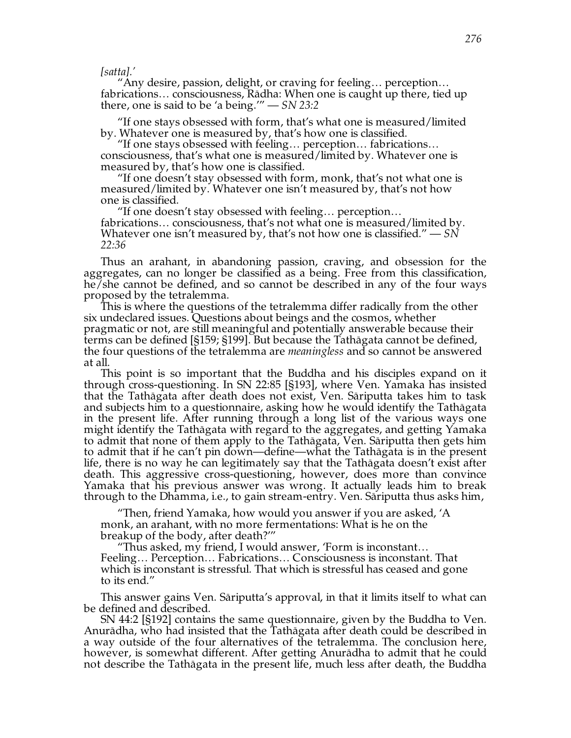*[satta].'*

"Any desire, passion, delight, or craving for feeling… perception… fabrications… consciousness, Rādha: When one is caught up there, tied up there, one is said to be 'a being.'" — *SN 23:2*

"If one stays obsessed with form, that's what one is measured/limited by. Whatever one is measured by, that's how one is classified.

"If one stays obsessed with feeling… perception… fabrications… consciousness, that's what one is measured/limited by. Whatever one is measured by, that's how one is classified.

"If one doesn't stay obsessed with form, monk, that's not what one is measured/limited by. Whatever one isn't measured by, that's not how one is classified.

"If one doesn't stay obsessed with feeling… perception… fabrications… consciousness, that's not what one is measured/limited by. Whatever one isn't measured by, that's not how one is classified." — *SN 22:36*

Thus an arahant, in abandoning passion, craving, and obsession for the aggregates, can no longer be classified as a being. Free from this classification, he/she cannot be defined, and so cannot be described in any of the four ways proposed by the tetralemma.

This is where the questions of the tetralemma differ radically from the other six undeclared issues. Questions about beings and the cosmos, whether pragmatic or not, are still meaningful and potentially answerable because their terms can be defined [§159; §199]. But because the Tathāgata cannot be defined, the four questions of the tetralemma are *meaningless* and so cannot be answered at all.

This point is so important that the Buddha and his disciples expand on it through cross-questioning. In SN 22:85 [§193], where Ven. Yamaka has insisted that the Tathāgata after death does not exist, Ven. Sāriputta takes him to task and subjects him to a questionnaire, asking how he would identify the Tathāgata in the present life. After running through a long list of the various ways one might identify the Tathāgata with regard to the aggregates, and getting Yamaka to admit that none of them apply to the Tathāgata, Ven. Sāriputta then gets him to admit that if he can't pin down—define—what the Tathāgata is in the present life, there is no way he can legitimately say that the Tathāgata doesn't exist after death. This aggressive cross-questioning, however, does more than convince Yamaka that his previous answer was wrong. It actually leads him to break through to the Dhamma, i.e., to gain stream-entry. Ven. Sāriputta thus asks him,

"Then, friend Yamaka, how would you answer if you are asked, 'A monk, an arahant, with no more fermentations: What is he on the breakup of the body, after death?'"

"Thus asked, my friend, I would answer, 'Form is inconstant… Feeling… Perception… Fabrications… Consciousness is inconstant. That which is inconstant is stressful. That which is stressful has ceased and gone to its end.''

This answer gains Ven. Sāriputta's approval, in that it limits itself to what can be defined and described.

SN 44:2 [§192] contains the same questionnaire, given by the Buddha to Ven. Anurādha, who had insisted that the Tathāgata after death could be described in a way outside of the four alternatives of the tetralemma. The conclusion here, however, is somewhat different. After getting Anurādha to admit that he could not describe the Tathāgata in the present life, much less after death, the Buddha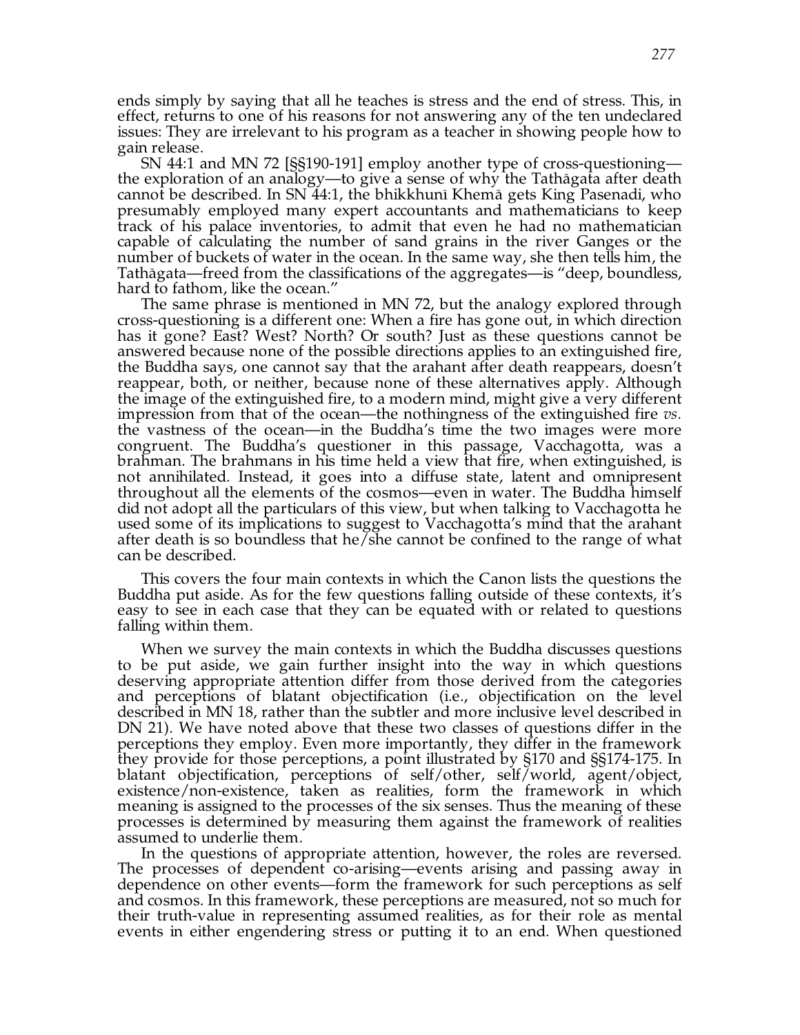ends simply by saying that all he teaches is stress and the end of stress. This, in effect, returns to one of his reasons for not answering any of the ten undeclared issues: They are irrelevant to his program as a teacher in showing people how to gain release.

SN 44:1 and MN 72 [§§190-191] employ another type of cross-questioning—the exploration of an analogy—to give a sense of why the Tathāgata after death cannot be described. In SN 44:1, the bhikkhunī Khemā gets King Pasenadi, who presumably employed many expert accountants and mathematicians to keep track of his palace inventories, to admit that even he had no mathematician capable of calculating the number of sand grains in the river Ganges or the number of buckets of water in the ocean. In the same way, she then tells him, the Tathāgata—freed from the classifications of the aggregates—is "deep, boundless, hard to fathom, like the ocean."

The same phrase is mentioned in MN 72, but the analogy explored through cross-questioning is a different one: When a fire has gone out, in which direction has it gone? East? West? North? Or south? Just as these questions cannot be answered because none of the possible directions applies to an extinguished fire, the Buddha says, one cannot say that the arahant after death reappears, doesn't reappear, both, or neither, because none of these alternatives apply. Although the image of the extinguished fire, to a modern mind, might give a very different impression from that of the ocean—the nothingness of the extinguished fire *vs.* the vastness of the ocean—in the Buddha's time the two images were more congruent. The Buddha's questioner in this passage, Vacchagotta, was a brahman. The brahmans in his time held a view that fire, when extinguished, is not annihilated. Instead, it goes into a diffuse state, latent and omnipresent throughout all the elements of the cosmos—even in water. The Buddha himself did not adopt all the particulars of this view, but when talking to Vacchagotta he used some of its implications to suggest to Vacchagotta's mind that the arahant after death is so boundless that he/she cannot be confined to the range of what can be described.

This covers the four main contexts in which the Canon lists the questions the Buddha put aside. As for the few questions falling outside of these contexts, it's easy to see in each case that they can be equated with or related to questions falling within them.

When we survey the main contexts in which the Buddha discusses questions to be put aside, we gain further insight into the way in which questions deserving appropriate attention differ from those derived from the categories and perceptions of blatant objectification (i.e., objectification on the level described in MN 18, rather than the subtler and more inclusive level described in DN 21). We have noted above that these two classes of questions differ in the perceptions they employ. Even more importantly, they differ in the framework they provide for those perceptions, a point illustrated by §170 and §§174-175. In blatant objectification, perceptions of self/other, self/world, agent/object, existence/non-existence, taken as realities, form the framework in which meaning is assigned to the processes of the six senses. Thus the meaning of these processes is determined by measuring them against the framework of realities assumed to underlie them.

In the questions of appropriate attention, however, the roles are reversed. The processes of dependent co-arising—events arising and passing away in dependence on other events—form the framework for such perceptions as self and cosmos. In this framework, these perceptions are measured, not so much for their truth-value in representing assumed realities, as for their role as mental events in either engendering stress or putting it to an end. When questioned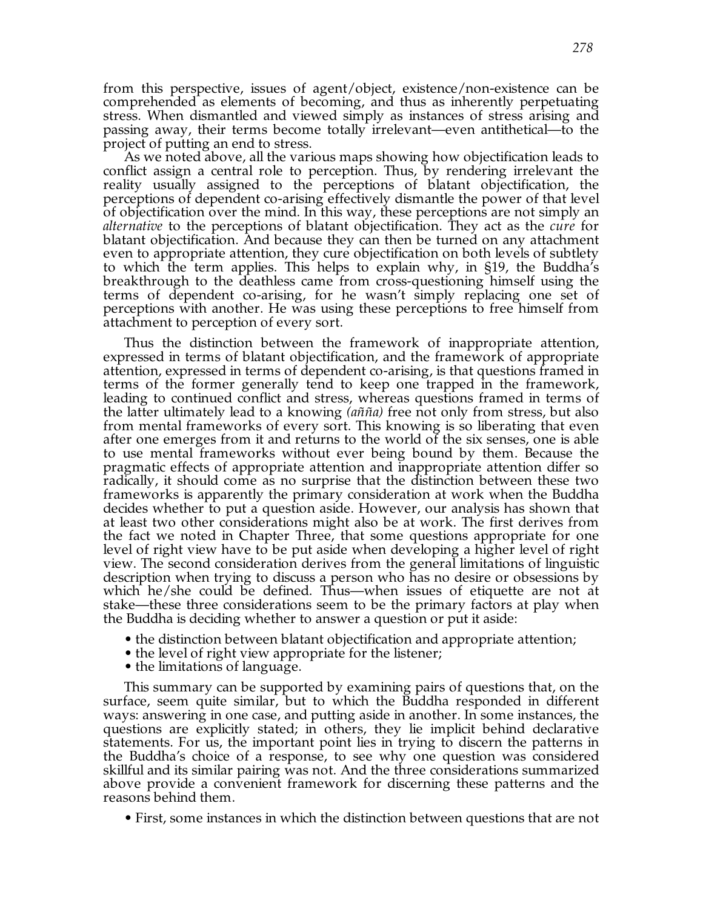from this perspective, issues of agent/object, existence/non-existence can be comprehended as elements of becoming, and thus as inherently perpetuating stress. When dismantled and viewed simply as instances of stress arising and passing away, their terms become totally irrelevant—even antithetical—to the project of putting an end to stress.

As we noted above, all the various maps showing how objectification leads to conflict assign a central role to perception. Thus, by rendering irrelevant the reality usually assigned to the perceptions of blatant objectification, the perceptions of dependent co-arising effectively dismantle the power of that level of objectification over the mind. In this way, these perceptions are not simply an *alternative* to the perceptions of blatant objectification. They act as the *cure* for blatant objectification. And because they can then be turned on any attachment even to appropriate attention, they cure objectification on both levels of subtlety to which the term applies. This helps to explain why, in §19, the Buddha's breakthrough to the deathless came from cross-questioning himself using the terms of dependent co-arising, for he wasn't simply replacing one set of perceptions with another. He was using these perceptions to free himself from attachment to perception of every sort.

Thus the distinction between the framework of inappropriate attention, expressed in terms of blatant objectification, and the framework of appropriate attention, expressed in terms of dependent co-arising, is that questions framed in terms of the former generally tend to keep one trapped in the framework, leading to continued conflict and stress, whereas questions framed in terms of the latter ultimately lead to a knowing *(añña)* free not only from stress, but also from mental frameworks of every sort. This knowing is so liberating that even after one emerges from it and returns to the world of the six senses, one is able to use mental frameworks without ever being bound by them. Because the pragmatic effects of appropriate attention and inappropriate attention differ so radically, it should come as no surprise that the distinction between these two frameworks is apparently the primary consideration at work when the Buddha decides whether to put a question aside. However, our analysis has shown that at least two other considerations might also be at work. The first derives from the fact we noted in Chapter Three, that some questions appropriate for one level of right view have to be put aside when developing a higher level of right view. The second consideration derives from the general limitations of linguistic description when trying to discuss a person who has no desire or obsessions by which he/she could be defined. Thus—when issues of etiquette are not at stake—these three considerations seem to be the primary factors at play when the Buddha is deciding whether to answer a question or put it aside:

- the distinction between blatant objectification and appropriate attention;
- the level of right view appropriate for the listener;
- the limitations of language.

This summary can be supported by examining pairs of questions that, on the surface, seem quite similar, but to which the Buddha responded in different ways: answering in one case, and putting aside in another. In some instances, the questions are explicitly stated; in others, they lie implicit behind declarative statements. For us, the important point lies in trying to discern the patterns in the Buddha's choice of a response, to see why one question was considered skillful and its similar pairing was not. And the three considerations summarized above provide a convenient framework for discerning these patterns and the reasons behind them.

- First, some instances in which the distinction between questions that are not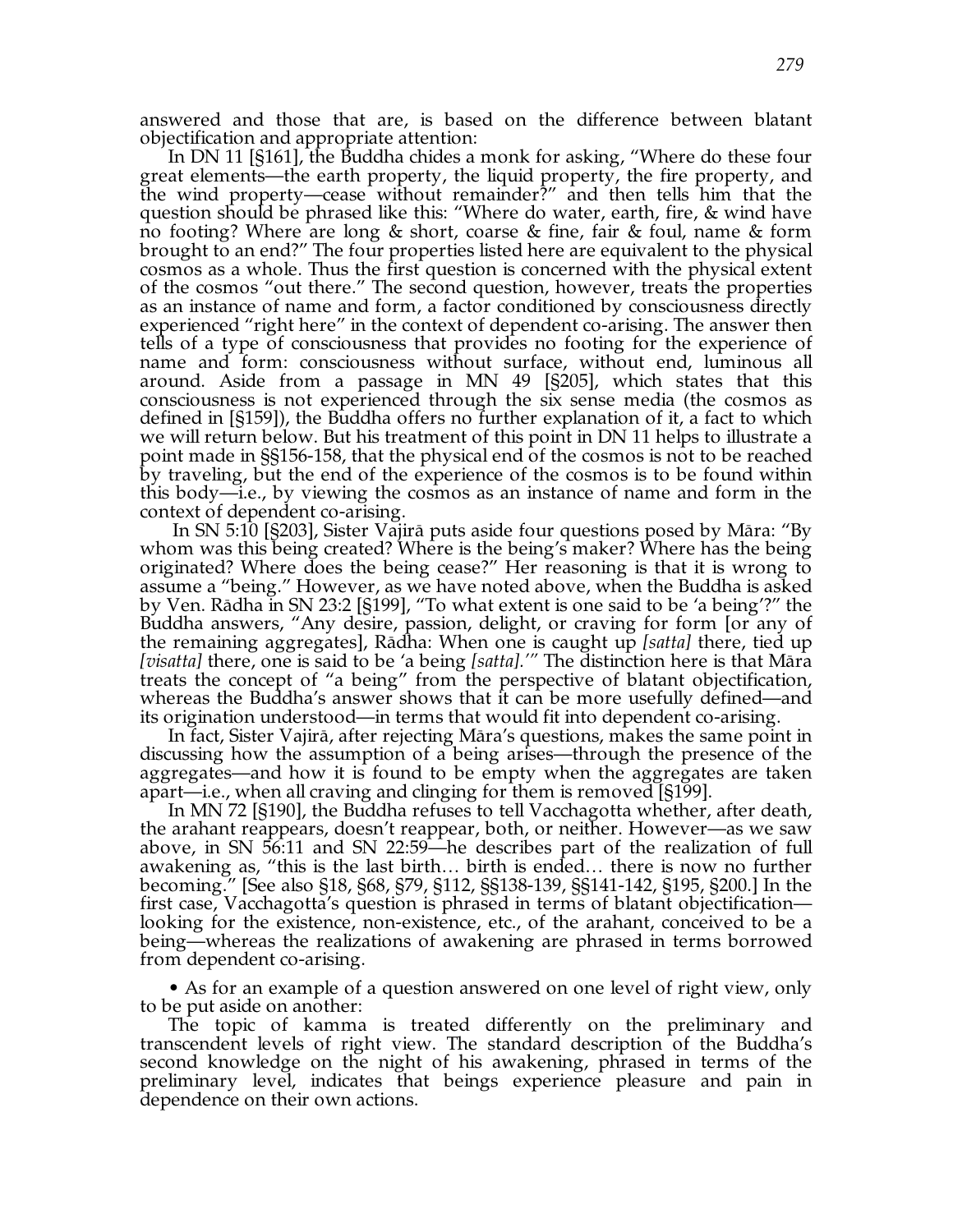answered and those that are, is based on the difference between blatant objectification and appropriate attention:

In DN 11 [§161], the Buddha chides a monk for asking, "Where do these four great elements—the earth property, the liquid property, the fire property, and the wind property—cease without remainder?" and then tells him that the question should be phrased like this: "Where do water, earth, fire, & wind have no footing? Where are long & short, coarse & fine, fair & foul, name & form brought to an end?" The four properties listed here are equivalent to the physical cosmos as a whole. Thus the first question is concerned with the physical extent of the cosmos "out there." The second question, however, treats the properties as an instance of name and form, a factor conditioned by consciousness directly experienced "right here" in the context of dependent co-arising. The answer then tells of a type of consciousness that provides no footing for the experience of name and form: consciousness without surface, without end, luminous all around. Aside from a passage in MN 49 [§205], which states that this consciousness is not experienced through the six sense media (the cosmos as defined in [§159]), the Buddha offers no further explanation of it, a fact to which we will return below. But his treatment of this point in DN 11 helps to illustrate a point made in §§156-158, that the physical end of the cosmos is not to be reached by traveling, but the end of the experience of the cosmos is to be found within this body—i.e., by viewing the cosmos as an instance of name and form in the context of dependent co-arising.

In SN 5:10 [§203], Sister Vajirā puts aside four questions posed by Māra: "By whom was this being created? Where is the being's maker? Where has the being originated? Where does the being cease?" Her reasoning is that it is wrong to assume a "being." However, as we have noted above, when the Buddha is asked by Ven. Rādha in SN 23:2 [§199], "To what extent is one said to be 'a being'?" the Buddha answers, "Any desire, passion, delight, or craving for form [or any of the remaining aggregates], Rādha: When one is caught up *[satta]* there, tied up *[visatta]* there, one is said to be 'a being *[satta]*.'" The distinction here is that Māra treats the concept of "a being" from the perspective of blatant objectification, whereas the Buddha's answer shows that it can be more usefully defined—and its origination understood—in terms that would fit into dependent co-arising.

In fact, Sister Vajirā, after rejecting Māra's questions, makes the same point in discussing how the assumption of a being arises—through the presence of the aggregates—and how it is found to be empty when the aggregates are taken apart—i.e., when all craving and clinging for them is removed [§199].

In MN 72 [§190], the Buddha refuses to tell Vacchagotta whether, after death, the arahant reappears, doesn't reappear, both, or neither. However—as we saw above, in SN 56:11 and SN 22:59—he describes part of the realization of full awakening as, "this is the last birth… birth is ended… there is now no further becoming." [See also §18, §68, §79, §112, §§138-139, §§141-142, §195, §200.] In the first case, Vacchagotta's question is phrased in terms of blatant objectification—looking for the existence, non-existence, etc., of the arahant, conceived to be a being—whereas the realizations of awakening are phrased in terms borrowed from dependent co-arising.

• As for an example of a question answered on one level of right view, only to be put aside on another:

The topic of kamma is treated differently on the preliminary and transcendent levels of right view. The standard description of the Buddha's second knowledge on the night of his awakening, phrased in terms of the preliminary level, indicates that beings experience pleasure and pain in dependence on their own actions.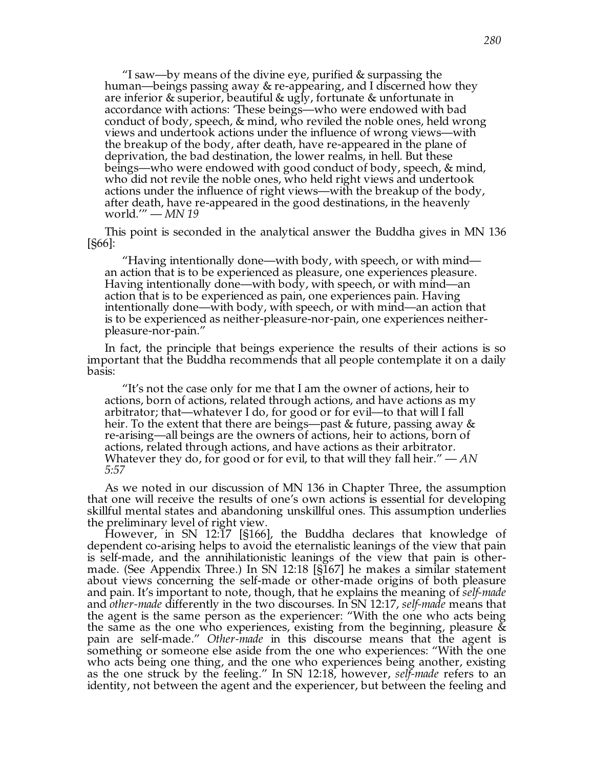> "I saw—by means of the divine eye, purified & surpassing the human—beings passing away & re-appearing, and I discerned how they are inferior & superior, beautiful & ugly, fortunate & unfortunate in accordance with actions: 'These beings—who were endowed with bad conduct of body, speech, & mind, who reviled the noble ones, held wrong views and undertook actions under the influence of wrong views—with the breakup of the body, after death, have re-appeared in the plane of deprivation, the bad destination, the lower realms, in hell. But these beings—who were endowed with good conduct of body, speech, & mind, who did not revile the noble ones, who held right views and undertook actions under the influence of right views—with the breakup of the body, after death, have re-appeared in the good destinations, in the heavenly world.'" — *MN 19*

This point is seconded in the analytical answer the Buddha gives in MN 136 [§66]:

> "Having intentionally done—with body, with speech, or with mind—an action that is to be experienced as pleasure, one experiences pleasure. Having intentionally done—with body, with speech, or with mind—an action that is to be experienced as pain, one experiences pain. Having intentionally done—with body, with speech, or with mind—an action that is to be experienced as neither-pleasure-nor-pain, one experiences neither-pleasure-nor-pain."

In fact, the principle that beings experience the results of their actions is so important that the Buddha recommends that all people contemplate it on a daily basis:

> "It's not the case only for me that I am the owner of actions, heir to actions, born of actions, related through actions, and have actions as my arbitrator; that—whatever I do, for good or for evil—to that will I fall heir. To the extent that there are beings—past & future, passing away & re-arising—all beings are the owners of actions, heir to actions, born of actions, related through actions, and have actions as their arbitrator. Whatever they do, for good or for evil, to that will they fall heir." — *AN 5:57*

As we noted in our discussion of MN 136 in Chapter Three, the assumption that one will receive the results of one's own actions is essential for developing skillful mental states and abandoning unskillful ones. This assumption underlies the preliminary level of right view.

However, in SN 12:17 [§166], the Buddha declares that knowledge of dependent co-arising helps to avoid the eternalistic leanings of the view that pain is self-made, and the annihilationistic leanings of the view that pain is other-made. (See Appendix Three.) In SN 12:18 [§167] he makes a similar statement about views concerning the self-made or other-made origins of both pleasure and pain. It's important to note, though, that he explains the meaning of *self-made* and *other-made* differently in the two discourses. In SN 12:17, *self-made* means that the agent is the same person as the experiencer: "With the one who acts being the same as the one who experiences, existing from the beginning, pleasure & pain are self-made." *Other-made* in this discourse means that the agent is something or someone else aside from the one who experiences: "With the one who acts being one thing, and the one who experiences being another, existing as the one struck by the feeling." In SN 12:18, however, *self-made* refers to an identity, not between the agent and the experiencer, but between the feeling and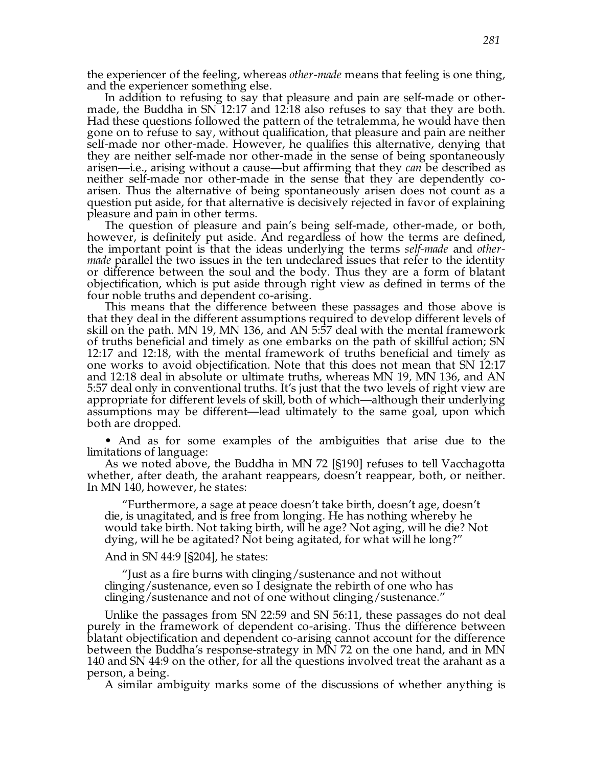the experiencer of the feeling, whereas *other-made* means that feeling is one thing, and the experiencer something else.

In addition to refusing to say that pleasure and pain are self-made or other-made, the Buddha in SN 12:17 and 12:18 also refuses to say that they are both. Had these questions followed the pattern of the tetralemma, he would have then gone on to refuse to say, without qualification, that pleasure and pain are neither self-made nor other-made. However, he qualifies this alternative, denying that they are neither self-made nor other-made in the sense of being spontaneously arisen—i.e., arising without a cause—but affirming that they *can* be described as neither self-made nor other-made in the sense that they are dependently co-arisen. Thus the alternative of being spontaneously arisen does not count as a question put aside, for that alternative is decisively rejected in favor of explaining pleasure and pain in other terms.

The question of pleasure and pain's being self-made, other-made, or both, however, is definitely put aside. And regardless of how the terms are defined, the important point is that the ideas underlying the terms *self-made* and *other-made* parallel the two issues in the ten undeclared issues that refer to the identity or difference between the soul and the body. Thus they are a form of blatant objectification, which is put aside through right view as defined in terms of the four noble truths and dependent co-arising.

This means that the difference between these passages and those above is that they deal in the different assumptions required to develop different levels of skill on the path. MN 19, MN 136, and AN 5:57 deal with the mental framework of truths beneficial and timely as one embarks on the path of skillful action; SN 12:17 and 12:18, with the mental framework of truths beneficial and timely as one works to avoid objectification. Note that this does not mean that SN 12:17 and 12:18 deal in absolute or ultimate truths, whereas MN 19, MN 136, and AN 5:57 deal only in conventional truths. It's just that the two levels of right view are appropriate for different levels of skill, both of which—although their underlying assumptions may be different—lead ultimately to the same goal, upon which both are dropped.

• And as for some examples of the ambiguities that arise due to the limitations of language:

As we noted above, the Buddha in MN 72 [§190] refuses to tell Vacchagotta whether, after death, the arahant reappears, doesn't reappear, both, or neither. In MN 140, however, he states:

> "Furthermore, a sage at peace doesn't take birth, doesn't age, doesn't die, is unagitated, and is free from longing. He has nothing whereby he would take birth. Not taking birth, will he age? Not aging, will he die? Not dying, will he be agitated? Not being agitated, for what will he long?"

And in SN 44:9 [§204], he states:

> "Just as a fire burns with clinging/sustenance and not without clinging/sustenance, even so I designate the rebirth of one who has clinging/sustenance and not of one without clinging/sustenance."

Unlike the passages from SN 22:59 and SN 56:11, these passages do not deal purely in the framework of dependent co-arising. Thus the difference between blatant objectification and dependent co-arising cannot account for the difference between the Buddha's response-strategy in MN 72 on the one hand, and in MN 140 and SN 44:9 on the other, for all the questions involved treat the arahant as a person, a being.

A similar ambiguity marks some of the discussions of whether anything is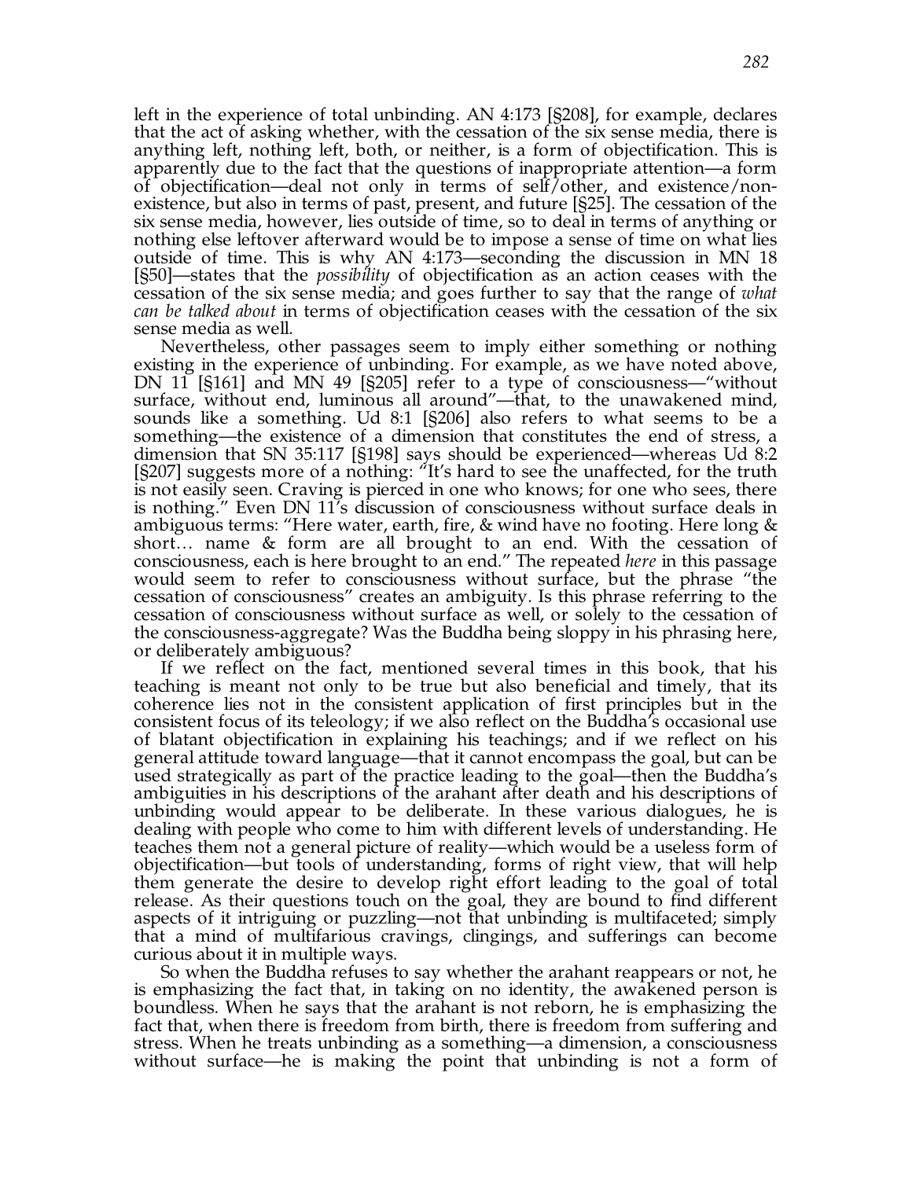left in the experience of total unbinding. AN 4:173 [§208], for example, declares that the act of asking whether, with the cessation of the six sense media, there is anything left, nothing left, both, or neither, is a form of objectification. This is apparently due to the fact that the questions of inappropriate attention—a form of objectification—deal not only in terms of self/other, and existence/non-existence, but also in terms of past, present, and future [§25]. The cessation of the six sense media, however, lies outside of time, so to deal in terms of anything or nothing else leftover afterward would be to impose a sense of time on what lies outside of time. This is why AN 4:173—seconding the discussion in MN 18 [§50]—states that the *possibility* of objectification as an action ceases with the cessation of the six sense media; and goes further to say that the range of *what can be talked about* in terms of objectification ceases with the cessation of the six sense media as well.

Nevertheless, other passages seem to imply either something or nothing existing in the experience of unbinding. For example, as we have noted above, DN 11 [§161] and MN 49 [§205] refer to a type of consciousness—"without surface, without end, luminous all around"—that, to the unawakened mind, sounds like a something. Ud 8:1 [§206] also refers to what seems to be a something—the existence of a dimension that constitutes the end of stress, a dimension that SN 35:117 [§198] says should be experienced—whereas Ud 8:2 [§207] suggests more of a nothing: "It's hard to see the unaffected, for the truth is not easily seen. Craving is pierced in one who knows; for one who sees, there is nothing." Even DN 11's discussion of consciousness without surface deals in ambiguous terms: "Here water, earth, fire, & wind have no footing. Here long & short… name & form are all brought to an end. With the cessation of consciousness, each is here brought to an end." The repeated *here* in this passage would seem to refer to consciousness without surface, but the phrase "the cessation of consciousness" creates an ambiguity. Is this phrase referring to the cessation of consciousness without surface as well, or solely to the cessation of the consciousness-aggregate? Was the Buddha being sloppy in his phrasing here, or deliberately ambiguous?

If we reflect on the fact, mentioned several times in this book, that his teaching is meant not only to be true but also beneficial and timely, that its coherence lies not in the consistent application of first principles but in the consistent focus of its teleology; if we also reflect on the Buddha's occasional use of blatant objectification in explaining his teachings; and if we reflect on his general attitude toward language—that it cannot encompass the goal, but can be used strategically as part of the practice leading to the goal—then the Buddha's ambiguities in his descriptions of the arahant after death and his descriptions of unbinding would appear to be deliberate. In these various dialogues, he is dealing with people who come to him with different levels of understanding. He teaches them not a general picture of reality—which would be a useless form of objectification—but tools of understanding, forms of right view, that will help them generate the desire to develop right effort leading to the goal of total release. As their questions touch on the goal, they are bound to find different aspects of it intriguing or puzzling—not that unbinding is multifaceted; simply that a mind of multifarious cravings, clingings, and sufferings can become curious about it in multiple ways.

So when the Buddha refuses to say whether the arahant reappears or not, he is emphasizing the fact that, in taking on no identity, the awakened person is boundless. When he says that the arahant is not reborn, he is emphasizing the fact that, when there is freedom from birth, there is freedom from suffering and stress. When he treats unbinding as a something—a dimension, a consciousness without surface—he is making the point that unbinding is not a form of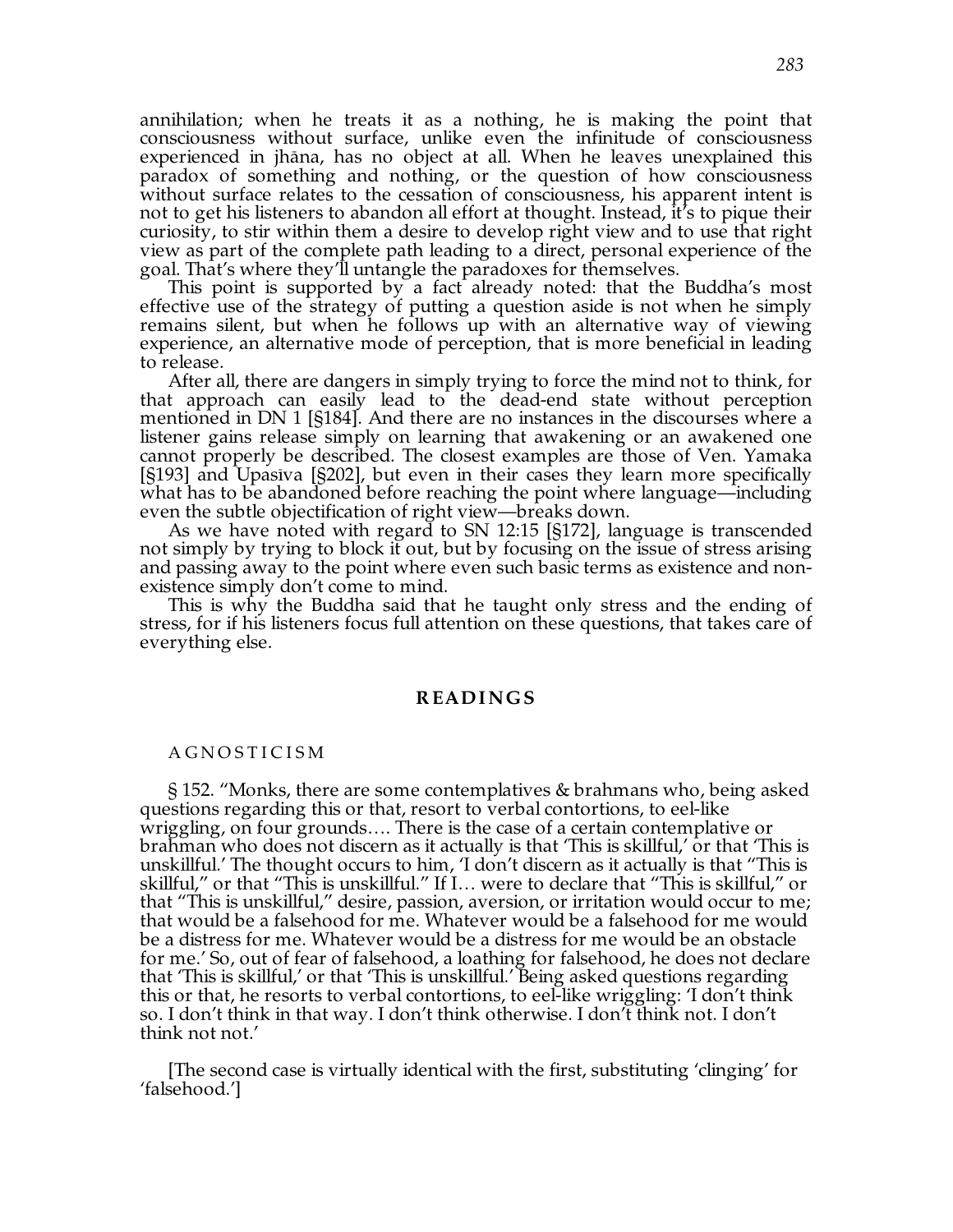annihilation; when he treats it as a nothing, he is making the point that consciousness without surface, unlike even the infinitude of consciousness experienced in jhāna, has no object at all. When he leaves unexplained this paradox of something and nothing, or the question of how consciousness without surface relates to the cessation of consciousness, his apparent intent is not to get his listeners to abandon all effort at thought. Instead, it's to pique their curiosity, to stir within them a desire to develop right view and to use that right view as part of the complete path leading to a direct, personal experience of the goal. That's where they'll untangle the paradoxes for themselves.

This point is supported by a fact already noted: that the Buddha's most effective use of the strategy of putting a question aside is not when he simply remains silent, but when he follows up with an alternative way of viewing experience, an alternative mode of perception, that is more beneficial in leading to release.

After all, there are dangers in simply trying to force the mind not to think, for that approach can easily lead to the dead-end state without perception mentioned in DN 1 [§184]. And there are no instances in the discourses where a listener gains release simply on learning that awakening or an awakened one cannot properly be described. The closest examples are those of Ven. Yamaka [§193] and Upasīva [§202], but even in their cases they learn more specifically what has to be abandoned before reaching the point where language—including even the subtle objectification of right view—breaks down.

As we have noted with regard to SN 12:15 [§172], language is transcended not simply by trying to block it out, but by focusing on the issue of stress arising and passing away to the point where even such basic terms as existence and non-existence simply don't come to mind.

This is why the Buddha said that he taught only stress and the ending of stress, for if his listeners focus full attention on these questions, that takes care of everything else.

## READINGS

### AGNOSTICISM

§ 152. "Monks, there are some contemplatives & brahmans who, being asked questions regarding this or that, resort to verbal contortions, to eel-like wriggling, on four grounds…. There is the case of a certain contemplative or brahman who does not discern as it actually is that 'This is skillful,' or that 'This is unskillful.' The thought occurs to him, 'I don't discern as it actually is that "This is skillful," or that "This is unskillful." If I… were to declare that "This is skillful," or that "This is unskillful," desire, passion, aversion, or irritation would occur to me; that would be a falsehood for me. Whatever would be a falsehood for me would be a distress for me. Whatever would be a distress for me would be an obstacle for me.' So, out of fear of falsehood, a loathing for falsehood, he does not declare that 'This is skillful,' or that 'This is unskillful.' Being asked questions regarding this or that, he resorts to verbal contortions, to eel-like wriggling: 'I don't think so. I don't think in that way. I don't think otherwise. I don't think not. I don't think not not.'

[The second case is virtually identical with the first, substituting 'clinging' for 'falsehood.']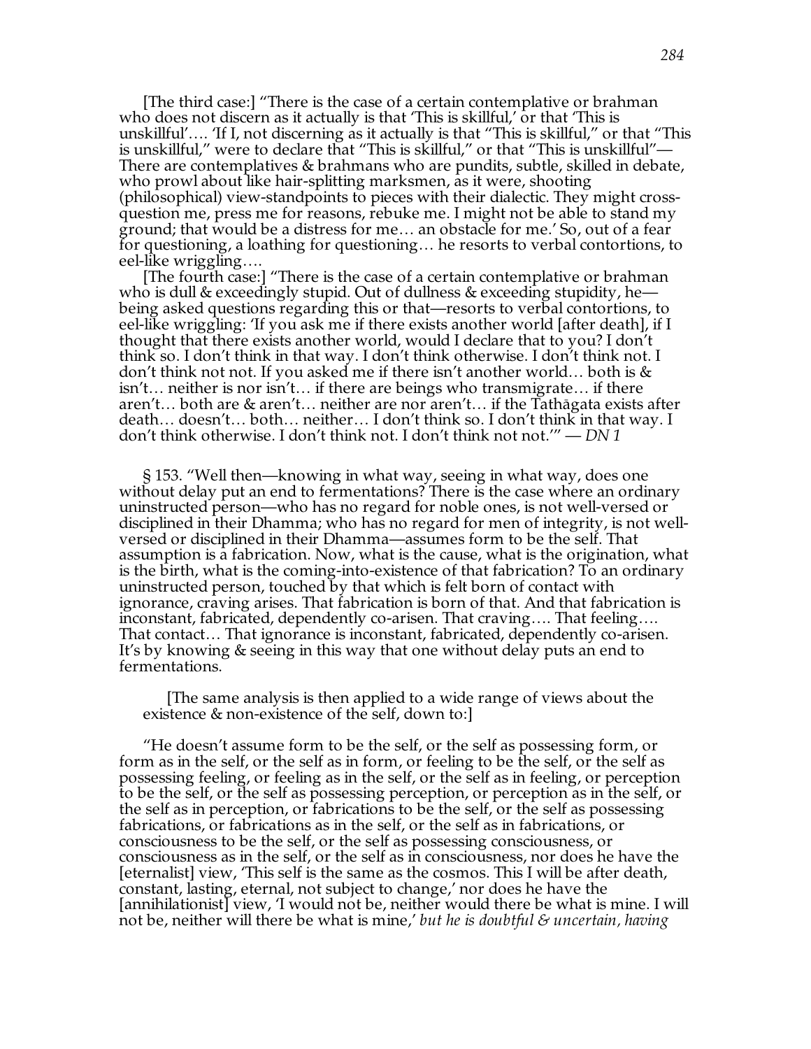[The third case:] "There is the case of a certain contemplative or brahman who does not discern as it actually is that 'This is skillful,' or that 'This is unskillful'…. 'If I, not discerning as it actually is that "This is skillful," or that "This is unskillful," were to declare that "This is skillful," or that "This is unskillful"— There are contemplatives & brahmans who are pundits, subtle, skilled in debate, who prowl about like hair-splitting marksmen, as it were, shooting (philosophical) view-standpoints to pieces with their dialectic. They might cross-question me, press me for reasons, rebuke me. I might not be able to stand my ground; that would be a distress for me… an obstacle for me.' So, out of a fear for questioning, a loathing for questioning… he resorts to verbal contortions, to eel-like wriggling….

[The fourth case:] "There is the case of a certain contemplative or brahman who is dull & exceedingly stupid. Out of dullness & exceeding stupidity, he—being asked questions regarding this or that—resorts to verbal contortions, to eel-like wriggling: 'If you ask me if there exists another world [after death], if I thought that there exists another world, would I declare that to you? I don't think so. I don't think in that way. I don't think otherwise. I don't think not. I don't think not not. If you asked me if there isn't another world… both is & isn't… neither is nor isn't… if there are beings who transmigrate… if there aren't… both are & aren't… neither are nor aren't… if the Tathāgata exists after death… doesn't… both… neither… I don't think so. I don't think in that way. I don't think otherwise. I don't think not. I don't think not not.'" — *DN 1*

§ 153. "Well then—knowing in what way, seeing in what way, does one without delay put an end to fermentations? There is the case where an ordinary uninstructed person—who has no regard for noble ones, is not well-versed or disciplined in their Dhamma; who has no regard for men of integrity, is not well-versed or disciplined in their Dhamma—assumes form to be the self. That assumption is a fabrication. Now, what is the cause, what is the origination, what is the birth, what is the coming-into-existence of that fabrication? To an ordinary uninstructed person, touched by that which is felt born of contact with ignorance, craving arises. That fabrication is born of that. And that fabrication is inconstant, fabricated, dependently co-arisen. That craving…. That feeling…. That contact… That ignorance is inconstant, fabricated, dependently co-arisen. It's by knowing & seeing in this way that one without delay puts an end to fermentations.

> [The same analysis is then applied to a wide range of views about the existence & non-existence of the self, down to:]

"He doesn't assume form to be the self, or the self as possessing form, or form as in the self, or the self as in form, or feeling to be the self, or the self as possessing feeling, or feeling as in the self, or the self as in feeling, or perception to be the self, or the self as possessing perception, or perception as in the self, or the self as in perception, or fabrications to be the self, or the self as possessing fabrications, or fabrications as in the self, or the self as in fabrications, or consciousness to be the self, or the self as possessing consciousness, or consciousness as in the self, or the self as in consciousness, nor does he have the [eternalist] view, 'This self is the same as the cosmos. This I will be after death, constant, lasting, eternal, not subject to change,' nor does he have the [annihilationist] view, 'I would not be, neither would there be what is mine. I will not be, neither will there be what is mine,' *but he is doubtful & uncertain, having*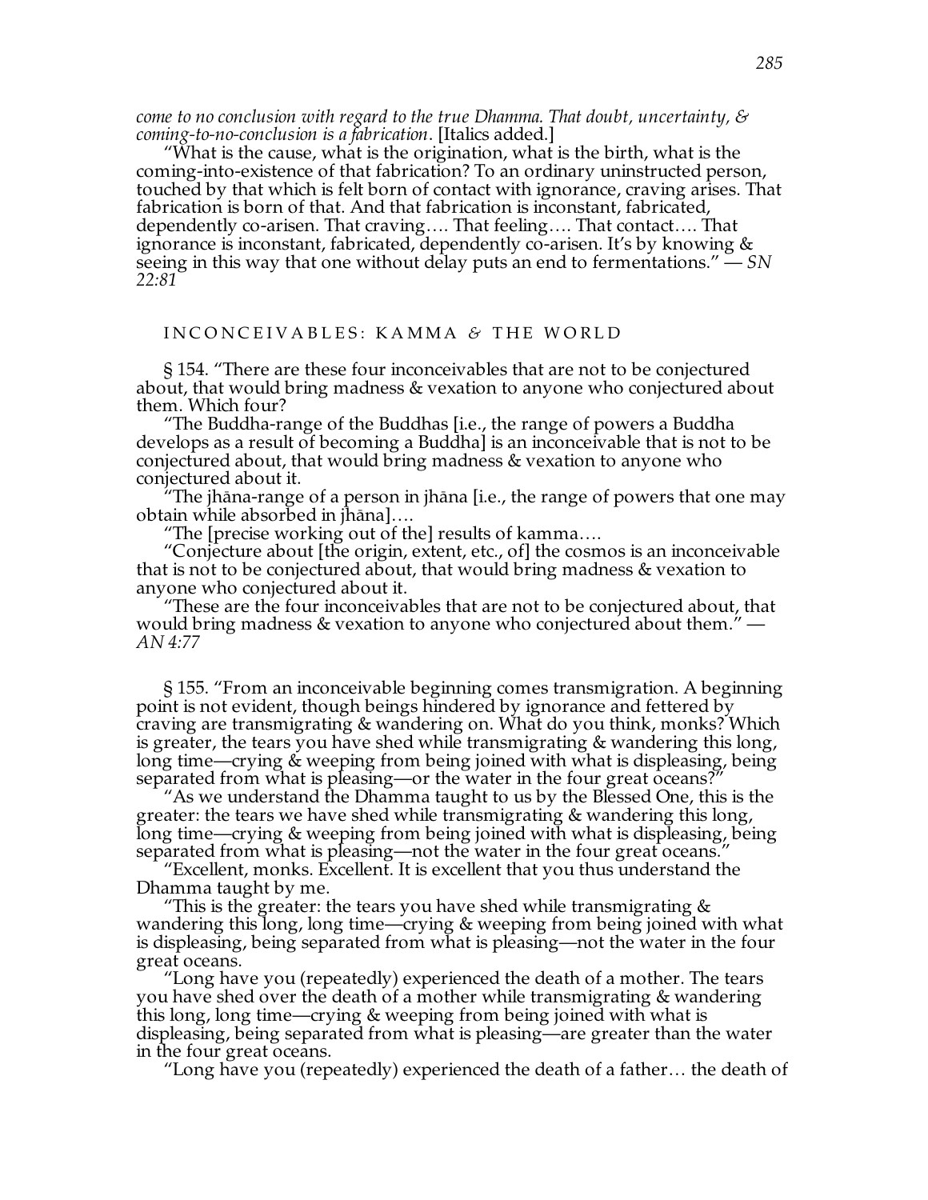*come to no conclusion with regard to the true Dhamma. That doubt, uncertainty, & coming-to-no-conclusion is a fabrication*. [Italics added.]

"What is the cause, what is the origination, what is the birth, what is the coming-into-existence of that fabrication? To an ordinary uninstructed person, touched by that which is felt born of contact with ignorance, craving arises. That fabrication is born of that. And that fabrication is inconstant, fabricated, dependently co-arisen. That craving…. That feeling…. That contact…. That ignorance is inconstant, fabricated, dependently co-arisen. It's by knowing & seeing in this way that one without delay puts an end to fermentations." — *SN 22:81*

## INCONCEIVABLES: KAMMA & THE WORLD

§ 154. "There are these four inconceivables that are not to be conjectured about, that would bring madness & vexation to anyone who conjectured about them. Which four?

"The Buddha-range of the Buddhas [i.e., the range of powers a Buddha develops as a result of becoming a Buddha] is an inconceivable that is not to be conjectured about, that would bring madness & vexation to anyone who conjectured about it.

"The jhāna-range of a person in jhāna [i.e., the range of powers that one may obtain while absorbed in jhāna]….

"The [precise working out of the] results of kamma….

"Conjecture about [the origin, extent, etc., of] the cosmos is an inconceivable that is not to be conjectured about, that would bring madness & vexation to anyone who conjectured about it.

"These are the four inconceivables that are not to be conjectured about, that would bring madness & vexation to anyone who conjectured about them." — *AN 4:77*

§ 155. "From an inconceivable beginning comes transmigration. A beginning point is not evident, though beings hindered by ignorance and fettered by craving are transmigrating & wandering on. What do you think, monks? Which is greater, the tears you have shed while transmigrating & wandering this long, long time—crying & weeping from being joined with what is displeasing, being separated from what is pleasing—or the water in the four great oceans?"

"As we understand the Dhamma taught to us by the Blessed One, this is the greater: the tears we have shed while transmigrating & wandering this long, long time—crying & weeping from being joined with what is displeasing, being separated from what is pleasing—not the water in the four great oceans."

"Excellent, monks. Excellent. It is excellent that you thus understand the Dhamma taught by me.

"This is the greater: the tears you have shed while transmigrating & wandering this long, long time—crying & weeping from being joined with what is displeasing, being separated from what is pleasing—not the water in the four great oceans.

"Long have you (repeatedly) experienced the death of a mother. The tears you have shed over the death of a mother while transmigrating & wandering this long, long time—crying & weeping from being joined with what is displeasing, being separated from what is pleasing—are greater than the water in the four great oceans.

"Long have you (repeatedly) experienced the death of a father… the death of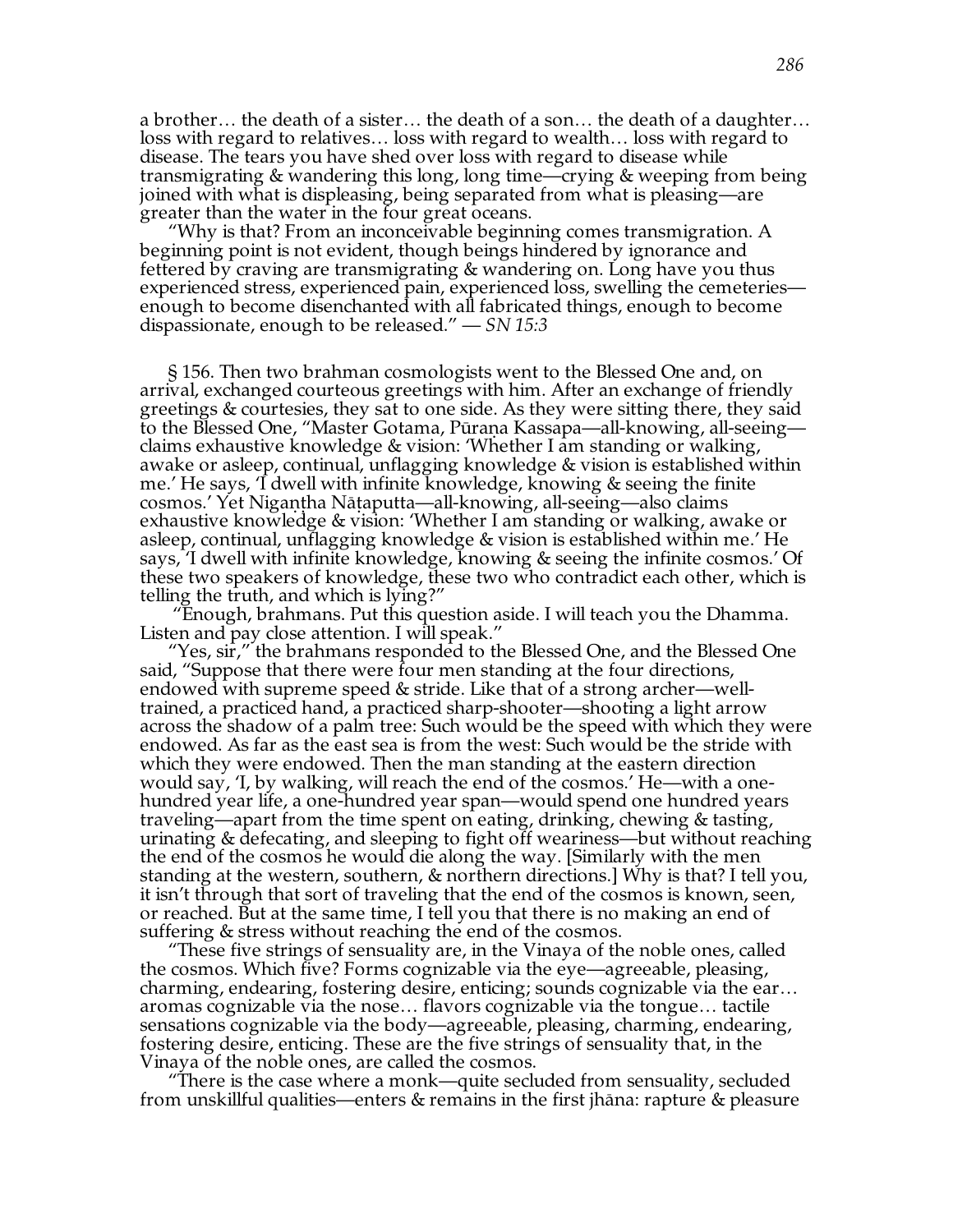a brother… the death of a sister… the death of a son… the death of a daughter… loss with regard to relatives… loss with regard to wealth… loss with regard to disease. The tears you have shed over loss with regard to disease while transmigrating & wandering this long, long time—crying & weeping from being joined with what is displeasing, being separated from what is pleasing—are greater than the water in the four great oceans.

"Why is that? From an inconceivable beginning comes transmigration. A beginning point is not evident, though beings hindered by ignorance and fettered by craving are transmigrating & wandering on. Long have you thus experienced stress, experienced pain, experienced loss, swelling the cemeteries—enough to become disenchanted with all fabricated things, enough to become dispassionate, enough to be released." — *SN 15:3*

§ 156. Then two brahman cosmologists went to the Blessed One and, on arrival, exchanged courteous greetings with him. After an exchange of friendly greetings & courtesies, they sat to one side. As they were sitting there, they said to the Blessed One, "Master Gotama, Pūraṇa Kassapa—all-knowing, all-seeing—claims exhaustive knowledge & vision: 'Whether I am standing or walking, awake or asleep, continual, unflagging knowledge & vision is established within me.' He says, 'I dwell with infinite knowledge, knowing & seeing the finite cosmos.' Yet Nigaṇṭha Nāṭaputta—all-knowing, all-seeing—also claims exhaustive knowledge & vision: 'Whether I am standing or walking, awake or asleep, continual, unflagging knowledge & vision is established within me.' He says, 'I dwell with infinite knowledge, knowing & seeing the infinite cosmos.' Of these two speakers of knowledge, these two who contradict each other, which is telling the truth, and which is lying?"

"Enough, brahmans. Put this question aside. I will teach you the Dhamma. Listen and pay close attention. I will speak."

"Yes, sir," the brahmans responded to the Blessed One, and the Blessed One said, "Suppose that there were four men standing at the four directions, endowed with supreme speed & stride. Like that of a strong archer—well-trained, a practiced hand, a practiced sharp-shooter—shooting a light arrow across the shadow of a palm tree: Such would be the speed with which they were endowed. As far as the east sea is from the west: Such would be the stride with which they were endowed. Then the man standing at the eastern direction would say, 'I, by walking, will reach the end of the cosmos.' He—with a one-hundred year life, a one-hundred year span—would spend one hundred years traveling—apart from the time spent on eating, drinking, chewing & tasting, urinating & defecating, and sleeping to fight off weariness—but without reaching the end of the cosmos he would die along the way. [Similarly with the men standing at the western, southern, & northern directions.] Why is that? I tell you, it isn't through that sort of traveling that the end of the cosmos is known, seen, or reached. But at the same time, I tell you that there is no making an end of suffering & stress without reaching the end of the cosmos.

"These five strings of sensuality are, in the Vinaya of the noble ones, called the cosmos. Which five? Forms cognizable via the eye—agreeable, pleasing, charming, endearing, fostering desire, enticing; sounds cognizable via the ear… aromas cognizable via the nose… flavors cognizable via the tongue… tactile sensations cognizable via the body—agreeable, pleasing, charming, endearing, fostering desire, enticing. These are the five strings of sensuality that, in the Vinaya of the noble ones, are called the cosmos.

"There is the case where a monk—quite secluded from sensuality, secluded from unskillful qualities—enters & remains in the first jhāna: rapture & pleasure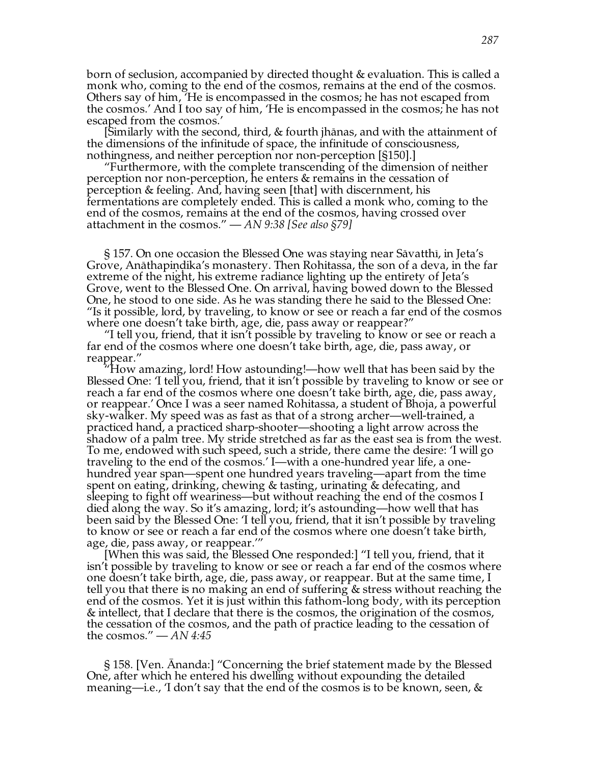born of seclusion, accompanied by directed thought & evaluation. This is called a monk who, coming to the end of the cosmos, remains at the end of the cosmos. Others say of him, 'He is encompassed in the cosmos; he has not escaped from the cosmos.' And I too say of him, 'He is encompassed in the cosmos; he has not escaped from the cosmos.'

[Similarly with the second, third, & fourth jhānas, and with the attainment of the dimensions of the infinitude of space, the infinitude of consciousness, nothingness, and neither perception nor non-perception [§150].]

"Furthermore, with the complete transcending of the dimension of neither perception nor non-perception, he enters & remains in the cessation of perception & feeling. And, having seen [that] with discernment, his fermentations are completely ended. This is called a monk who, coming to the end of the cosmos, remains at the end of the cosmos, having crossed over attachment in the cosmos." — *AN 9:38 [See also §79]*

§ 157. On one occasion the Blessed One was staying near Sāvatthī, in Jeta's Grove, Anāthapiṇḍika's monastery. Then Rohitassa, the son of a deva, in the far extreme of the night, his extreme radiance lighting up the entirety of Jeta's Grove, went to the Blessed One. On arrival, having bowed down to the Blessed One, he stood to one side. As he was standing there he said to the Blessed One: "Is it possible, lord, by traveling, to know or see or reach a far end of the cosmos where one doesn't take birth, age, die, pass away or reappear?"

"I tell you, friend, that it isn't possible by traveling to know or see or reach a far end of the cosmos where one doesn't take birth, age, die, pass away, or reappear."

"How amazing, lord! How astounding!—how well that has been said by the Blessed One: 'I tell you, friend, that it isn't possible by traveling to know or see or reach a far end of the cosmos where one doesn't take birth, age, die, pass away, or reappear.' Once I was a seer named Rohitassa, a student of Bhoja, a powerful sky-walker. My speed was as fast as that of a strong archer—well-trained, a practiced hand, a practiced sharp-shooter—shooting a light arrow across the shadow of a palm tree. My stride stretched as far as the east sea is from the west. To me, endowed with such speed, such a stride, there came the desire: 'I will go traveling to the end of the cosmos.' I—with a one-hundred year life, a one-hundred year span—spent one hundred years traveling—apart from the time spent on eating, drinking, chewing & tasting, urinating & defecating, and sleeping to fight off weariness—but without reaching the end of the cosmos I died along the way. So it's amazing, lord; it's astounding—how well that has been said by the Blessed One: 'I tell you, friend, that it isn't possible by traveling to know or see or reach a far end of the cosmos where one doesn't take birth, age, die, pass away, or reappear.'"

[When this was said, the Blessed One responded:] "I tell you, friend, that it isn't possible by traveling to know or see or reach a far end of the cosmos where one doesn't take birth, age, die, pass away, or reappear. But at the same time, I tell you that there is no making an end of suffering & stress without reaching the end of the cosmos. Yet it is just within this fathom-long body, with its perception & intellect, that I declare that there is the cosmos, the origination of the cosmos, the cessation of the cosmos, and the path of practice leading to the cessation of the cosmos." — *AN 4:45*

§ 158. [Ven. Ānanda:] "Concerning the brief statement made by the Blessed One, after which he entered his dwelling without expounding the detailed meaning—i.e., 'I don't say that the end of the cosmos is to be known, seen, &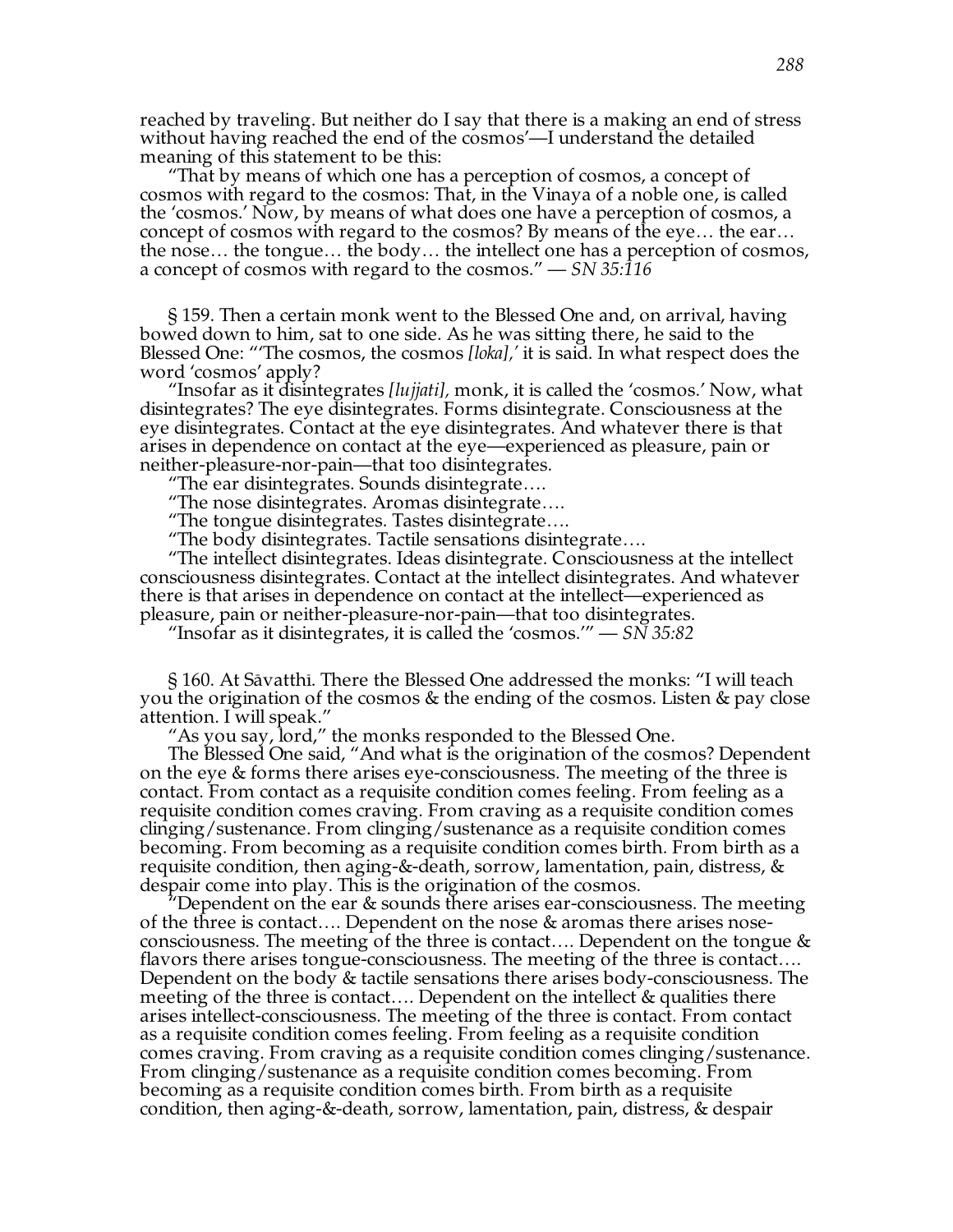reached by traveling. But neither do I say that there is a making an end of stress without having reached the end of the cosmos'—I understand the detailed meaning of this statement to be this:

"That by means of which one has a perception of cosmos, a concept of cosmos with regard to the cosmos: That, in the Vinaya of a noble one, is called the 'cosmos.' Now, by means of what does one have a perception of cosmos, a concept of cosmos with regard to the cosmos? By means of the eye… the ear… the nose… the tongue… the body… the intellect one has a perception of cosmos, a concept of cosmos with regard to the cosmos." — *SN 35:116*

§ 159. Then a certain monk went to the Blessed One and, on arrival, having bowed down to him, sat to one side. As he was sitting there, he said to the Blessed One: "'The cosmos, the cosmos *[loka],*' it is said. In what respect does the word 'cosmos' apply?

"Insofar as it disintegrates *[lujjati],* monk, it is called the 'cosmos.' Now, what disintegrates? The eye disintegrates. Forms disintegrate. Consciousness at the eye disintegrates. Contact at the eye disintegrates. And whatever there is that arises in dependence on contact at the eye—experienced as pleasure, pain or neither-pleasure-nor-pain—that too disintegrates.

"The ear disintegrates. Sounds disintegrate….

"The nose disintegrates. Aromas disintegrate….

"The tongue disintegrates. Tastes disintegrate….

"The body disintegrates. Tactile sensations disintegrate….

"The intellect disintegrates. Ideas disintegrate. Consciousness at the intellect consciousness disintegrates. Contact at the intellect disintegrates. And whatever there is that arises in dependence on contact at the intellect—experienced as pleasure, pain or neither-pleasure-nor-pain—that too disintegrates.

"Insofar as it disintegrates, it is called the 'cosmos.'" — *SN 35:82*

§ 160. At Sāvatthī. There the Blessed One addressed the monks: "I will teach you the origination of the cosmos & the ending of the cosmos. Listen & pay close attention. I will speak."

"As you say, lord," the monks responded to the Blessed One.

The Blessed One said, "And what is the origination of the cosmos? Dependent on the eye & forms there arises eye-consciousness. The meeting of the three is contact. From contact as a requisite condition comes feeling. From feeling as a requisite condition comes craving. From craving as a requisite condition comes clinging/sustenance. From clinging/sustenance as a requisite condition comes becoming. From becoming as a requisite condition comes birth. From birth as a requisite condition, then aging-&-death, sorrow, lamentation, pain, distress, & despair come into play. This is the origination of the cosmos.

"Dependent on the ear & sounds there arises ear-consciousness. The meeting of the three is contact…. Dependent on the nose & aromas there arises nose-consciousness. The meeting of the three is contact…. Dependent on the tongue & flavors there arises tongue-consciousness. The meeting of the three is contact…. Dependent on the body & tactile sensations there arises body-consciousness. The meeting of the three is contact…. Dependent on the intellect & qualities there arises intellect-consciousness. The meeting of the three is contact. From contact as a requisite condition comes feeling. From feeling as a requisite condition comes craving. From craving as a requisite condition comes clinging/sustenance. From clinging/sustenance as a requisite condition comes becoming. From becoming as a requisite condition comes birth. From birth as a requisite condition, then aging-&-death, sorrow, lamentation, pain, distress, & despair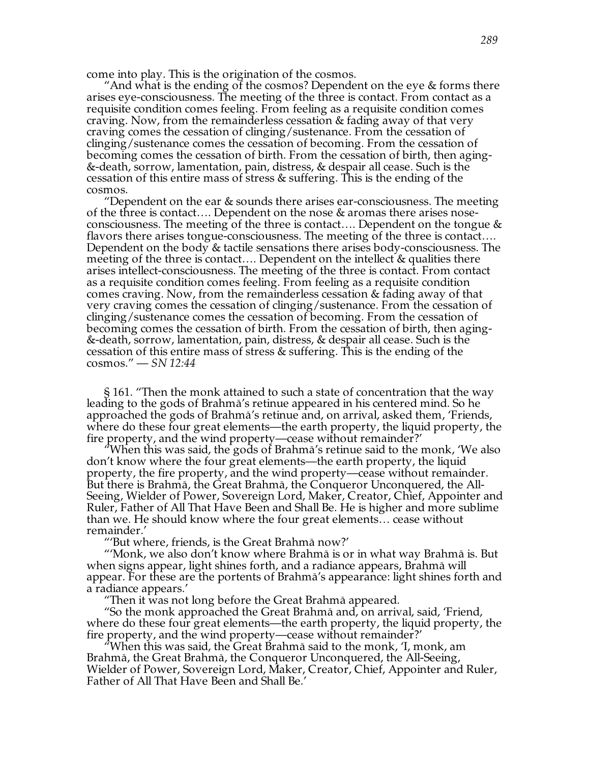come into play. This is the origination of the cosmos.

"And what is the ending of the cosmos? Dependent on the eye & forms there arises eye-consciousness. The meeting of the three is contact. From contact as a requisite condition comes feeling. From feeling as a requisite condition comes craving. Now, from the remainderless cessation & fading away of that very craving comes the cessation of clinging/sustenance. From the cessation of clinging/sustenance comes the cessation of becoming. From the cessation of becoming comes the cessation of birth. From the cessation of birth, then aging-&-death, sorrow, lamentation, pain, distress, & despair all cease. Such is the cessation of this entire mass of stress & suffering. This is the ending of the cosmos.

"Dependent on the ear & sounds there arises ear-consciousness. The meeting of the three is contact…. Dependent on the nose & aromas there arises nose-consciousness. The meeting of the three is contact…. Dependent on the tongue & flavors there arises tongue-consciousness. The meeting of the three is contact…. Dependent on the body & tactile sensations there arises body-consciousness. The meeting of the three is contact…. Dependent on the intellect & qualities there arises intellect-consciousness. The meeting of the three is contact. From contact as a requisite condition comes feeling. From feeling as a requisite condition comes craving. Now, from the remainderless cessation & fading away of that very craving comes the cessation of clinging/sustenance. From the cessation of clinging/sustenance comes the cessation of becoming. From the cessation of becoming comes the cessation of birth. From the cessation of birth, then aging-&-death, sorrow, lamentation, pain, distress, & despair all cease. Such is the cessation of this entire mass of stress & suffering. This is the ending of the cosmos." — *SN 12:44*

§ 161. "Then the monk attained to such a state of concentration that the way leading to the gods of Brahmā's retinue appeared in his centered mind. So he approached the gods of Brahmā's retinue and, on arrival, asked them, 'Friends, where do these four great elements—the earth property, the liquid property, the fire property, and the wind property—cease without remainder?'

"When this was said, the gods of Brahmā's retinue said to the monk, 'We also don't know where the four great elements—the earth property, the liquid property, the fire property, and the wind property—cease without remainder. But there is Brahmā, the Great Brahmā, the Conqueror Unconquered, the All-Seeing, Wielder of Power, Sovereign Lord, Maker, Creator, Chief, Appointer and Ruler, Father of All That Have Been and Shall Be. He is higher and more sublime than we. He should know where the four great elements… cease without remainder.'

"'But where, friends, is the Great Brahmā now?'

"'Monk, we also don't know where Brahmā is or in what way Brahmā is. But when signs appear, light shines forth, and a radiance appears, Brahmā will appear. For these are the portents of Brahmā's appearance: light shines forth and a radiance appears.'

"Then it was not long before the Great Brahmā appeared.

"So the monk approached the Great Brahmā and, on arrival, said, 'Friend, where do these four great elements—the earth property, the liquid property, the fire property, and the wind property—cease without remainder?'

"When this was said, the Great Brahmā said to the monk, 'I, monk, am Brahmā, the Great Brahmā, the Conqueror Unconquered, the All-Seeing, Wielder of Power, Sovereign Lord, Maker, Creator, Chief, Appointer and Ruler, Father of All That Have Been and Shall Be.'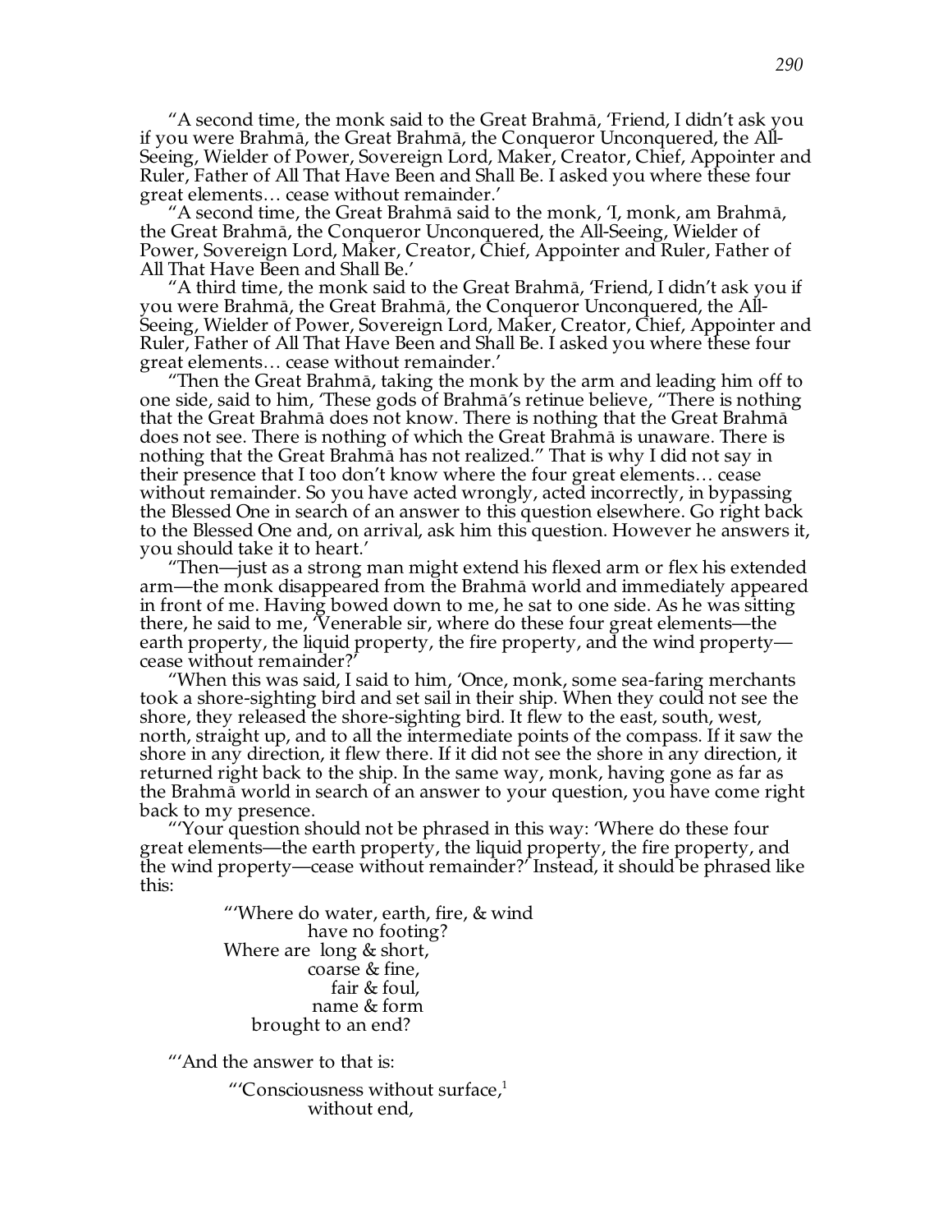"A second time, the monk said to the Great Brahmā, 'Friend, I didn't ask you if you were Brahmā, the Great Brahmā, the Conqueror Unconquered, the All-Seeing, Wielder of Power, Sovereign Lord, Maker, Creator, Chief, Appointer and Ruler, Father of All That Have Been and Shall Be. I asked you where these four great elements… cease without remainder.'

"A second time, the Great Brahmā said to the monk, 'I, monk, am Brahmā, the Great Brahmā, the Conqueror Unconquered, the All-Seeing, Wielder of Power, Sovereign Lord, Maker, Creator, Chief, Appointer and Ruler, Father of All That Have Been and Shall Be.'

"A third time, the monk said to the Great Brahmā, 'Friend, I didn't ask you if you were Brahmā, the Great Brahmā, the Conqueror Unconquered, the All-Seeing, Wielder of Power, Sovereign Lord, Maker, Creator, Chief, Appointer and Ruler, Father of All That Have Been and Shall Be. I asked you where these four great elements… cease without remainder.'

"Then the Great Brahmā, taking the monk by the arm and leading him off to one side, said to him, 'These gods of Brahmā's retinue believe, "There is nothing that the Great Brahmā does not know. There is nothing that the Great Brahmā does not see. There is nothing of which the Great Brahmā is unaware. There is nothing that the Great Brahmā has not realized." That is why I did not say in their presence that I too don't know where the four great elements… cease without remainder. So you have acted wrongly, acted incorrectly, in bypassing the Blessed One in search of an answer to this question elsewhere. Go right back to the Blessed One and, on arrival, ask him this question. However he answers it, you should take it to heart.'

"Then—just as a strong man might extend his flexed arm or flex his extended arm—the monk disappeared from the Brahmā world and immediately appeared in front of me. Having bowed down to me, he sat to one side. As he was sitting there, he said to me, 'Venerable sir, where do these four great elements—the earth property, the liquid property, the fire property, and the wind property—cease without remainder?'

"When this was said, I said to him, 'Once, monk, some sea-faring merchants took a shore-sighting bird and set sail in their ship. When they could not see the shore, they released the shore-sighting bird. It flew to the east, south, west, north, straight up, and to all the intermediate points of the compass. If it saw the shore in any direction, it flew there. If it did not see the shore in any direction, it returned right back to the ship. In the same way, monk, having gone as far as the Brahmā world in search of an answer to your question, you have come right back to my presence.

"'Your question should not be phrased in this way: 'Where do these four great elements—the earth property, the liquid property, the fire property, and the wind property—cease without remainder?' Instead, it should be phrased like this:

> "'Where do water, earth, fire, & wind
> have no footing?
> Where are long & short,
> coarse & fine,
> fair & foul,
> name & form
> brought to an end?

"'And the answer to that is:

> "'Consciousness without surface,[1]
> without end,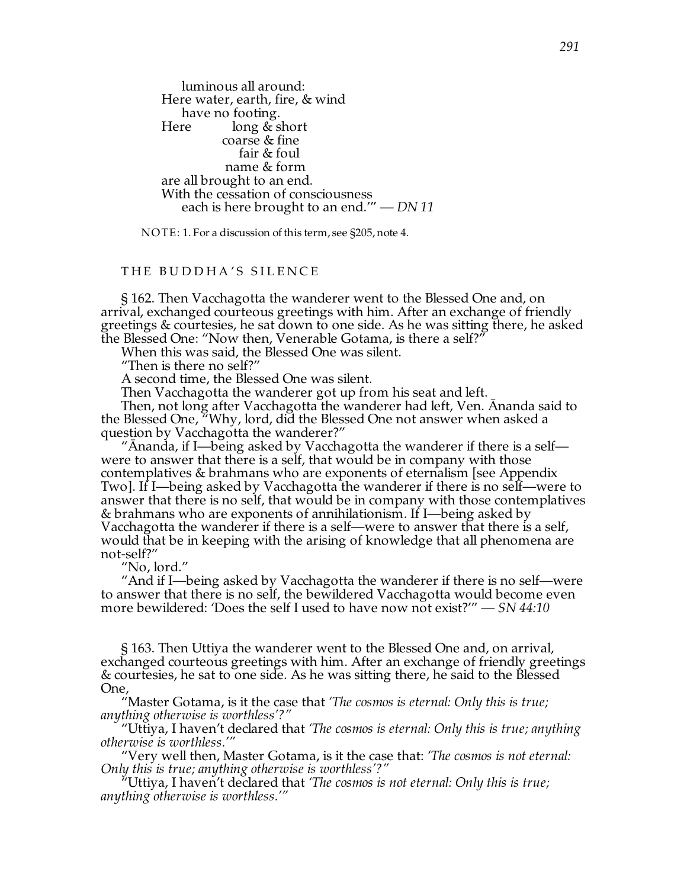luminous all around:  
Here water, earth, fire, & wind  
    have no footing.  
Here    long & short  
        coarse & fine  
        fair & foul  
        name & form  
are all brought to an end.  
With the cessation of consciousness  
    each is here brought to an end.'" — *DN 11*

NOTE: 1. For a discussion of this term, see §205, note 4.

## THE BUDDHA'S SILENCE

§ 162. Then Vacchagotta the wanderer went to the Blessed One and, on arrival, exchanged courteous greetings with him. After an exchange of friendly greetings & courtesies, he sat down to one side. As he was sitting there, he asked the Blessed One: "Now then, Venerable Gotama, is there a self?"

When this was said, the Blessed One was silent.

"Then is there no self?"

A second time, the Blessed One was silent.

Then Vacchagotta the wanderer got up from his seat and left.

Then, not long after Vacchagotta the wanderer had left, Ven. Ānanda said to the Blessed One, "Why, lord, did the Blessed One not answer when asked a question by Vacchagotta the wanderer?"

"Ānanda, if I—being asked by Vacchagotta the wanderer if there is a self—were to answer that there is a self, that would be in company with those contemplatives & brahmans who are exponents of eternalism [see Appendix Two]. If I—being asked by Vacchagotta the wanderer if there is no self—were to answer that there is no self, that would be in company with those contemplatives & brahmans who are exponents of annihilationism. If I—being asked by Vacchagotta the wanderer if there is a self—were to answer that there is a self, would that be in keeping with the arising of knowledge that all phenomena are not-self?"

"No, lord."

"And if I—being asked by Vacchagotta the wanderer if there is no self—were to answer that there is no self, the bewildered Vacchagotta would become even more bewildered: 'Does the self I used to have now not exist?'" — *SN 44:10*

§ 163. Then Uttiya the wanderer went to the Blessed One and, on arrival, exchanged courteous greetings with him. After an exchange of friendly greetings & courtesies, he sat to one side. As he was sitting there, he said to the Blessed One,

"Master Gotama, is it the case that *'The cosmos is eternal: Only this is true; anything otherwise is worthless'?"*

"Uttiya, I haven't declared that *'The cosmos is eternal: Only this is true; anything otherwise is worthless.'"*

"Very well then, Master Gotama, is it the case that: *'The cosmos is not eternal: Only this is true; anything otherwise is worthless'?"*

"Uttiya, I haven't declared that *'The cosmos is not eternal: Only this is true; anything otherwise is worthless.'"*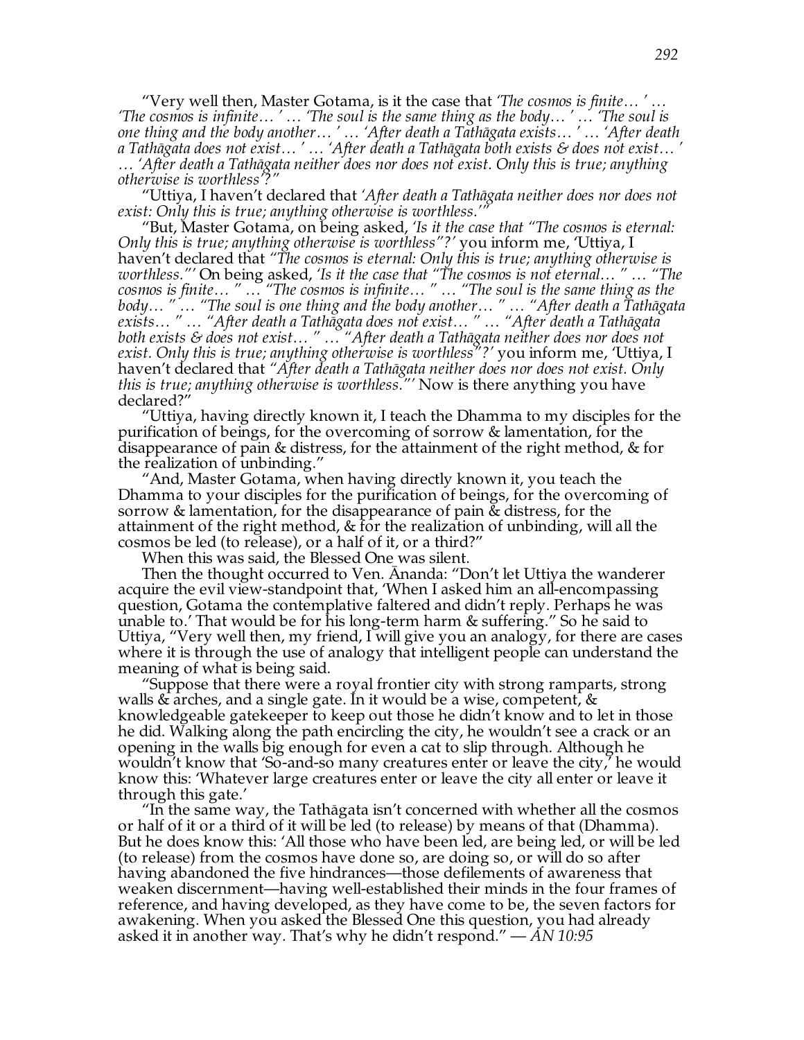"Very well then, Master Gotama, is it the case that *'The cosmos is finite… ' … 'The cosmos is infinite… ' … 'The soul is the same thing as the body… ' … 'The soul is one thing and the body another… ' … 'After death a Tathāgata exists… ' … 'After death a Tathāgata does not exist… ' … 'After death a Tathāgata both exists & does not exist… ' … 'After death a Tathāgata neither does nor does not exist. Only this is true; anything otherwise is worthless'?"*

"Uttiya, I haven't declared that *'After death a Tathāgata neither does nor does not exist: Only this is true; anything otherwise is worthless.'"*

"But, Master Gotama, on being asked, *'Is it the case that "The cosmos is eternal: Only this is true; anything otherwise is worthless"?'* you inform me, 'Uttiya, I haven't declared that *"The cosmos is eternal: Only this is true; anything otherwise is worthless."'* On being asked, *'Is it the case that "The cosmos is not eternal… " … "The cosmos is finite… " … "The cosmos is infinite… " … "The soul is the same thing as the body… " … "The soul is one thing and the body another… " … "After death a Tathāgata exists… " … "After death a Tathāgata does not exist… " … "After death a Tathāgata both exists & does not exist… " … "After death a Tathāgata neither does nor does not exist. Only this is true; anything otherwise is worthless"?'* you inform me, 'Uttiya, I haven't declared that *"After death a Tathāgata neither does nor does not exist. Only this is true; anything otherwise is worthless."'* Now is there anything you have declared?"

"Uttiya, having directly known it, I teach the Dhamma to my disciples for the purification of beings, for the overcoming of sorrow & lamentation, for the disappearance of pain & distress, for the attainment of the right method, & for the realization of unbinding."

"And, Master Gotama, when having directly known it, you teach the Dhamma to your disciples for the purification of beings, for the overcoming of sorrow & lamentation, for the disappearance of pain & distress, for the attainment of the right method, & for the realization of unbinding, will all the cosmos be led (to release), or a half of it, or a third?"

When this was said, the Blessed One was silent.

Then the thought occurred to Ven. Ānanda: "Don't let Uttiya the wanderer acquire the evil view-standpoint that, 'When I asked him an all-encompassing question, Gotama the contemplative faltered and didn't reply. Perhaps he was unable to.' That would be for his long-term harm & suffering." So he said to Uttiya, "Very well then, my friend, I will give you an analogy, for there are cases where it is through the use of analogy that intelligent people can understand the meaning of what is being said.

"Suppose that there were a royal frontier city with strong ramparts, strong walls & arches, and a single gate. In it would be a wise, competent, & knowledgeable gatekeeper to keep out those he didn't know and to let in those he did. Walking along the path encircling the city, he wouldn't see a crack or an opening in the walls big enough for even a cat to slip through. Although he wouldn't know that 'So-and-so many creatures enter or leave the city,' he would know this: 'Whatever large creatures enter or leave the city all enter or leave it through this gate.'

"In the same way, the Tathāgata isn't concerned with whether all the cosmos or half of it or a third of it will be led (to release) by means of that (Dhamma). But he does know this: 'All those who have been led, are being led, or will be led (to release) from the cosmos have done so, are doing so, or will do so after having abandoned the five hindrances—those defilements of awareness that weaken discernment—having well-established their minds in the four frames of reference, and having developed, as they have come to be, the seven factors for awakening. When you asked the Blessed One this question, you had already asked it in another way. That's why he didn't respond." — *AN 10:95*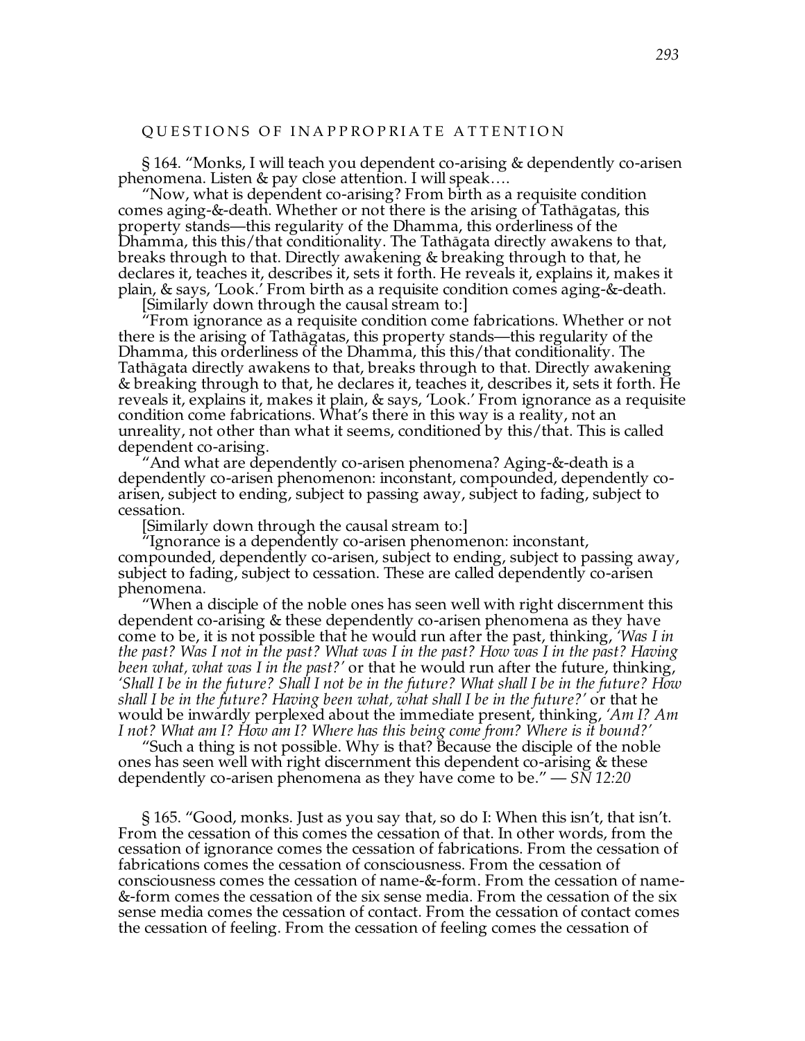## QUESTIONS OF INAPPROPRIATE ATTENTION

§ 164. "Monks, I will teach you dependent co-arising & dependently co-arisen phenomena. Listen & pay close attention. I will speak….

"Now, what is dependent co-arising? From birth as a requisite condition comes aging-&-death. Whether or not there is the arising of Tathāgatas, this property stands—this regularity of the Dhamma, this orderliness of the Dhamma, this this/that conditionality. The Tathāgata directly awakens to that, breaks through to that. Directly awakening & breaking through to that, he declares it, teaches it, describes it, sets it forth. He reveals it, explains it, makes it plain, & says, 'Look.' From birth as a requisite condition comes aging-&-death.

[Similarly down through the causal stream to:]

"From ignorance as a requisite condition come fabrications. Whether or not there is the arising of Tathāgatas, this property stands—this regularity of the Dhamma, this orderliness of the Dhamma, this this/that conditionality. The Tathāgata directly awakens to that, breaks through to that. Directly awakening & breaking through to that, he declares it, teaches it, describes it, sets it forth. He reveals it, explains it, makes it plain, & says, 'Look.' From ignorance as a requisite condition come fabrications. What's there in this way is a reality, not an unreality, not other than what it seems, conditioned by this/that. This is called dependent co-arising.

"And what are dependently co-arisen phenomena? Aging-&-death is a dependently co-arisen phenomenon: inconstant, compounded, dependently co-arisen, subject to ending, subject to passing away, subject to fading, subject to cessation.

[Similarly down through the causal stream to:]

"Ignorance is a dependently co-arisen phenomenon: inconstant, compounded, dependently co-arisen, subject to ending, subject to passing away, subject to fading, subject to cessation. These are called dependently co-arisen phenomena.

"When a disciple of the noble ones has seen well with right discernment this dependent co-arising & these dependently co-arisen phenomena as they have come to be, it is not possible that he would run after the past, thinking, *'Was I in the past? Was I not in the past? What was I in the past? How was I in the past? Having been what, what was I in the past?'* or that he would run after the future, thinking, *'Shall I be in the future? Shall I not be in the future? What shall I be in the future? How shall I be in the future? Having been what, what shall I be in the future?'* or that he would be inwardly perplexed about the immediate present, thinking, *'Am I? Am I not? What am I? How am I? Where has this being come from? Where is it bound?'*

"Such a thing is not possible. Why is that? Because the disciple of the noble ones has seen well with right discernment this dependent co-arising & these dependently co-arisen phenomena as they have come to be." — *SN 12:20*

§ 165. "Good, monks. Just as you say that, so do I: When this isn't, that isn't. From the cessation of this comes the cessation of that. In other words, from the cessation of ignorance comes the cessation of fabrications. From the cessation of fabrications comes the cessation of consciousness. From the cessation of consciousness comes the cessation of name-&-form. From the cessation of name-&-form comes the cessation of the six sense media. From the cessation of the six sense media comes the cessation of contact. From the cessation of contact comes the cessation of feeling. From the cessation of feeling comes the cessation of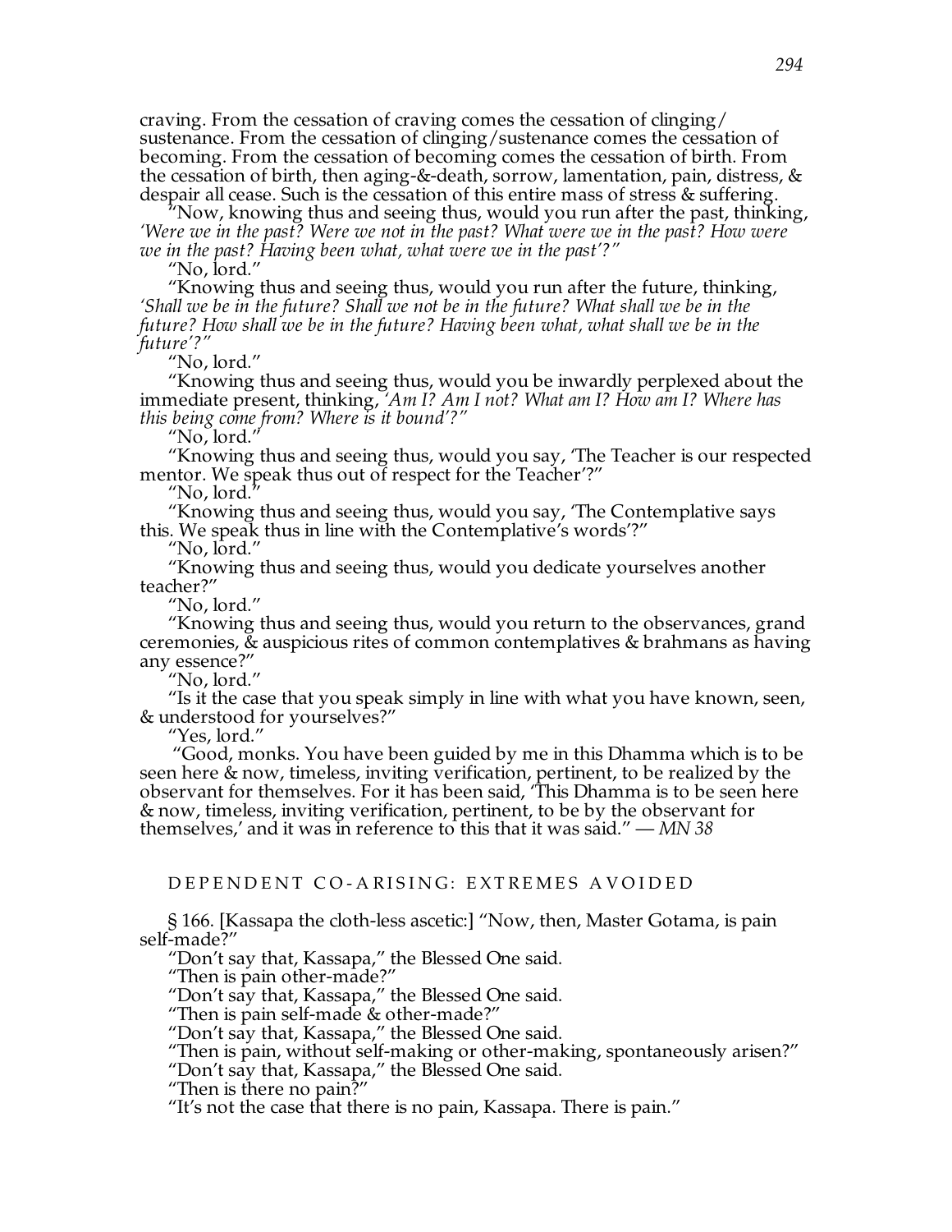craving. From the cessation of craving comes the cessation of clinging/sustenance. From the cessation of clinging/sustenance comes the cessation of becoming. From the cessation of becoming comes the cessation of birth. From the cessation of birth, then aging-&-death, sorrow, lamentation, pain, distress, & despair all cease. Such is the cessation of this entire mass of stress & suffering.

"Now, knowing thus and seeing thus, would you run after the past, thinking, *'Were we in the past? Were we not in the past? What were we in the past? How were we in the past? Having been what, what were we in the past'?"*

"No, lord."

"Knowing thus and seeing thus, would you run after the future, thinking, *'Shall we be in the future? Shall we not be in the future? What shall we be in the future? How shall we be in the future? Having been what, what shall we be in the future'?"*

"No, lord."

"Knowing thus and seeing thus, would you be inwardly perplexed about the immediate present, thinking, *'Am I? Am I not? What am I? How am I? Where has this being come from? Where is it bound'?"*

"No, lord."

"Knowing thus and seeing thus, would you say, 'The Teacher is our respected mentor. We speak thus out of respect for the Teacher'?"

"No, lord."

"Knowing thus and seeing thus, would you say, 'The Contemplative says this. We speak thus in line with the Contemplative's words'?"

"No, lord."

"Knowing thus and seeing thus, would you dedicate yourselves another teacher?"

"No, lord."

"Knowing thus and seeing thus, would you return to the observances, grand ceremonies, & auspicious rites of common contemplatives & brahmans as having any essence?"

"No, lord."

"Is it the case that you speak simply in line with what you have known, seen, & understood for yourselves?"

"Yes, lord."

"Good, monks. You have been guided by me in this Dhamma which is to be seen here & now, timeless, inviting verification, pertinent, to be realized by the observant for themselves. For it has been said, 'This Dhamma is to be seen here & now, timeless, inviting verification, pertinent, to be by the observant for themselves,' and it was in reference to this that it was said." — *MN 38*

## DEPENDENT CO-ARISING: EXTREMES AVOIDED

§ 166. [Kassapa the cloth-less ascetic:] "Now, then, Master Gotama, is pain self-made?"

"Don't say that, Kassapa," the Blessed One said.

"Then is pain other-made?"

"Don't say that, Kassapa," the Blessed One said.

"Then is pain self-made & other-made?"

"Don't say that, Kassapa," the Blessed One said.

"Then is pain, without self-making or other-making, spontaneously arisen?"

"Don't say that, Kassapa," the Blessed One said.

"Then is there no pain?"

"It's not the case that there is no pain, Kassapa. There is pain."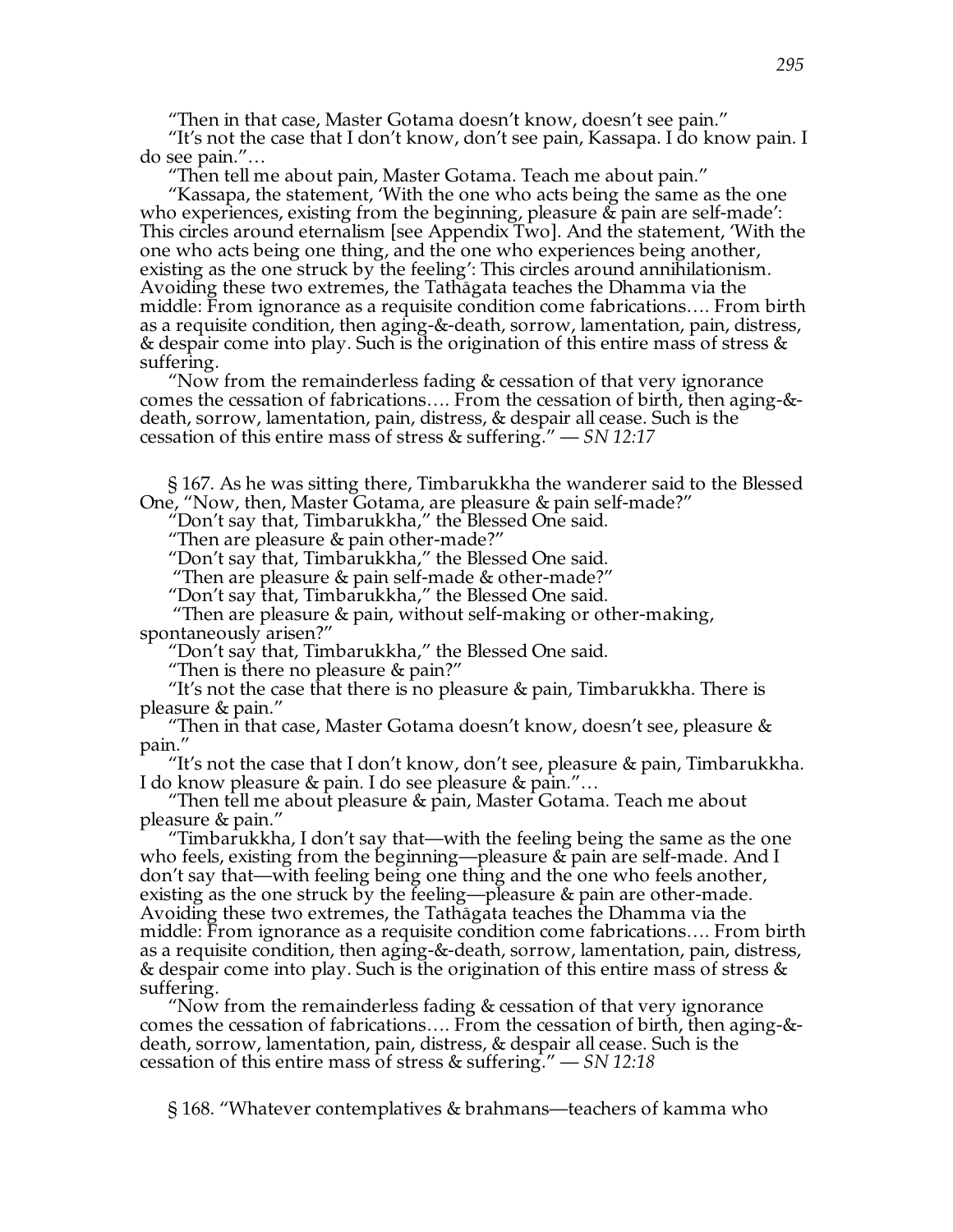"Then in that case, Master Gotama doesn't know, doesn't see pain."

"It's not the case that I don't know, don't see pain, Kassapa. I do know pain. I do see pain."…

"Then tell me about pain, Master Gotama. Teach me about pain."

"Kassapa, the statement, 'With the one who acts being the same as the one who experiences, existing from the beginning, pleasure & pain are self-made': This circles around eternalism [see Appendix Two]. And the statement, 'With the one who acts being one thing, and the one who experiences being another, existing as the one struck by the feeling': This circles around annihilationism. Avoiding these two extremes, the Tathāgata teaches the Dhamma via the middle: From ignorance as a requisite condition come fabrications…. From birth as a requisite condition, then aging-&-death, sorrow, lamentation, pain, distress, & despair come into play. Such is the origination of this entire mass of stress & suffering.

"Now from the remainderless fading & cessation of that very ignorance comes the cessation of fabrications…. From the cessation of birth, then aging-&-death, sorrow, lamentation, pain, distress, & despair all cease. Such is the cessation of this entire mass of stress & suffering." — *SN 12:17*

§ 167. As he was sitting there, Timbarukkha the wanderer said to the Blessed One, "Now, then, Master Gotama, are pleasure & pain self-made?"

"Don't say that, Timbarukkha," the Blessed One said.

"Then are pleasure & pain other-made?"

"Don't say that, Timbarukkha," the Blessed One said.

"Then are pleasure & pain self-made & other-made?"

"Don't say that, Timbarukkha," the Blessed One said.

"Then are pleasure & pain, without self-making or other-making, spontaneously arisen?"

"Don't say that, Timbarukkha," the Blessed One said.

"Then is there no pleasure & pain?"

"It's not the case that there is no pleasure & pain, Timbarukkha. There is pleasure & pain."

"Then in that case, Master Gotama doesn't know, doesn't see, pleasure & pain."

"It's not the case that I don't know, don't see, pleasure & pain, Timbarukkha. I do know pleasure & pain. I do see pleasure & pain."…

"Then tell me about pleasure & pain, Master Gotama. Teach me about pleasure & pain."

"Timbarukkha, I don't say that—with the feeling being the same as the one who feels, existing from the beginning—pleasure & pain are self-made. And I don't say that—with feeling being one thing and the one who feels another, existing as the one struck by the feeling—pleasure & pain are other-made. Avoiding these two extremes, the Tathāgata teaches the Dhamma via the middle: From ignorance as a requisite condition come fabrications…. From birth as a requisite condition, then aging-&-death, sorrow, lamentation, pain, distress, & despair come into play. Such is the origination of this entire mass of stress & suffering.

"Now from the remainderless fading & cessation of that very ignorance comes the cessation of fabrications…. From the cessation of birth, then aging-&-death, sorrow, lamentation, pain, distress, & despair all cease. Such is the cessation of this entire mass of stress & suffering." — *SN 12:18*

§ 168. "Whatever contemplatives & brahmans—teachers of kamma who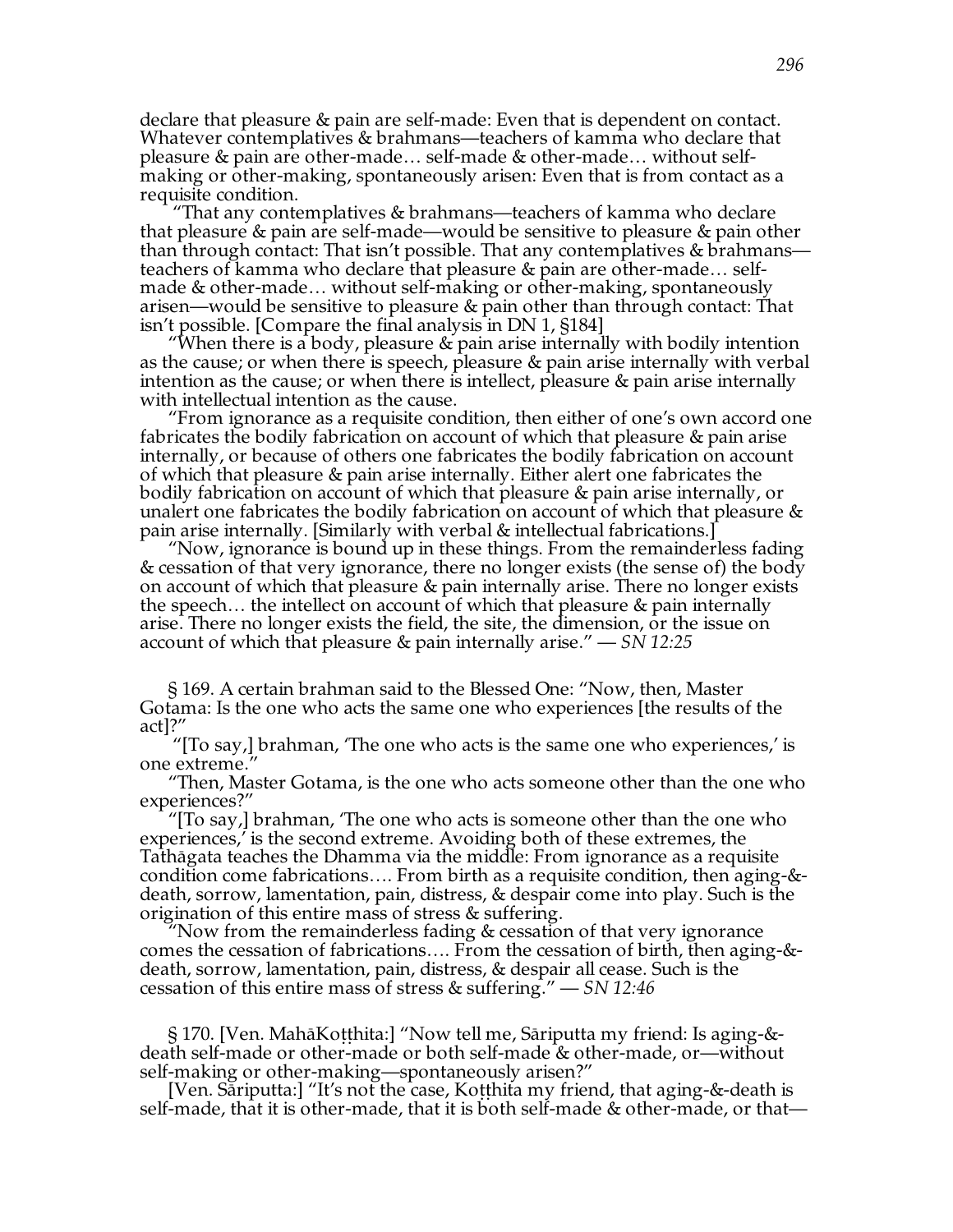declare that pleasure & pain are self-made: Even that is dependent on contact. Whatever contemplatives & brahmans—teachers of kamma who declare that pleasure & pain are other-made… self-made & other-made… without self-making or other-making, spontaneously arisen: Even that is from contact as a requisite condition.

"That any contemplatives & brahmans—teachers of kamma who declare that pleasure & pain are self-made—would be sensitive to pleasure & pain other than through contact: That isn't possible. That any contemplatives & brahmans—teachers of kamma who declare that pleasure & pain are other-made… self-made & other-made… without self-making or other-making, spontaneously arisen—would be sensitive to pleasure & pain other than through contact: That isn't possible. [Compare the final analysis in DN 1, §184]

"When there is a body, pleasure & pain arise internally with bodily intention as the cause; or when there is speech, pleasure & pain arise internally with verbal intention as the cause; or when there is intellect, pleasure & pain arise internally with intellectual intention as the cause.

"From ignorance as a requisite condition, then either of one's own accord one fabricates the bodily fabrication on account of which that pleasure & pain arise internally, or because of others one fabricates the bodily fabrication on account of which that pleasure & pain arise internally. Either alert one fabricates the bodily fabrication on account of which that pleasure & pain arise internally, or unalert one fabricates the bodily fabrication on account of which that pleasure & pain arise internally. [Similarly with verbal & intellectual fabrications.]

"Now, ignorance is bound up in these things. From the remainderless fading & cessation of that very ignorance, there no longer exists (the sense of) the body on account of which that pleasure & pain internally arise. There no longer exists the speech… the intellect on account of which that pleasure & pain internally arise. There no longer exists the field, the site, the dimension, or the issue on account of which that pleasure & pain internally arise." — *SN 12:25*

§ 169. A certain brahman said to the Blessed One: "Now, then, Master Gotama: Is the one who acts the same one who experiences [the results of the act]?"

"[To say,] brahman, 'The one who acts is the same one who experiences,' is one extreme."

"Then, Master Gotama, is the one who acts someone other than the one who experiences?"

"[To say,] brahman, 'The one who acts is someone other than the one who experiences,' is the second extreme. Avoiding both of these extremes, the Tathāgata teaches the Dhamma via the middle: From ignorance as a requisite condition come fabrications…. From birth as a requisite condition, then aging-&-death, sorrow, lamentation, pain, distress, & despair come into play. Such is the origination of this entire mass of stress & suffering.

"Now from the remainderless fading & cessation of that very ignorance comes the cessation of fabrications…. From the cessation of birth, then aging-&-death, sorrow, lamentation, pain, distress, & despair all cease. Such is the cessation of this entire mass of stress & suffering." — *SN 12:46*

§ 170. [Ven. MahāKoṭṭhita:] "Now tell me, Sāriputta my friend: Is aging-&-death self-made or other-made or both self-made & other-made, or—without self-making or other-making—spontaneously arisen?"

[Ven. Sāriputta:] "It's not the case, Koṭṭhita my friend, that aging-&-death is self-made, that it is other-made, that it is both self-made & other-made, or that—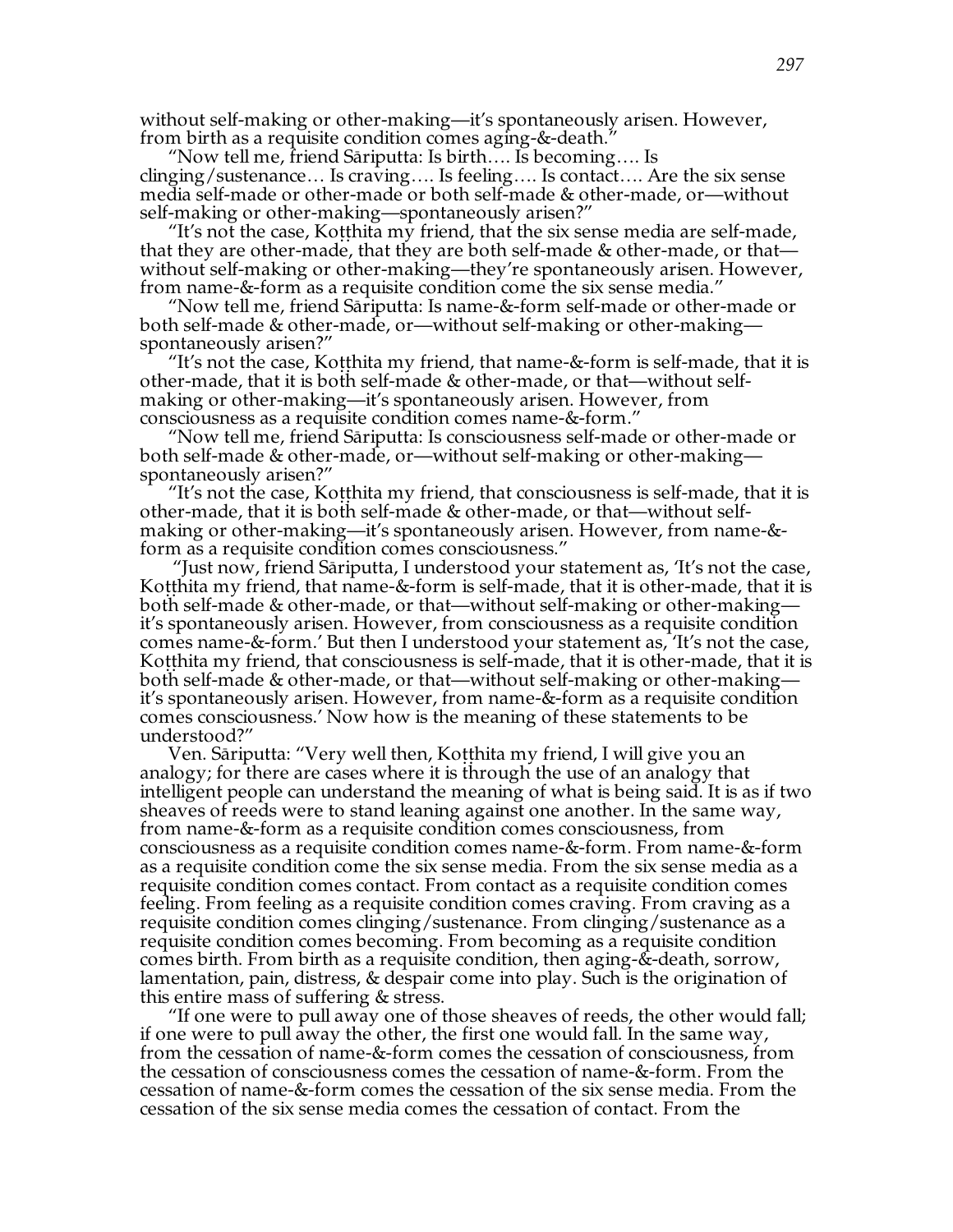without self-making or other-making—it's spontaneously arisen. However, from birth as a requisite condition comes aging-&-death."

"Now tell me, friend Sāriputta: Is birth…. Is becoming…. Is clinging/sustenance… Is craving…. Is feeling…. Is contact…. Are the six sense media self-made or other-made or both self-made & other-made, or—without self-making or other-making—spontaneously arisen?"

"It's not the case, Koṭṭhita my friend, that the six sense media are self-made, that they are other-made, that they are both self-made & other-made, or that—without self-making or other-making—they're spontaneously arisen. However, from name-&-form as a requisite condition come the six sense media."

"Now tell me, friend Sāriputta: Is name-&-form self-made or other-made or both self-made & other-made, or—without self-making or other-making—spontaneously arisen?"

"It's not the case, Koṭṭhita my friend, that name-&-form is self-made, that it is other-made, that it is both self-made & other-made, or that—without self-making or other-making—it's spontaneously arisen. However, from consciousness as a requisite condition comes name-&-form."

"Now tell me, friend Sāriputta: Is consciousness self-made or other-made or both self-made & other-made, or—without self-making or other-making—spontaneously arisen?"

"It's not the case, Koṭṭhita my friend, that consciousness is self-made, that it is other-made, that it is both self-made & other-made, or that—without self-making or other-making—it's spontaneously arisen. However, from name-&-form as a requisite condition comes consciousness."

"Just now, friend Sāriputta, I understood your statement as, 'It's not the case, Koṭṭhita my friend, that name-&-form is self-made, that it is other-made, that it is both self-made & other-made, or that—without self-making or other-making—it's spontaneously arisen. However, from consciousness as a requisite condition comes name-&-form.' But then I understood your statement as, 'It's not the case, Koṭṭhita my friend, that consciousness is self-made, that it is other-made, that it is both self-made & other-made, or that—without self-making or other-making—it's spontaneously arisen. However, from name-&-form as a requisite condition comes consciousness.' Now how is the meaning of these statements to be understood?"

Ven. Sāriputta: "Very well then, Koṭṭhita my friend, I will give you an analogy; for there are cases where it is through the use of an analogy that intelligent people can understand the meaning of what is being said. It is as if two sheaves of reeds were to stand leaning against one another. In the same way, from name-&-form as a requisite condition comes consciousness, from consciousness as a requisite condition comes name-&-form. From name-&-form as a requisite condition come the six sense media. From the six sense media as a requisite condition comes contact. From contact as a requisite condition comes feeling. From feeling as a requisite condition comes craving. From craving as a requisite condition comes clinging/sustenance. From clinging/sustenance as a requisite condition comes becoming. From becoming as a requisite condition comes birth. From birth as a requisite condition, then aging-&-death, sorrow, lamentation, pain, distress, & despair come into play. Such is the origination of this entire mass of suffering & stress.

"If one were to pull away one of those sheaves of reeds, the other would fall; if one were to pull away the other, the first one would fall. In the same way, from the cessation of name-&-form comes the cessation of consciousness, from the cessation of consciousness comes the cessation of name-&-form. From the cessation of name-&-form comes the cessation of the six sense media. From the cessation of the six sense media comes the cessation of contact. From the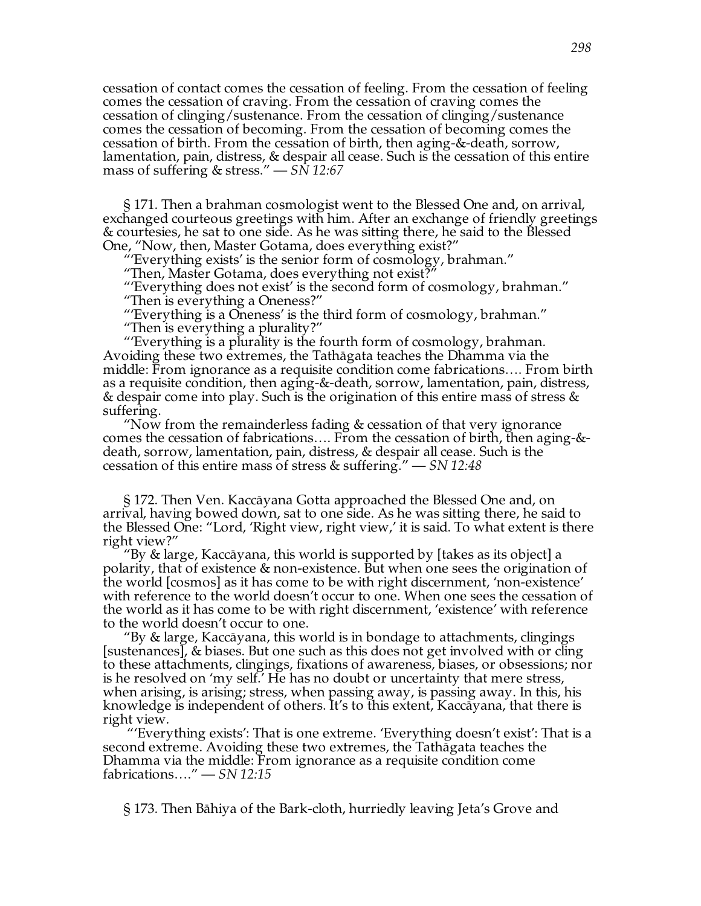cessation of contact comes the cessation of feeling. From the cessation of feeling comes the cessation of craving. From the cessation of craving comes the cessation of clinging/sustenance. From the cessation of clinging/sustenance comes the cessation of becoming. From the cessation of becoming comes the cessation of birth. From the cessation of birth, then aging-&-death, sorrow, lamentation, pain, distress, & despair all cease. Such is the cessation of this entire mass of suffering & stress." — *SN 12:67*

§ 171. Then a brahman cosmologist went to the Blessed One and, on arrival, exchanged courteous greetings with him. After an exchange of friendly greetings & courtesies, he sat to one side. As he was sitting there, he said to the Blessed One, "Now, then, Master Gotama, does everything exist?"

"'Everything exists' is the senior form of cosmology, brahman."

"Then, Master Gotama, does everything not exist?"

"'Everything does not exist' is the second form of cosmology, brahman."

"Then is everything a Oneness?"

"'Everything is a Oneness' is the third form of cosmology, brahman."

"Then is everything a plurality?"

"'Everything is a plurality is the fourth form of cosmology, brahman. Avoiding these two extremes, the Tathāgata teaches the Dhamma via the middle: From ignorance as a requisite condition come fabrications…. From birth as a requisite condition, then aging-&-death, sorrow, lamentation, pain, distress, & despair come into play. Such is the origination of this entire mass of stress & suffering.

"Now from the remainderless fading & cessation of that very ignorance comes the cessation of fabrications…. From the cessation of birth, then aging-&-death, sorrow, lamentation, pain, distress, & despair all cease. Such is the cessation of this entire mass of stress & suffering." — *SN 12:48*

§ 172. Then Ven. Kaccāyana Gotta approached the Blessed One and, on arrival, having bowed down, sat to one side. As he was sitting there, he said to the Blessed One: "Lord, 'Right view, right view,' it is said. To what extent is there right view?"

"By & large, Kaccāyana, this world is supported by [takes as its object] a polarity, that of existence & non-existence. But when one sees the origination of the world [cosmos] as it has come to be with right discernment, 'non-existence' with reference to the world doesn't occur to one. When one sees the cessation of the world as it has come to be with right discernment, 'existence' with reference to the world doesn't occur to one.

"By & large, Kaccāyana, this world is in bondage to attachments, clingings [sustenances], & biases. But one such as this does not get involved with or cling to these attachments, clingings, fixations of awareness, biases, or obsessions; nor is he resolved on 'my self.' He has no doubt or uncertainty that mere stress, when arising, is arising; stress, when passing away, is passing away. In this, his knowledge is independent of others. It's to this extent, Kaccāyana, that there is right view.

"'Everything exists': That is one extreme. 'Everything doesn't exist': That is a second extreme. Avoiding these two extremes, the Tathāgata teaches the Dhamma via the middle: From ignorance as a requisite condition come fabrications…." — *SN 12:15*

§ 173. Then Bāhiya of the Bark-cloth, hurriedly leaving Jeta's Grove and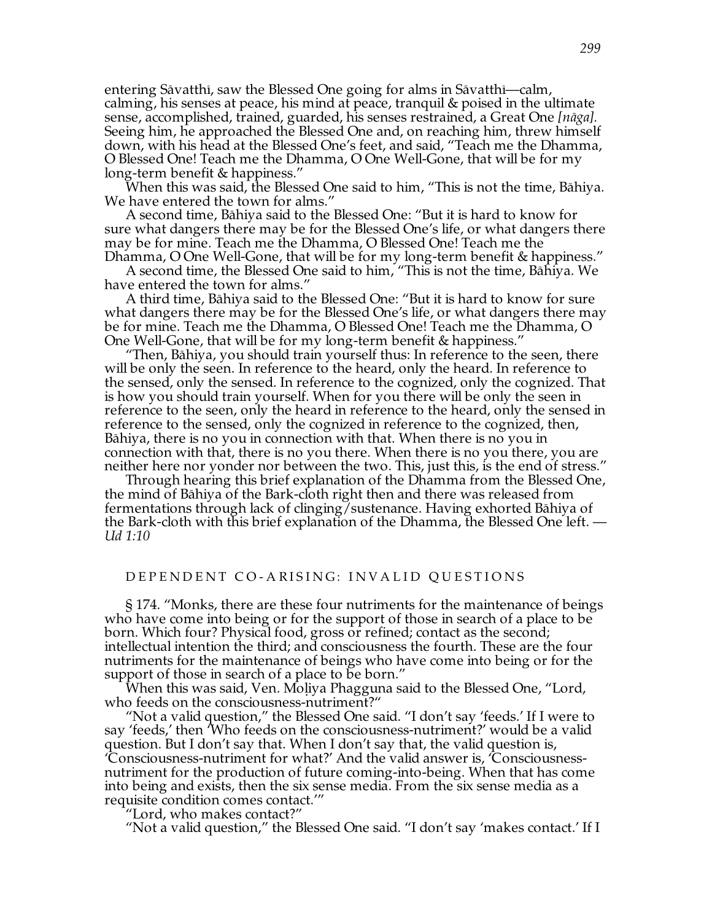entering Sāvatthī, saw the Blessed One going for alms in Sāvatthī—calm, calming, his senses at peace, his mind at peace, tranquil & poised in the ultimate sense, accomplished, trained, guarded, his senses restrained, a Great One *[nāga]*. Seeing him, he approached the Blessed One and, on reaching him, threw himself down, with his head at the Blessed One's feet, and said, "Teach me the Dhamma, O Blessed One! Teach me the Dhamma, O One Well-Gone, that will be for my long-term benefit & happiness."

When this was said, the Blessed One said to him, "This is not the time, Bāhiya. We have entered the town for alms."

A second time, Bāhiya said to the Blessed One: "But it is hard to know for sure what dangers there may be for the Blessed One's life, or what dangers there may be for mine. Teach me the Dhamma, O Blessed One! Teach me the Dhamma, O One Well-Gone, that will be for my long-term benefit & happiness."

A second time, the Blessed One said to him, "This is not the time, Bāhiya. We have entered the town for alms."

A third time, Bāhiya said to the Blessed One: "But it is hard to know for sure what dangers there may be for the Blessed One's life, or what dangers there may be for mine. Teach me the Dhamma, O Blessed One! Teach me the Dhamma, O One Well-Gone, that will be for my long-term benefit & happiness."

"Then, Bāhiya, you should train yourself thus: In reference to the seen, there will be only the seen. In reference to the heard, only the heard. In reference to the sensed, only the sensed. In reference to the cognized, only the cognized. That is how you should train yourself. When for you there will be only the seen in reference to the seen, only the heard in reference to the heard, only the sensed in reference to the sensed, only the cognized in reference to the cognized, then, Bāhiya, there is no you in connection with that. When there is no you in connection with that, there is no you there. When there is no you there, you are neither here nor yonder nor between the two. This, just this, is the end of stress."

Through hearing this brief explanation of the Dhamma from the Blessed One, the mind of Bāhiya of the Bark-cloth right then and there was released from fermentations through lack of clinging/sustenance. Having exhorted Bāhiya of the Bark-cloth with this brief explanation of the Dhamma, the Blessed One left. — *Ud 1:10*

## DEPENDENT CO-ARISING: INVALID QUESTIONS

§ 174. "Monks, there are these four nutriments for the maintenance of beings who have come into being or for the support of those in search of a place to be born. Which four? Physical food, gross or refined; contact as the second; intellectual intention the third; and consciousness the fourth. These are the four nutriments for the maintenance of beings who have come into being or for the support of those in search of a place to be born."

When this was said, Ven. Moḷiya Phagguna said to the Blessed One, "Lord, who feeds on the consciousness-nutriment?"

"Not a valid question," the Blessed One said. "I don't say 'feeds.' If I were to say 'feeds,' then 'Who feeds on the consciousness-nutriment?' would be a valid question. But I don't say that. When I don't say that, the valid question is, 'Consciousness-nutriment for what?' And the valid answer is, 'Consciousness-nutriment for the production of future coming-into-being. When that has come into being and exists, then the six sense media. From the six sense media as a requisite condition comes contact.'"

"Lord, who makes contact?"

"Not a valid question," the Blessed One said. "I don't say 'makes contact.' If I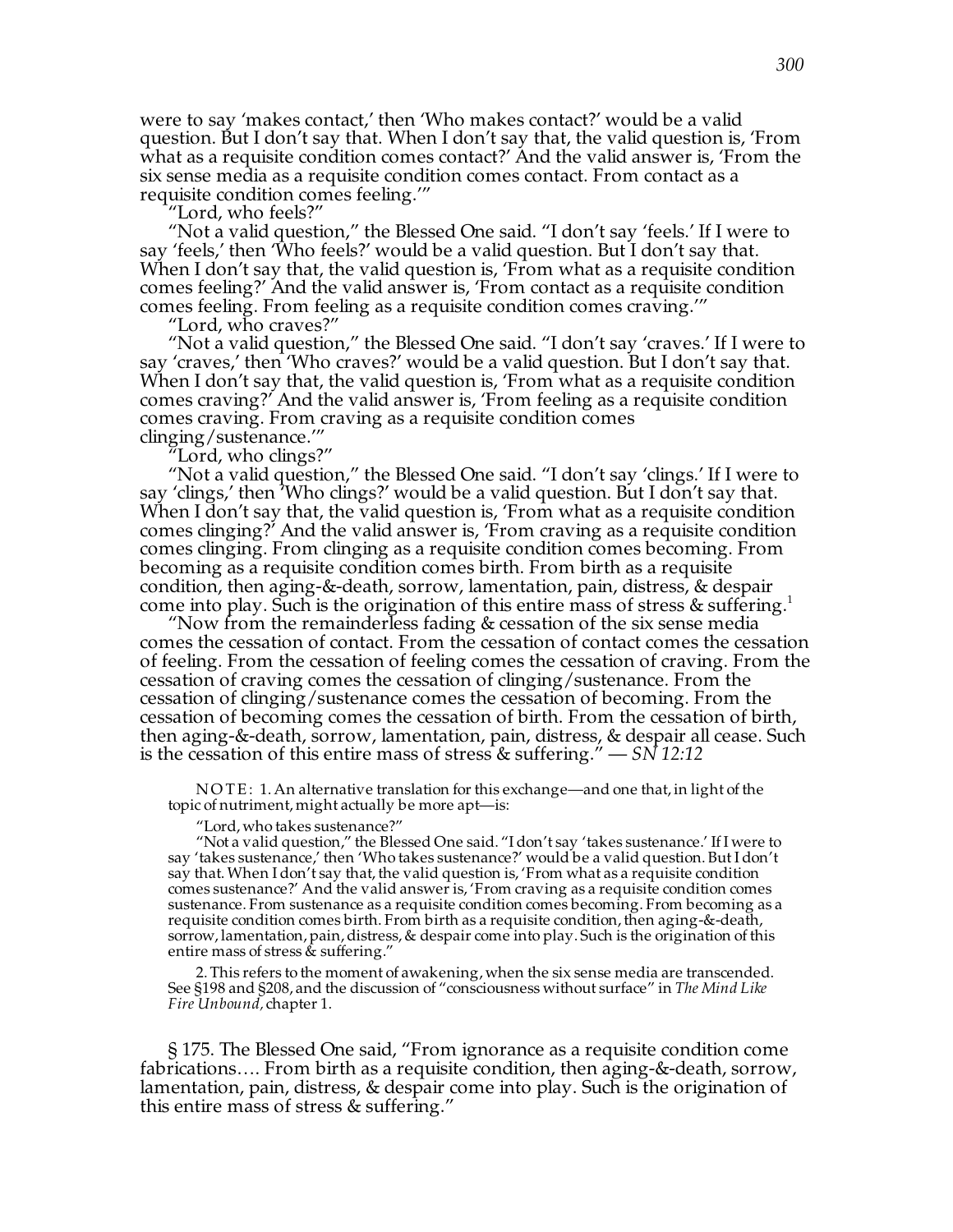were to say 'makes contact,' then 'Who makes contact?' would be a valid question. But I don't say that. When I don't say that, the valid question is, 'From what as a requisite condition comes contact?' And the valid answer is, 'From the six sense media as a requisite condition comes contact. From contact as a requisite condition comes feeling.'"

"Lord, who feels?"

"Not a valid question," the Blessed One said. "I don't say 'feels.' If I were to say 'feels,' then 'Who feels?' would be a valid question. But I don't say that. When I don't say that, the valid question is, 'From what as a requisite condition comes feeling?' And the valid answer is, 'From contact as a requisite condition comes feeling. From feeling as a requisite condition comes craving.'"

"Lord, who craves?"

"Not a valid question," the Blessed One said. "I don't say 'craves.' If I were to say 'craves,' then 'Who craves?' would be a valid question. But I don't say that. When I don't say that, the valid question is, 'From what as a requisite condition comes craving?' And the valid answer is, 'From feeling as a requisite condition comes craving. From craving as a requisite condition comes clinging/sustenance.'"

"Lord, who clings?"

"Not a valid question," the Blessed One said. "I don't say 'clings.' If I were to say 'clings,' then 'Who clings?' would be a valid question. But I don't say that. When I don't say that, the valid question is, 'From what as a requisite condition comes clinging?' And the valid answer is, 'From craving as a requisite condition comes clinging. From clinging as a requisite condition comes becoming. From becoming as a requisite condition comes birth. From birth as a requisite condition, then aging-&-death, sorrow, lamentation, pain, distress, & despair come into play. Such is the origination of this entire mass of stress & suffering.[1]

"Now from the remainderless fading & cessation of the six sense media comes the cessation of contact. From the cessation of contact comes the cessation of feeling. From the cessation of feeling comes the cessation of craving. From the cessation of craving comes the cessation of clinging/sustenance. From the cessation of clinging/sustenance comes the cessation of becoming. From the cessation of becoming comes the cessation of birth. From the cessation of birth, then aging-&-death, sorrow, lamentation, pain, distress, & despair all cease. Such is the cessation of this entire mass of stress & suffering." — *SN 12:12*

NOTE: 1. An alternative translation for this exchange—and one that, in light of the topic of nutriment, might actually be more apt—is:

"Lord, who takes sustenance?"

"Not a valid question," the Blessed One said. "I don't say 'takes sustenance.' If I were to say 'takes sustenance,' then 'Who takes sustenance?' would be a valid question. But I don't say that. When I don't say that, the valid question is, 'From what as a requisite condition comes sustenance?' And the valid answer is, 'From craving as a requisite condition comes sustenance. From sustenance as a requisite condition comes becoming. From becoming as a requisite condition comes birth. From birth as a requisite condition, then aging-&-death, sorrow, lamentation, pain, distress, & despair come into play. Such is the origination of this entire mass of stress & suffering."

2. This refers to the moment of awakening, when the six sense media are transcended. See §198 and §208, and the discussion of "consciousness without surface" in *The Mind Like Fire Unbound,* chapter 1.

§ 175. The Blessed One said, "From ignorance as a requisite condition come fabrications…. From birth as a requisite condition, then aging-&-death, sorrow, lamentation, pain, distress, & despair come into play. Such is the origination of this entire mass of stress & suffering."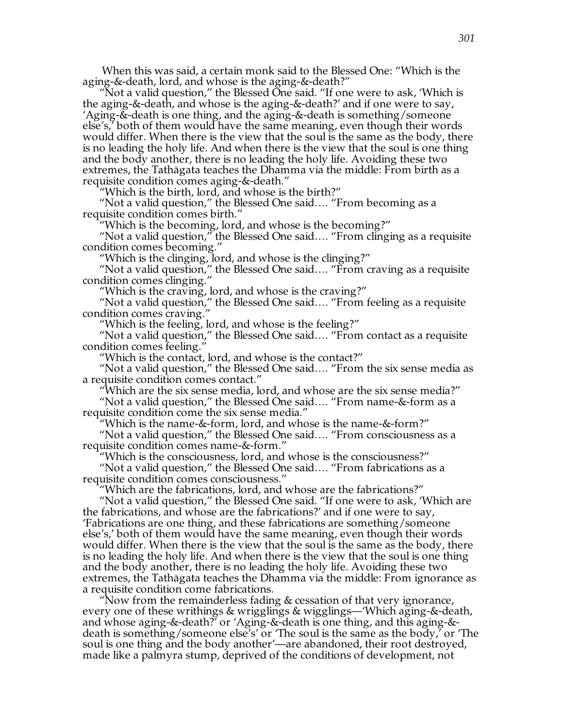When this was said, a certain monk said to the Blessed One: "Which is the aging-&-death, lord, and whose is the aging-&-death?"

"Not a valid question," the Blessed One said. "If one were to ask, 'Which is the aging-&-death, and whose is the aging-&-death?' and if one were to say, 'Aging-&-death is one thing, and the aging-&-death is something/someone else's,' both of them would have the same meaning, even though their words would differ. When there is the view that the soul is the same as the body, there is no leading the holy life. And when there is the view that the soul is one thing and the body another, there is no leading the holy life. Avoiding these two extremes, the Tathāgata teaches the Dhamma via the middle: From birth as a requisite condition comes aging-&-death."

"Which is the birth, lord, and whose is the birth?"

"Not a valid question," the Blessed One said…. "From becoming as a requisite condition comes birth."

"Which is the becoming, lord, and whose is the becoming?"

"Not a valid question," the Blessed One said…. "From clinging as a requisite condition comes becoming."

"Which is the clinging, lord, and whose is the clinging?"

"Not a valid question," the Blessed One said…. "From craving as a requisite condition comes clinging."

"Which is the craving, lord, and whose is the craving?"

"Not a valid question," the Blessed One said…. "From feeling as a requisite condition comes craving."

"Which is the feeling, lord, and whose is the feeling?"

"Not a valid question," the Blessed One said…. "From contact as a requisite condition comes feeling."

"Which is the contact, lord, and whose is the contact?"

"Not a valid question," the Blessed One said…. "From the six sense media as a requisite condition comes contact."

"Which are the six sense media, lord, and whose are the six sense media?"

"Not a valid question," the Blessed One said…. "From name-&-form as a requisite condition come the six sense media."

"Which is the name-&-form, lord, and whose is the name-&-form?"

"Not a valid question," the Blessed One said…. "From consciousness as a requisite condition comes name-&-form."

"Which is the consciousness, lord, and whose is the consciousness?"

"Not a valid question," the Blessed One said…. "From fabrications as a requisite condition comes consciousness."

"Which are the fabrications, lord, and whose are the fabrications?"

"Not a valid question," the Blessed One said. "If one were to ask, 'Which are the fabrications, and whose are the fabrications?' and if one were to say, 'Fabrications are one thing, and these fabrications are something/someone else's,' both of them would have the same meaning, even though their words would differ. When there is the view that the soul is the same as the body, there is no leading the holy life. And when there is the view that the soul is one thing and the body another, there is no leading the holy life. Avoiding these two extremes, the Tathāgata teaches the Dhamma via the middle: From ignorance as a requisite condition come fabrications.

"Now from the remainderless fading & cessation of that very ignorance, every one of these writhings & wrigglings & wigglings—'Which aging-&-death, and whose aging-&-death?' or 'Aging-&-death is one thing, and this aging-&-death is something/someone else's' or 'The soul is the same as the body,' or 'The soul is one thing and the body another'—are abandoned, their root destroyed, made like a palmyra stump, deprived of the conditions of development, not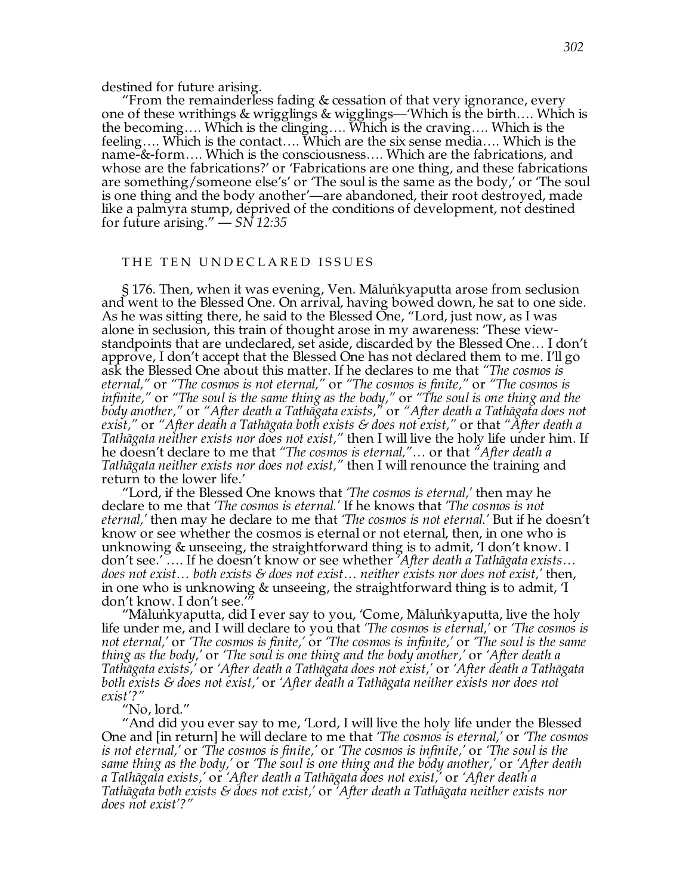destined for future arising.

"From the remainderless fading & cessation of that very ignorance, every one of these writhings & wrigglings & wigglings—'Which is the birth…. Which is the becoming…. Which is the clinging…. Which is the craving…. Which is the feeling…. Which is the contact…. Which are the six sense media…. Which is the name-&-form…. Which is the consciousness…. Which are the fabrications, and whose are the fabrications?' or 'Fabrications are one thing, and these fabrications are something/someone else's' or 'The soul is the same as the body,' or 'The soul is one thing and the body another'—are abandoned, their root destroyed, made like a palmyra stump, deprived of the conditions of development, not destined for future arising." — *SN 12:35*

## THE TEN UNDECLARED ISSUES

§ 176. Then, when it was evening, Ven. Māluṅkyaputta arose from seclusion and went to the Blessed One. On arrival, having bowed down, he sat to one side. As he was sitting there, he said to the Blessed One, "Lord, just now, as I was alone in seclusion, this train of thought arose in my awareness: 'These view-standpoints that are undeclared, set aside, discarded by the Blessed One… I don't approve, I don't accept that the Blessed One has not declared them to me. I'll go ask the Blessed One about this matter. If he declares to me that *"The cosmos is eternal,"* or *"The cosmos is not eternal,"* or *"The cosmos is finite,"* or *"The cosmos is infinite,"* or *"The soul is the same thing as the body,"* or *"The soul is one thing and the body another,"* or *"After death a Tathāgata exists,"* or *"After death a Tathāgata does not exist,"* or *"After death a Tathāgata both exists & does not exist,"* or that *"After death a Tathāgata neither exists nor does not exist,"* then I will live the holy life under him. If he doesn't declare to me that *"The cosmos is eternal,"*… or that *"After death a Tathāgata neither exists nor does not exist,"* then I will renounce the training and return to the lower life.'

"Lord, if the Blessed One knows that *'The cosmos is eternal,'* then may he declare to me that *'The cosmos is eternal.'* If he knows that *'The cosmos is not eternal,'* then may he declare to me that *'The cosmos is not eternal.'* But if he doesn't know or see whether the cosmos is eternal or not eternal, then, in one who is unknowing & unseeing, the straightforward thing is to admit, 'I don't know. I don't see.' …. If he doesn't know or see whether *'After death a Tathāgata exists… does not exist… both exists & does not exist… neither exists nor does not exist,'* then, in one who is unknowing & unseeing, the straightforward thing is to admit, 'I don't know. I don't see.'"

"Māluṅkyaputta, did I ever say to you, 'Come, Māluṅkyaputta, live the holy life under me, and I will declare to you that *'The cosmos is eternal,'* or *'The cosmos is not eternal,'* or *'The cosmos is finite,'* or *'The cosmos is infinite,'* or *'The soul is the same thing as the body,'* or *'The soul is one thing and the body another,'* or *'After death a Tathāgata exists,'* or *'After death a Tathāgata does not exist,'* or *'After death a Tathāgata both exists & does not exist,'* or *'After death a Tathāgata neither exists nor does not exist'?"*

"No, lord."

"And did you ever say to me, 'Lord, I will live the holy life under the Blessed One and [in return] he will declare to me that *'The cosmos is eternal,'* or *'The cosmos is not eternal,'* or *'The cosmos is finite,'* or *'The cosmos is infinite,'* or *'The soul is the same thing as the body,'* or *'The soul is one thing and the body another,'* or *'After death a Tathāgata exists,'* or *'After death a Tathāgata does not exist,'* or *'After death a Tathāgata both exists & does not exist,'* or *'After death a Tathāgata neither exists nor does not exist'?"*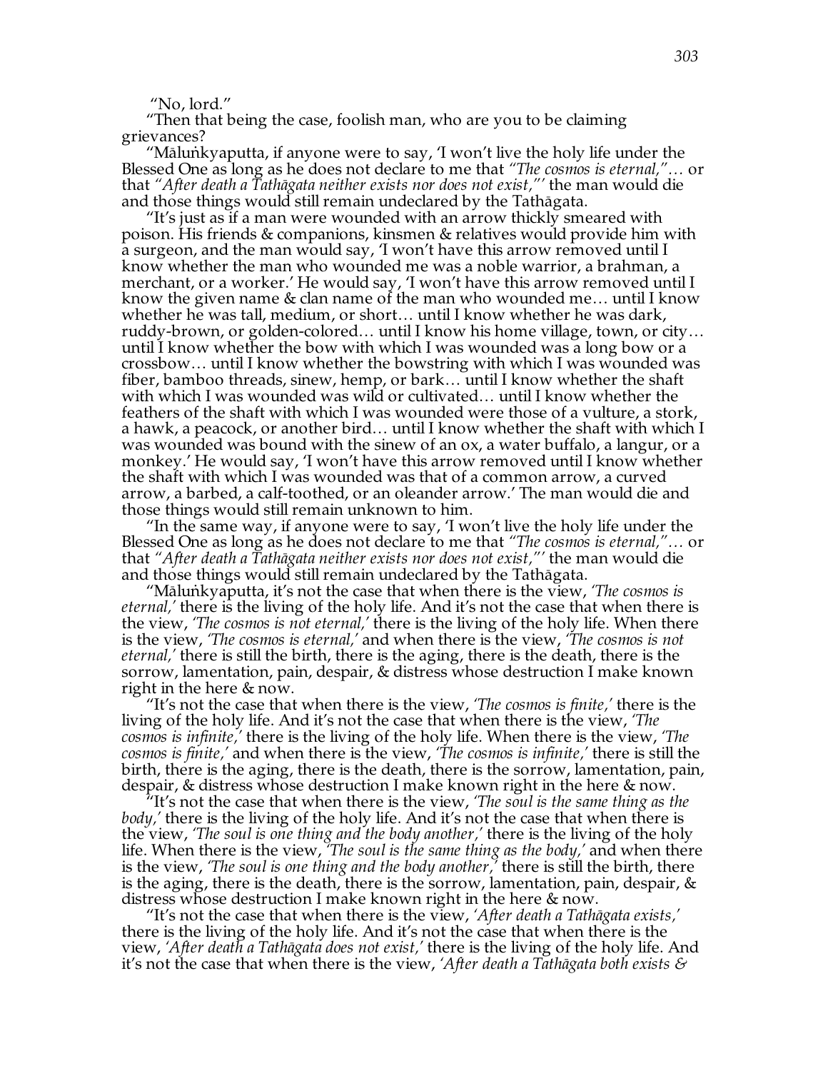"No, lord."

"Then that being the case, foolish man, who are you to be claiming grievances?

"Māluṅkyaputta, if anyone were to say, 'I won't live the holy life under the Blessed One as long as he does not declare to me that *"The cosmos is eternal,"*… or that *"After death a Tathāgata neither exists nor does not exist,"*' the man would die and those things would still remain undeclared by the Tathāgata.

"It's just as if a man were wounded with an arrow thickly smeared with poison. His friends & companions, kinsmen & relatives would provide him with a surgeon, and the man would say, 'I won't have this arrow removed until I know whether the man who wounded me was a noble warrior, a brahman, a merchant, or a worker.' He would say, 'I won't have this arrow removed until I know the given name & clan name of the man who wounded me… until I know whether he was tall, medium, or short… until I know whether he was dark, ruddy-brown, or golden-colored… until I know his home village, town, or city… until I know whether the bow with which I was wounded was a long bow or a crossbow… until I know whether the bowstring with which I was wounded was fiber, bamboo threads, sinew, hemp, or bark… until I know whether the shaft with which I was wounded was wild or cultivated… until I know whether the feathers of the shaft with which I was wounded were those of a vulture, a stork, a hawk, a peacock, or another bird… until I know whether the shaft with which I was wounded was bound with the sinew of an ox, a water buffalo, a langur, or a monkey.' He would say, 'I won't have this arrow removed until I know whether the shaft with which I was wounded was that of a common arrow, a curved arrow, a barbed, a calf-toothed, or an oleander arrow.' The man would die and those things would still remain unknown to him.

"In the same way, if anyone were to say, 'I won't live the holy life under the Blessed One as long as he does not declare to me that *"The cosmos is eternal,"*… or that *"After death a Tathāgata neither exists nor does not exist,"*' the man would die and those things would still remain undeclared by the Tathāgata.

"Māluṅkyaputta, it's not the case that when there is the view, *'The cosmos is eternal,'* there is the living of the holy life. And it's not the case that when there is the view, *'The cosmos is not eternal,'* there is the living of the holy life. When there is the view, *'The cosmos is eternal,'* and when there is the view, *'The cosmos is not eternal,'* there is still the birth, there is the aging, there is the death, there is the sorrow, lamentation, pain, despair, & distress whose destruction I make known right in the here & now.

"It's not the case that when there is the view, *'The cosmos is finite,'* there is the living of the holy life. And it's not the case that when there is the view, *'The cosmos is infinite,'* there is the living of the holy life. When there is the view, *'The cosmos is finite,'* and when there is the view, *'The cosmos is infinite,'* there is still the birth, there is the aging, there is the death, there is the sorrow, lamentation, pain, despair, & distress whose destruction I make known right in the here & now.

"It's not the case that when there is the view, *'The soul is the same thing as the body,'* there is the living of the holy life. And it's not the case that when there is the view, *'The soul is one thing and the body another,'* there is the living of the holy life. When there is the view, *'The soul is the same thing as the body,'* and when there is the view, *'The soul is one thing and the body another,'* there is still the birth, there is the aging, there is the death, there is the sorrow, lamentation, pain, despair, & distress whose destruction I make known right in the here & now.

"It's not the case that when there is the view, *'After death a Tathāgata exists,'* there is the living of the holy life. And it's not the case that when there is the view, *'After death a Tathāgata does not exist,'* there is the living of the holy life. And it's not the case that when there is the view, *'After death a Tathāgata both exists &*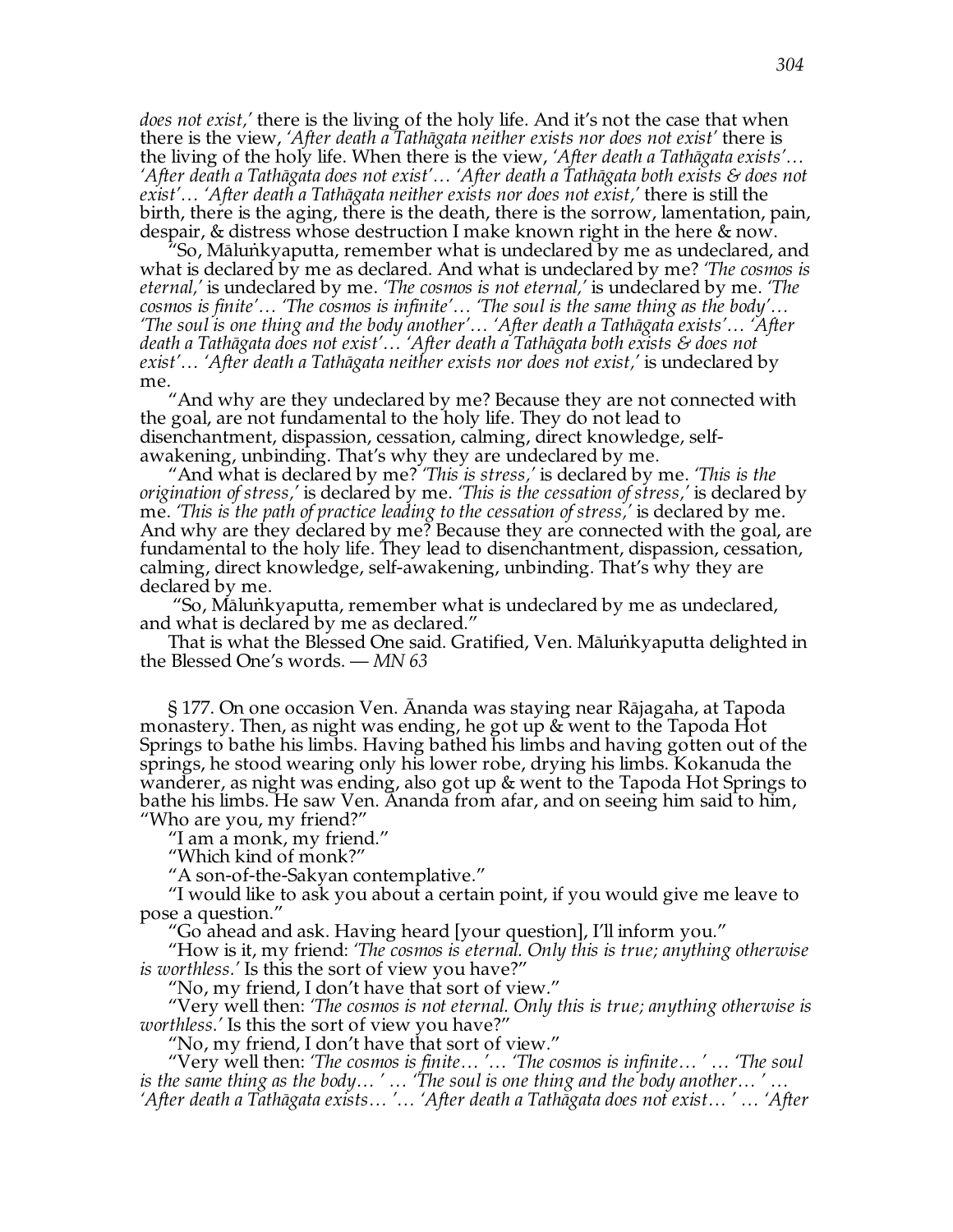*does not exist,'* there is the living of the holy life. And it's not the case that when there is the view, *'After death a Tathāgata neither exists nor does not exist'* there is the living of the holy life. When there is the view, *'After death a Tathāgata exists'… 'After death a Tathāgata does not exist'… 'After death a Tathāgata both exists & does not exist'… 'After death a Tathāgata neither exists nor does not exist,'* there is still the birth, there is the aging, there is the death, there is the sorrow, lamentation, pain, despair, & distress whose destruction I make known right in the here & now.

"So, Māluṅkyaputta, remember what is undeclared by me as undeclared, and what is declared by me as declared. And what is undeclared by me? *'The cosmos is eternal,'* is undeclared by me. *'The cosmos is not eternal,'* is undeclared by me. *'The cosmos is finite'… 'The cosmos is infinite'… 'The soul is the same thing as the body'… 'The soul is one thing and the body another'… 'After death a Tathāgata exists'… 'After death a Tathāgata does not exist'… 'After death a Tathāgata both exists & does not exist'… 'After death a Tathāgata neither exists nor does not exist,'* is undeclared by me.

"And why are they undeclared by me? Because they are not connected with the goal, are not fundamental to the holy life. They do not lead to disenchantment, dispassion, cessation, calming, direct knowledge, self-awakening, unbinding. That's why they are undeclared by me.

"And what is declared by me? *'This is stress,'* is declared by me. *'This is the origination of stress,'* is declared by me. *'This is the cessation of stress,'* is declared by me. *'This is the path of practice leading to the cessation of stress,'* is declared by me. And why are they declared by me? Because they are connected with the goal, are fundamental to the holy life. They lead to disenchantment, dispassion, cessation, calming, direct knowledge, self-awakening, unbinding. That's why they are declared by me.

"So, Māluṅkyaputta, remember what is undeclared by me as undeclared, and what is declared by me as declared."

That is what the Blessed One said. Gratified, Ven. Māluṅkyaputta delighted in the Blessed One's words. — *MN 63*

§ 177. On one occasion Ven. Ānanda was staying near Rājagaha, at Tapoda monastery. Then, as night was ending, he got up & went to the Tapoda Hot Springs to bathe his limbs. Having bathed his limbs and having gotten out of the springs, he stood wearing only his lower robe, drying his limbs. Kokanuda the wanderer, as night was ending, also got up & went to the Tapoda Hot Springs to bathe his limbs. He saw Ven. Ānanda from afar, and on seeing him said to him, "Who are you, my friend?"

"I am a monk, my friend."

"Which kind of monk?"

"A son-of-the-Sakyan contemplative."

"I would like to ask you about a certain point, if you would give me leave to pose a question."

"Go ahead and ask. Having heard [your question], I'll inform you."

"How is it, my friend: *'The cosmos is eternal. Only this is true; anything otherwise is worthless.'* Is this the sort of view you have?"

"No, my friend, I don't have that sort of view."

"Very well then: *'The cosmos is not eternal. Only this is true; anything otherwise is worthless.'* Is this the sort of view you have?"

"No, my friend, I don't have that sort of view."

"Very well then: *'The cosmos is finite… '… 'The cosmos is infinite… ' … 'The soul is the same thing as the body… ' … 'The soul is one thing and the body another… ' … 'After death a Tathāgata exists… '… 'After death a Tathāgata does not exist… ' … 'After*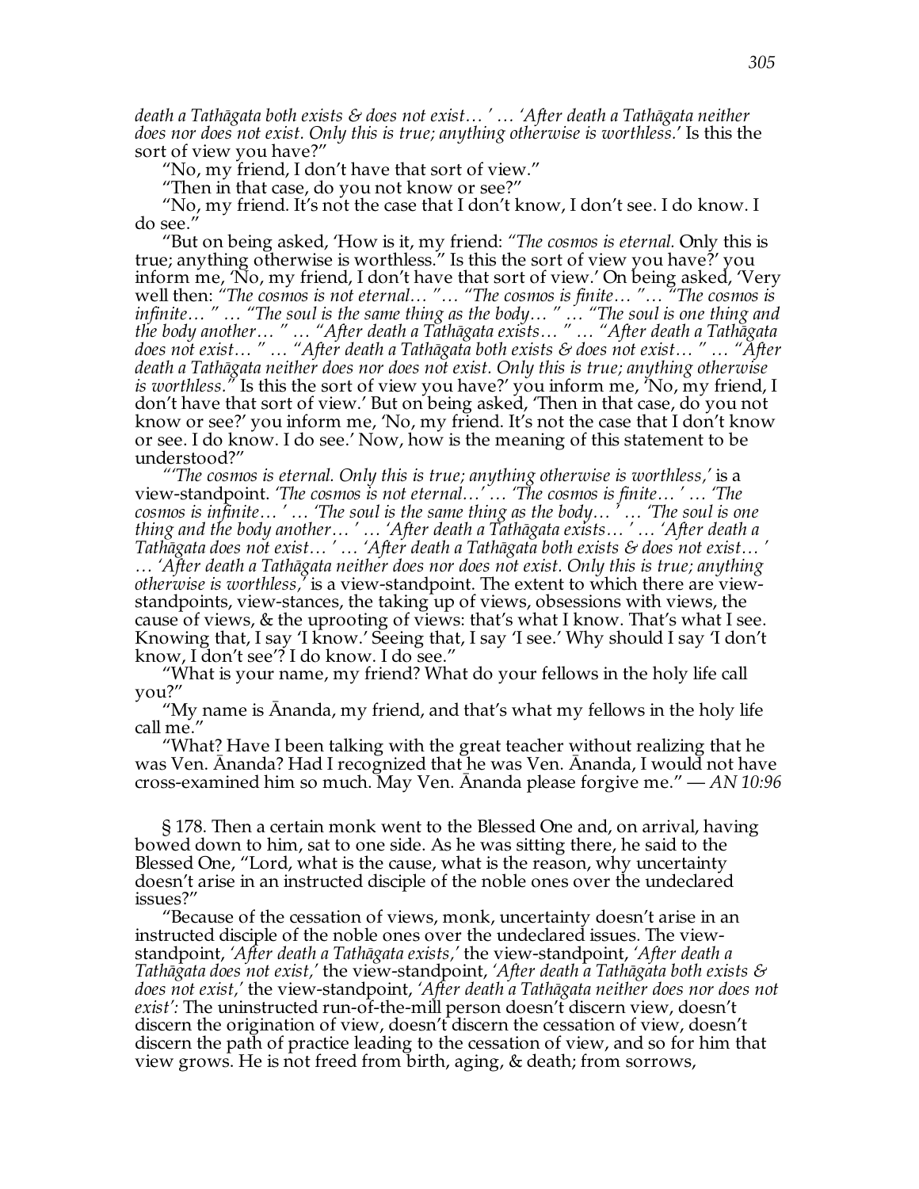*death a Tathāgata both exists & does not exist… ' … 'After death a Tathāgata neither does nor does not exist. Only this is true; anything otherwise is worthless.'* Is this the sort of view you have?"

"No, my friend, I don't have that sort of view."

"Then in that case, do you not know or see?"

"No, my friend. It's not the case that I don't know, I don't see. I do know. I do see."

"But on being asked, 'How is it, my friend: *"The cosmos is eternal.* Only this is true; anything otherwise is worthless." Is this the sort of view you have?' you inform me, 'No, my friend, I don't have that sort of view.' On being asked, 'Very well then: *"The cosmos is not eternal… "… "The cosmos is finite… "… "The cosmos is infinite… " … "The soul is the same thing as the body… " … "The soul is one thing and the body another… " … "After death a Tathāgata exists… " … "After death a Tathāgata does not exist… " … "After death a Tathāgata both exists & does not exist… " … "After death a Tathāgata neither does nor does not exist. Only this is true; anything otherwise is worthless."* Is this the sort of view you have?' you inform me, 'No, my friend, I don't have that sort of view.' But on being asked, 'Then in that case, do you not know or see?' you inform me, 'No, my friend. It's not the case that I don't know or see. I do know. I do see.' Now, how is the meaning of this statement to be understood?"

"*'The cosmos is eternal. Only this is true; anything otherwise is worthless,'* is a view-standpoint. *'The cosmos is not eternal…' … 'The cosmos is finite… ' … 'The cosmos is infinite… ' … 'The soul is the same thing as the body… ' … 'The soul is one thing and the body another… ' … 'After death a Tathāgata exists… ' … 'After death a Tathāgata does not exist… ' … 'After death a Tathāgata both exists & does not exist… ' … 'After death a Tathāgata neither does nor does not exist. Only this is true; anything otherwise is worthless,'* is a view-standpoint. The extent to which there are view-standpoints, view-stances, the taking up of views, obsessions with views, the cause of views, & the uprooting of views: that's what I know. That's what I see. Knowing that, I say 'I know.' Seeing that, I say 'I see.' Why should I say 'I don't know, I don't see'? I do know. I do see."

"What is your name, my friend? What do your fellows in the holy life call you?"

"My name is Ānanda, my friend, and that's what my fellows in the holy life call me."

"What? Have I been talking with the great teacher without realizing that he was Ven. Ānanda? Had I recognized that he was Ven. Ānanda, I would not have cross-examined him so much. May Ven. Ānanda please forgive me." — *AN 10:96*

§ 178. Then a certain monk went to the Blessed One and, on arrival, having bowed down to him, sat to one side. As he was sitting there, he said to the Blessed One, "Lord, what is the cause, what is the reason, why uncertainty doesn't arise in an instructed disciple of the noble ones over the undeclared issues?"

"Because of the cessation of views, monk, uncertainty doesn't arise in an instructed disciple of the noble ones over the undeclared issues. The view-standpoint, *'After death a Tathāgata exists,'* the view-standpoint, *'After death a Tathāgata does not exist,'* the view-standpoint, *'After death a Tathāgata both exists & does not exist,'* the view-standpoint, *'After death a Tathāgata neither does nor does not exist':* The uninstructed run-of-the-mill person doesn't discern view, doesn't discern the origination of view, doesn't discern the cessation of view, doesn't discern the path of practice leading to the cessation of view, and so for him that view grows. He is not freed from birth, aging, & death; from sorrows,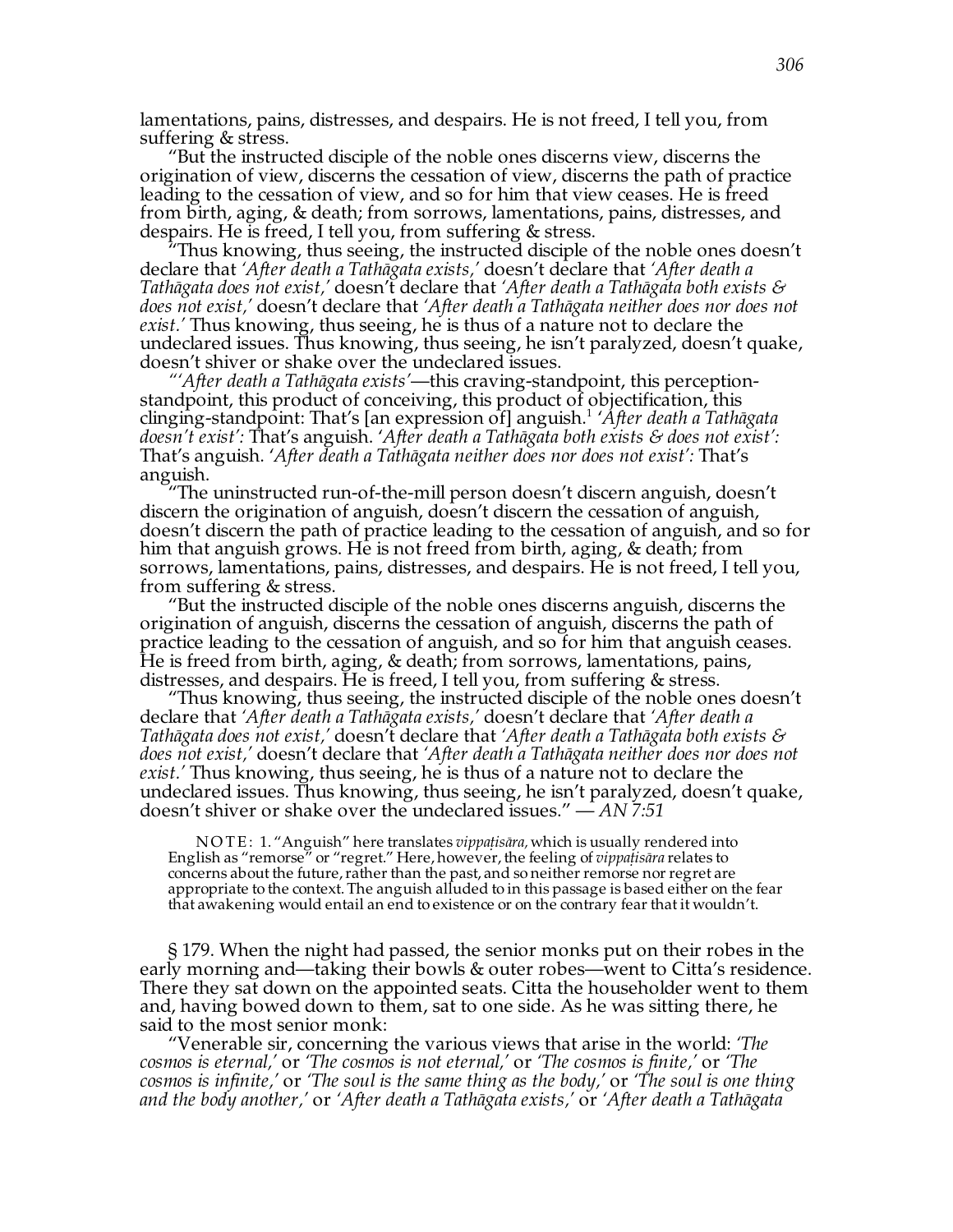lamentations, pains, distresses, and despairs. He is not freed, I tell you, from suffering & stress.

"But the instructed disciple of the noble ones discerns view, discerns the origination of view, discerns the cessation of view, discerns the path of practice leading to the cessation of view, and so for him that view ceases. He is freed from birth, aging, & death; from sorrows, lamentations, pains, distresses, and despairs. He is freed, I tell you, from suffering & stress.

"Thus knowing, thus seeing, the instructed disciple of the noble ones doesn't declare that *'After death a Tathāgata exists,'* doesn't declare that *'After death a Tathāgata does not exist,'* doesn't declare that *'After death a Tathāgata both exists & does not exist,'* doesn't declare that *'After death a Tathāgata neither does nor does not exist.'* Thus knowing, thus seeing, he is thus of a nature not to declare the undeclared issues. Thus knowing, thus seeing, he isn't paralyzed, doesn't quake, doesn't shiver or shake over the undeclared issues.

"*'After death a Tathāgata exists'*—this craving-standpoint, this perception-standpoint, this product of conceiving, this product of objectification, this clinging-standpoint: That's [an expression of] anguish.[1] *'After death a Tathāgata doesn't exist':* That's anguish. *'After death a Tathāgata both exists & does not exist':* That's anguish. *'After death a Tathāgata neither does nor does not exist':* That's anguish.

"The uninstructed run-of-the-mill person doesn't discern anguish, doesn't discern the origination of anguish, doesn't discern the cessation of anguish, doesn't discern the path of practice leading to the cessation of anguish, and so for him that anguish grows. He is not freed from birth, aging, & death; from sorrows, lamentations, pains, distresses, and despairs. He is not freed, I tell you, from suffering & stress.

"But the instructed disciple of the noble ones discerns anguish, discerns the origination of anguish, discerns the cessation of anguish, discerns the path of practice leading to the cessation of anguish, and so for him that anguish ceases. He is freed from birth, aging, & death; from sorrows, lamentations, pains, distresses, and despairs. He is freed, I tell you, from suffering & stress.

"Thus knowing, thus seeing, the instructed disciple of the noble ones doesn't declare that *'After death a Tathāgata exists,'* doesn't declare that *'After death a Tathāgata does not exist,'* doesn't declare that *'After death a Tathāgata both exists & does not exist,'* doesn't declare that *'After death a Tathāgata neither does nor does not exist.'* Thus knowing, thus seeing, he is thus of a nature not to declare the undeclared issues. Thus knowing, thus seeing, he isn't paralyzed, doesn't quake, doesn't shiver or shake over the undeclared issues." — *AN 7:51*

NOTE: 1. "Anguish" here translates *vippaṭisāra,* which is usually rendered into English as "remorse" or "regret." Here, however, the feeling of *vippaṭisāra* relates to concerns about the future, rather than the past, and so neither remorse nor regret are appropriate to the context. The anguish alluded to in this passage is based either on the fear that awakening would entail an end to existence or on the contrary fear that it wouldn't.

§ 179. When the night had passed, the senior monks put on their robes in the early morning and—taking their bowls & outer robes—went to Citta's residence. There they sat down on the appointed seats. Citta the householder went to them and, having bowed down to them, sat to one side. As he was sitting there, he said to the most senior monk:

"Venerable sir, concerning the various views that arise in the world: *'The cosmos is eternal,'* or *'The cosmos is not eternal,'* or *'The cosmos is finite,'* or *'The cosmos is infinite,'* or *'The soul is the same thing as the body,'* or *'The soul is one thing and the body another,'* or *'After death a Tathāgata exists,'* or *'After death a Tathāgata*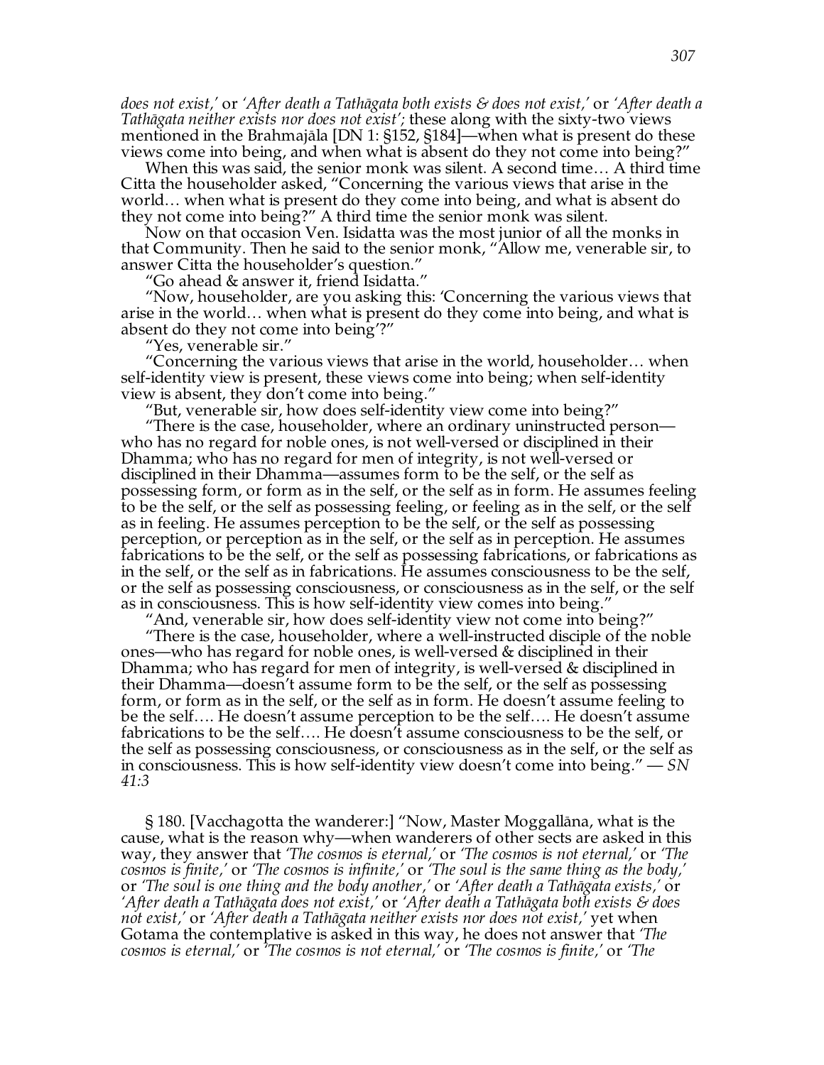*does not exist,'* or *'After death a Tathāgata both exists & does not exist,'* or *'After death a Tathāgata neither exists nor does not exist'*; these along with the sixty-two views mentioned in the Brahmajāla [DN 1: §152, §184]—when what is present do these views come into being, and when what is absent do they not come into being?"

When this was said, the senior monk was silent. A second time… A third time Citta the householder asked, "Concerning the various views that arise in the world… when what is present do they come into being, and what is absent do they not come into being?" A third time the senior monk was silent.

Now on that occasion Ven. Isidatta was the most junior of all the monks in that Community. Then he said to the senior monk, "Allow me, venerable sir, to answer Citta the householder's question."

"Go ahead & answer it, friend Isidatta."

"Now, householder, are you asking this: 'Concerning the various views that arise in the world… when what is present do they come into being, and what is absent do they not come into being'?"

"Yes, venerable sir."

"Concerning the various views that arise in the world, householder… when self-identity view is present, these views come into being; when self-identity view is absent, they don't come into being."

"But, venerable sir, how does self-identity view come into being?"

"There is the case, householder, where an ordinary uninstructed person—who has no regard for noble ones, is not well-versed or disciplined in their Dhamma; who has no regard for men of integrity, is not well-versed or disciplined in their Dhamma—assumes form to be the self, or the self as possessing form, or form as in the self, or the self as in form. He assumes feeling to be the self, or the self as possessing feeling, or feeling as in the self, or the self as in feeling. He assumes perception to be the self, or the self as possessing perception, or perception as in the self, or the self as in perception. He assumes fabrications to be the self, or the self as possessing fabrications, or fabrications as in the self, or the self as in fabrications. He assumes consciousness to be the self, or the self as possessing consciousness, or consciousness as in the self, or the self as in consciousness. This is how self-identity view comes into being."

"And, venerable sir, how does self-identity view not come into being?"

"There is the case, householder, where a well-instructed disciple of the noble ones—who has regard for noble ones, is well-versed & disciplined in their Dhamma; who has regard for men of integrity, is well-versed & disciplined in their Dhamma—doesn't assume form to be the self, or the self as possessing form, or form as in the self, or the self as in form. He doesn't assume feeling to be the self…. He doesn't assume perception to be the self…. He doesn't assume fabrications to be the self…. He doesn't assume consciousness to be the self, or the self as possessing consciousness, or consciousness as in the self, or the self as in consciousness. This is how self-identity view doesn't come into being." — *SN 41:3*

§ 180. [Vacchagotta the wanderer:] "Now, Master Moggallāna, what is the cause, what is the reason why—when wanderers of other sects are asked in this way, they answer that *'The cosmos is eternal,'* or *'The cosmos is not eternal,'* or *'The cosmos is finite,'* or *'The cosmos is infinite,'* or *'The soul is the same thing as the body,'* or *'The soul is one thing and the body another,'* or *'After death a Tathāgata exists,'* or *'After death a Tathāgata does not exist,'* or *'After death a Tathāgata both exists & does not exist,'* or *'After death a Tathāgata neither exists nor does not exist,'* yet when Gotama the contemplative is asked in this way, he does not answer that *'The cosmos is eternal,'* or *'The cosmos is not eternal,'* or *'The cosmos is finite,'* or *'The*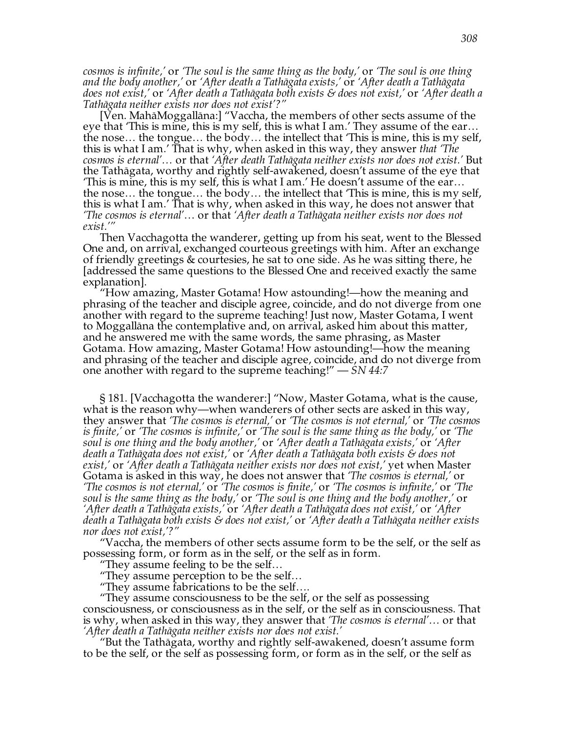*cosmos is infinite,'* or *'The soul is the same thing as the body,'* or *'The soul is one thing and the body another,'* or *'After death a Tathāgata exists,'* or *'After death a Tathāgata does not exist,'* or *'After death a Tathāgata both exists & does not exist,'* or *'After death a Tathāgata neither exists nor does not exist'?"*

[Ven. MahāMoggallāna:] "Vaccha, the members of other sects assume of the eye that 'This is mine, this is my self, this is what I am.' They assume of the ear… the nose… the tongue… the body… the intellect that 'This is mine, this is my self, this is what I am.' That is why, when asked in this way, they answer *that 'The cosmos is eternal'…* or that *'After death Tathāgata neither exists nor does not exist.'* But the Tathāgata, worthy and rightly self-awakened, doesn't assume of the eye that 'This is mine, this is my self, this is what I am.' He doesn't assume of the ear… the nose… the tongue… the body… the intellect that 'This is mine, this is my self, this is what I am.' That is why, when asked in this way, he does not answer that *'The cosmos is eternal'*… or that *'After death a Tathāgata neither exists nor does not exist.'"*

Then Vacchagotta the wanderer, getting up from his seat, went to the Blessed One and, on arrival, exchanged courteous greetings with him. After an exchange of friendly greetings & courtesies, he sat to one side. As he was sitting there, he [addressed the same questions to the Blessed One and received exactly the same explanation].

"How amazing, Master Gotama! How astounding!—how the meaning and phrasing of the teacher and disciple agree, coincide, and do not diverge from one another with regard to the supreme teaching! Just now, Master Gotama, I went to Moggallāna the contemplative and, on arrival, asked him about this matter, and he answered me with the same words, the same phrasing, as Master Gotama. How amazing, Master Gotama! How astounding!—how the meaning and phrasing of the teacher and disciple agree, coincide, and do not diverge from one another with regard to the supreme teaching!" — *SN 44:7*

§ 181. [Vacchagotta the wanderer:] "Now, Master Gotama, what is the cause, what is the reason why—when wanderers of other sects are asked in this way, they answer that *'The cosmos is eternal,'* or *'The cosmos is not eternal,'* or *'The cosmos is finite,'* or *'The cosmos is infinite,'* or *'The soul is the same thing as the body,'* or *'The soul is one thing and the body another,'* or *'After death a Tathāgata exists,'* or *'After death a Tathāgata does not exist,'* or *'After death a Tathāgata both exists & does not exist,'* or *'After death a Tathāgata neither exists nor does not exist,'* yet when Master Gotama is asked in this way, he does not answer that *'The cosmos is eternal,'* or *'The cosmos is not eternal,'* or *'The cosmos is finite,'* or *'The cosmos is infinite,'* or *'The soul is the same thing as the body,'* or *'The soul is one thing and the body another,'* or *'After death a Tathāgata exists,'* or *'After death a Tathāgata does not exist,'* or *'After death a Tathāgata both exists & does not exist,'* or *'After death a Tathāgata neither exists nor does not exist,'?"*

"Vaccha, the members of other sects assume form to be the self, or the self as possessing form, or form as in the self, or the self as in form.

"They assume feeling to be the self…

"They assume perception to be the self…

"They assume fabrications to be the self….

"They assume consciousness to be the self, or the self as possessing consciousness, or consciousness as in the self, or the self as in consciousness. That is why, when asked in this way, they answer that *'The cosmos is eternal'…* or that *'After death a Tathāgata neither exists nor does not exist.'*

"But the Tathāgata, worthy and rightly self-awakened, doesn't assume form to be the self, or the self as possessing form, or form as in the self, or the self as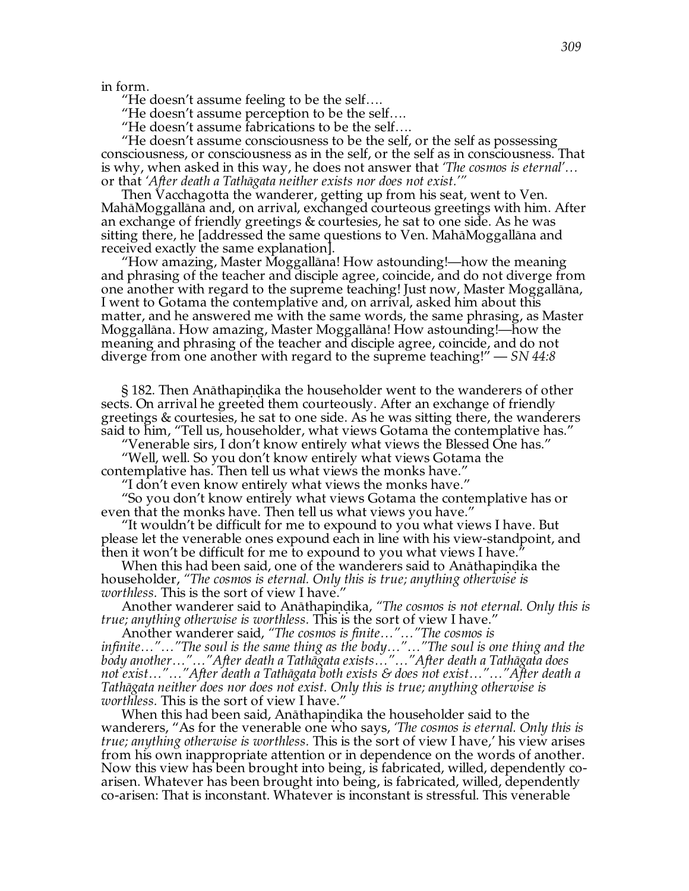in form.

"He doesn't assume feeling to be the self….

"He doesn't assume perception to be the self….

"He doesn't assume fabrications to be the self….

"He doesn't assume consciousness to be the self, or the self as possessing consciousness, or consciousness as in the self, or the self as in consciousness. That is why, when asked in this way, he does not answer that *'The cosmos is eternal'…* or that *'After death a Tathāgata neither exists nor does not exist.'"*

Then Vacchagotta the wanderer, getting up from his seat, went to Ven. MahāMoggallāna and, on arrival, exchanged courteous greetings with him. After an exchange of friendly greetings & courtesies, he sat to one side. As he was sitting there, he [addressed the same questions to Ven. MahāMoggallāna and received exactly the same explanation].

"How amazing, Master Moggallāna! How astounding!—how the meaning and phrasing of the teacher and disciple agree, coincide, and do not diverge from one another with regard to the supreme teaching! Just now, Master Moggallāna, I went to Gotama the contemplative and, on arrival, asked him about this matter, and he answered me with the same words, the same phrasing, as Master Moggallāna. How amazing, Master Moggallāna! How astounding!—how the meaning and phrasing of the teacher and disciple agree, coincide, and do not diverge from one another with regard to the supreme teaching!" — *SN 44:8*

§ 182. Then Anāthapiṇḍika the householder went to the wanderers of other sects. On arrival he greeted them courteously. After an exchange of friendly greetings & courtesies, he sat to one side. As he was sitting there, the wanderers said to him, "Tell us, householder, what views Gotama the contemplative has."

"Venerable sirs, I don't know entirely what views the Blessed One has."

"Well, well. So you don't know entirely what views Gotama the contemplative has. Then tell us what views the monks have."

"I don't even know entirely what views the monks have."

"So you don't know entirely what views Gotama the contemplative has or even that the monks have. Then tell us what views you have."

"It wouldn't be difficult for me to expound to you what views I have. But please let the venerable ones expound each in line with his view-standpoint, and then it won't be difficult for me to expound to you what views I have."

When this had been said, one of the wanderers said to Anāthapiṇḍika the householder, "*The cosmos is eternal. Only this is true; anything otherwise is worthless.* This is the sort of view I have."

Another wanderer said to Anāthapiṇḍika, "*The cosmos is not eternal. Only this is true; anything otherwise is worthless.* This is the sort of view I have."

Another wanderer said, "*The cosmos is finite…"…"The cosmos is infinite…"…"The soul is the same thing as the body…"…"The soul is one thing and the body another…"…"After death a Tathāgata exists…"…"After death a Tathāgata does not exist…"…"After death a Tathāgata both exists & does not exist…"…"After death a Tathāgata neither does nor does not exist. Only this is true; anything otherwise is worthless.* This is the sort of view I have."

When this had been said, Anāthapiṇḍika the householder said to the wanderers, "As for the venerable one who says, *'The cosmos is eternal. Only this is true; anything otherwise is worthless.* This is the sort of view I have,' his view arises from his own inappropriate attention or in dependence on the words of another. Now this view has been brought into being, is fabricated, willed, dependently co-arisen. Whatever has been brought into being, is fabricated, willed, dependently co-arisen: That is inconstant. Whatever is inconstant is stressful. This venerable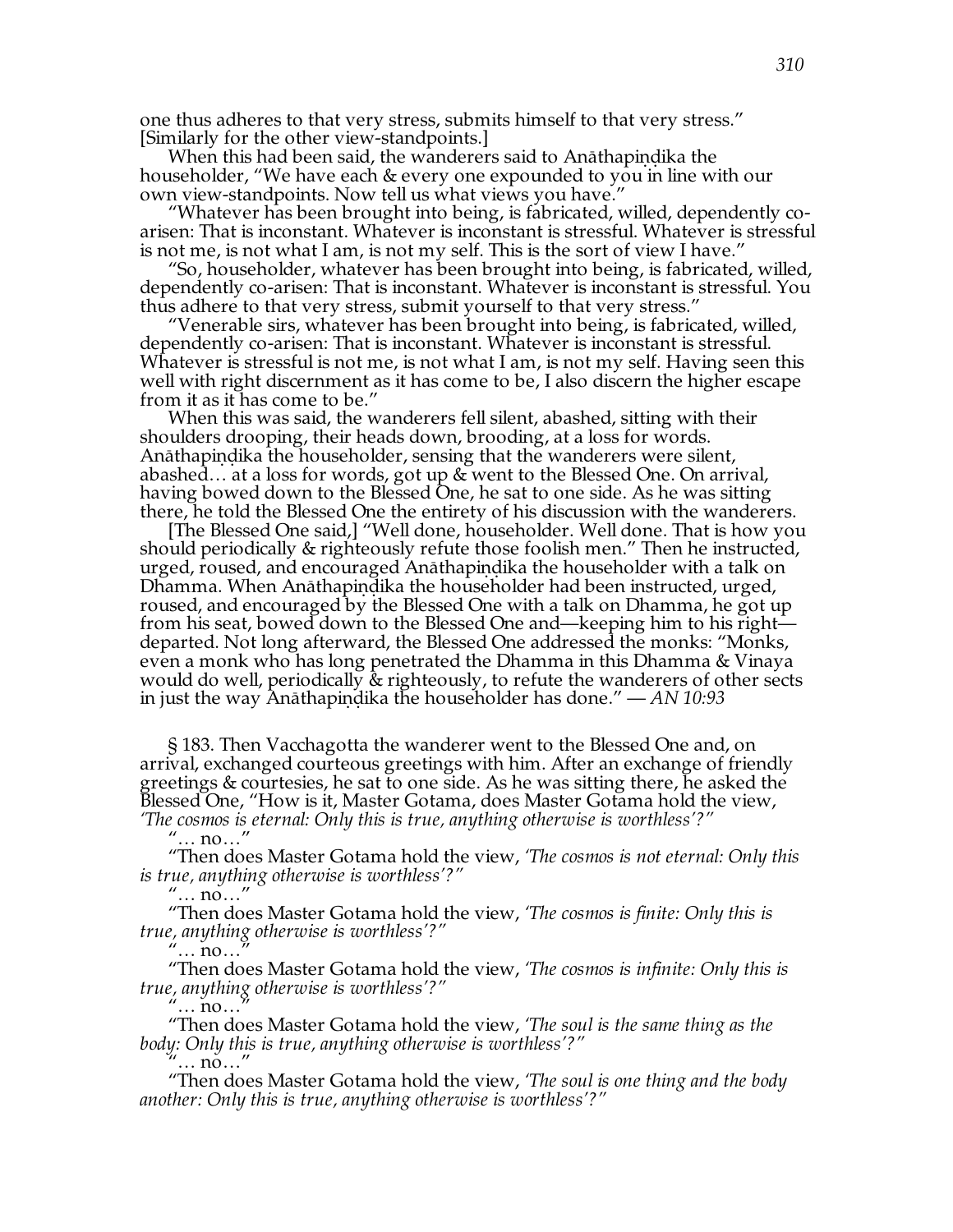one thus adheres to that very stress, submits himself to that very stress." [Similarly for the other view-standpoints.]

When this had been said, the wanderers said to Anāthapiṇḍika the householder, "We have each & every one expounded to you in line with our own view-standpoints. Now tell us what views you have."

"Whatever has been brought into being, is fabricated, willed, dependently co-arisen: That is inconstant. Whatever is inconstant is stressful. Whatever is stressful is not me, is not what I am, is not my self. This is the sort of view I have."

"So, householder, whatever has been brought into being, is fabricated, willed, dependently co-arisen: That is inconstant. Whatever is inconstant is stressful. You thus adhere to that very stress, submit yourself to that very stress."

"Venerable sirs, whatever has been brought into being, is fabricated, willed, dependently co-arisen: That is inconstant. Whatever is inconstant is stressful. Whatever is stressful is not me, is not what I am, is not my self. Having seen this well with right discernment as it has come to be, I also discern the higher escape from it as it has come to be."

When this was said, the wanderers fell silent, abashed, sitting with their shoulders drooping, their heads down, brooding, at a loss for words. Anāthapiṇḍika the householder, sensing that the wanderers were silent, abashed… at a loss for words, got up & went to the Blessed One. On arrival, having bowed down to the Blessed One, he sat to one side. As he was sitting there, he told the Blessed One the entirety of his discussion with the wanderers.

[The Blessed One said,] "Well done, householder. Well done. That is how you should periodically & righteously refute those foolish men." Then he instructed, urged, roused, and encouraged Anāthapiṇḍika the householder with a talk on Dhamma. When Anāthapiṇḍika the householder had been instructed, urged, roused, and encouraged by the Blessed One with a talk on Dhamma, he got up from his seat, bowed down to the Blessed One and—keeping him to his right—departed. Not long afterward, the Blessed One addressed the monks: "Monks, even a monk who has long penetrated the Dhamma in this Dhamma & Vinaya would do well, periodically & righteously, to refute the wanderers of other sects in just the way Anāthapiṇḍika the householder has done." — *AN 10:93*

§ 183. Then Vacchagotta the wanderer went to the Blessed One and, on arrival, exchanged courteous greetings with him. After an exchange of friendly greetings & courtesies, he sat to one side. As he was sitting there, he asked the Blessed One, "How is it, Master Gotama, does Master Gotama hold the view, *'The cosmos is eternal: Only this is true, anything otherwise is worthless'?"*

"… no…"

"Then does Master Gotama hold the view, *'The cosmos is not eternal: Only this is true, anything otherwise is worthless'?"*

"… no…"

"Then does Master Gotama hold the view, *'The cosmos is finite: Only this is true, anything otherwise is worthless'?"*

"… no…"

"Then does Master Gotama hold the view, *'The cosmos is infinite: Only this is true, anything otherwise is worthless'?"*

"… no…"

"Then does Master Gotama hold the view, *'The soul is the same thing as the body: Only this is true, anything otherwise is worthless'?"*

"… no…"

"Then does Master Gotama hold the view, *'The soul is one thing and the body another: Only this is true, anything otherwise is worthless'?"*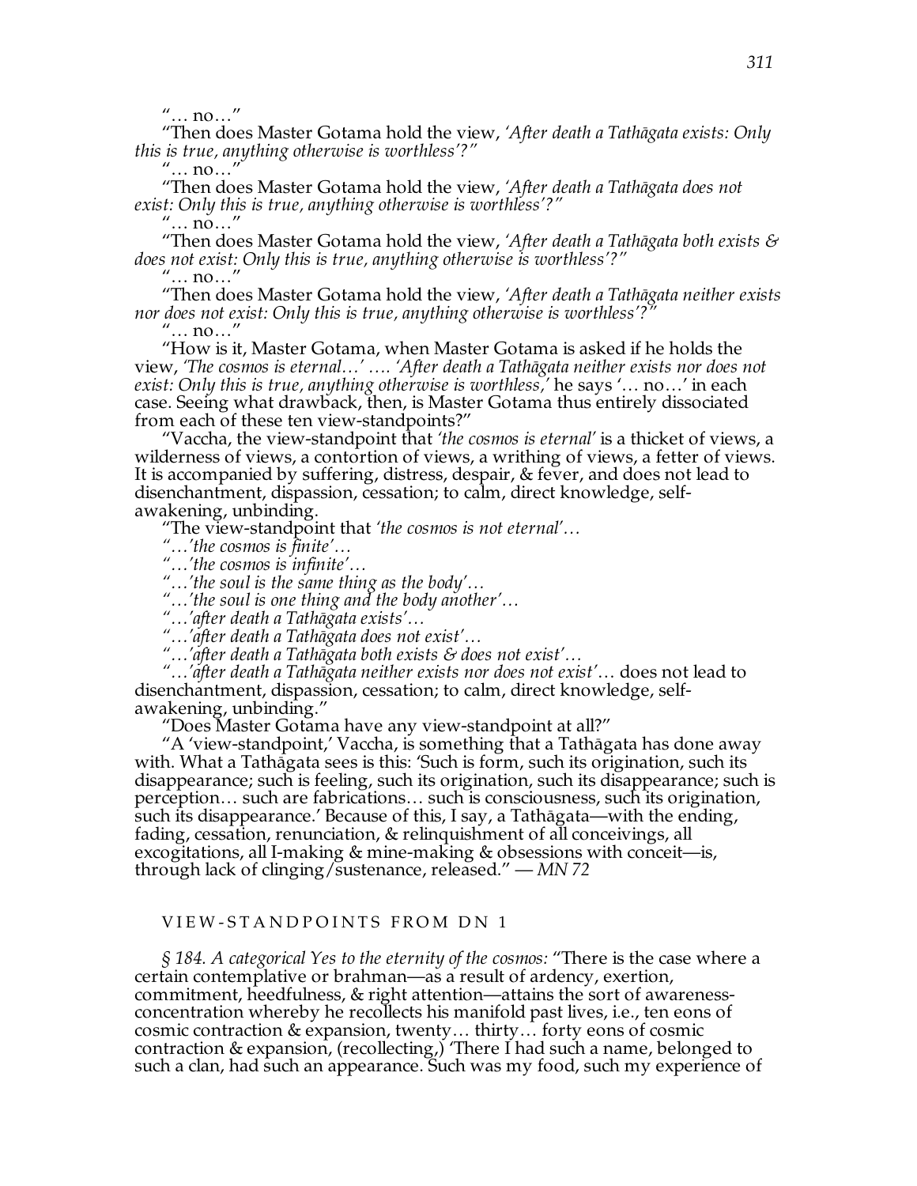"… no…"

"Then does Master Gotama hold the view, *'After death a Tathāgata exists: Only this is true, anything otherwise is worthless'?"*

"… no…"

"Then does Master Gotama hold the view, *'After death a Tathāgata does not exist: Only this is true, anything otherwise is worthless'?"*

"… no…"

"Then does Master Gotama hold the view, *'After death a Tathāgata both exists & does not exist: Only this is true, anything otherwise is worthless'?"*

"… no…"

"Then does Master Gotama hold the view, *'After death a Tathāgata neither exists nor does not exist: Only this is true, anything otherwise is worthless'?"*

"… no…"

"How is it, Master Gotama, when Master Gotama is asked if he holds the view, *'The cosmos is eternal…' …. 'After death a Tathāgata neither exists nor does not exist: Only this is true, anything otherwise is worthless,'* he says '… no…' in each case. Seeing what drawback, then, is Master Gotama thus entirely dissociated from each of these ten view-standpoints?"

"Vaccha, the view-standpoint that *'the cosmos is eternal'* is a thicket of views, a wilderness of views, a contortion of views, a writhing of views, a fetter of views. It is accompanied by suffering, distress, despair, & fever, and does not lead to disenchantment, dispassion, cessation; to calm, direct knowledge, self-awakening, unbinding.

"The view-standpoint that *'the cosmos is not eternal'…*

*"…'the cosmos is finite'…*

*"…'the cosmos is infinite'…*

*"…'the soul is the same thing as the body'…*

*"…'the soul is one thing and the body another'…*

*"…'after death a Tathāgata exists'…*

*"…'after death a Tathāgata does not exist'…*

*"…'after death a Tathāgata both exists & does not exist'…*

*"…'after death a Tathāgata neither exists nor does not exist'…* does not lead to disenchantment, dispassion, cessation; to calm, direct knowledge, self-awakening, unbinding."

"Does Master Gotama have any view-standpoint at all?"

"A 'view-standpoint,' Vaccha, is something that a Tathāgata has done away with. What a Tathāgata sees is this: 'Such is form, such its origination, such its disappearance; such is feeling, such its origination, such its disappearance; such is perception… such are fabrications… such is consciousness, such its origination, such its disappearance.' Because of this, I say, a Tathāgata—with the ending, fading, cessation, renunciation, & relinquishment of all conceivings, all excogitations, all I-making & mine-making & obsessions with conceit—is, through lack of clinging/sustenance, released." — *MN 72*

## VIEW-STANDPOINTS FROM DN 1

*§ 184. A categorical Yes to the eternity of the cosmos:* "There is the case where a certain contemplative or brahman—as a result of ardency, exertion, commitment, heedfulness, & right attention—attains the sort of awareness-concentration whereby he recollects his manifold past lives, i.e., ten eons of cosmic contraction & expansion, twenty… thirty… forty eons of cosmic contraction & expansion, (recollecting,) 'There I had such a name, belonged to such a clan, had such an appearance. Such was my food, such my experience of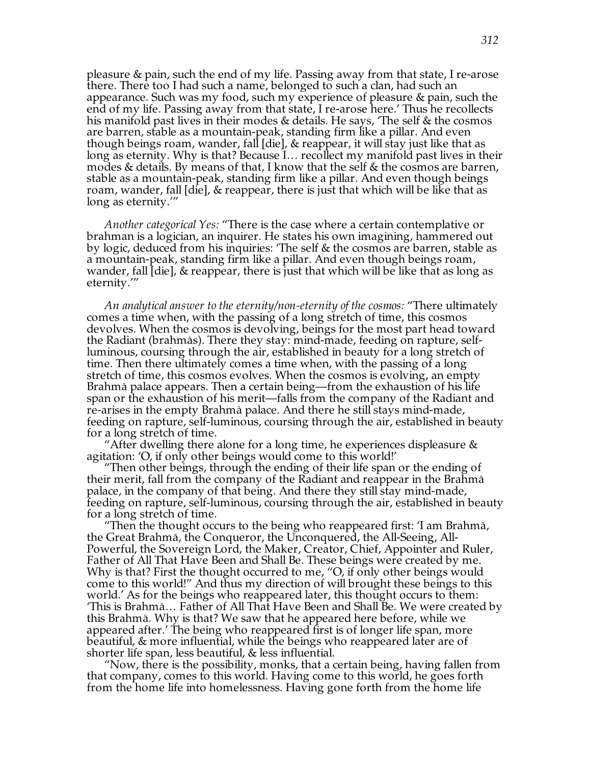pleasure & pain, such the end of my life. Passing away from that state, I re-arose there. There too I had such a name, belonged to such a clan, had such an appearance. Such was my food, such my experience of pleasure & pain, such the end of my life. Passing away from that state, I re-arose here.' Thus he recollects his manifold past lives in their modes & details. He says, 'The self & the cosmos are barren, stable as a mountain-peak, standing firm like a pillar. And even though beings roam, wander, fall [die], & reappear, it will stay just like that as long as eternity. Why is that? Because I… recollect my manifold past lives in their modes & details. By means of that, I know that the self & the cosmos are barren, stable as a mountain-peak, standing firm like a pillar. And even though beings roam, wander, fall [die], & reappear, there is just that which will be like that as long as eternity.'"

*Another categorical Yes:* "There is the case where a certain contemplative or brahman is a logician, an inquirer. He states his own imagining, hammered out by logic, deduced from his inquiries: 'The self & the cosmos are barren, stable as a mountain-peak, standing firm like a pillar. And even though beings roam, wander, fall [die], & reappear, there is just that which will be like that as long as eternity.'"

*An analytical answer to the eternity/non-eternity of the cosmos:* "There ultimately comes a time when, with the passing of a long stretch of time, this cosmos devolves. When the cosmos is devolving, beings for the most part head toward the Radiant (brahmās). There they stay: mind-made, feeding on rapture, self-luminous, coursing through the air, established in beauty for a long stretch of time. Then there ultimately comes a time when, with the passing of a long stretch of time, this cosmos evolves. When the cosmos is evolving, an empty Brahmā palace appears. Then a certain being—from the exhaustion of his life span or the exhaustion of his merit—falls from the company of the Radiant and re-arises in the empty Brahmā palace. And there he still stays mind-made, feeding on rapture, self-luminous, coursing through the air, established in beauty for a long stretch of time.

"After dwelling there alone for a long time, he experiences displeasure & agitation: 'O, if only other beings would come to this world!'

"Then other beings, through the ending of their life span or the ending of their merit, fall from the company of the Radiant and reappear in the Brahmā palace, in the company of that being. And there they still stay mind-made, feeding on rapture, self-luminous, coursing through the air, established in beauty for a long stretch of time.

"Then the thought occurs to the being who reappeared first: 'I am Brahmā, the Great Brahmā, the Conqueror, the Unconquered, the All-Seeing, All-Powerful, the Sovereign Lord, the Maker, Creator, Chief, Appointer and Ruler, Father of All That Have Been and Shall Be. These beings were created by me. Why is that? First the thought occurred to me, "O, if only other beings would come to this world!" And thus my direction of will brought these beings to this world.' As for the beings who reappeared later, this thought occurs to them: 'This is Brahmā… Father of All That Have Been and Shall Be. We were created by this Brahmā. Why is that? We saw that he appeared here before, while we appeared after.' The being who reappeared first is of longer life span, more beautiful, & more influential, while the beings who reappeared later are of shorter life span, less beautiful, & less influential.

"Now, there is the possibility, monks, that a certain being, having fallen from that company, comes to this world. Having come to this world, he goes forth from the home life into homelessness. Having gone forth from the home life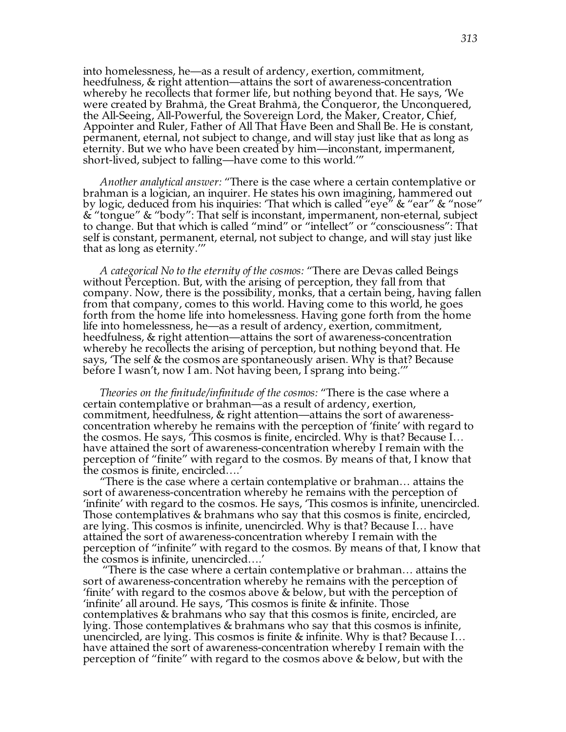into homelessness, he—as a result of ardency, exertion, commitment, heedfulness, & right attention—attains the sort of awareness-concentration whereby he recollects that former life, but nothing beyond that. He says, 'We were created by Brahmā, the Great Brahmā, the Conqueror, the Unconquered, the All-Seeing, All-Powerful, the Sovereign Lord, the Maker, Creator, Chief, Appointer and Ruler, Father of All That Have Been and Shall Be. He is constant, permanent, eternal, not subject to change, and will stay just like that as long as eternity. But we who have been created by him—inconstant, impermanent, short-lived, subject to falling—have come to this world.'"

*Another analytical answer:* "There is the case where a certain contemplative or brahman is a logician, an inquirer. He states his own imagining, hammered out by logic, deduced from his inquiries: 'That which is called "eye" & "ear" & "nose" & "tongue" & "body": That self is inconstant, impermanent, non-eternal, subject to change. But that which is called "mind" or "intellect" or "consciousness": That self is constant, permanent, eternal, not subject to change, and will stay just like that as long as eternity.'"

*A categorical No to the eternity of the cosmos:* "There are Devas called Beings without Perception. But, with the arising of perception, they fall from that company. Now, there is the possibility, monks, that a certain being, having fallen from that company, comes to this world. Having come to this world, he goes forth from the home life into homelessness. Having gone forth from the home life into homelessness, he—as a result of ardency, exertion, commitment, heedfulness, & right attention—attains the sort of awareness-concentration whereby he recollects the arising of perception, but nothing beyond that. He says, 'The self & the cosmos are spontaneously arisen. Why is that? Because before I wasn't, now I am. Not having been, I sprang into being.'"

*Theories on the finitude/infinitude of the cosmos:* "There is the case where a certain contemplative or brahman—as a result of ardency, exertion, commitment, heedfulness, & right attention—attains the sort of awareness-concentration whereby he remains with the perception of 'finite' with regard to the cosmos. He says, 'This cosmos is finite, encircled. Why is that? Because I… have attained the sort of awareness-concentration whereby I remain with the perception of "finite" with regard to the cosmos. By means of that, I know that the cosmos is finite, encircled….'

"There is the case where a certain contemplative or brahman… attains the sort of awareness-concentration whereby he remains with the perception of 'infinite' with regard to the cosmos. He says, 'This cosmos is infinite, unencircled. Those contemplatives & brahmans who say that this cosmos is finite, encircled, are lying. This cosmos is infinite, unencircled. Why is that? Because I… have attained the sort of awareness-concentration whereby I remain with the perception of "infinite" with regard to the cosmos. By means of that, I know that the cosmos is infinite, unencircled….'

"There is the case where a certain contemplative or brahman… attains the sort of awareness-concentration whereby he remains with the perception of 'finite' with regard to the cosmos above & below, but with the perception of 'infinite' all around. He says, 'This cosmos is finite & infinite. Those contemplatives & brahmans who say that this cosmos is finite, encircled, are lying. Those contemplatives & brahmans who say that this cosmos is infinite, unencircled, are lying. This cosmos is finite & infinite. Why is that? Because I… have attained the sort of awareness-concentration whereby I remain with the perception of "finite" with regard to the cosmos above & below, but with the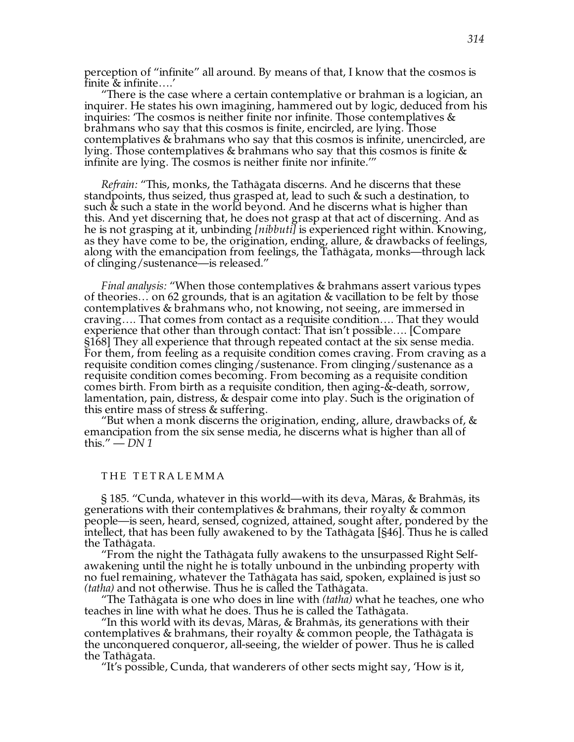perception of "infinite" all around. By means of that, I know that the cosmos is finite & infinite….'

"There is the case where a certain contemplative or brahman is a logician, an inquirer. He states his own imagining, hammered out by logic, deduced from his inquiries: 'The cosmos is neither finite nor infinite. Those contemplatives & brahmans who say that this cosmos is finite, encircled, are lying. Those contemplatives & brahmans who say that this cosmos is infinite, unencircled, are lying. Those contemplatives & brahmans who say that this cosmos is finite & infinite are lying. The cosmos is neither finite nor infinite.'"

*Refrain:* "This, monks, the Tathāgata discerns. And he discerns that these standpoints, thus seized, thus grasped at, lead to such & such a destination, to such & such a state in the world beyond. And he discerns what is higher than this. And yet discerning that, he does not grasp at that act of discerning. And as he is not grasping at it, unbinding *[nibbuti]* is experienced right within. Knowing, as they have come to be, the origination, ending, allure, & drawbacks of feelings, along with the emancipation from feelings, the Tathāgata, monks—through lack of clinging/sustenance—is released."

*Final analysis:* "When those contemplatives & brahmans assert various types of theories… on 62 grounds, that is an agitation & vacillation to be felt by those contemplatives & brahmans who, not knowing, not seeing, are immersed in craving…. That comes from contact as a requisite condition…. That they would experience that other than through contact: That isn't possible…. [Compare §168] They all experience that through repeated contact at the six sense media. For them, from feeling as a requisite condition comes craving. From craving as a requisite condition comes clinging/sustenance. From clinging/sustenance as a requisite condition comes becoming. From becoming as a requisite condition comes birth. From birth as a requisite condition, then aging-&-death, sorrow, lamentation, pain, distress, & despair come into play. Such is the origination of this entire mass of stress & suffering.

"But when a monk discerns the origination, ending, allure, drawbacks of, & emancipation from the six sense media, he discerns what is higher than all of this." — *DN 1*

## THE TETRALEMMA

§ 185. "Cunda, whatever in this world—with its deva, Māras, & Brahmās, its generations with their contemplatives & brahmans, their royalty & common people—is seen, heard, sensed, cognized, attained, sought after, pondered by the intellect, that has been fully awakened to by the Tathāgata [§46]. Thus he is called the Tathāgata.

"From the night the Tathāgata fully awakens to the unsurpassed Right Self-awakening until the night he is totally unbound in the unbinding property with no fuel remaining, whatever the Tathāgata has said, spoken, explained is just so *(tatha)* and not otherwise. Thus he is called the Tathāgata.

"The Tathāgata is one who does in line with *(tatha)* what he teaches, one who teaches in line with what he does. Thus he is called the Tathāgata.

"In this world with its devas, Māras, & Brahmās, its generations with their contemplatives & brahmans, their royalty & common people, the Tathāgata is the unconquered conqueror, all-seeing, the wielder of power. Thus he is called the Tathāgata.

"It's possible, Cunda, that wanderers of other sects might say, 'How is it,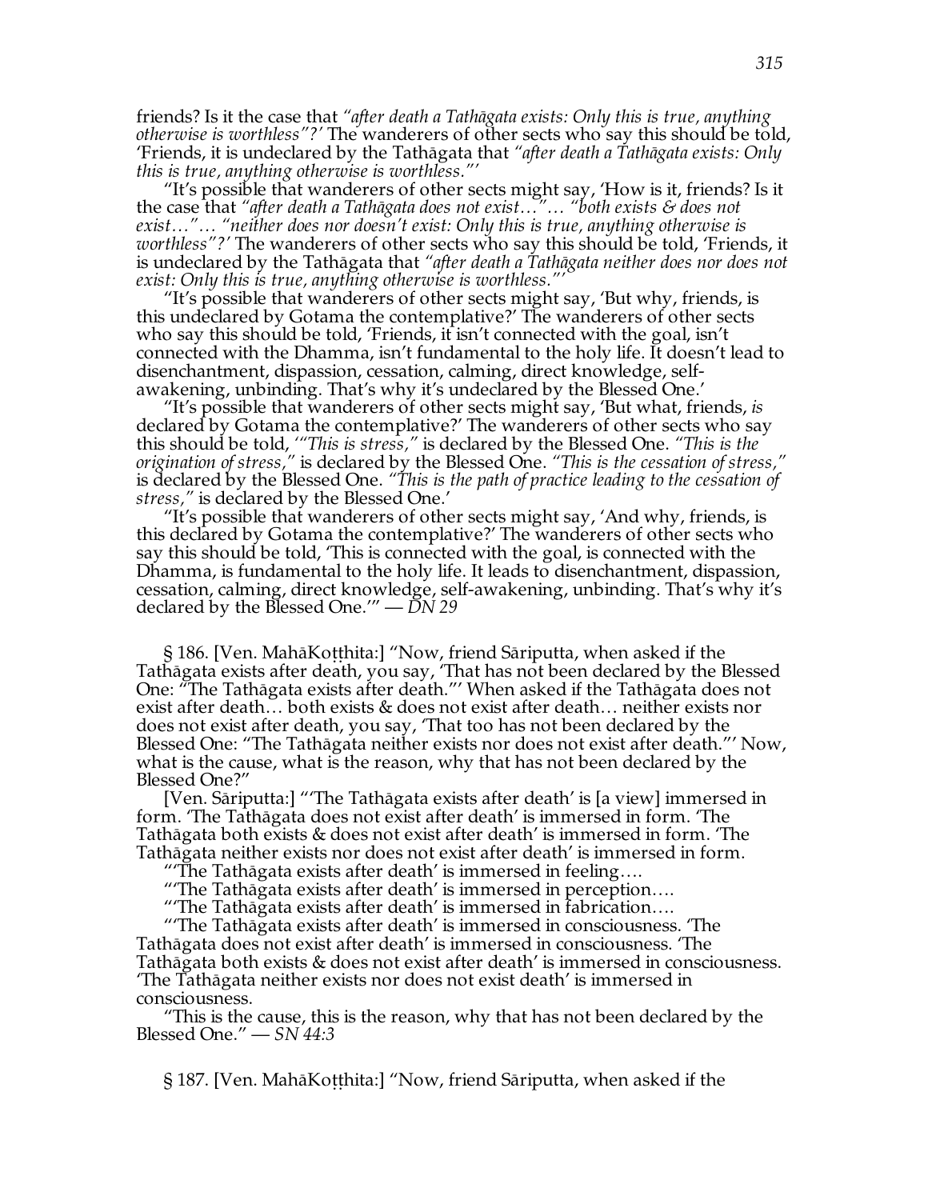friends? Is it the case that *"after death a Tathāgata exists: Only this is true, anything otherwise is worthless"?'* The wanderers of other sects who say this should be told, 'Friends, it is undeclared by the Tathāgata that *"after death a Tathāgata exists: Only this is true, anything otherwise is worthless."'*

"It's possible that wanderers of other sects might say, 'How is it, friends? Is it the case that *"after death a Tathāgata does not exist…"… "both exists & does not exist…"… "neither does nor doesn't exist: Only this is true, anything otherwise is worthless"?'* The wanderers of other sects who say this should be told, 'Friends, it is undeclared by the Tathāgata that *"after death a Tathāgata neither does nor does not exist: Only this is true, anything otherwise is worthless."'*

"It's possible that wanderers of other sects might say, 'But why, friends, is this undeclared by Gotama the contemplative?' The wanderers of other sects who say this should be told, 'Friends, it isn't connected with the goal, isn't connected with the Dhamma, isn't fundamental to the holy life. It doesn't lead to disenchantment, dispassion, cessation, calming, direct knowledge, self-awakening, unbinding. That's why it's undeclared by the Blessed One.'

"It's possible that wanderers of other sects might say, 'But what, friends, *is* declared by Gotama the contemplative?' The wanderers of other sects who say this should be told, '*"This is stress,"* is declared by the Blessed One. *"This is the origination of stress,"* is declared by the Blessed One. *"This is the cessation of stress,"* is declared by the Blessed One. *"This is the path of practice leading to the cessation of stress,"* is declared by the Blessed One.'

"It's possible that wanderers of other sects might say, 'And why, friends, is this declared by Gotama the contemplative?' The wanderers of other sects who say this should be told, 'This is connected with the goal, is connected with the Dhamma, is fundamental to the holy life. It leads to disenchantment, dispassion, cessation, calming, direct knowledge, self-awakening, unbinding. That's why it's declared by the Blessed One.'" — *DN 29*

§ 186. [Ven. MahāKoṭṭhita:] "Now, friend Sāriputta, when asked if the Tathāgata exists after death, you say, 'That has not been declared by the Blessed One: "The Tathāgata exists after death."' When asked if the Tathāgata does not exist after death… both exists & does not exist after death… neither exists nor does not exist after death, you say, 'That too has not been declared by the Blessed One: "The Tathāgata neither exists nor does not exist after death."' Now, what is the cause, what is the reason, why that has not been declared by the Blessed One?"

[Ven. Sāriputta:] "'The Tathāgata exists after death' is [a view] immersed in form. 'The Tathāgata does not exist after death' is immersed in form. 'The Tathāgata both exists & does not exist after death' is immersed in form. 'The Tathāgata neither exists nor does not exist after death' is immersed in form.

"'The Tathāgata exists after death' is immersed in feeling….

"'The Tathāgata exists after death' is immersed in perception….

"'The Tathāgata exists after death' is immersed in fabrication….

"'The Tathāgata exists after death' is immersed in consciousness. 'The Tathāgata does not exist after death' is immersed in consciousness. 'The Tathāgata both exists & does not exist after death' is immersed in consciousness. 'The Tathāgata neither exists nor does not exist death' is immersed in consciousness.

"This is the cause, this is the reason, why that has not been declared by the Blessed One." — *SN 44:3*

§ 187. [Ven. MahāKoṭṭhita:] "Now, friend Sāriputta, when asked if the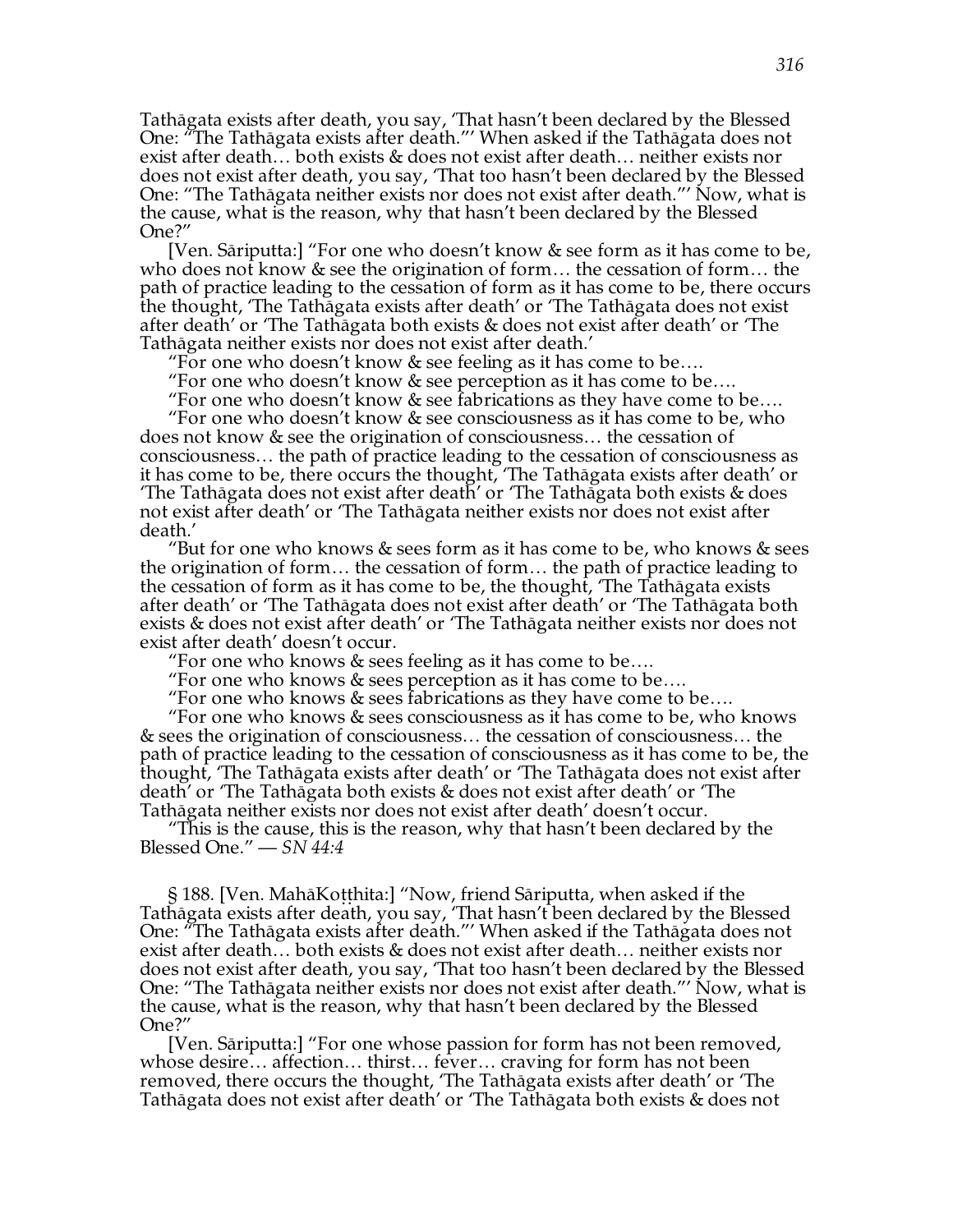Tathāgata exists after death, you say, 'That hasn't been declared by the Blessed One: "The Tathāgata exists after death."' When asked if the Tathāgata does not exist after death… both exists & does not exist after death… neither exists nor does not exist after death, you say, 'That too hasn't been declared by the Blessed One: "The Tathāgata neither exists nor does not exist after death."' Now, what is the cause, what is the reason, why that hasn't been declared by the Blessed One?"

[Ven. Sāriputta:] "For one who doesn't know & see form as it has come to be, who does not know & see the origination of form… the cessation of form… the path of practice leading to the cessation of form as it has come to be, there occurs the thought, 'The Tathāgata exists after death' or 'The Tathāgata does not exist after death' or 'The Tathāgata both exists & does not exist after death' or 'The Tathāgata neither exists nor does not exist after death.'

"For one who doesn't know & see feeling as it has come to be….

"For one who doesn't know & see perception as it has come to be….

"For one who doesn't know & see fabrications as they have come to be….

"For one who doesn't know & see consciousness as it has come to be, who does not know & see the origination of consciousness… the cessation of consciousness… the path of practice leading to the cessation of consciousness as it has come to be, there occurs the thought, 'The Tathāgata exists after death' or 'The Tathāgata does not exist after death' or 'The Tathāgata both exists & does not exist after death' or 'The Tathāgata neither exists nor does not exist after death.'

"But for one who knows & sees form as it has come to be, who knows & sees the origination of form… the cessation of form… the path of practice leading to the cessation of form as it has come to be, the thought, 'The Tathāgata exists after death' or 'The Tathāgata does not exist after death' or 'The Tathāgata both exists & does not exist after death' or 'The Tathāgata neither exists nor does not exist after death' doesn't occur.

"For one who knows & sees feeling as it has come to be….

"For one who knows & sees perception as it has come to be….

"For one who knows & sees fabrications as they have come to be….

"For one who knows & sees consciousness as it has come to be, who knows & sees the origination of consciousness… the cessation of consciousness… the path of practice leading to the cessation of consciousness as it has come to be, the thought, 'The Tathāgata exists after death' or 'The Tathāgata does not exist after death' or 'The Tathāgata both exists & does not exist after death' or 'The Tathāgata neither exists nor does not exist after death' doesn't occur.

"This is the cause, this is the reason, why that hasn't been declared by the Blessed One." — *SN 44:4*

§ 188. [Ven. MahāKoṭṭhita:] "Now, friend Sāriputta, when asked if the Tathāgata exists after death, you say, 'That hasn't been declared by the Blessed One: "The Tathāgata exists after death."' When asked if the Tathāgata does not exist after death… both exists & does not exist after death… neither exists nor does not exist after death, you say, 'That too hasn't been declared by the Blessed One: "The Tathāgata neither exists nor does not exist after death."' Now, what is the cause, what is the reason, why that hasn't been declared by the Blessed One?"

[Ven. Sāriputta:] "For one whose passion for form has not been removed, whose desire… affection… thirst… fever… craving for form has not been removed, there occurs the thought, 'The Tathāgata exists after death' or 'The Tathāgata does not exist after death' or 'The Tathāgata both exists & does not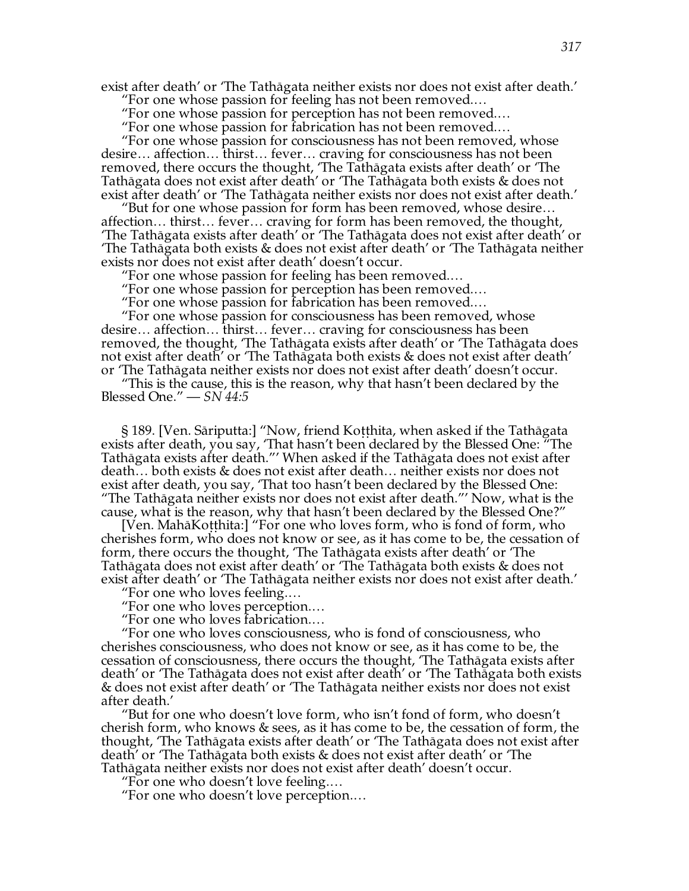exist after death' or 'The Tathāgata neither exists nor does not exist after death.'

"For one whose passion for feeling has not been removed.…

"For one whose passion for perception has not been removed.…

"For one whose passion for fabrication has not been removed.…

"For one whose passion for consciousness has not been removed, whose desire… affection… thirst… fever… craving for consciousness has not been removed, there occurs the thought, 'The Tathāgata exists after death' or 'The Tathāgata does not exist after death' or 'The Tathāgata both exists & does not exist after death' or 'The Tathāgata neither exists nor does not exist after death.'

"But for one whose passion for form has been removed, whose desire… affection… thirst… fever… craving for form has been removed, the thought, 'The Tathāgata exists after death' or 'The Tathāgata does not exist after death' or 'The Tathāgata both exists & does not exist after death' or 'The Tathāgata neither exists nor does not exist after death' doesn't occur.

"For one whose passion for feeling has been removed.…

"For one whose passion for perception has been removed.…

"For one whose passion for fabrication has been removed.…

"For one whose passion for consciousness has been removed, whose desire… affection… thirst… fever… craving for consciousness has been removed, the thought, 'The Tathāgata exists after death' or 'The Tathāgata does not exist after death' or 'The Tathāgata both exists & does not exist after death' or 'The Tathāgata neither exists nor does not exist after death' doesn't occur.

"This is the cause, this is the reason, why that hasn't been declared by the Blessed One." — *SN 44:5*

§ 189. [Ven. Sāriputta:] "Now, friend Koṭṭhita, when asked if the Tathāgata exists after death, you say, 'That hasn't been declared by the Blessed One: "The Tathāgata exists after death."' When asked if the Tathāgata does not exist after death… both exists & does not exist after death… neither exists nor does not exist after death, you say, 'That too hasn't been declared by the Blessed One: "The Tathāgata neither exists nor does not exist after death."' Now, what is the cause, what is the reason, why that hasn't been declared by the Blessed One?"

[Ven. MahāKoṭṭhita:] "For one who loves form, who is fond of form, who cherishes form, who does not know or see, as it has come to be, the cessation of form, there occurs the thought, 'The Tathāgata exists after death' or 'The Tathāgata does not exist after death' or 'The Tathāgata both exists & does not exist after death' or 'The Tathāgata neither exists nor does not exist after death.'

"For one who loves feeling.…

"For one who loves perception.…

"For one who loves fabrication.…

"For one who loves consciousness, who is fond of consciousness, who cherishes consciousness, who does not know or see, as it has come to be, the cessation of consciousness, there occurs the thought, 'The Tathāgata exists after death' or 'The Tathāgata does not exist after death' or 'The Tathāgata both exists & does not exist after death' or 'The Tathāgata neither exists nor does not exist after death.'

"But for one who doesn't love form, who isn't fond of form, who doesn't cherish form, who knows & sees, as it has come to be, the cessation of form, the thought, 'The Tathāgata exists after death' or 'The Tathāgata does not exist after death' or 'The Tathāgata both exists & does not exist after death' or 'The Tathāgata neither exists nor does not exist after death' doesn't occur.

"For one who doesn't love feeling.…

"For one who doesn't love perception.…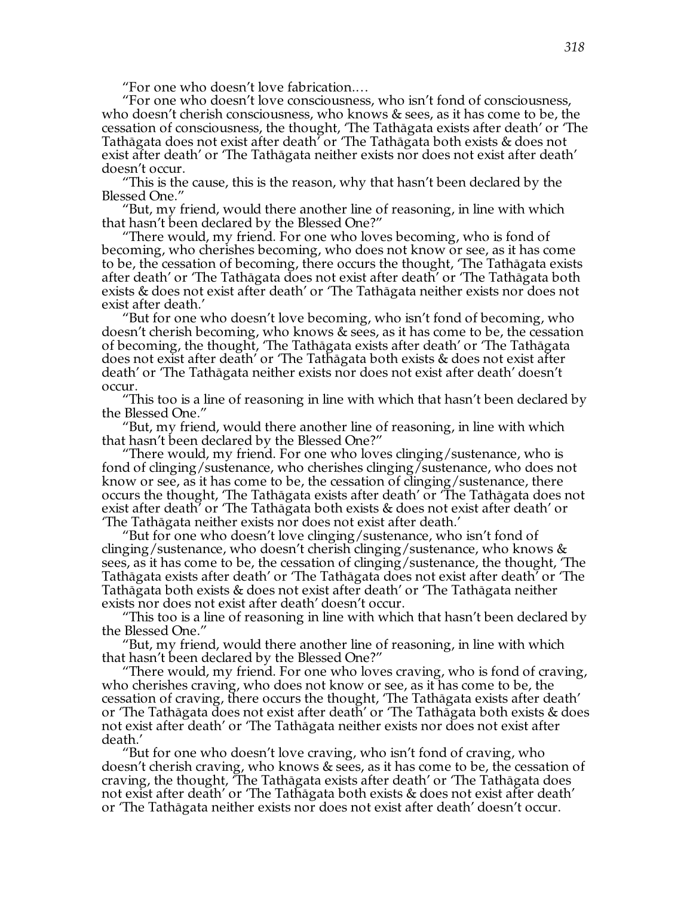"For one who doesn't love fabrication....

"For one who doesn't love consciousness, who isn't fond of consciousness, who doesn't cherish consciousness, who knows & sees, as it has come to be, the cessation of consciousness, the thought, 'The Tathāgata exists after death' or 'The Tathāgata does not exist after death' or 'The Tathāgata both exists & does not exist after death' or 'The Tathāgata neither exists nor does not exist after death' doesn't occur.

"This is the cause, this is the reason, why that hasn't been declared by the Blessed One."

"But, my friend, would there another line of reasoning, in line with which that hasn't been declared by the Blessed One?"

"There would, my friend. For one who loves becoming, who is fond of becoming, who cherishes becoming, who does not know or see, as it has come to be, the cessation of becoming, there occurs the thought, 'The Tathāgata exists after death' or 'The Tathāgata does not exist after death' or 'The Tathāgata both exists & does not exist after death' or 'The Tathāgata neither exists nor does not exist after death.'

"But for one who doesn't love becoming, who isn't fond of becoming, who doesn't cherish becoming, who knows & sees, as it has come to be, the cessation of becoming, the thought, 'The Tathāgata exists after death' or 'The Tathāgata does not exist after death' or 'The Tathāgata both exists & does not exist after death' or 'The Tathāgata neither exists nor does not exist after death' doesn't occur.

"This too is a line of reasoning in line with which that hasn't been declared by the Blessed One."

"But, my friend, would there another line of reasoning, in line with which that hasn't been declared by the Blessed One?"

"There would, my friend. For one who loves clinging/sustenance, who is fond of clinging/sustenance, who cherishes clinging/sustenance, who does not know or see, as it has come to be, the cessation of clinging/sustenance, there occurs the thought, 'The Tathāgata exists after death' or 'The Tathāgata does not exist after death' or 'The Tathāgata both exists & does not exist after death' or 'The Tathāgata neither exists nor does not exist after death.'

"But for one who doesn't love clinging/sustenance, who isn't fond of clinging/sustenance, who doesn't cherish clinging/sustenance, who knows & sees, as it has come to be, the cessation of clinging/sustenance, the thought, 'The Tathāgata exists after death' or 'The Tathāgata does not exist after death' or 'The Tathāgata both exists & does not exist after death' or 'The Tathāgata neither exists nor does not exist after death' doesn't occur.

"This too is a line of reasoning in line with which that hasn't been declared by the Blessed One."

"But, my friend, would there another line of reasoning, in line with which that hasn't been declared by the Blessed One?"

"There would, my friend. For one who loves craving, who is fond of craving, who cherishes craving, who does not know or see, as it has come to be, the cessation of craving, there occurs the thought, 'The Tathāgata exists after death' or 'The Tathāgata does not exist after death' or 'The Tathāgata both exists & does not exist after death' or 'The Tathāgata neither exists nor does not exist after death.'

"But for one who doesn't love craving, who isn't fond of craving, who doesn't cherish craving, who knows & sees, as it has come to be, the cessation of craving, the thought, 'The Tathāgata exists after death' or 'The Tathāgata does not exist after death' or 'The Tathāgata both exists & does not exist after death' or 'The Tathāgata neither exists nor does not exist after death' doesn't occur.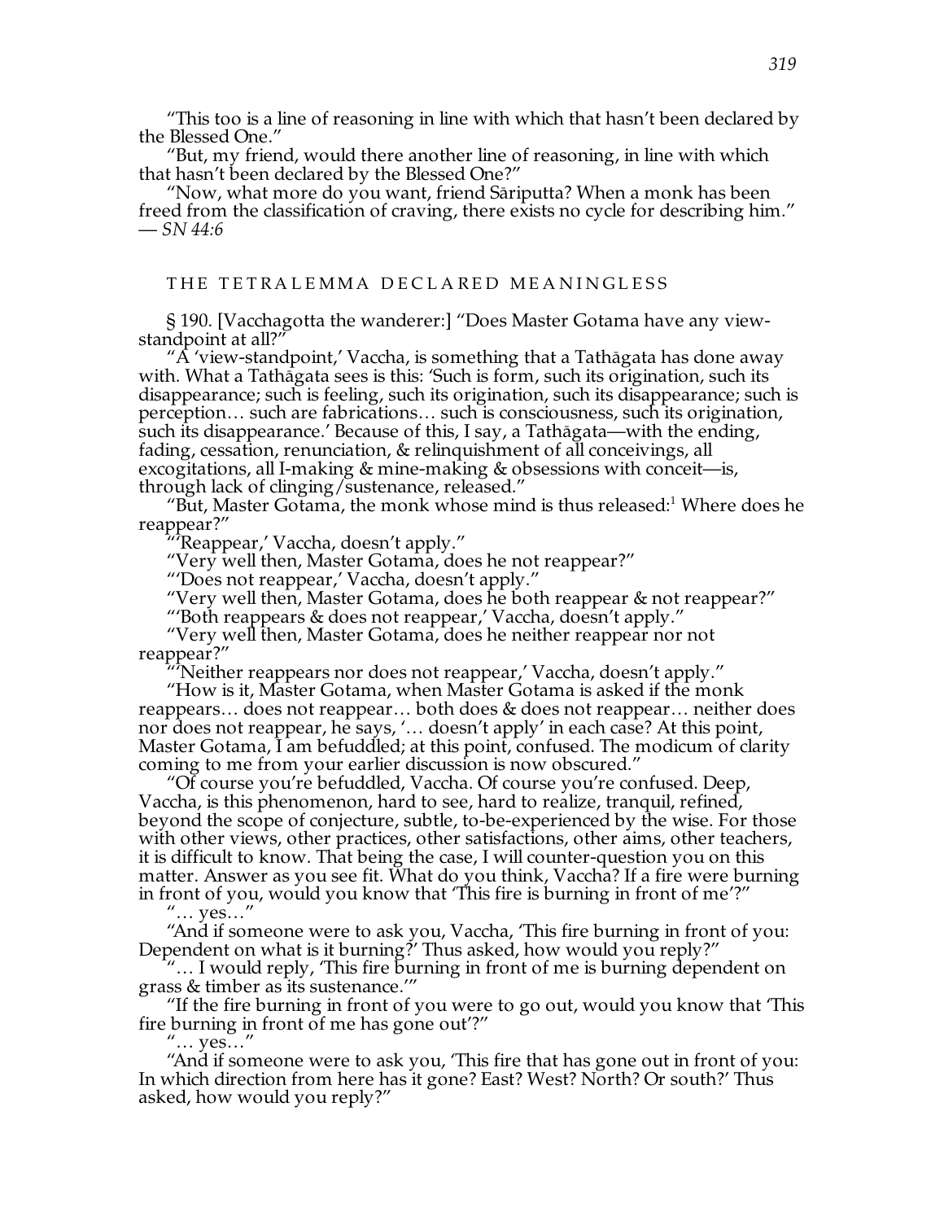"This too is a line of reasoning in line with which that hasn't been declared by the Blessed One."

"But, my friend, would there another line of reasoning, in line with which that hasn't been declared by the Blessed One?"

"Now, what more do you want, friend Sāriputta? When a monk has been freed from the classification of craving, there exists no cycle for describing him." — *SN 44:6*

## THE TETRALEMMA DECLARED MEANINGLESS

§ 190. [Vacchagotta the wanderer:] "Does Master Gotama have any view-standpoint at all?"

"A 'view-standpoint,' Vaccha, is something that a Tathāgata has done away with. What a Tathāgata sees is this: 'Such is form, such its origination, such its disappearance; such is feeling, such its origination, such its disappearance; such is perception… such are fabrications… such is consciousness, such its origination, such its disappearance.' Because of this, I say, a Tathāgata—with the ending, fading, cessation, renunciation, & relinquishment of all conceivings, all excogitations, all I-making & mine-making & obsessions with conceit—is, through lack of clinging/sustenance, released."

"But, Master Gotama, the monk whose mind is thus released:[1] Where does he reappear?"

"'Reappear,' Vaccha, doesn't apply."

"Very well then, Master Gotama, does he not reappear?"

"'Does not reappear,' Vaccha, doesn't apply."

"Very well then, Master Gotama, does he both reappear & not reappear?"

"'Both reappears & does not reappear,' Vaccha, doesn't apply."

"Very well then, Master Gotama, does he neither reappear nor not reappear?"

"'Neither reappears nor does not reappear,' Vaccha, doesn't apply."

"How is it, Master Gotama, when Master Gotama is asked if the monk reappears… does not reappear… both does & does not reappear… neither does nor does not reappear, he says, '… doesn't apply' in each case? At this point, Master Gotama, I am befuddled; at this point, confused. The modicum of clarity coming to me from your earlier discussion is now obscured."

"Of course you're befuddled, Vaccha. Of course you're confused. Deep, Vaccha, is this phenomenon, hard to see, hard to realize, tranquil, refined, beyond the scope of conjecture, subtle, to-be-experienced by the wise. For those with other views, other practices, other satisfactions, other aims, other teachers, it is difficult to know. That being the case, I will counter-question you on this matter. Answer as you see fit. What do you think, Vaccha? If a fire were burning in front of you, would you know that 'This fire is burning in front of me'?"

"… yes…"

"And if someone were to ask you, Vaccha, 'This fire burning in front of you: Dependent on what is it burning?' Thus asked, how would you reply?"

"… I would reply, 'This fire burning in front of me is burning dependent on grass & timber as its sustenance.'"

"If the fire burning in front of you were to go out, would you know that 'This fire burning in front of me has gone out'?"

"… yes…"

"And if someone were to ask you, 'This fire that has gone out in front of you: In which direction from here has it gone? East? West? North? Or south?' Thus asked, how would you reply?"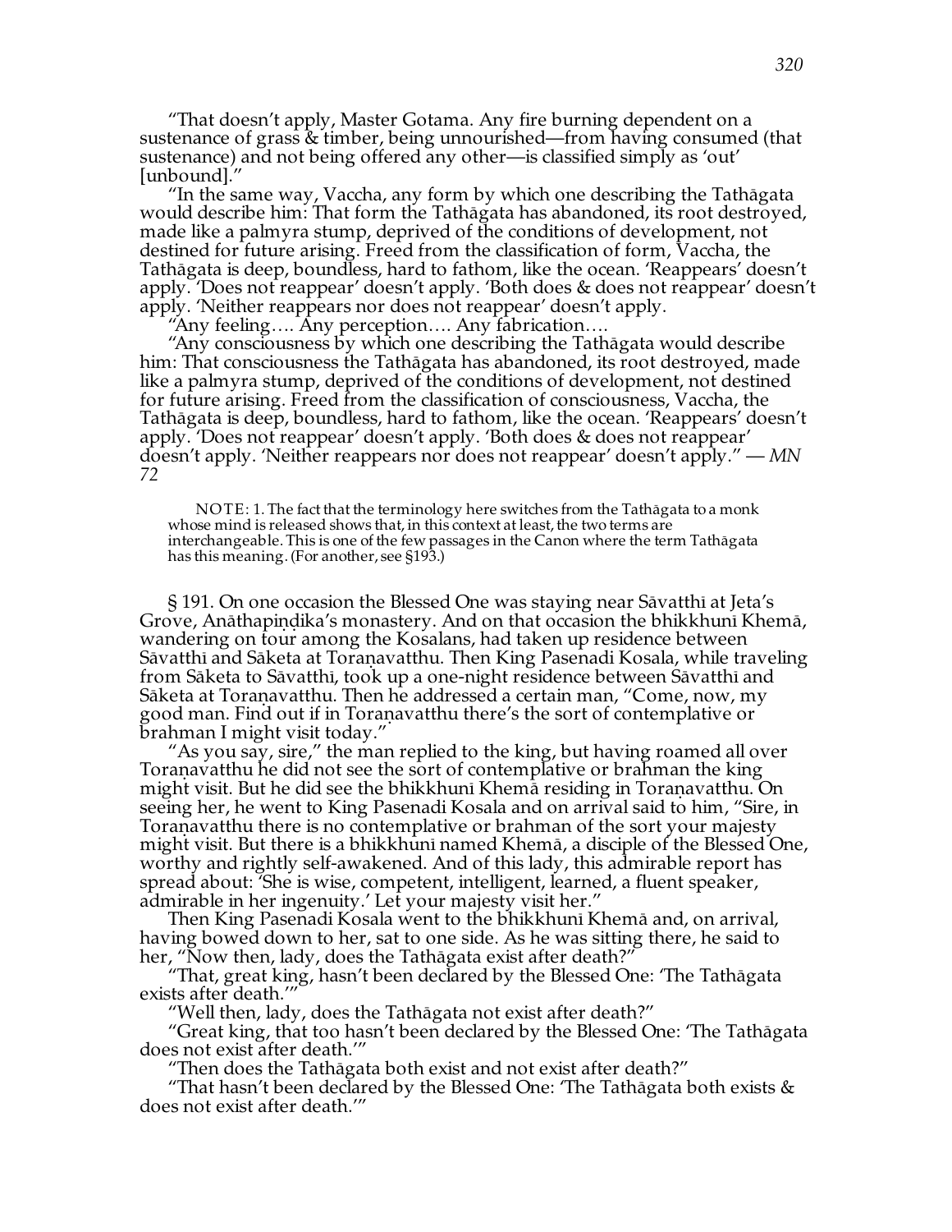"That doesn't apply, Master Gotama. Any fire burning dependent on a sustenance of grass & timber, being unnourished—from having consumed (that sustenance) and not being offered any other—is classified simply as 'out' [unbound]."

"In the same way, Vaccha, any form by which one describing the Tathāgata would describe him: That form the Tathāgata has abandoned, its root destroyed, made like a palmyra stump, deprived of the conditions of development, not destined for future arising. Freed from the classification of form, Vaccha, the Tathāgata is deep, boundless, hard to fathom, like the ocean. 'Reappears' doesn't apply. 'Does not reappear' doesn't apply. 'Both does & does not reappear' doesn't apply. 'Neither reappears nor does not reappear' doesn't apply.

"Any feeling…. Any perception…. Any fabrication….

"Any consciousness by which one describing the Tathāgata would describe him: That consciousness the Tathāgata has abandoned, its root destroyed, made like a palmyra stump, deprived of the conditions of development, not destined for future arising. Freed from the classification of consciousness, Vaccha, the Tathāgata is deep, boundless, hard to fathom, like the ocean. 'Reappears' doesn't apply. 'Does not reappear' doesn't apply. 'Both does & does not reappear' doesn't apply. 'Neither reappears nor does not reappear' doesn't apply." — *MN 72*

NOTE: 1. The fact that the terminology here switches from the Tathāgata to a monk whose mind is released shows that, in this context at least, the two terms are interchangeable. This is one of the few passages in the Canon where the term Tathāgata has this meaning. (For another, see §193.)

§ 191. On one occasion the Blessed One was staying near Sāvatthī at Jeta's Grove, Anāthapiṇḍika's monastery. And on that occasion the bhikkhunī Khemā, wandering on tour among the Kosalans, had taken up residence between Sāvatthī and Sāketa at Toraṇavatthu. Then King Pasenadi Kosala, while traveling from Sāketa to Sāvatthī, took up a one-night residence between Sāvatthī and Sāketa at Toraṇavatthu. Then he addressed a certain man, "Come, now, my good man. Find out if in Toraṇavatthu there's the sort of contemplative or brahman I might visit today."

"As you say, sire," the man replied to the king, but having roamed all over Toraṇavatthu he did not see the sort of contemplative or brahman the king might visit. But he did see the bhikkhunī Khemā residing in Toraṇavatthu. On seeing her, he went to King Pasenadi Kosala and on arrival said to him, "Sire, in Toraṇavatthu there is no contemplative or brahman of the sort your majesty might visit. But there is a bhikkhunī named Khemā, a disciple of the Blessed One, worthy and rightly self-awakened. And of this lady, this admirable report has spread about: 'She is wise, competent, intelligent, learned, a fluent speaker, admirable in her ingenuity.' Let your majesty visit her."

Then King Pasenadi Kosala went to the bhikkhunī Khemā and, on arrival, having bowed down to her, sat to one side. As he was sitting there, he said to her, "Now then, lady, does the Tathāgata exist after death?"

"That, great king, hasn't been declared by the Blessed One: 'The Tathāgata exists after death.'"

"Well then, lady, does the Tathāgata not exist after death?"

"Great king, that too hasn't been declared by the Blessed One: 'The Tathāgata does not exist after death.'"

"Then does the Tathāgata both exist and not exist after death?"

"That hasn't been declared by the Blessed One: 'The Tathāgata both exists & does not exist after death.'"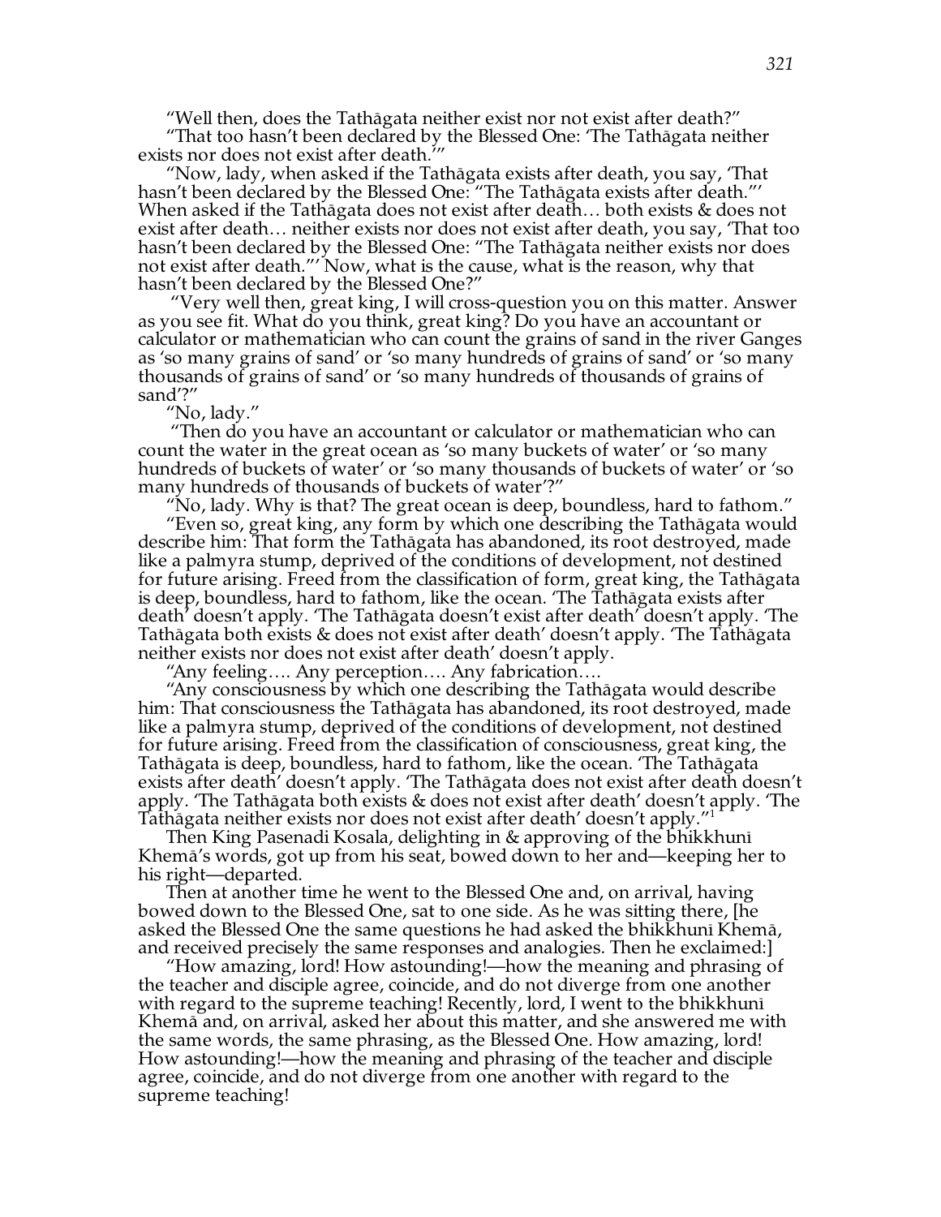"Well then, does the Tathāgata neither exist nor not exist after death?"

"That too hasn't been declared by the Blessed One: 'The Tathāgata neither exists nor does not exist after death.'"

"Now, lady, when asked if the Tathāgata exists after death, you say, 'That hasn't been declared by the Blessed One: "The Tathāgata exists after death."' When asked if the Tathāgata does not exist after death… both exists & does not exist after death… neither exists nor does not exist after death, you say, 'That too hasn't been declared by the Blessed One: "The Tathāgata neither exists nor does not exist after death."' Now, what is the cause, what is the reason, why that hasn't been declared by the Blessed One?"

"Very well then, great king, I will cross-question you on this matter. Answer as you see fit. What do you think, great king? Do you have an accountant or calculator or mathematician who can count the grains of sand in the river Ganges as 'so many grains of sand' or 'so many hundreds of grains of sand' or 'so many thousands of grains of sand' or 'so many hundreds of thousands of grains of sand'?"

"No, lady."

"Then do you have an accountant or calculator or mathematician who can count the water in the great ocean as 'so many buckets of water' or 'so many hundreds of buckets of water' or 'so many thousands of buckets of water' or 'so many hundreds of thousands of buckets of water'?"

"No, lady. Why is that? The great ocean is deep, boundless, hard to fathom."

"Even so, great king, any form by which one describing the Tathāgata would describe him: That form the Tathāgata has abandoned, its root destroyed, made like a palmyra stump, deprived of the conditions of development, not destined for future arising. Freed from the classification of form, great king, the Tathāgata is deep, boundless, hard to fathom, like the ocean. 'The Tathāgata exists after death' doesn't apply. 'The Tathāgata doesn't exist after death' doesn't apply. 'The Tathāgata both exists & does not exist after death' doesn't apply. 'The Tathāgata neither exists nor does not exist after death' doesn't apply.

"Any feeling…. Any perception…. Any fabrication….

"Any consciousness by which one describing the Tathāgata would describe him: That consciousness the Tathāgata has abandoned, its root destroyed, made like a palmyra stump, deprived of the conditions of development, not destined for future arising. Freed from the classification of consciousness, great king, the Tathāgata is deep, boundless, hard to fathom, like the ocean. 'The Tathāgata exists after death' doesn't apply. 'The Tathāgata does not exist after death doesn't apply. 'The Tathāgata both exists & does not exist after death' doesn't apply. 'The Tathāgata neither exists nor does not exist after death' doesn't apply."[1]

Then King Pasenadi Kosala, delighting in & approving of the bhikkhunī Khemā's words, got up from his seat, bowed down to her and—keeping her to his right—departed.

Then at another time he went to the Blessed One and, on arrival, having bowed down to the Blessed One, sat to one side. As he was sitting there, [he asked the Blessed One the same questions he had asked the bhikkhunī Khemā, and received precisely the same responses and analogies. Then he exclaimed:]

"How amazing, lord! How astounding!—how the meaning and phrasing of the teacher and disciple agree, coincide, and do not diverge from one another with regard to the supreme teaching! Recently, lord, I went to the bhikkhunī Khemā and, on arrival, asked her about this matter, and she answered me with the same words, the same phrasing, as the Blessed One. How amazing, lord! How astounding!—how the meaning and phrasing of the teacher and disciple agree, coincide, and do not diverge from one another with regard to the supreme teaching!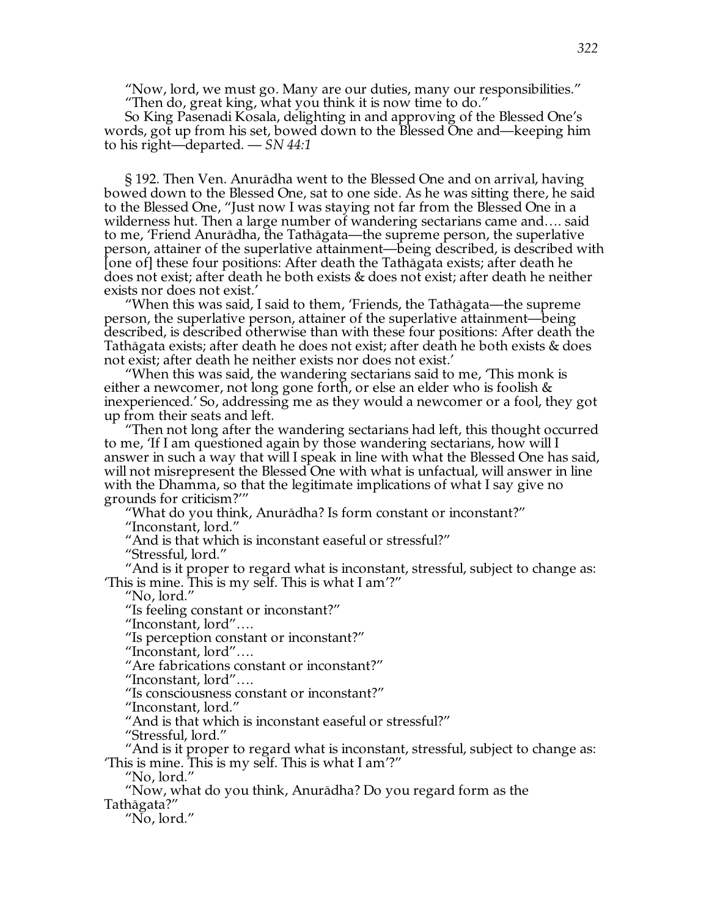"Now, lord, we must go. Many are our duties, many our responsibilities."

"Then do, great king, what you think it is now time to do."

So King Pasenadi Kosala, delighting in and approving of the Blessed One's words, got up from his set, bowed down to the Blessed One and—keeping him to his right—departed. — *SN 44:1*

§ 192. Then Ven. Anurādha went to the Blessed One and on arrival, having bowed down to the Blessed One, sat to one side. As he was sitting there, he said to the Blessed One, "Just now I was staying not far from the Blessed One in a wilderness hut. Then a large number of wandering sectarians came and…. said to me, 'Friend Anurādha, the Tathāgata—the supreme person, the superlative person, attainer of the superlative attainment—being described, is described with [one of] these four positions: After death the Tathāgata exists; after death he does not exist; after death he both exists & does not exist; after death he neither exists nor does not exist.'

"When this was said, I said to them, 'Friends, the Tathāgata—the supreme person, the superlative person, attainer of the superlative attainment—being described, is described otherwise than with these four positions: After death the Tathāgata exists; after death he does not exist; after death he both exists & does not exist; after death he neither exists nor does not exist.'

"When this was said, the wandering sectarians said to me, 'This monk is either a newcomer, not long gone forth, or else an elder who is foolish & inexperienced.' So, addressing me as they would a newcomer or a fool, they got up from their seats and left.

"Then not long after the wandering sectarians had left, this thought occurred to me, 'If I am questioned again by those wandering sectarians, how will I answer in such a way that will I speak in line with what the Blessed One has said, will not misrepresent the Blessed One with what is unfactual, will answer in line with the Dhamma, so that the legitimate implications of what I say give no grounds for criticism?'"

"What do you think, Anurādha? Is form constant or inconstant?"

"Inconstant, lord."

"And is that which is inconstant easeful or stressful?"

"Stressful, lord."

"And is it proper to regard what is inconstant, stressful, subject to change as: 'This is mine. This is my self. This is what I am'?"

"No, lord."

"Is feeling constant or inconstant?"

"Inconstant, lord"….

"Is perception constant or inconstant?"

"Inconstant, lord"….

"Are fabrications constant or inconstant?"

"Inconstant, lord"….

"Is consciousness constant or inconstant?"

"Inconstant, lord."

"And is that which is inconstant easeful or stressful?"

"Stressful, lord."

"And is it proper to regard what is inconstant, stressful, subject to change as: 'This is mine. This is my self. This is what I am'?"

"No, lord."

"Now, what do you think, Anurādha? Do you regard form as the Tathāgata?"

"No, lord."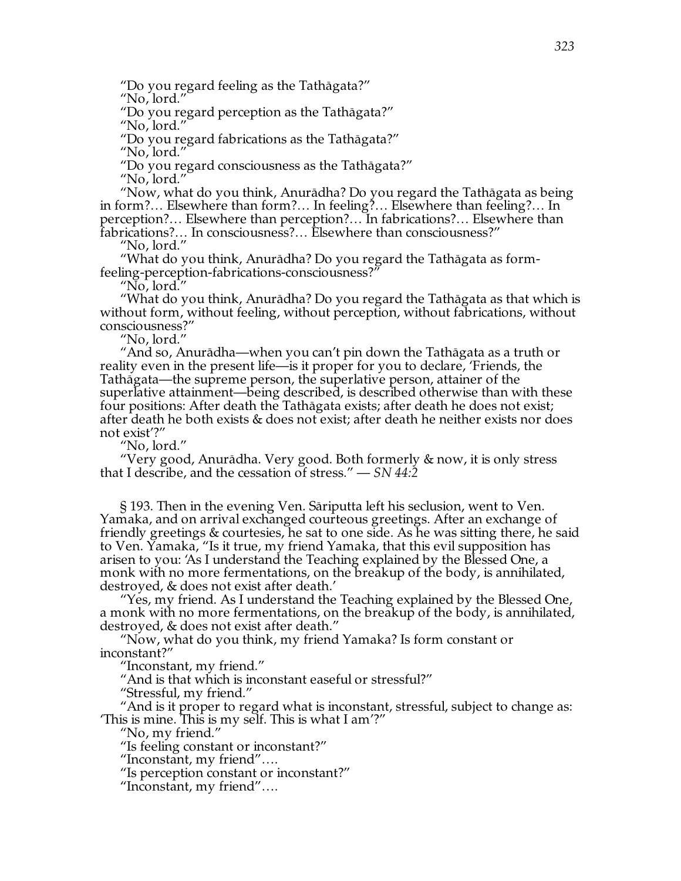"Do you regard feeling as the Tathāgata?"
"No, lord."
"Do you regard perception as the Tathāgata?"
"No, lord."
"Do you regard fabrications as the Tathāgata?"
"No, lord."
"Do you regard consciousness as the Tathāgata?"
"No, lord."

"Now, what do you think, Anurādha? Do you regard the Tathāgata as being in form?… Elsewhere than form?… In feeling?… Elsewhere than feeling?… In perception?… Elsewhere than perception?… In fabrications?… Elsewhere than fabrications?… In consciousness?… Elsewhere than consciousness?"
"No, lord."

"What do you think, Anurādha? Do you regard the Tathāgata as form-feeling-perception-fabrications-consciousness?"
"No, lord."

"What do you think, Anurādha? Do you regard the Tathāgata as that which is without form, without feeling, without perception, without fabrications, without consciousness?"
"No, lord."

"And so, Anurādha—when you can't pin down the Tathāgata as a truth or reality even in the present life—is it proper for you to declare, 'Friends, the Tathāgata—the supreme person, the superlative person, attainer of the superlative attainment—being described, is described otherwise than with these four positions: After death the Tathāgata exists; after death he does not exist; after death he both exists & does not exist; after death he neither exists nor does not exist'?"
"No, lord."

"Very good, Anurādha. Very good. Both formerly & now, it is only stress that I describe, and the cessation of stress." — *SN 44:2*

§ 193. Then in the evening Ven. Sāriputta left his seclusion, went to Ven. Yamaka, and on arrival exchanged courteous greetings. After an exchange of friendly greetings & courtesies, he sat to one side. As he was sitting there, he said to Ven. Yamaka, "Is it true, my friend Yamaka, that this evil supposition has arisen to you: 'As I understand the Teaching explained by the Blessed One, a monk with no more fermentations, on the breakup of the body, is annihilated, destroyed, & does not exist after death.'

"Yes, my friend. As I understand the Teaching explained by the Blessed One, a monk with no more fermentations, on the breakup of the body, is annihilated, destroyed, & does not exist after death."

"Now, what do you think, my friend Yamaka? Is form constant or inconstant?"
"Inconstant, my friend."
"And is that which is inconstant easeful or stressful?"
"Stressful, my friend."
"And is it proper to regard what is inconstant, stressful, subject to change as: 'This is mine. This is my self. This is what I am'?"
"No, my friend."
"Is feeling constant or inconstant?"
"Inconstant, my friend"….
"Is perception constant or inconstant?"
"Inconstant, my friend"….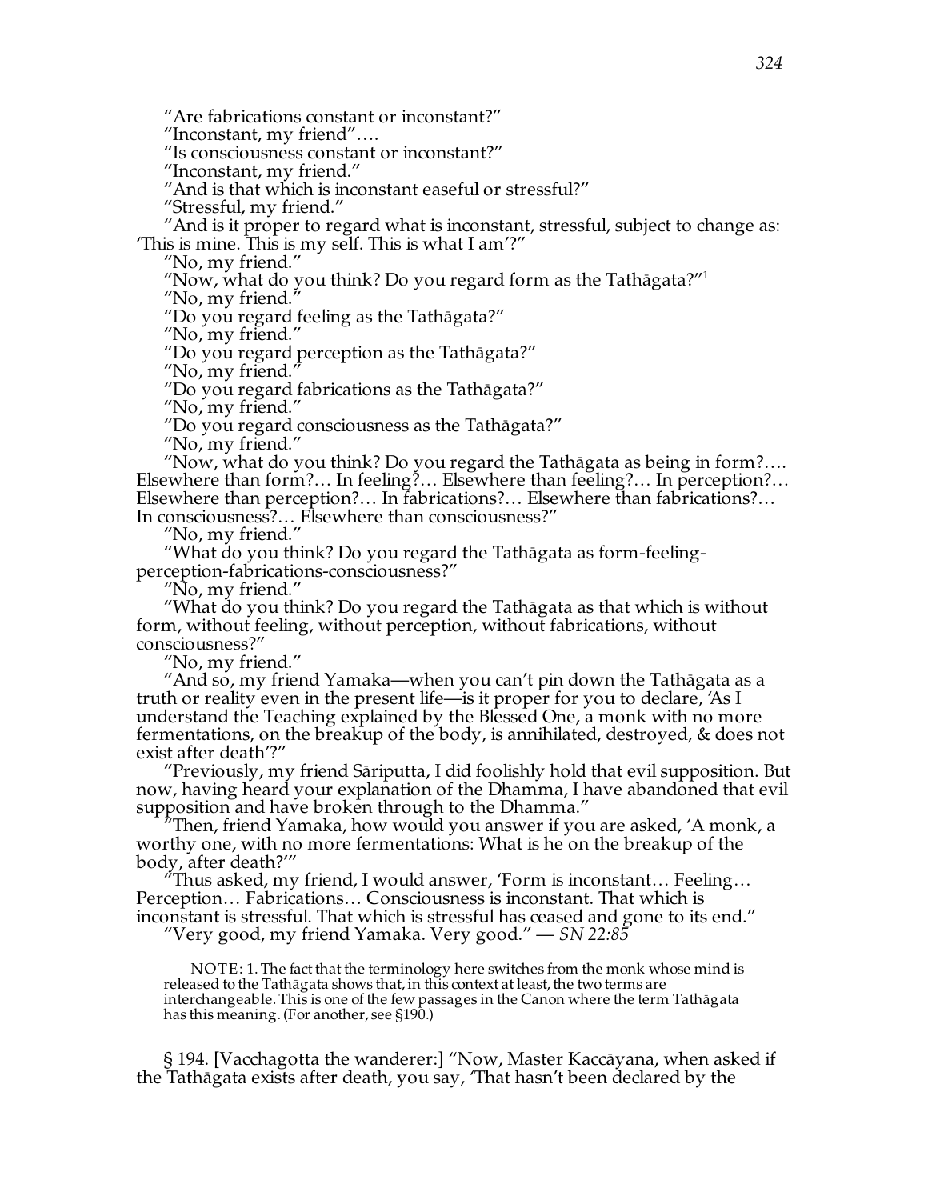"Are fabrications constant or inconstant?"

"Inconstant, my friend"….

"Is consciousness constant or inconstant?"

"Inconstant, my friend."

"And is that which is inconstant easeful or stressful?"

"Stressful, my friend."

"And is it proper to regard what is inconstant, stressful, subject to change as: 'This is mine. This is my self. This is what I am'?"

"No, my friend."

"Now, what do you think? Do you regard form as the Tathāgata?"[1]

"No, my friend."

"Do you regard feeling as the Tathāgata?"

"No, my friend."

"Do you regard perception as the Tathāgata?"

"No, my friend."

"Do you regard fabrications as the Tathāgata?"

"No, my friend."

"Do you regard consciousness as the Tathāgata?"

"No, my friend."

"Now, what do you think? Do you regard the Tathāgata as being in form?…. Elsewhere than form?… In feeling?… Elsewhere than feeling?… In perception?… Elsewhere than perception?… In fabrications?… Elsewhere than fabrications?… In consciousness?… Elsewhere than consciousness?"

"No, my friend."

"What do you think? Do you regard the Tathāgata as form-feeling-perception-fabrications-consciousness?"

"No, my friend."

"What do you think? Do you regard the Tathāgata as that which is without form, without feeling, without perception, without fabrications, without consciousness?"

"No, my friend."

"And so, my friend Yamaka—when you can't pin down the Tathāgata as a truth or reality even in the present life—is it proper for you to declare, 'As I understand the Teaching explained by the Blessed One, a monk with no more fermentations, on the breakup of the body, is annihilated, destroyed, & does not exist after death'?"

"Previously, my friend Sāriputta, I did foolishly hold that evil supposition. But now, having heard your explanation of the Dhamma, I have abandoned that evil supposition and have broken through to the Dhamma."

"Then, friend Yamaka, how would you answer if you are asked, 'A monk, a worthy one, with no more fermentations: What is he on the breakup of the body, after death?'"

"Thus asked, my friend, I would answer, 'Form is inconstant… Feeling… Perception… Fabrications… Consciousness is inconstant. That which is inconstant is stressful. That which is stressful has ceased and gone to its end."

"Very good, my friend Yamaka. Very good." — *SN 22:85*

NOTE: 1. The fact that the terminology here switches from the monk whose mind is released to the Tathāgata shows that, in this context at least, the two terms are interchangeable. This is one of the few passages in the Canon where the term Tathāgata has this meaning. (For another, see §190.)

§ 194. [Vacchagotta the wanderer:] "Now, Master Kaccāyana, when asked if the Tathāgata exists after death, you say, 'That hasn't been declared by the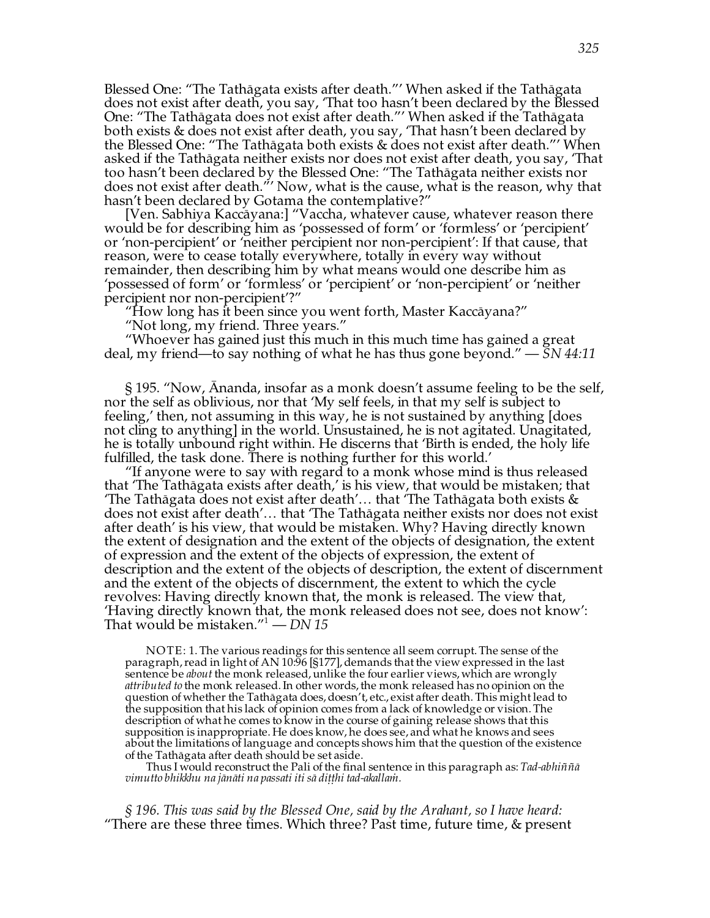Blessed One: "The Tathāgata exists after death."' When asked if the Tathāgata does not exist after death, you say, 'That too hasn't been declared by the Blessed One: "The Tathāgata does not exist after death."' When asked if the Tathāgata both exists & does not exist after death, you say, 'That hasn't been declared by the Blessed One: "The Tathāgata both exists & does not exist after death."' When asked if the Tathāgata neither exists nor does not exist after death, you say, 'That too hasn't been declared by the Blessed One: "The Tathāgata neither exists nor does not exist after death."' Now, what is the cause, what is the reason, why that hasn't been declared by Gotama the contemplative?"

[Ven. Sabhiya Kaccāyana:] "Vaccha, whatever cause, whatever reason there would be for describing him as 'possessed of form' or 'formless' or 'percipient' or 'non-percipient' or 'neither percipient nor non-percipient': If that cause, that reason, were to cease totally everywhere, totally in every way without remainder, then describing him by what means would one describe him as 'possessed of form' or 'formless' or 'percipient' or 'non-percipient' or 'neither percipient nor non-percipient'?"

"How long has it been since you went forth, Master Kaccāyana?"

"Not long, my friend. Three years."

"Whoever has gained just this much in this much time has gained a great deal, my friend—to say nothing of what he has thus gone beyond." — *SN 44:11*

§ 195. "Now, Ānanda, insofar as a monk doesn't assume feeling to be the self, nor the self as oblivious, nor that 'My self feels, in that my self is subject to feeling,' then, not assuming in this way, he is not sustained by anything [does not cling to anything] in the world. Unsustained, he is not agitated. Unagitated, he is totally unbound right within. He discerns that 'Birth is ended, the holy life fulfilled, the task done. There is nothing further for this world.'

"If anyone were to say with regard to a monk whose mind is thus released that 'The Tathāgata exists after death,' is his view, that would be mistaken; that 'The Tathāgata does not exist after death'… that 'The Tathāgata both exists & does not exist after death'… that 'The Tathāgata neither exists nor does not exist after death' is his view, that would be mistaken. Why? Having directly known the extent of designation and the extent of the objects of designation, the extent of expression and the extent of the objects of expression, the extent of description and the extent of the objects of description, the extent of discernment and the extent of the objects of discernment, the extent to which the cycle revolves: Having directly known that, the monk is released. The view that, 'Having directly known that, the monk released does not see, does not know': That would be mistaken."[1] — *DN 15*

NOTE: 1. The various readings for this sentence all seem corrupt. The sense of the paragraph, read in light of AN 10:96 [§177], demands that the view expressed in the last sentence be *about* the monk released, unlike the four earlier views, which are wrongly *attributed to* the monk released. In other words, the monk released has no opinion on the question of whether the Tathāgata does, doesn't, etc., exist after death. This might lead to the supposition that his lack of opinion comes from a lack of knowledge or vision. The description of what he comes to know in the course of gaining release shows that this supposition is inappropriate. He does know, he does see, and what he knows and sees about the limitations of language and concepts shows him that the question of the existence of the Tathāgata after death should be set aside.

Thus I would reconstruct the Pali of the final sentence in this paragraph as: *Tad-abhiññā vimutto bhikkhu na jānāti na passati iti sā diṭṭhi tad-akallaṁ.*

*§ 196. This was said by the Blessed One, said by the Arahant, so I have heard:* "There are these three times. Which three? Past time, future time, & present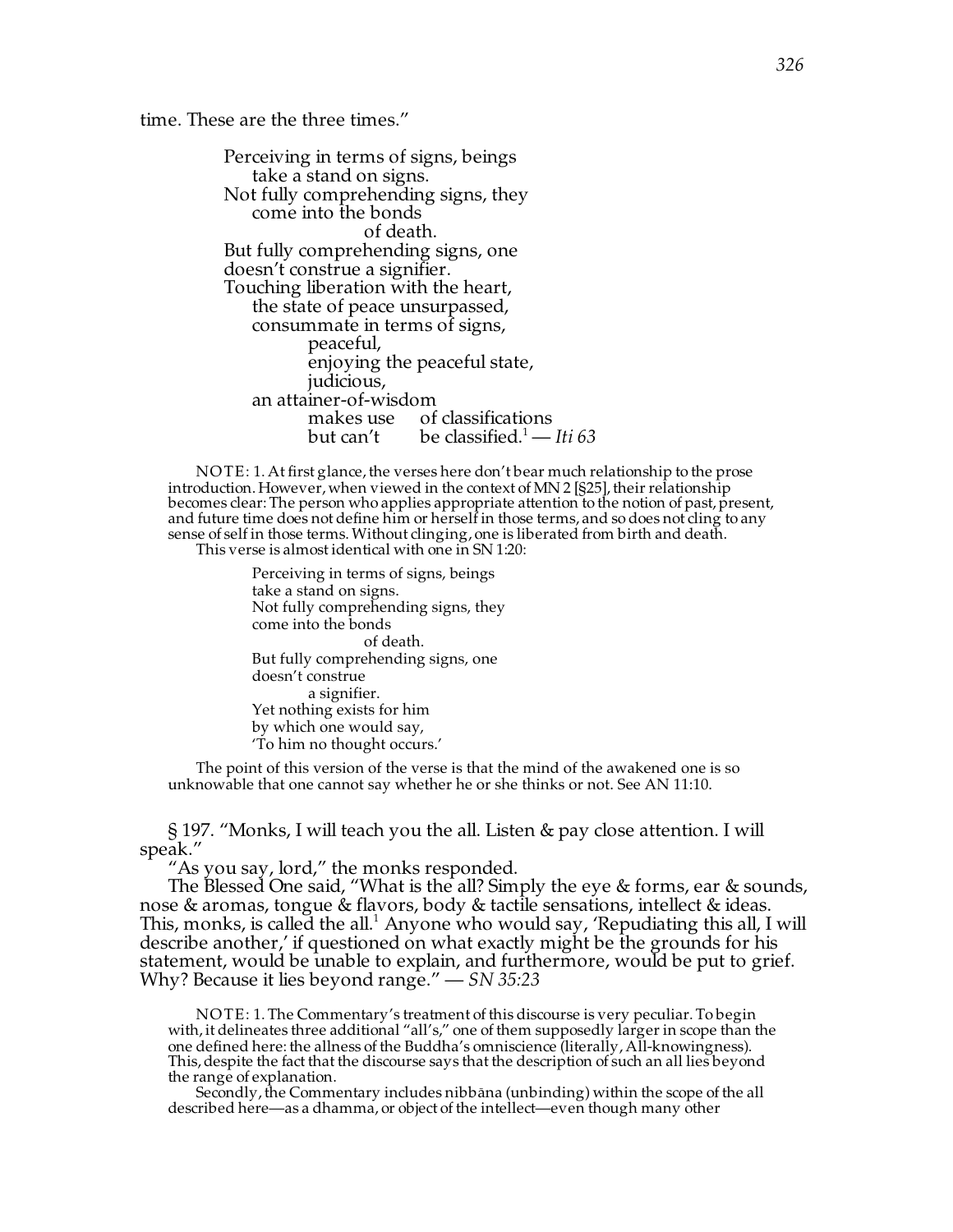time. These are the three times."

> Perceiving in terms of signs, beings
>     take a stand on signs.
> Not fully comprehending signs, they
>     come into the bonds
>                 of death.
> But fully comprehending signs, one
> doesn't construe a signifier.
> Touching liberation with the heart,
>     the state of peace unsurpassed,
>     consummate in terms of signs,
>         peaceful,
>         enjoying the peaceful state,
>         judicious,
>     an attainer-of-wisdom
>         makes use   of classifications
>         but can't   be classified.[1] — *Iti 63*

NOTE: 1. At first glance, the verses here don't bear much relationship to the prose introduction. However, when viewed in the context of MN 2 [§25], their relationship becomes clear: The person who applies appropriate attention to the notion of past, present, and future time does not define him or herself in those terms, and so does not cling to any sense of self in those terms. Without clinging, one is liberated from birth and death.

This verse is almost identical with one in SN 1:20:

> Perceiving in terms of signs, beings
> take a stand on signs.
> Not fully comprehending signs, they
> come into the bonds
>                 of death.
> But fully comprehending signs, one
> doesn't construe
>         a signifier.
> Yet nothing exists for him
> by which one would say,
> 'To him no thought occurs.'

The point of this version of the verse is that the mind of the awakened one is so unknowable that one cannot say whether he or she thinks or not. See AN 11:10.

§ 197. "Monks, I will teach you the all. Listen & pay close attention. I will speak."

"As you say, lord," the monks responded.

The Blessed One said, "What is the all? Simply the eye & forms, ear & sounds, nose & aromas, tongue & flavors, body & tactile sensations, intellect & ideas. This, monks, is called the all.[1] Anyone who would say, 'Repudiating this all, I will describe another,' if questioned on what exactly might be the grounds for his statement, would be unable to explain, and furthermore, would be put to grief. Why? Because it lies beyond range." — *SN 35:23*

NOTE: 1. The Commentary's treatment of this discourse is very peculiar. To begin with, it delineates three additional "all's," one of them supposedly larger in scope than the one defined here: the allness of the Buddha's omniscience (literally, All-knowingness). This, despite the fact that the discourse says that the description of such an all lies beyond the range of explanation.

Secondly, the Commentary includes nibbāna (unbinding) within the scope of the all described here—as a dhamma, or object of the intellect—even though many other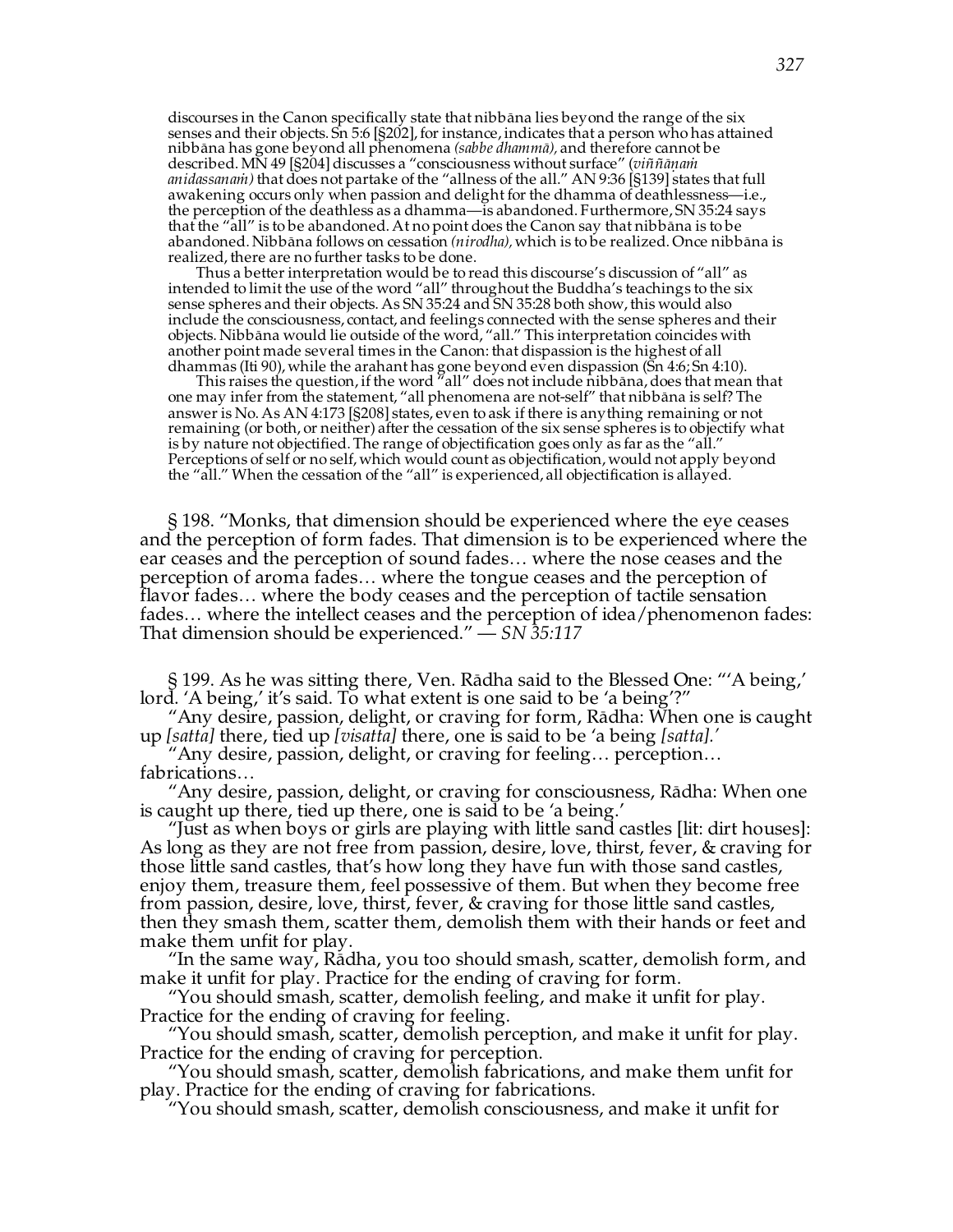discourses in the Canon specifically state that nibbāna lies beyond the range of the six senses and their objects. Sn 5:6 [§202], for instance, indicates that a person who has attained nibbāna has gone beyond all phenomena *(sabbe dhammā),* and therefore cannot be described. MN 49 [§204] discusses a "consciousness without surface" (*viññāṇaṁ anidassanaṁ)* that does not partake of the "allness of the all." AN 9:36 [§139] states that full awakening occurs only when passion and delight for the dhamma of deathlessness—i.e., the perception of the deathless as a dhamma—is abandoned. Furthermore, SN 35:24 says that the "all" is to be abandoned. At no point does the Canon say that nibbāna is to be abandoned. Nibbāna follows on cessation *(nirodha),* which is to be realized. Once nibbāna is realized, there are no further tasks to be done.

Thus a better interpretation would be to read this discourse's discussion of "all" as intended to limit the use of the word "all" throughout the Buddha's teachings to the six sense spheres and their objects. As SN 35:24 and SN 35:28 both show, this would also include the consciousness, contact, and feelings connected with the sense spheres and their objects. Nibbāna would lie outside of the word, "all." This interpretation coincides with another point made several times in the Canon: that dispassion is the highest of all dhammas (Iti 90), while the arahant has gone beyond even dispassion (Sn 4:6; Sn 4:10).

This raises the question, if the word "all" does not include nibbāna, does that mean that one may infer from the statement, "all phenomena are not-self" that nibbāna is self? The answer is No. As AN 4:173 [§208] states, even to ask if there is anything remaining or not remaining (or both, or neither) after the cessation of the six sense spheres is to objectify what is by nature not objectified. The range of objectification goes only as far as the "all." Perceptions of self or no self, which would count as objectification, would not apply beyond the "all." When the cessation of the "all" is experienced, all objectification is allayed.

§ 198. "Monks, that dimension should be experienced where the eye ceases and the perception of form fades. That dimension is to be experienced where the ear ceases and the perception of sound fades… where the nose ceases and the perception of aroma fades… where the tongue ceases and the perception of flavor fades… where the body ceases and the perception of tactile sensation fades… where the intellect ceases and the perception of idea/phenomenon fades: That dimension should be experienced." — *SN 35:117*

§ 199. As he was sitting there, Ven. Rādha said to the Blessed One: "'A being,' lord. 'A being,' it's said. To what extent is one said to be 'a being'?"

"Any desire, passion, delight, or craving for form, Rādha: When one is caught up *[satta]* there, tied up *[visatta]* there, one is said to be 'a being *[satta].'*

"Any desire, passion, delight, or craving for feeling… perception… fabrications…

"Any desire, passion, delight, or craving for consciousness, Rādha: When one is caught up there, tied up there, one is said to be 'a being.'

"Just as when boys or girls are playing with little sand castles [lit: dirt houses]: As long as they are not free from passion, desire, love, thirst, fever, & craving for those little sand castles, that's how long they have fun with those sand castles, enjoy them, treasure them, feel possessive of them. But when they become free from passion, desire, love, thirst, fever, & craving for those little sand castles, then they smash them, scatter them, demolish them with their hands or feet and make them unfit for play.

"In the same way, Rādha, you too should smash, scatter, demolish form, and make it unfit for play. Practice for the ending of craving for form.

"You should smash, scatter, demolish feeling, and make it unfit for play. Practice for the ending of craving for feeling.

"You should smash, scatter, demolish perception, and make it unfit for play. Practice for the ending of craving for perception.

"You should smash, scatter, demolish fabrications, and make them unfit for play. Practice for the ending of craving for fabrications.

"You should smash, scatter, demolish consciousness, and make it unfit for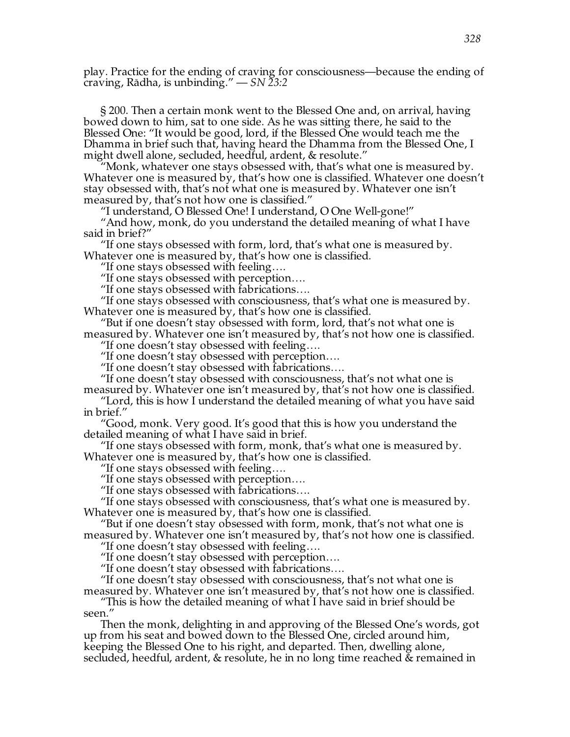play. Practice for the ending of craving for consciousness—because the ending of craving, Rādha, is unbinding." — *SN 23:2*

§ 200. Then a certain monk went to the Blessed One and, on arrival, having bowed down to him, sat to one side. As he was sitting there, he said to the Blessed One: "It would be good, lord, if the Blessed One would teach me the Dhamma in brief such that, having heard the Dhamma from the Blessed One, I might dwell alone, secluded, heedful, ardent, & resolute."

"Monk, whatever one stays obsessed with, that's what one is measured by. Whatever one is measured by, that's how one is classified. Whatever one doesn't stay obsessed with, that's not what one is measured by. Whatever one isn't measured by, that's not how one is classified."

"I understand, O Blessed One! I understand, O One Well-gone!"

"And how, monk, do you understand the detailed meaning of what I have said in brief?"

"If one stays obsessed with form, lord, that's what one is measured by. Whatever one is measured by, that's how one is classified.

"If one stays obsessed with feeling….

"If one stays obsessed with perception….

"If one stays obsessed with fabrications….

"If one stays obsessed with consciousness, that's what one is measured by. Whatever one is measured by, that's how one is classified.

"But if one doesn't stay obsessed with form, lord, that's not what one is measured by. Whatever one isn't measured by, that's not how one is classified.

"If one doesn't stay obsessed with feeling….

"If one doesn't stay obsessed with perception….

"If one doesn't stay obsessed with fabrications….

"If one doesn't stay obsessed with consciousness, that's not what one is measured by. Whatever one isn't measured by, that's not how one is classified.

"Lord, this is how I understand the detailed meaning of what you have said in brief."

"Good, monk. Very good. It's good that this is how you understand the detailed meaning of what I have said in brief.

"If one stays obsessed with form, monk, that's what one is measured by. Whatever one is measured by, that's how one is classified.

"If one stays obsessed with feeling….

"If one stays obsessed with perception….

"If one stays obsessed with fabrications….

"If one stays obsessed with consciousness, that's what one is measured by. Whatever one is measured by, that's how one is classified.

"But if one doesn't stay obsessed with form, monk, that's not what one is measured by. Whatever one isn't measured by, that's not how one is classified.

"If one doesn't stay obsessed with feeling….

"If one doesn't stay obsessed with perception….

"If one doesn't stay obsessed with fabrications….

"If one doesn't stay obsessed with consciousness, that's not what one is measured by. Whatever one isn't measured by, that's not how one is classified.

"This is how the detailed meaning of what I have said in brief should be seen."

Then the monk, delighting in and approving of the Blessed One's words, got up from his seat and bowed down to the Blessed One, circled around him, keeping the Blessed One to his right, and departed. Then, dwelling alone, secluded, heedful, ardent, & resolute, he in no long time reached & remained in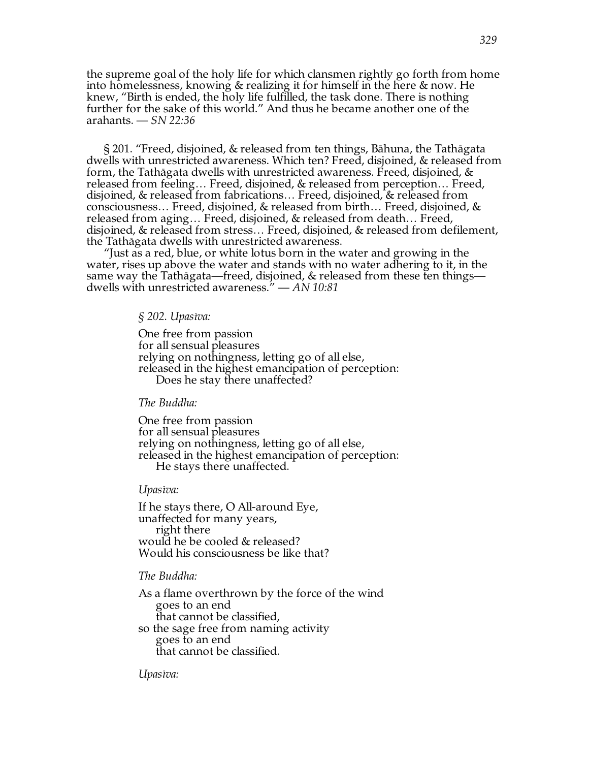the supreme goal of the holy life for which clansmen rightly go forth from home into homelessness, knowing & realizing it for himself in the here & now. He knew, "Birth is ended, the holy life fulfilled, the task done. There is nothing further for the sake of this world." And thus he became another one of the arahants. — *SN 22:36*

§ 201. "Freed, disjoined, & released from ten things, Bāhuna, the Tathāgata dwells with unrestricted awareness. Which ten? Freed, disjoined, & released from form, the Tathāgata dwells with unrestricted awareness. Freed, disjoined, & released from feeling… Freed, disjoined, & released from perception… Freed, disjoined, & released from fabrications… Freed, disjoined, & released from consciousness… Freed, disjoined, & released from birth… Freed, disjoined, & released from aging… Freed, disjoined, & released from death… Freed, disjoined, & released from stress… Freed, disjoined, & released from defilement, the Tathāgata dwells with unrestricted awareness.

"Just as a red, blue, or white lotus born in the water and growing in the water, rises up above the water and stands with no water adhering to it, in the same way the Tathāgata—freed, disjoined, & released from these ten things—dwells with unrestricted awareness." — *AN 10:81*

*§ 202. Upasīva:*

One free from passion
for all sensual pleasures
relying on nothingness, letting go of all else,
released in the highest emancipation of perception:
  Does he stay there unaffected?

*The Buddha:*

One free from passion
for all sensual pleasures
relying on nothingness, letting go of all else,
released in the highest emancipation of perception:
  He stays there unaffected.

*Upasīva:*

If he stays there, O All-around Eye,
unaffected for many years,
  right there
would he be cooled & released?
Would his consciousness be like that?

*The Buddha:*

As a flame overthrown by the force of the wind
  goes to an end
  that cannot be classified,
so the sage free from naming activity
  goes to an end
  that cannot be classified.

*Upasīva:*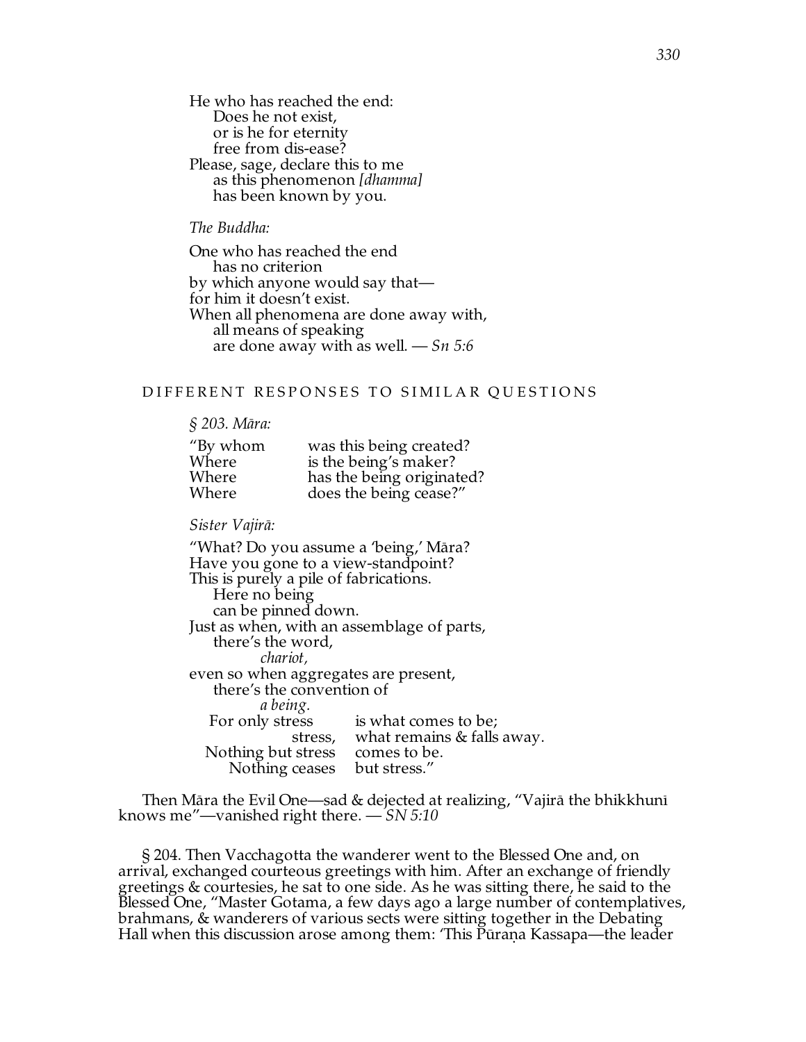He who has reached the end:
    Does he not exist,
    or is he for eternity
    free from dis-ease?
Please, sage, declare this to me
    as this phenomenon *[dhamma]*
    has been known by you.

*The Buddha:*

One who has reached the end
    has no criterion
by which anyone would say that—
for him it doesn't exist.
When all phenomena are done away with,
    all means of speaking
    are done away with as well. — *Sn 5:6*

## DIFFERENT RESPONSES TO SIMILAR QUESTIONS

*§ 203. Māra:*

"By whom was this being created?
Where is the being's maker?
Where has the being originated?
Where does the being cease?"

*Sister Vajirā:*

"What? Do you assume a 'being,' Māra?
Have you gone to a view-standpoint?
This is purely a pile of fabrications.
    Here no being
    can be pinned down.
Just as when, with an assemblage of parts,
    there's the word,
        *chariot,*
even so when aggregates are present,
    there's the convention of
        *a being.*
For only stress is what comes to be;
    stress, what remains & falls away.
Nothing but stress comes to be.
    Nothing ceases but stress."

Then Māra the Evil One—sad & dejected at realizing, "Vajirā the bhikkhunī knows me"—vanished right there. — *SN 5:10*

§ 204. Then Vacchagotta the wanderer went to the Blessed One and, on arrival, exchanged courteous greetings with him. After an exchange of friendly greetings & courtesies, he sat to one side. As he was sitting there, he said to the Blessed One, "Master Gotama, a few days ago a large number of contemplatives, brahmans, & wanderers of various sects were sitting together in the Debating Hall when this discussion arose among them: 'This Pūraṇa Kassapa—the leader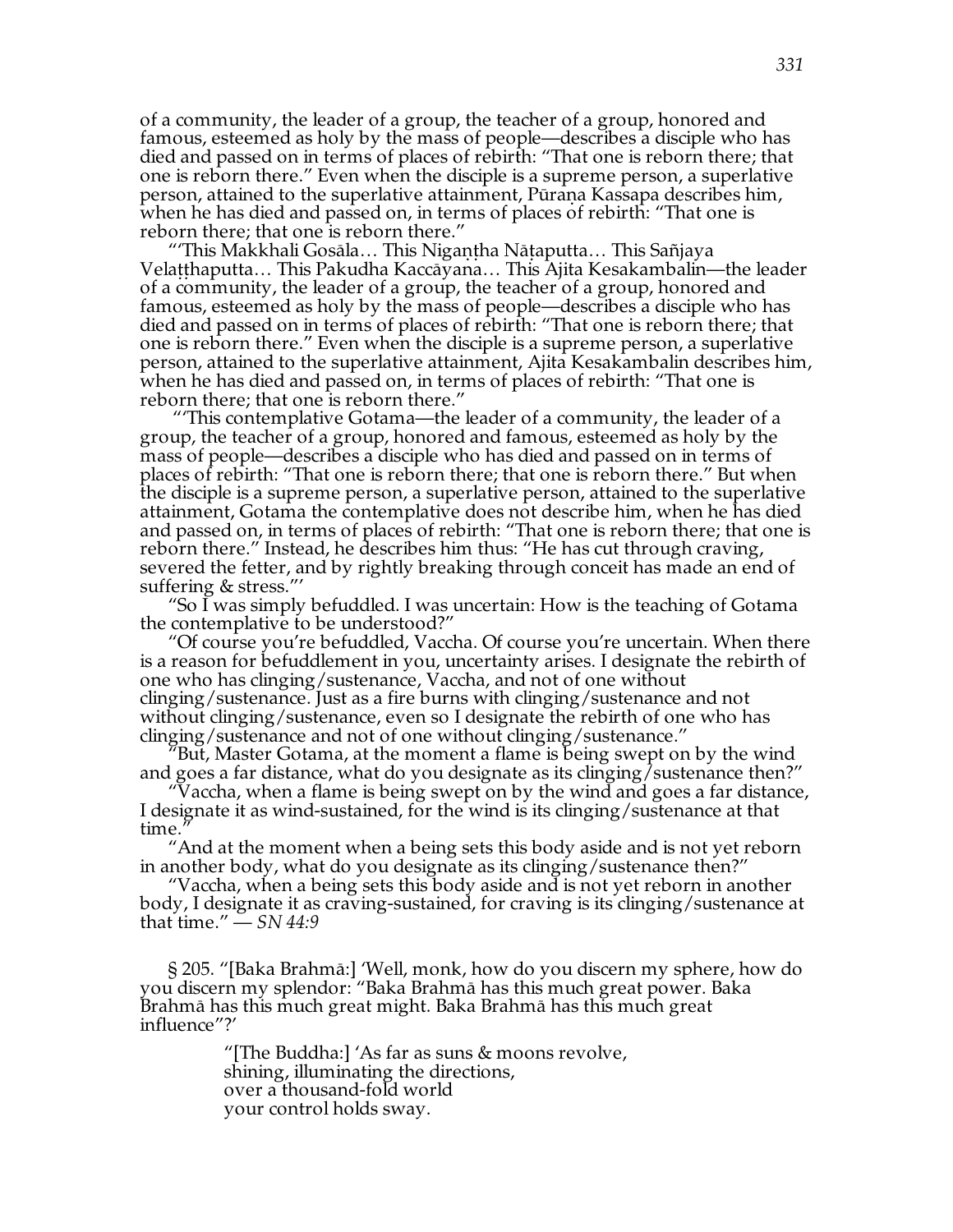of a community, the leader of a group, the teacher of a group, honored and famous, esteemed as holy by the mass of people—describes a disciple who has died and passed on in terms of places of rebirth: "That one is reborn there; that one is reborn there." Even when the disciple is a supreme person, a superlative person, attained to the superlative attainment, Pūraṇa Kassapa describes him, when he has died and passed on, in terms of places of rebirth: "That one is reborn there; that one is reborn there."

"'This Makkhali Gosāla… This Nigaṇṭha Nāṭaputta… This Sañjaya Velaṭṭhaputta… This Pakudha Kaccāyana… This Ajita Kesakambalin—the leader of a community, the leader of a group, the teacher of a group, honored and famous, esteemed as holy by the mass of people—describes a disciple who has died and passed on in terms of places of rebirth: "That one is reborn there; that one is reborn there." Even when the disciple is a supreme person, a superlative person, attained to the superlative attainment, Ajita Kesakambalin describes him, when he has died and passed on, in terms of places of rebirth: "That one is reborn there; that one is reborn there."

"'This contemplative Gotama—the leader of a community, the leader of a group, the teacher of a group, honored and famous, esteemed as holy by the mass of people—describes a disciple who has died and passed on in terms of places of rebirth: "That one is reborn there; that one is reborn there." But when the disciple is a supreme person, a superlative person, attained to the superlative attainment, Gotama the contemplative does not describe him, when he has died and passed on, in terms of places of rebirth: "That one is reborn there; that one is reborn there." Instead, he describes him thus: "He has cut through craving, severed the fetter, and by rightly breaking through conceit has made an end of suffering & stress."'

"So I was simply befuddled. I was uncertain: How is the teaching of Gotama the contemplative to be understood?"

"Of course you're befuddled, Vaccha. Of course you're uncertain. When there is a reason for befuddlement in you, uncertainty arises. I designate the rebirth of one who has clinging/sustenance, Vaccha, and not of one without clinging/sustenance. Just as a fire burns with clinging/sustenance and not without clinging/sustenance, even so I designate the rebirth of one who has clinging/sustenance and not of one without clinging/sustenance."

"But, Master Gotama, at the moment a flame is being swept on by the wind and goes a far distance, what do you designate as its clinging/sustenance then?"

"Vaccha, when a flame is being swept on by the wind and goes a far distance, I designate it as wind-sustained, for the wind is its clinging/sustenance at that time."

"And at the moment when a being sets this body aside and is not yet reborn in another body, what do you designate as its clinging/sustenance then?"

"Vaccha, when a being sets this body aside and is not yet reborn in another body, I designate it as craving-sustained, for craving is its clinging/sustenance at that time." — *SN 44:9*

§ 205. "[Baka Brahmā:] 'Well, monk, how do you discern my sphere, how do you discern my splendor: "Baka Brahmā has this much great power. Baka Brahmā has this much great might. Baka Brahmā has this much great influence"?'

"[The Buddha:] 'As far as suns & moons revolve,
shining, illuminating the directions,
over a thousand-fold world
your control holds sway.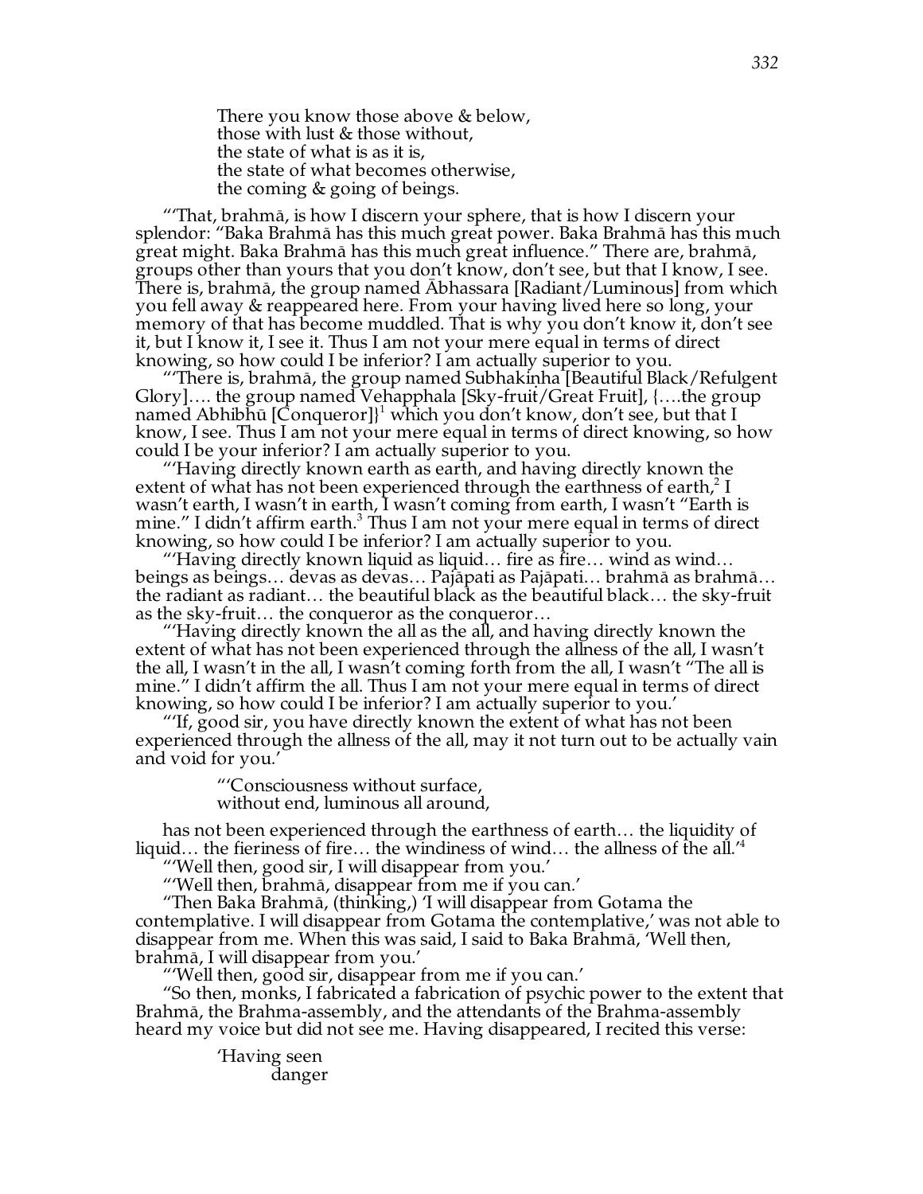There you know those above & below,
those with lust & those without,
the state of what is as it is,
the state of what becomes otherwise,
the coming & going of beings.

"'That, brahmā, is how I discern your sphere, that is how I discern your splendor: "Baka Brahmā has this much great power. Baka Brahmā has this much great might. Baka Brahmā has this much great influence." There are, brahmā, groups other than yours that you don't know, don't see, but that I know, I see. There is, brahmā, the group named Ābhassara [Radiant/Luminous] from which you fell away & reappeared here. From your having lived here so long, your memory of that has become muddled. That is why you don't know it, don't see it, but I know it, I see it. Thus I am not your mere equal in terms of direct knowing, so how could I be inferior? I am actually superior to you.

"'There is, brahmā, the group named Subhakiṇha [Beautiful Black/Refulgent Glory]…. the group named Vehapphala [Sky-fruit/Great Fruit], {….the group named Abhibhū [Conqueror]}[1] which you don't know, don't see, but that I know, I see. Thus I am not your mere equal in terms of direct knowing, so how could I be your inferior? I am actually superior to you.

"'Having directly known earth as earth, and having directly known the extent of what has not been experienced through the earthness of earth,[2] I wasn't earth, I wasn't in earth, I wasn't coming from earth, I wasn't "Earth is mine." I didn't affirm earth.[3] Thus I am not your mere equal in terms of direct knowing, so how could I be inferior? I am actually superior to you.

"'Having directly known liquid as liquid… fire as fire… wind as wind… beings as beings… devas as devas… Pajāpati as Pajāpati… brahmā as brahmā… the radiant as radiant… the beautiful black as the beautiful black… the sky-fruit as the sky-fruit… the conqueror as the conqueror…

"'Having directly known the all as the all, and having directly known the extent of what has not been experienced through the allness of the all, I wasn't the all, I wasn't in the all, I wasn't coming forth from the all, I wasn't "The all is mine." I didn't affirm the all. Thus I am not your mere equal in terms of direct knowing, so how could I be inferior? I am actually superior to you.'

"'If, good sir, you have directly known the extent of what has not been experienced through the allness of the all, may it not turn out to be actually vain and void for you.'

"'Consciousness without surface,
without end, luminous all around,

has not been experienced through the earthness of earth… the liquidity of liquid… the fieriness of fire… the windiness of wind… the allness of the all.'[4]

"'Well then, good sir, I will disappear from you.'

"'Well then, brahmā, disappear from me if you can.'

"Then Baka Brahmā, (thinking,) 'I will disappear from Gotama the contemplative. I will disappear from Gotama the contemplative,' was not able to disappear from me. When this was said, I said to Baka Brahmā, 'Well then, brahmā, I will disappear from you.'

"'Well then, good sir, disappear from me if you can.'

"So then, monks, I fabricated a fabrication of psychic power to the extent that Brahmā, the Brahma-assembly, and the attendants of the Brahma-assembly heard my voice but did not see me. Having disappeared, I recited this verse:

'Having seen
danger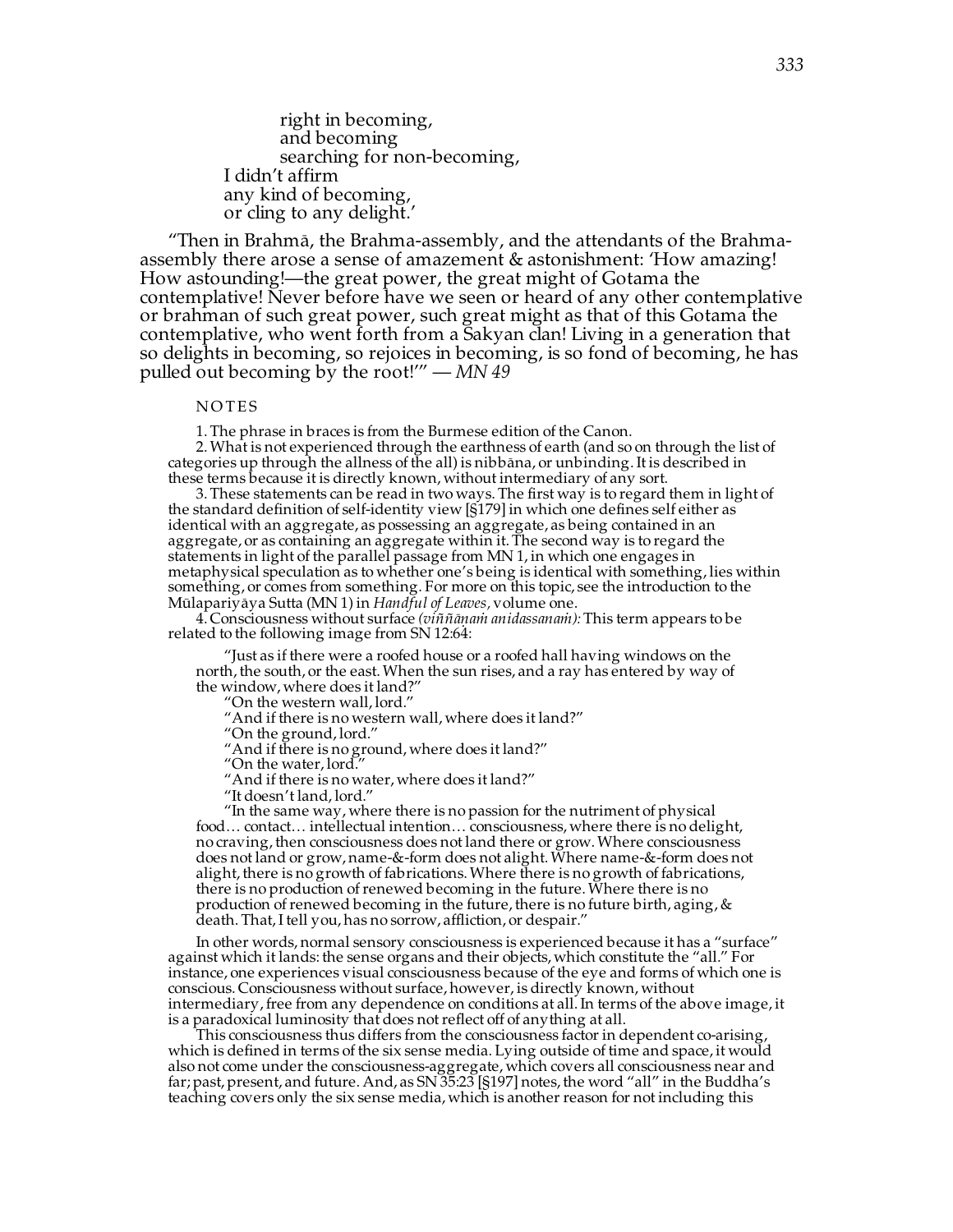right in becoming,  
and becoming  
searching for non-becoming,  
I didn't affirm  
any kind of becoming,  
or cling to any delight.'

"Then in Brahmā, the Brahma-assembly, and the attendants of the Brahma-assembly there arose a sense of amazement & astonishment: 'How amazing! How astounding!—the great power, the great might of Gotama the contemplative! Never before have we seen or heard of any other contemplative or brahman of such great power, such great might as that of this Gotama the contemplative, who went forth from a Sakyan clan! Living in a generation that so delights in becoming, so rejoices in becoming, is so fond of becoming, he has pulled out becoming by the root!'" — *MN 49*

NOTES

1. The phrase in braces is from the Burmese edition of the Canon.

2. What is not experienced through the earthness of earth (and so on through the list of categories up through the allness of the all) is nibbāna, or unbinding. It is described in these terms because it is directly known, without intermediary of any sort.

3. These statements can be read in two ways. The first way is to regard them in light of the standard definition of self-identity view [§179] in which one defines self either as identical with an aggregate, as possessing an aggregate, as being contained in an aggregate, or as containing an aggregate within it. The second way is to regard the statements in light of the parallel passage from MN 1, in which one engages in metaphysical speculation as to whether one's being is identical with something, lies within something, or comes from something. For more on this topic, see the introduction to the Mūlapariyāya Sutta (MN 1) in *Handful of Leaves,* volume one.

4. Consciousness without surface *(viññāṇaṁ anidassanaṁ):* This term appears to be related to the following image from SN 12:64:

> "Just as if there were a roofed house or a roofed hall having windows on the north, the south, or the east. When the sun rises, and a ray has entered by way of the window, where does it land?"
>
> "On the western wall, lord."
>
> "And if there is no western wall, where does it land?"
>
> "On the ground, lord."
>
> "And if there is no ground, where does it land?"
>
> "On the water, lord."
>
> "And if there is no water, where does it land?"
>
> "It doesn't land, lord."
>
> "In the same way, where there is no passion for the nutriment of physical food… contact… intellectual intention… consciousness, where there is no delight, no craving, then consciousness does not land there or grow. Where consciousness does not land or grow, name-&-form does not alight. Where name-&-form does not alight, there is no growth of fabrications. Where there is no growth of fabrications, there is no production of renewed becoming in the future. Where there is no production of renewed becoming in the future, there is no future birth, aging, & death. That, I tell you, has no sorrow, affliction, or despair."

In other words, normal sensory consciousness is experienced because it has a "surface" against which it lands: the sense organs and their objects, which constitute the "all." For instance, one experiences visual consciousness because of the eye and forms of which one is conscious. Consciousness without surface, however, is directly known, without intermediary, free from any dependence on conditions at all. In terms of the above image, it is a paradoxical luminosity that does not reflect off of anything at all.

This consciousness thus differs from the consciousness factor in dependent co-arising, which is defined in terms of the six sense media. Lying outside of time and space, it would also not come under the consciousness-aggregate, which covers all consciousness near and far; past, present, and future. And, as SN 35:23 [§197] notes, the word "all" in the Buddha's teaching covers only the six sense media, which is another reason for not including this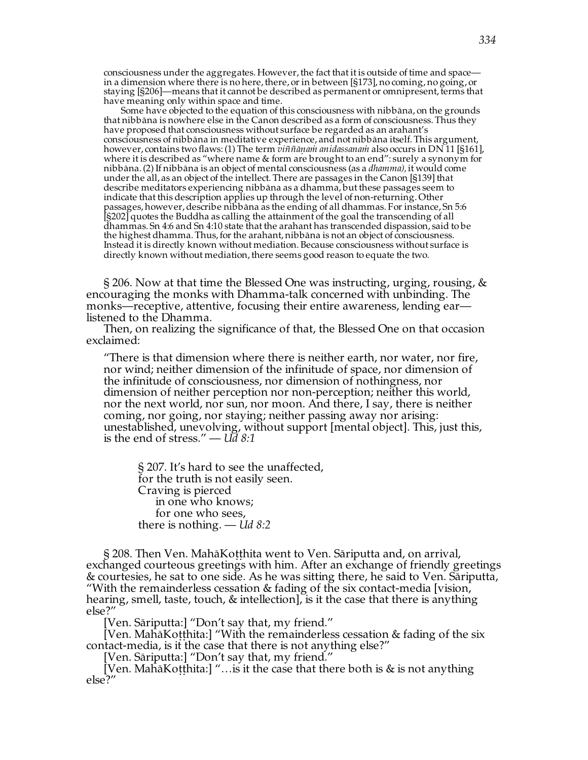consciousness under the aggregates. However, the fact that it is outside of time and space—in a dimension where there is no here, there, or in between [§173], no coming, no going, or staying [§206]—means that it cannot be described as permanent or omnipresent, terms that have meaning only within space and time.

Some have objected to the equation of this consciousness with nibbāna, on the grounds that nibbāna is nowhere else in the Canon described as a form of consciousness. Thus they have proposed that consciousness without surface be regarded as an arahant's consciousness of nibbāna in meditative experience, and not nibbāna itself. This argument, however, contains two flaws: (1) The term *viññāṇaṁ anidassanaṁ* also occurs in DN 11 [§161], where it is described as "where name & form are brought to an end": surely a synonym for nibbāna. (2) If nibbāna is an object of mental consciousness (as a *dhamma),* it would come under the all, as an object of the intellect. There are passages in the Canon [§139] that describe meditators experiencing nibbāna as a dhamma, but these passages seem to indicate that this description applies up through the level of non-returning. Other passages, however, describe nibbāna as the ending of all dhammas. For instance, Sn 5:6 [§202] quotes the Buddha as calling the attainment of the goal the transcending of all dhammas. Sn 4:6 and Sn 4:10 state that the arahant has transcended dispassion, said to be the highest dhamma. Thus, for the arahant, nibbāna is not an object of consciousness. Instead it is directly known without mediation. Because consciousness without surface is directly known without mediation, there seems good reason to equate the two.

§ 206. Now at that time the Blessed One was instructing, urging, rousing, & encouraging the monks with Dhamma-talk concerned with unbinding. The monks—receptive, attentive, focusing their entire awareness, lending ear—listened to the Dhamma.

Then, on realizing the significance of that, the Blessed One on that occasion exclaimed:

> "There is that dimension where there is neither earth, nor water, nor fire, nor wind; neither dimension of the infinitude of space, nor dimension of the infinitude of consciousness, nor dimension of nothingness, nor dimension of neither perception nor non-perception; neither this world, nor the next world, nor sun, nor moon. And there, I say, there is neither coming, nor going, nor staying; neither passing away nor arising: unestablished, unevolving, without support [mental object]. This, just this, is the end of stress." — *Ud 8:1*

> § 207. It's hard to see the unaffected,
> for the truth is not easily seen.
> Craving is pierced
>   in one who knows;
>   for one who sees,
> there is nothing. — *Ud 8:2*

§ 208. Then Ven. MahāKoṭṭhita went to Ven. Sāriputta and, on arrival, exchanged courteous greetings with him. After an exchange of friendly greetings & courtesies, he sat to one side. As he was sitting there, he said to Ven. Sāriputta, "With the remainderless cessation & fading of the six contact-media [vision, hearing, smell, taste, touch, & intellection], is it the case that there is anything else?"

[Ven. Sāriputta:] "Don't say that, my friend."

[Ven. MahāKoṭṭhita:] "With the remainderless cessation & fading of the six contact-media, is it the case that there is not anything else?"

[Ven. Sāriputta:] "Don't say that, my friend."

[Ven. MahāKoṭṭhita:] "…is it the case that there both is & is not anything else?"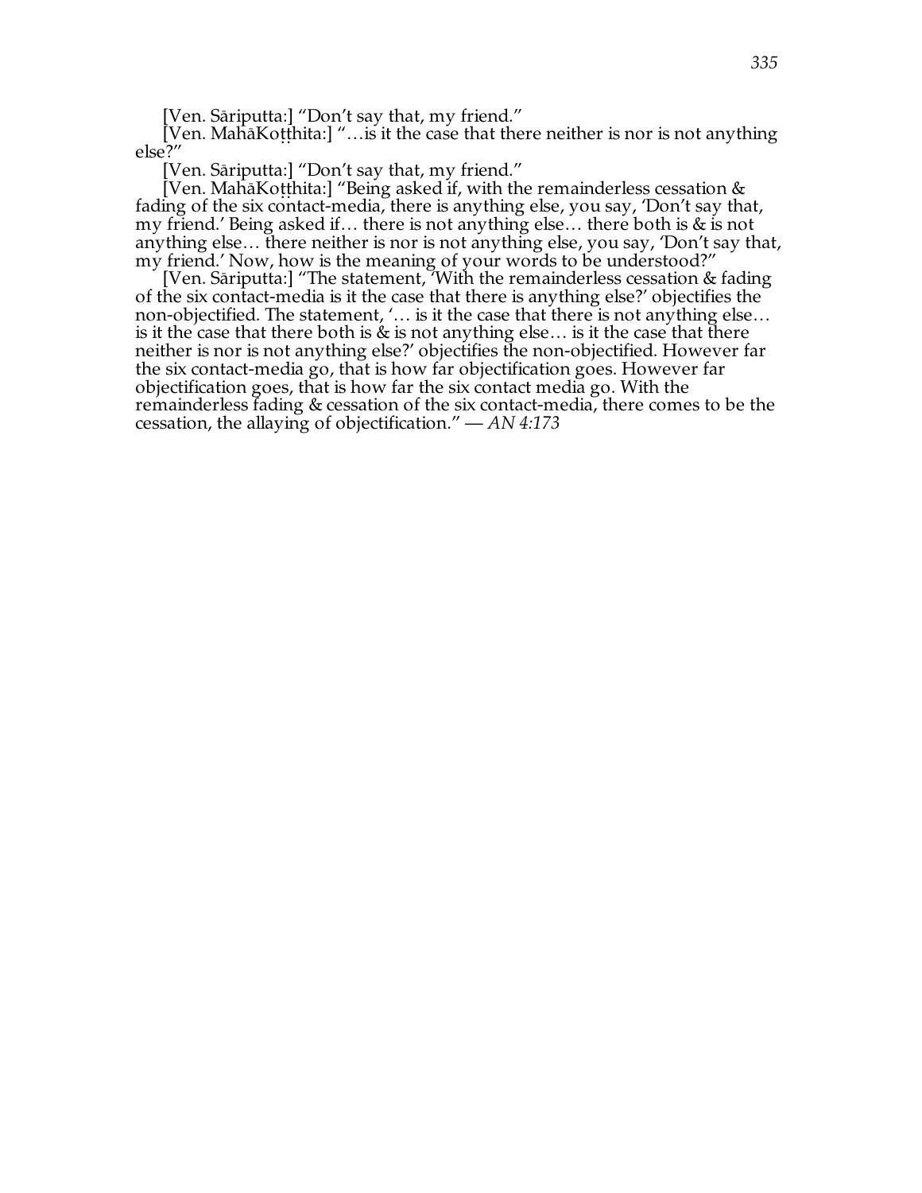[Ven. Sāriputta:] "Don't say that, my friend."

[Ven. MahāKoṭṭhita:] "…is it the case that there neither is nor is not anything else?"

[Ven. Sāriputta:] "Don't say that, my friend."

[Ven. MahāKoṭṭhita:] "Being asked if, with the remainderless cessation & fading of the six contact-media, there is anything else, you say, 'Don't say that, my friend.' Being asked if… there is not anything else… there both is & is not anything else… there neither is nor is not anything else, you say, 'Don't say that, my friend.' Now, how is the meaning of your words to be understood?"

[Ven. Sāriputta:] "The statement, 'With the remainderless cessation & fading of the six contact-media is it the case that there is anything else?' objectifies the non-objectified. The statement, '… is it the case that there is not anything else… is it the case that there both is & is not anything else… is it the case that there neither is nor is not anything else?' objectifies the non-objectified. However far the six contact-media go, that is how far objectification goes. However far objectification goes, that is how far the six contact media go. With the remainderless fading & cessation of the six contact-media, there comes to be the cessation, the allaying of objectification." — *AN 4:173*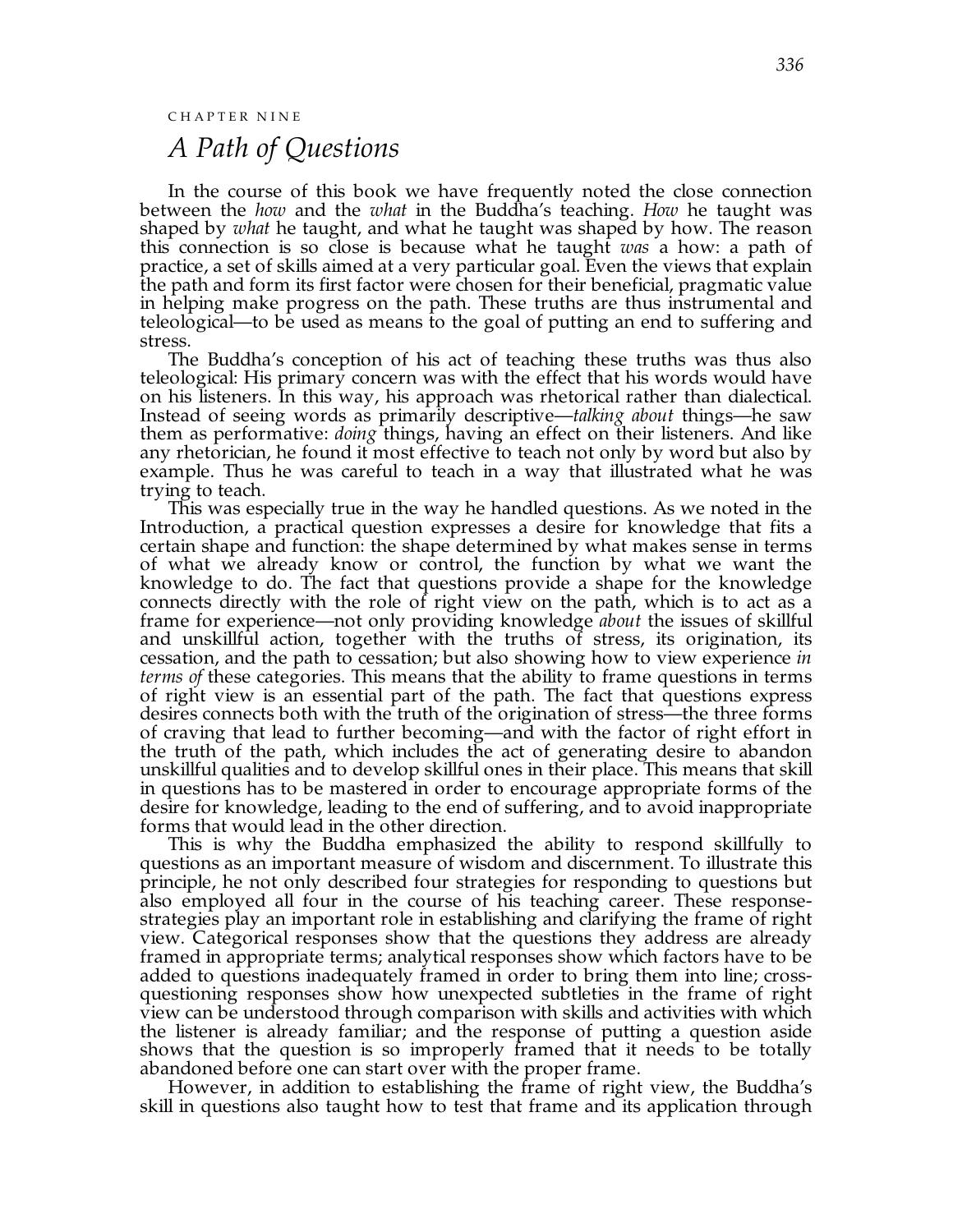CHAPTER NINE

# *A Path of Questions*

In the course of this book we have frequently noted the close connection between the *how* and the *what* in the Buddha's teaching. *How* he taught was shaped by *what* he taught, and what he taught was shaped by how. The reason this connection is so close is because what he taught *was* a how: a path of practice, a set of skills aimed at a very particular goal. Even the views that explain the path and form its first factor were chosen for their beneficial, pragmatic value in helping make progress on the path. These truths are thus instrumental and teleological—to be used as means to the goal of putting an end to suffering and stress.

The Buddha's conception of his act of teaching these truths was thus also teleological: His primary concern was with the effect that his words would have on his listeners. In this way, his approach was rhetorical rather than dialectical. Instead of seeing words as primarily descriptive—*talking about* things—he saw them as performative: *doing* things, having an effect on their listeners. And like any rhetorician, he found it most effective to teach not only by word but also by example. Thus he was careful to teach in a way that illustrated what he was trying to teach.

This was especially true in the way he handled questions. As we noted in the Introduction, a practical question expresses a desire for knowledge that fits a certain shape and function: the shape determined by what makes sense in terms of what we already know or control, the function by what we want the knowledge to do. The fact that questions provide a shape for the knowledge connects directly with the role of right view on the path, which is to act as a frame for experience—not only providing knowledge *about* the issues of skillful and unskillful action, together with the truths of stress, its origination, its cessation, and the path to cessation; but also showing how to view experience *in terms of* these categories. This means that the ability to frame questions in terms of right view is an essential part of the path. The fact that questions express desires connects both with the truth of the origination of stress—the three forms of craving that lead to further becoming—and with the factor of right effort in the truth of the path, which includes the act of generating desire to abandon unskillful qualities and to develop skillful ones in their place. This means that skill in questions has to be mastered in order to encourage appropriate forms of the desire for knowledge, leading to the end of suffering, and to avoid inappropriate forms that would lead in the other direction.

This is why the Buddha emphasized the ability to respond skillfully to questions as an important measure of wisdom and discernment. To illustrate this principle, he not only described four strategies for responding to questions but also employed all four in the course of his teaching career. These response-strategies play an important role in establishing and clarifying the frame of right view. Categorical responses show that the questions they address are already framed in appropriate terms; analytical responses show which factors have to be added to questions inadequately framed in order to bring them into line; cross-questioning responses show how unexpected subtleties in the frame of right view can be understood through comparison with skills and activities with which the listener is already familiar; and the response of putting a question aside shows that the question is so improperly framed that it needs to be totally abandoned before one can start over with the proper frame.

However, in addition to establishing the frame of right view, the Buddha's skill in questions also taught how to test that frame and its application through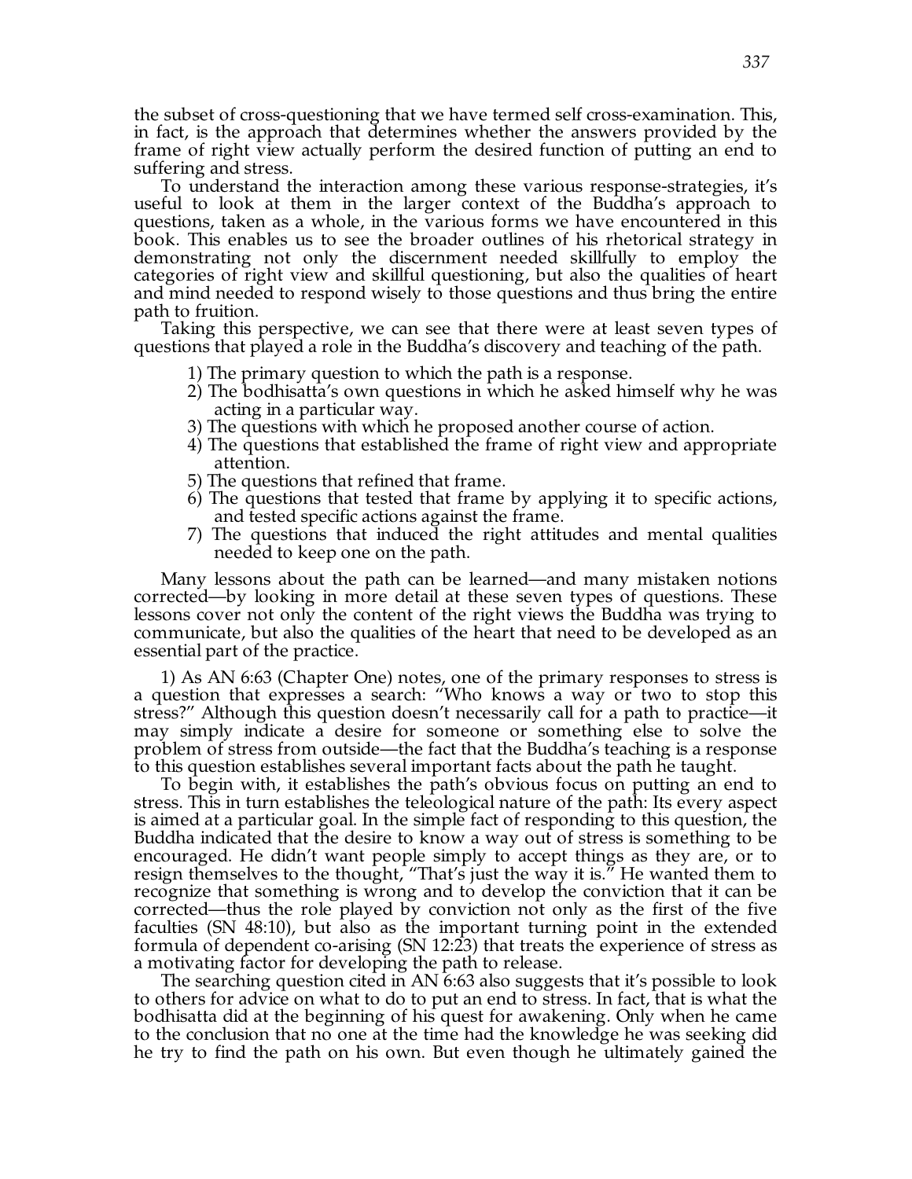the subset of cross-questioning that we have termed self cross-examination. This, in fact, is the approach that determines whether the answers provided by the frame of right view actually perform the desired function of putting an end to suffering and stress.

To understand the interaction among these various response-strategies, it's useful to look at them in the larger context of the Buddha's approach to questions, taken as a whole, in the various forms we have encountered in this book. This enables us to see the broader outlines of his rhetorical strategy in demonstrating not only the discernment needed skillfully to employ the categories of right view and skillful questioning, but also the qualities of heart and mind needed to respond wisely to those questions and thus bring the entire path to fruition.

Taking this perspective, we can see that there were at least seven types of questions that played a role in the Buddha's discovery and teaching of the path.

1) The primary question to which the path is a response.
2) The bodhisatta's own questions in which he asked himself why he was acting in a particular way.
3) The questions with which he proposed another course of action.
4) The questions that established the frame of right view and appropriate attention.
5) The questions that refined that frame.
6) The questions that tested that frame by applying it to specific actions, and tested specific actions against the frame.
7) The questions that induced the right attitudes and mental qualities needed to keep one on the path.

Many lessons about the path can be learned—and many mistaken notions corrected—by looking in more detail at these seven types of questions. These lessons cover not only the content of the right views the Buddha was trying to communicate, but also the qualities of the heart that need to be developed as an essential part of the practice.

1) As AN 6:63 (Chapter One) notes, one of the primary responses to stress is a question that expresses a search: "Who knows a way or two to stop this stress?" Although this question doesn't necessarily call for a path to practice—it may simply indicate a desire for someone or something else to solve the problem of stress from outside—the fact that the Buddha's teaching is a response to this question establishes several important facts about the path he taught.

To begin with, it establishes the path's obvious focus on putting an end to stress. This in turn establishes the teleological nature of the path: Its every aspect is aimed at a particular goal. In the simple fact of responding to this question, the Buddha indicated that the desire to know a way out of stress is something to be encouraged. He didn't want people simply to accept things as they are, or to resign themselves to the thought, "That's just the way it is." He wanted them to recognize that something is wrong and to develop the conviction that it can be corrected—thus the role played by conviction not only as the first of the five faculties (SN 48:10), but also as the important turning point in the extended formula of dependent co-arising (SN 12:23) that treats the experience of stress as a motivating factor for developing the path to release.

The searching question cited in AN 6:63 also suggests that it's possible to look to others for advice on what to do to put an end to stress. In fact, that is what the bodhisatta did at the beginning of his quest for awakening. Only when he came to the conclusion that no one at the time had the knowledge he was seeking did he try to find the path on his own. But even though he ultimately gained the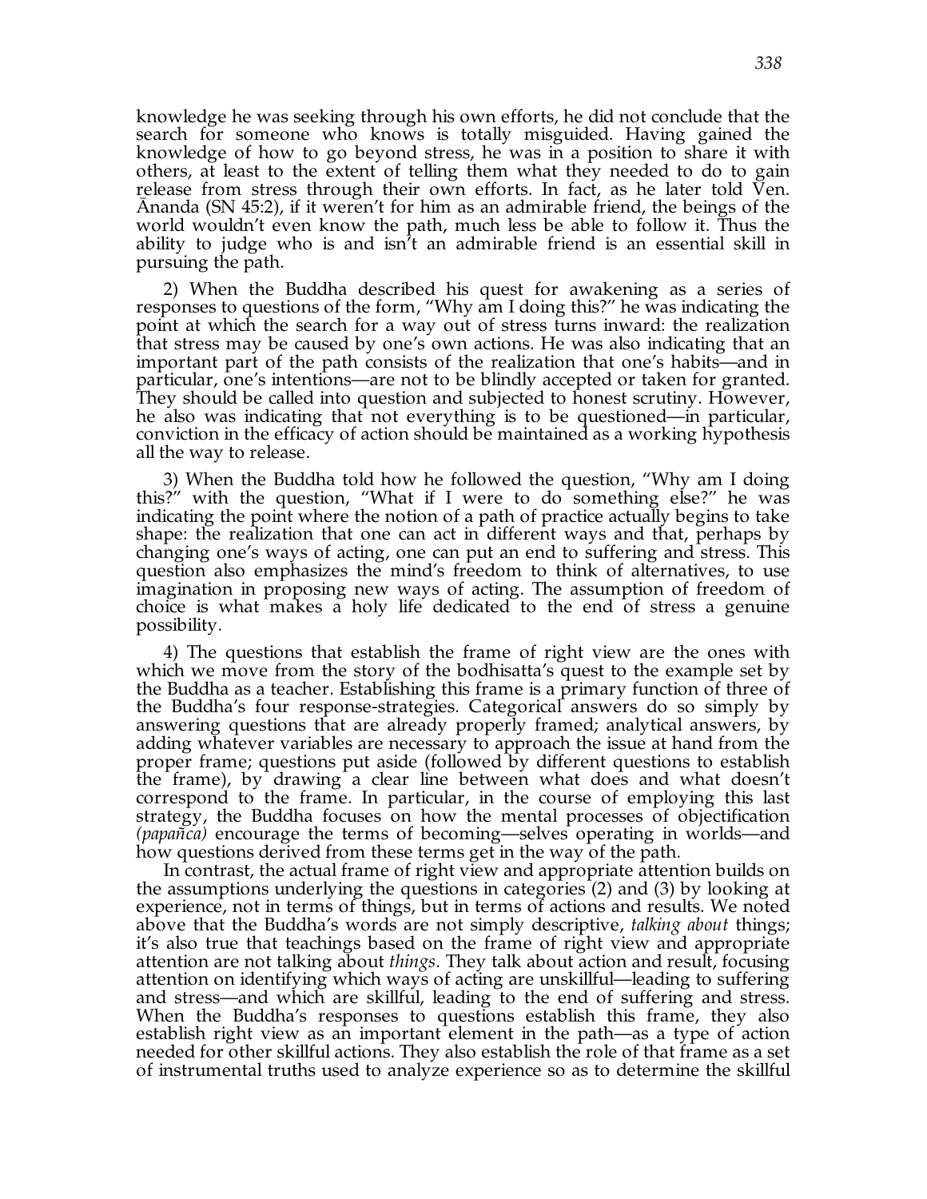knowledge he was seeking through his own efforts, he did not conclude that the search for someone who knows is totally misguided. Having gained the knowledge of how to go beyond stress, he was in a position to share it with others, at least to the extent of telling them what they needed to do to gain release from stress through their own efforts. In fact, as he later told Ven. Ānanda (SN 45:2), if it weren't for him as an admirable friend, the beings of the world wouldn't even know the path, much less be able to follow it. Thus the ability to judge who is and isn't an admirable friend is an essential skill in pursuing the path.

2) When the Buddha described his quest for awakening as a series of responses to questions of the form, "Why am I doing this?" he was indicating the point at which the search for a way out of stress turns inward: the realization that stress may be caused by one's own actions. He was also indicating that an important part of the path consists of the realization that one's habits—and in particular, one's intentions—are not to be blindly accepted or taken for granted. They should be called into question and subjected to honest scrutiny. However, he also was indicating that not everything is to be questioned—in particular, conviction in the efficacy of action should be maintained as a working hypothesis all the way to release.

3) When the Buddha told how he followed the question, "Why am I doing this?" with the question, "What if I were to do something else?" he was indicating the point where the notion of a path of practice actually begins to take shape: the realization that one can act in different ways and that, perhaps by changing one's ways of acting, one can put an end to suffering and stress. This question also emphasizes the mind's freedom to think of alternatives, to use imagination in proposing new ways of acting. The assumption of freedom of choice is what makes a holy life dedicated to the end of stress a genuine possibility.

4) The questions that establish the frame of right view are the ones with which we move from the story of the bodhisatta's quest to the example set by the Buddha as a teacher. Establishing this frame is a primary function of three of the Buddha's four response-strategies. Categorical answers do so simply by answering questions that are already properly framed; analytical answers, by adding whatever variables are necessary to approach the issue at hand from the proper frame; questions put aside (followed by different questions to establish the frame), by drawing a clear line between what does and what doesn't correspond to the frame. In particular, in the course of employing this last strategy, the Buddha focuses on how the mental processes of objectification *(papañca)* encourage the terms of becoming—selves operating in worlds—and how questions derived from these terms get in the way of the path.

In contrast, the actual frame of right view and appropriate attention builds on the assumptions underlying the questions in categories (2) and (3) by looking at experience, not in terms of things, but in terms of actions and results. We noted above that the Buddha's words are not simply descriptive, *talking about* things; it's also true that teachings based on the frame of right view and appropriate attention are not talking about *things*. They talk about action and result, focusing attention on identifying which ways of acting are unskillful—leading to suffering and stress—and which are skillful, leading to the end of suffering and stress. When the Buddha's responses to questions establish this frame, they also establish right view as an important element in the path—as a type of action needed for other skillful actions. They also establish the role of that frame as a set of instrumental truths used to analyze experience so as to determine the skillful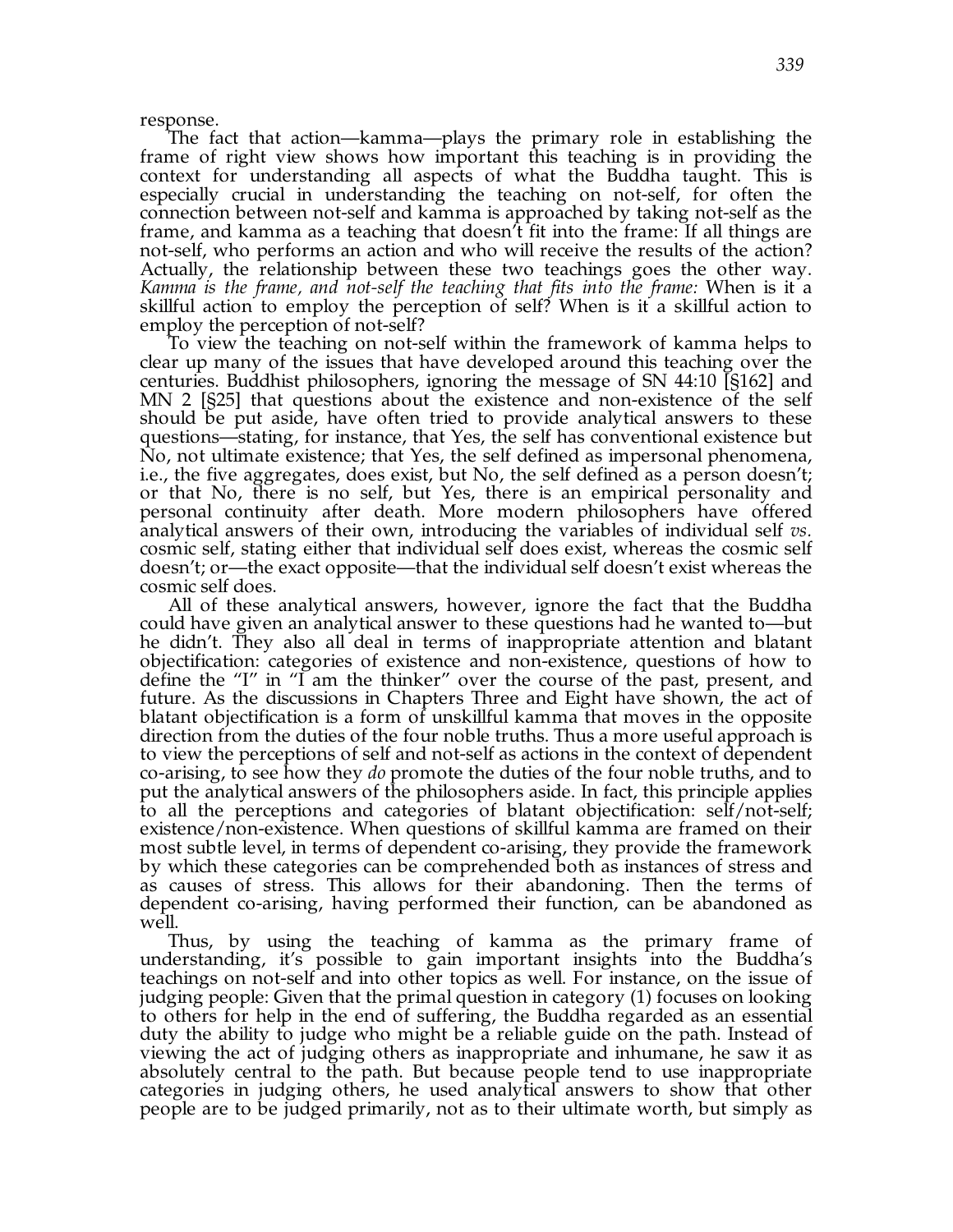response.

The fact that action—kamma—plays the primary role in establishing the frame of right view shows how important this teaching is in providing the context for understanding all aspects of what the Buddha taught. This is especially crucial in understanding the teaching on not-self, for often the connection between not-self and kamma is approached by taking not-self as the frame, and kamma as a teaching that doesn't fit into the frame: If all things are not-self, who performs an action and who will receive the results of the action? Actually, the relationship between these two teachings goes the other way. *Kamma is the frame, and not-self the teaching that fits into the frame:* When is it a skillful action to employ the perception of self? When is it a skillful action to employ the perception of not-self?

To view the teaching on not-self within the framework of kamma helps to clear up many of the issues that have developed around this teaching over the centuries. Buddhist philosophers, ignoring the message of SN 44:10 [§162] and MN 2 [§25] that questions about the existence and non-existence of the self should be put aside, have often tried to provide analytical answers to these questions—stating, for instance, that Yes, the self has conventional existence but No, not ultimate existence; that Yes, the self defined as impersonal phenomena, i.e., the five aggregates, does exist, but No, the self defined as a person doesn't; or that No, there is no self, but Yes, there is an empirical personality and personal continuity after death. More modern philosophers have offered analytical answers of their own, introducing the variables of individual self *vs.* cosmic self, stating either that individual self does exist, whereas the cosmic self doesn't; or—the exact opposite—that the individual self doesn't exist whereas the cosmic self does.

All of these analytical answers, however, ignore the fact that the Buddha could have given an analytical answer to these questions had he wanted to—but he didn't. They also all deal in terms of inappropriate attention and blatant objectification: categories of existence and non-existence, questions of how to define the "I" in "I am the thinker" over the course of the past, present, and future. As the discussions in Chapters Three and Eight have shown, the act of blatant objectification is a form of unskillful kamma that moves in the opposite direction from the duties of the four noble truths. Thus a more useful approach is to view the perceptions of self and not-self as actions in the context of dependent co-arising, to see how they *do* promote the duties of the four noble truths, and to put the analytical answers of the philosophers aside. In fact, this principle applies to all the perceptions and categories of blatant objectification: self/not-self; existence/non-existence. When questions of skillful kamma are framed on their most subtle level, in terms of dependent co-arising, they provide the framework by which these categories can be comprehended both as instances of stress and as causes of stress. This allows for their abandoning. Then the terms of dependent co-arising, having performed their function, can be abandoned as well.

Thus, by using the teaching of kamma as the primary frame of understanding, it's possible to gain important insights into the Buddha's teachings on not-self and into other topics as well. For instance, on the issue of judging people: Given that the primal question in category (1) focuses on looking to others for help in the end of suffering, the Buddha regarded as an essential duty the ability to judge who might be a reliable guide on the path. Instead of viewing the act of judging others as inappropriate and inhumane, he saw it as absolutely central to the path. But because people tend to use inappropriate categories in judging others, he used analytical answers to show that other people are to be judged primarily, not as to their ultimate worth, but simply as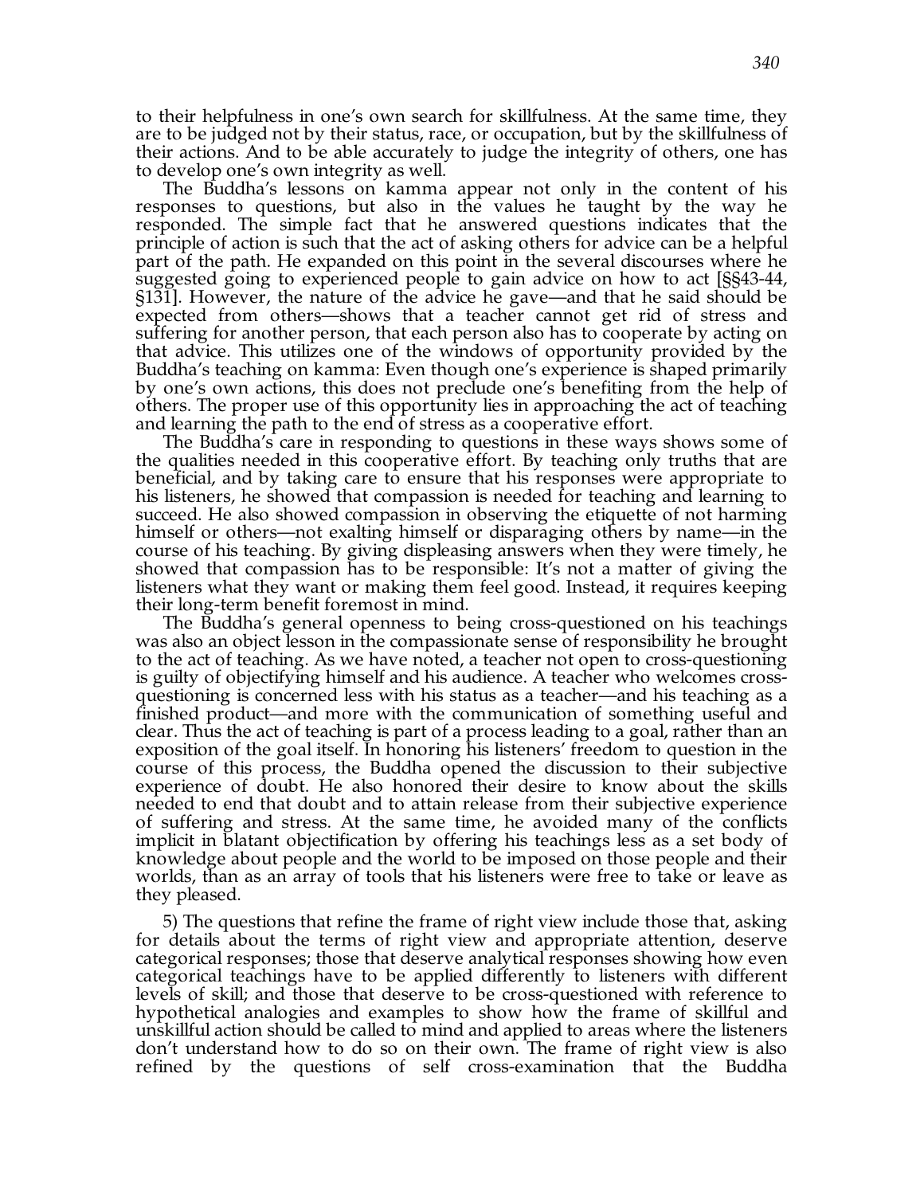to their helpfulness in one's own search for skillfulness. At the same time, they are to be judged not by their status, race, or occupation, but by the skillfulness of their actions. And to be able accurately to judge the integrity of others, one has to develop one's own integrity as well.

The Buddha's lessons on kamma appear not only in the content of his responses to questions, but also in the values he taught by the way he responded. The simple fact that he answered questions indicates that the principle of action is such that the act of asking others for advice can be a helpful part of the path. He expanded on this point in the several discourses where he suggested going to experienced people to gain advice on how to act [§§43-44, §131]. However, the nature of the advice he gave—and that he said should be expected from others—shows that a teacher cannot get rid of stress and suffering for another person, that each person also has to cooperate by acting on that advice. This utilizes one of the windows of opportunity provided by the Buddha's teaching on kamma: Even though one's experience is shaped primarily by one's own actions, this does not preclude one's benefiting from the help of others. The proper use of this opportunity lies in approaching the act of teaching and learning the path to the end of stress as a cooperative effort.

The Buddha's care in responding to questions in these ways shows some of the qualities needed in this cooperative effort. By teaching only truths that are beneficial, and by taking care to ensure that his responses were appropriate to his listeners, he showed that compassion is needed for teaching and learning to succeed. He also showed compassion in observing the etiquette of not harming himself or others—not exalting himself or disparaging others by name—in the course of his teaching. By giving displeasing answers when they were timely, he showed that compassion has to be responsible: It's not a matter of giving the listeners what they want or making them feel good. Instead, it requires keeping their long-term benefit foremost in mind.

The Buddha's general openness to being cross-questioned on his teachings was also an object lesson in the compassionate sense of responsibility he brought to the act of teaching. As we have noted, a teacher not open to cross-questioning is guilty of objectifying himself and his audience. A teacher who welcomes cross-questioning is concerned less with his status as a teacher—and his teaching as a finished product—and more with the communication of something useful and clear. Thus the act of teaching is part of a process leading to a goal, rather than an exposition of the goal itself. In honoring his listeners' freedom to question in the course of this process, the Buddha opened the discussion to their subjective experience of doubt. He also honored their desire to know about the skills needed to end that doubt and to attain release from their subjective experience of suffering and stress. At the same time, he avoided many of the conflicts implicit in blatant objectification by offering his teachings less as a set body of knowledge about people and the world to be imposed on those people and their worlds, than as an array of tools that his listeners were free to take or leave as they pleased.

5) The questions that refine the frame of right view include those that, asking for details about the terms of right view and appropriate attention, deserve categorical responses; those that deserve analytical responses showing how even categorical teachings have to be applied differently to listeners with different levels of skill; and those that deserve to be cross-questioned with reference to hypothetical analogies and examples to show how the frame of skillful and unskillful action should be called to mind and applied to areas where the listeners don't understand how to do so on their own. The frame of right view is also refined by the questions of self cross-examination that the Buddha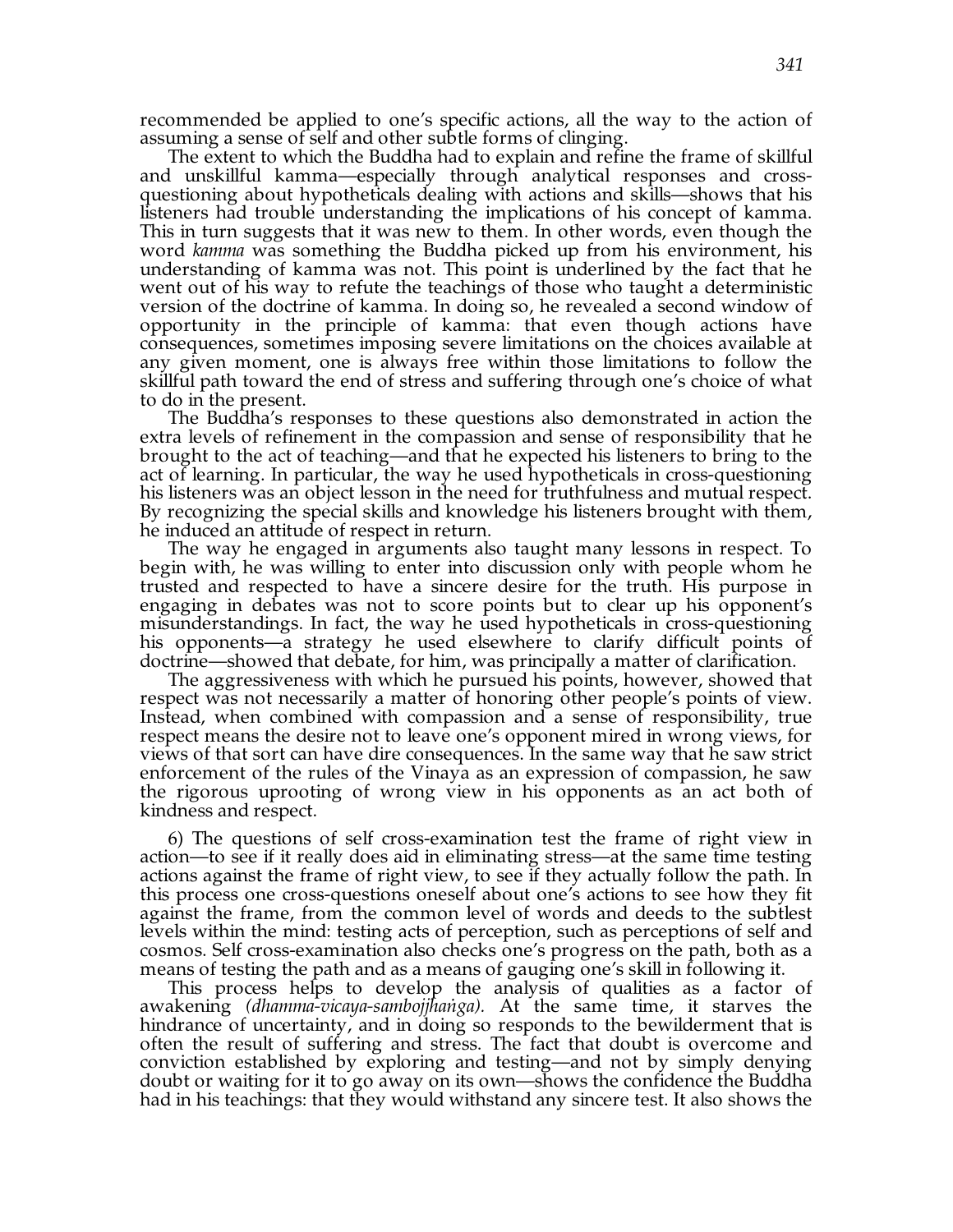recommended be applied to one's specific actions, all the way to the action of assuming a sense of self and other subtle forms of clinging.

The extent to which the Buddha had to explain and refine the frame of skillful and unskillful kamma—especially through analytical responses and cross-questioning about hypotheticals dealing with actions and skills—shows that his listeners had trouble understanding the implications of his concept of kamma. This in turn suggests that it was new to them. In other words, even though the word *kamma* was something the Buddha picked up from his environment, his understanding of kamma was not. This point is underlined by the fact that he went out of his way to refute the teachings of those who taught a deterministic version of the doctrine of kamma. In doing so, he revealed a second window of opportunity in the principle of kamma: that even though actions have consequences, sometimes imposing severe limitations on the choices available at any given moment, one is always free within those limitations to follow the skillful path toward the end of stress and suffering through one's choice of what to do in the present.

The Buddha's responses to these questions also demonstrated in action the extra levels of refinement in the compassion and sense of responsibility that he brought to the act of teaching—and that he expected his listeners to bring to the act of learning. In particular, the way he used hypotheticals in cross-questioning his listeners was an object lesson in the need for truthfulness and mutual respect. By recognizing the special skills and knowledge his listeners brought with them, he induced an attitude of respect in return.

The way he engaged in arguments also taught many lessons in respect. To begin with, he was willing to enter into discussion only with people whom he trusted and respected to have a sincere desire for the truth. His purpose in engaging in debates was not to score points but to clear up his opponent's misunderstandings. In fact, the way he used hypotheticals in cross-questioning his opponents—a strategy he used elsewhere to clarify difficult points of doctrine—showed that debate, for him, was principally a matter of clarification.

The aggressiveness with which he pursued his points, however, showed that respect was not necessarily a matter of honoring other people's points of view. Instead, when combined with compassion and a sense of responsibility, true respect means the desire not to leave one's opponent mired in wrong views, for views of that sort can have dire consequences. In the same way that he saw strict enforcement of the rules of the Vinaya as an expression of compassion, he saw the rigorous uprooting of wrong view in his opponents as an act both of kindness and respect.

6) The questions of self cross-examination test the frame of right view in action—to see if it really does aid in eliminating stress—at the same time testing actions against the frame of right view, to see if they actually follow the path. In this process one cross-questions oneself about one's actions to see how they fit against the frame, from the common level of words and deeds to the subtlest levels within the mind: testing acts of perception, such as perceptions of self and cosmos. Self cross-examination also checks one's progress on the path, both as a means of testing the path and as a means of gauging one's skill in following it.

This process helps to develop the analysis of qualities as a factor of awakening *(dhamma-vicaya-sambojjhaṅga).* At the same time, it starves the hindrance of uncertainty, and in doing so responds to the bewilderment that is often the result of suffering and stress. The fact that doubt is overcome and conviction established by exploring and testing—and not by simply denying doubt or waiting for it to go away on its own—shows the confidence the Buddha had in his teachings: that they would withstand any sincere test. It also shows the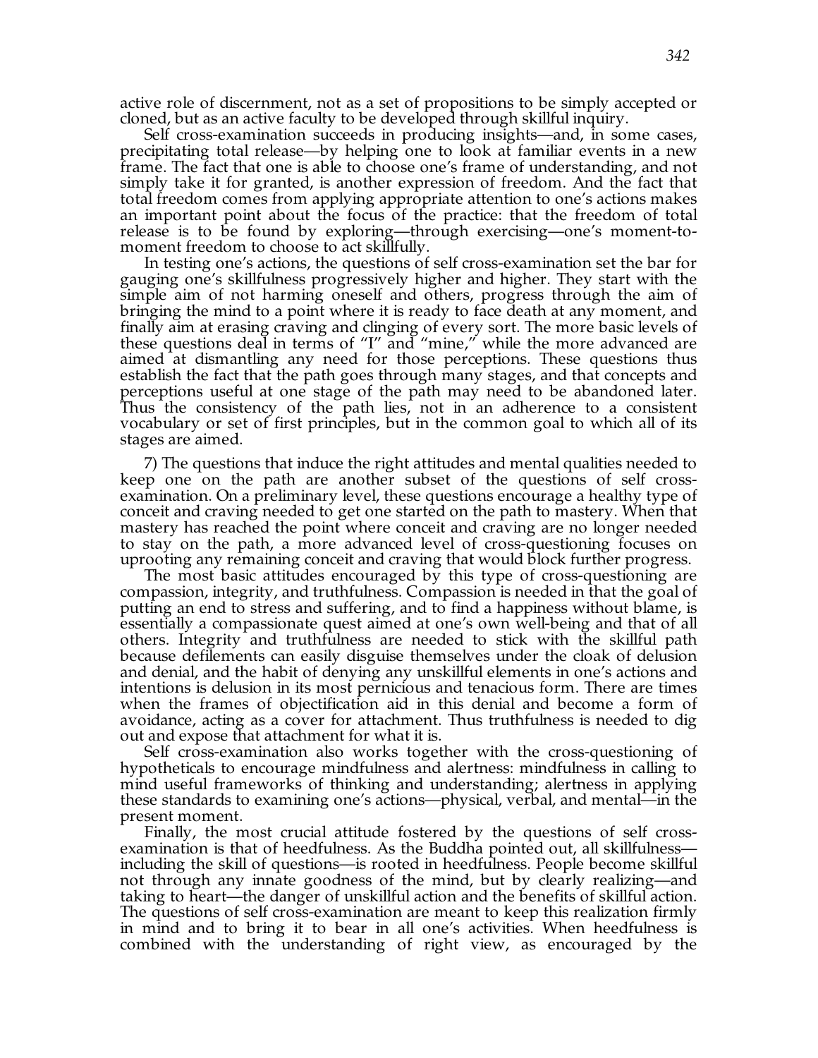active role of discernment, not as a set of propositions to be simply accepted or cloned, but as an active faculty to be developed through skillful inquiry.

Self cross-examination succeeds in producing insights—and, in some cases, precipitating total release—by helping one to look at familiar events in a new frame. The fact that one is able to choose one's frame of understanding, and not simply take it for granted, is another expression of freedom. And the fact that total freedom comes from applying appropriate attention to one's actions makes an important point about the focus of the practice: that the freedom of total release is to be found by exploring—through exercising—one's moment-to-moment freedom to choose to act skillfully.

In testing one's actions, the questions of self cross-examination set the bar for gauging one's skillfulness progressively higher and higher. They start with the simple aim of not harming oneself and others, progress through the aim of bringing the mind to a point where it is ready to face death at any moment, and finally aim at erasing craving and clinging of every sort. The more basic levels of these questions deal in terms of "I" and "mine," while the more advanced are aimed at dismantling any need for those perceptions. These questions thus establish the fact that the path goes through many stages, and that concepts and perceptions useful at one stage of the path may need to be abandoned later. Thus the consistency of the path lies, not in an adherence to a consistent vocabulary or set of first principles, but in the common goal to which all of its stages are aimed.

7) The questions that induce the right attitudes and mental qualities needed to keep one on the path are another subset of the questions of self cross-examination. On a preliminary level, these questions encourage a healthy type of conceit and craving needed to get one started on the path to mastery. When that mastery has reached the point where conceit and craving are no longer needed to stay on the path, a more advanced level of cross-questioning focuses on uprooting any remaining conceit and craving that would block further progress.

The most basic attitudes encouraged by this type of cross-questioning are compassion, integrity, and truthfulness. Compassion is needed in that the goal of putting an end to stress and suffering, and to find a happiness without blame, is essentially a compassionate quest aimed at one's own well-being and that of all others. Integrity and truthfulness are needed to stick with the skillful path because defilements can easily disguise themselves under the cloak of delusion and denial, and the habit of denying any unskillful elements in one's actions and intentions is delusion in its most pernicious and tenacious form. There are times when the frames of objectification aid in this denial and become a form of avoidance, acting as a cover for attachment. Thus truthfulness is needed to dig out and expose that attachment for what it is.

Self cross-examination also works together with the cross-questioning of hypotheticals to encourage mindfulness and alertness: mindfulness in calling to mind useful frameworks of thinking and understanding; alertness in applying these standards to examining one's actions—physical, verbal, and mental—in the present moment.

Finally, the most crucial attitude fostered by the questions of self cross-examination is that of heedfulness. As the Buddha pointed out, all skillfulness—including the skill of questions—is rooted in heedfulness. People become skillful not through any innate goodness of the mind, but by clearly realizing—and taking to heart—the danger of unskillful action and the benefits of skillful action. The questions of self cross-examination are meant to keep this realization firmly in mind and to bring it to bear in all one's activities. When heedfulness is combined with the understanding of right view, as encouraged by the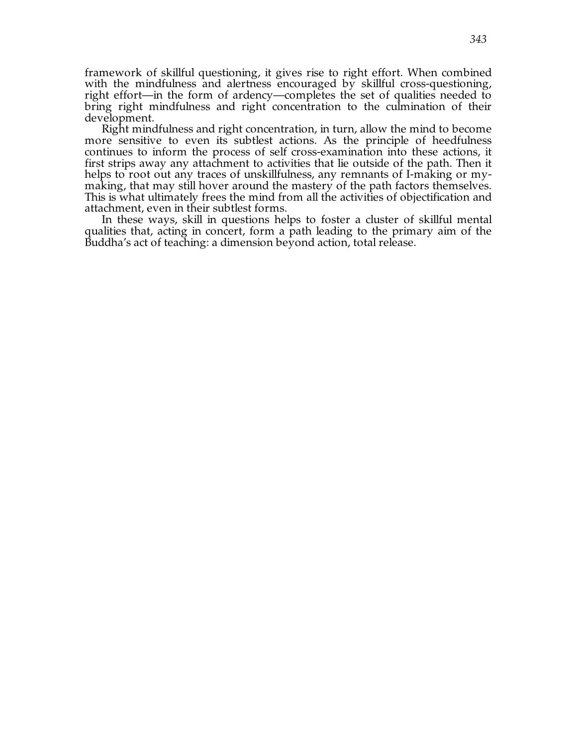framework of skillful questioning, it gives rise to right effort. When combined with the mindfulness and alertness encouraged by skillful cross-questioning, right effort—in the form of ardency—completes the set of qualities needed to bring right mindfulness and right concentration to the culmination of their development.

Right mindfulness and right concentration, in turn, allow the mind to become more sensitive to even its subtlest actions. As the principle of heedfulness continues to inform the process of self cross-examination into these actions, it first strips away any attachment to activities that lie outside of the path. Then it helps to root out any traces of unskillfulness, any remnants of I-making or my-making, that may still hover around the mastery of the path factors themselves. This is what ultimately frees the mind from all the activities of objectification and attachment, even in their subtlest forms.

In these ways, skill in questions helps to foster a cluster of skillful mental qualities that, acting in concert, form a path leading to the primary aim of the Buddha's act of teaching: a dimension beyond action, total release.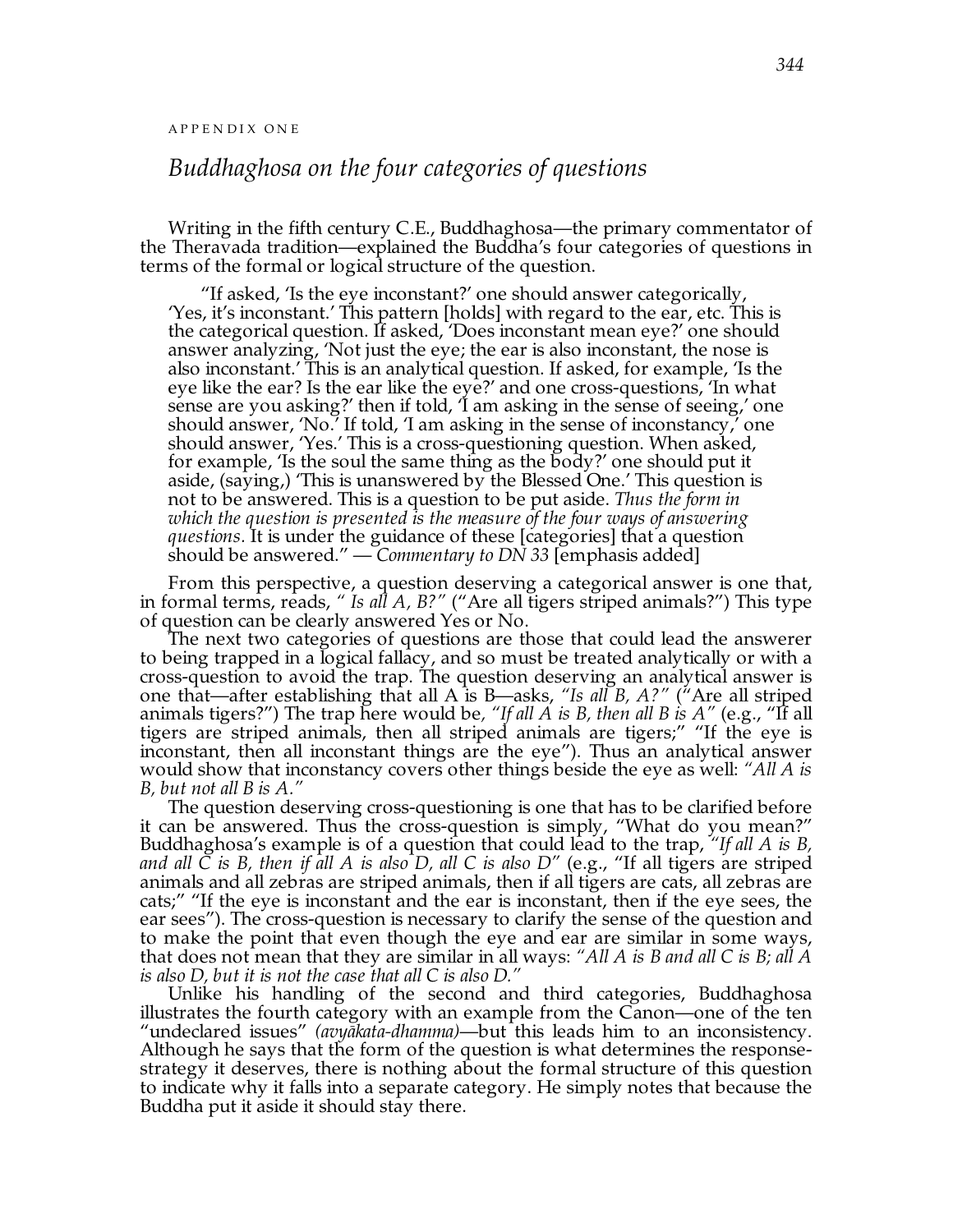APPENDIX ONE

# *Buddhaghosa on the four categories of questions*

Writing in the fifth century C.E., Buddhaghosa—the primary commentator of the Theravada tradition—explained the Buddha's four categories of questions in terms of the formal or logical structure of the question.

> "If asked, 'Is the eye inconstant?' one should answer categorically, 'Yes, it's inconstant.' This pattern [holds] with regard to the ear, etc. This is the categorical question. If asked, 'Does inconstant mean eye?' one should answer analyzing, 'Not just the eye; the ear is also inconstant, the nose is also inconstant.' This is an analytical question. If asked, for example, 'Is the eye like the ear? Is the ear like the eye?' and one cross-questions, 'In what sense are you asking?' then if told, 'I am asking in the sense of seeing,' one should answer, 'No.' If told, 'I am asking in the sense of inconstancy,' one should answer, 'Yes.' This is a cross-questioning question. When asked, for example, 'Is the soul the same thing as the body?' one should put it aside, (saying,) 'This is unanswered by the Blessed One.' This question is not to be answered. This is a question to be put aside. *Thus the form in which the question is presented is the measure of the four ways of answering questions.* It is under the guidance of these [categories] that a question should be answered." — *Commentary to DN 33* [emphasis added]

From this perspective, a question deserving a categorical answer is one that, in formal terms, reads, "*Is all A, B?*" ("Are all tigers striped animals?") This type of question can be clearly answered Yes or No.

The next two categories of questions are those that could lead the answerer to being trapped in a logical fallacy, and so must be treated analytically or with a cross-question to avoid the trap. The question deserving an analytical answer is one that—after establishing that all A is B—asks, *"Is all B, A?"* ("Are all striped animals tigers?") The trap here would be, *"If all A is B, then all B is A"* (e.g., "If all tigers are striped animals, then all striped animals are tigers;" "If the eye is inconstant, then all inconstant things are the eye"). Thus an analytical answer would show that inconstancy covers other things beside the eye as well: *"All A is B, but not all B is A."*

The question deserving cross-questioning is one that has to be clarified before it can be answered. Thus the cross-question is simply, "What do you mean?" Buddhaghosa's example is of a question that could lead to the trap, *"If all A is B, and all C is B, then if all A is also D, all C is also D"* (e.g., "If all tigers are striped animals and all zebras are striped animals, then if all tigers are cats, all zebras are cats;" "If the eye is inconstant and the ear is inconstant, then if the eye sees, the ear sees"). The cross-question is necessary to clarify the sense of the question and to make the point that even though the eye and ear are similar in some ways, that does not mean that they are similar in all ways: *"All A is B and all C is B; all A is also D, but it is not the case that all C is also D."*

Unlike his handling of the second and third categories, Buddhaghosa illustrates the fourth category with an example from the Canon—one of the ten "undeclared issues" *(avyākata-dhamma)*—but this leads him to an inconsistency. Although he says that the form of the question is what determines the response-strategy it deserves, there is nothing about the formal structure of this question to indicate why it falls into a separate category. He simply notes that because the Buddha put it aside it should stay there.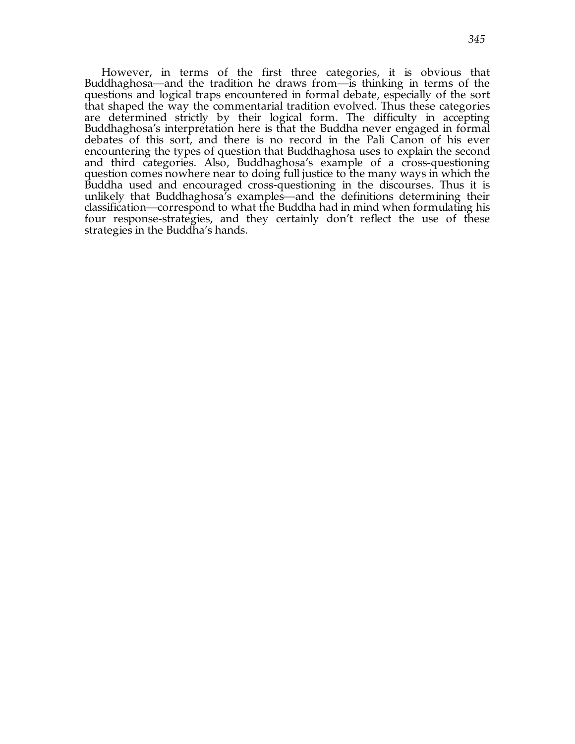However, in terms of the first three categories, it is obvious that Buddhaghosa—and the tradition he draws from—is thinking in terms of the questions and logical traps encountered in formal debate, especially of the sort that shaped the way the commentarial tradition evolved. Thus these categories are determined strictly by their logical form. The difficulty in accepting Buddhaghosa's interpretation here is that the Buddha never engaged in formal debates of this sort, and there is no record in the Pali Canon of his ever encountering the types of question that Buddhaghosa uses to explain the second and third categories. Also, Buddhaghosa's example of a cross-questioning question comes nowhere near to doing full justice to the many ways in which the Buddha used and encouraged cross-questioning in the discourses. Thus it is unlikely that Buddhaghosa's examples—and the definitions determining their classification—correspond to what the Buddha had in mind when formulating his four response-strategies, and they certainly don't reflect the use of these strategies in the Buddha's hands.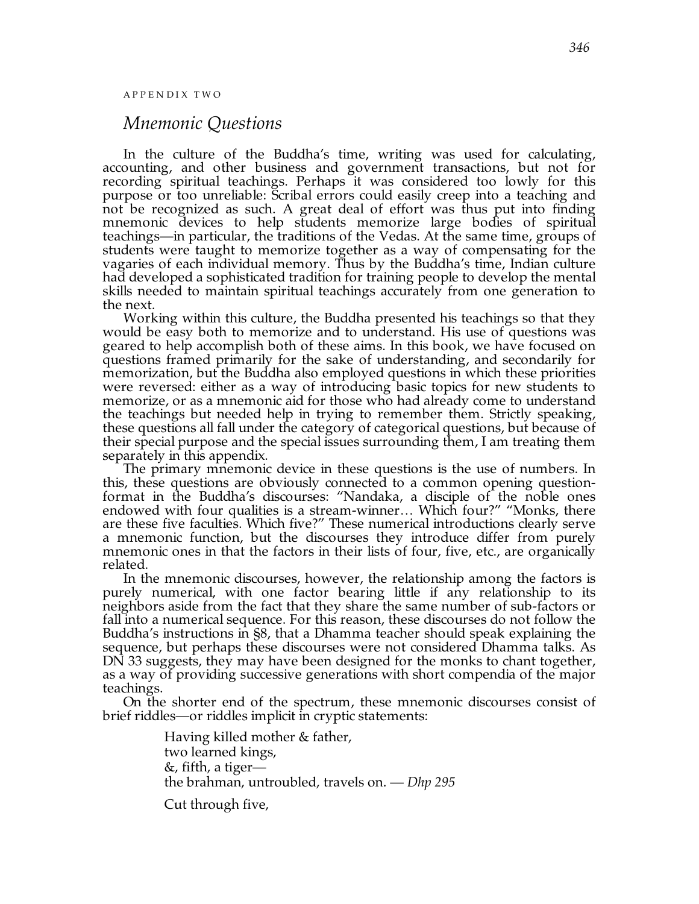APPENDIX TWO

# *Mnemonic Questions*

In the culture of the Buddha's time, writing was used for calculating, accounting, and other business and government transactions, but not for recording spiritual teachings. Perhaps it was considered too lowly for this purpose or too unreliable: Scribal errors could easily creep into a teaching and not be recognized as such. A great deal of effort was thus put into finding mnemonic devices to help students memorize large bodies of spiritual teachings—in particular, the traditions of the Vedas. At the same time, groups of students were taught to memorize together as a way of compensating for the vagaries of each individual memory. Thus by the Buddha's time, Indian culture had developed a sophisticated tradition for training people to develop the mental skills needed to maintain spiritual teachings accurately from one generation to the next.

Working within this culture, the Buddha presented his teachings so that they would be easy both to memorize and to understand. His use of questions was geared to help accomplish both of these aims. In this book, we have focused on questions framed primarily for the sake of understanding, and secondarily for memorization, but the Buddha also employed questions in which these priorities were reversed: either as a way of introducing basic topics for new students to memorize, or as a mnemonic aid for those who had already come to understand the teachings but needed help in trying to remember them. Strictly speaking, these questions all fall under the category of categorical questions, but because of their special purpose and the special issues surrounding them, I am treating them separately in this appendix.

The primary mnemonic device in these questions is the use of numbers. In this, these questions are obviously connected to a common opening question-format in the Buddha's discourses: "Nandaka, a disciple of the noble ones endowed with four qualities is a stream-winner… Which four?" "Monks, there are these five faculties. Which five?" These numerical introductions clearly serve a mnemonic function, but the discourses they introduce differ from purely mnemonic ones in that the factors in their lists of four, five, etc., are organically related.

In the mnemonic discourses, however, the relationship among the factors is purely numerical, with one factor bearing little if any relationship to its neighbors aside from the fact that they share the same number of sub-factors or fall into a numerical sequence. For this reason, these discourses do not follow the Buddha's instructions in §8, that a Dhamma teacher should speak explaining the sequence, but perhaps these discourses were not considered Dhamma talks. As DN 33 suggests, they may have been designed for the monks to chant together, as a way of providing successive generations with short compendia of the major teachings.

On the shorter end of the spectrum, these mnemonic discourses consist of brief riddles—or riddles implicit in cryptic statements:

> Having killed mother & father,
> two learned kings,
> &, fifth, a tiger—
> the brahman, untroubled, travels on. — *Dhp 295*

> Cut through five,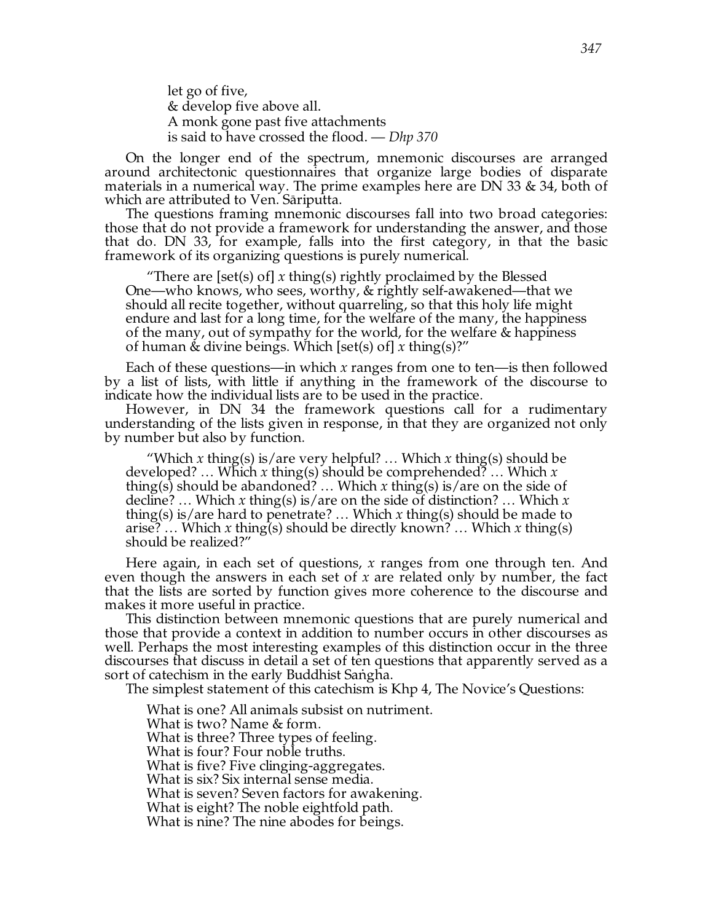let go of five,  
& develop five above all.  
A monk gone past five attachments  
is said to have crossed the flood. — *Dhp 370*

On the longer end of the spectrum, mnemonic discourses are arranged around architectonic questionnaires that organize large bodies of disparate materials in a numerical way. The prime examples here are DN 33 & 34, both of which are attributed to Ven. Sāriputta.

The questions framing mnemonic discourses fall into two broad categories: those that do not provide a framework for understanding the answer, and those that do. DN 33, for example, falls into the first category, in that the basic framework of its organizing questions is purely numerical.

> "There are [set(s) of] *x* thing(s) rightly proclaimed by the Blessed One—who knows, who sees, worthy, & rightly self-awakened—that we should all recite together, without quarreling, so that this holy life might endure and last for a long time, for the welfare of the many, the happiness of the many, out of sympathy for the world, for the welfare & happiness of human & divine beings. Which [set(s) of] *x* thing(s)?"

Each of these questions—in which *x* ranges from one to ten—is then followed by a list of lists, with little if anything in the framework of the discourse to indicate how the individual lists are to be used in the practice.

However, in DN 34 the framework questions call for a rudimentary understanding of the lists given in response, in that they are organized not only by number but also by function.

> "Which *x* thing(s) is/are very helpful? … Which *x* thing(s) should be developed? … Which *x* thing(s) should be comprehended? … Which *x* thing(s) should be abandoned? … Which *x* thing(s) is/are on the side of decline? … Which *x* thing(s) is/are on the side of distinction? … Which *x* thing(s) is/are hard to penetrate? … Which *x* thing(s) should be made to arise? … Which *x* thing(s) should be directly known? … Which *x* thing(s) should be realized?"

Here again, in each set of questions, *x* ranges from one through ten. And even though the answers in each set of *x* are related only by number, the fact that the lists are sorted by function gives more coherence to the discourse and makes it more useful in practice.

This distinction between mnemonic questions that are purely numerical and those that provide a context in addition to number occurs in other discourses as well. Perhaps the most interesting examples of this distinction occur in the three discourses that discuss in detail a set of ten questions that apparently served as a sort of catechism in the early Buddhist Saṅgha.

The simplest statement of this catechism is Khp 4, The Novice's Questions:

> What is one? All animals subsist on nutriment.  
> What is two? Name & form.  
> What is three? Three types of feeling.  
> What is four? Four noble truths.  
> What is five? Five clinging-aggregates.  
> What is six? Six internal sense media.  
> What is seven? Seven factors for awakening.  
> What is eight? The noble eightfold path.  
> What is nine? The nine abodes for beings.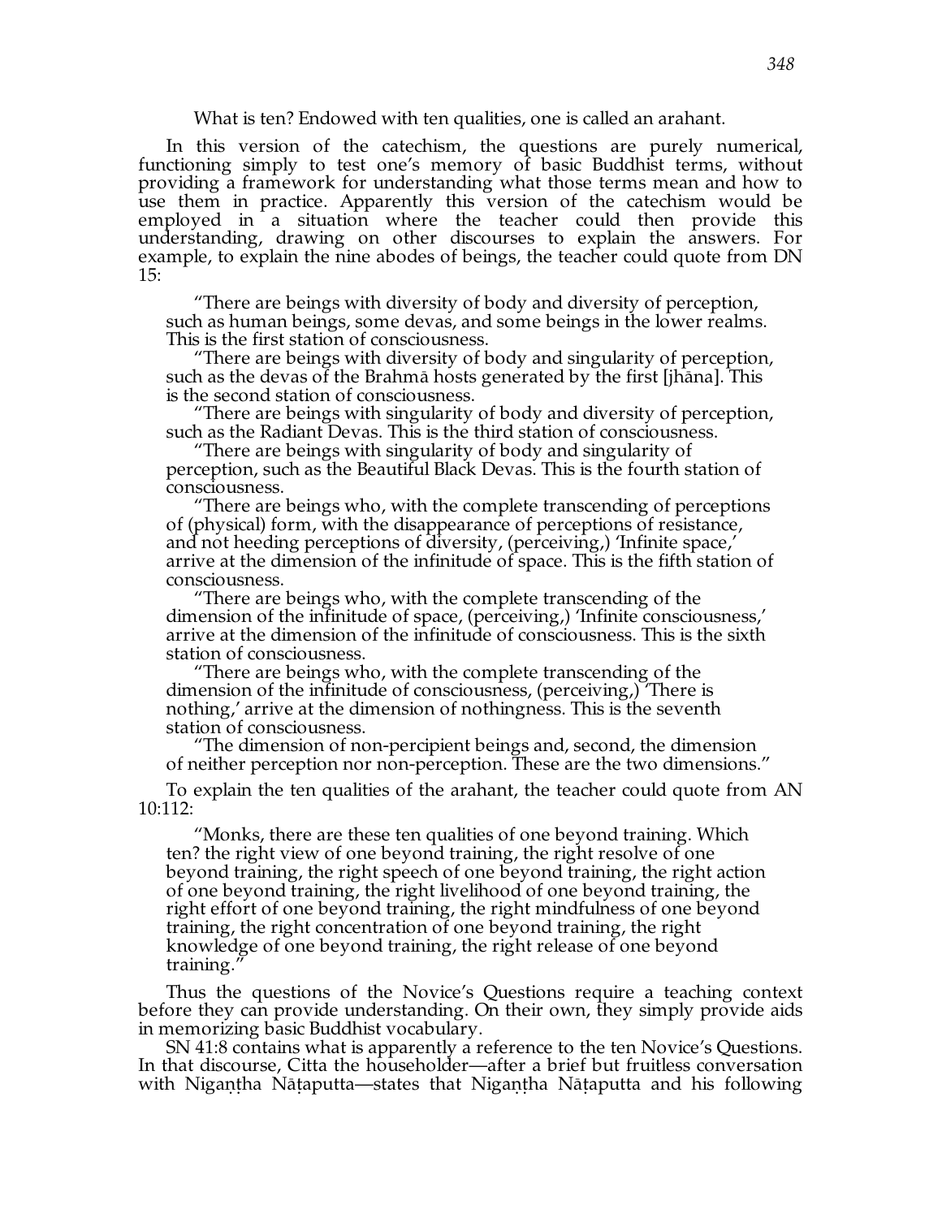What is ten? Endowed with ten qualities, one is called an arahant.

In this version of the catechism, the questions are purely numerical, functioning simply to test one's memory of basic Buddhist terms, without providing a framework for understanding what those terms mean and how to use them in practice. Apparently this version of the catechism would be employed in a situation where the teacher could then provide this understanding, drawing on other discourses to explain the answers. For example, to explain the nine abodes of beings, the teacher could quote from DN 15:

> "There are beings with diversity of body and diversity of perception, such as human beings, some devas, and some beings in the lower realms. This is the first station of consciousness.
>
> "There are beings with diversity of body and singularity of perception, such as the devas of the Brahmā hosts generated by the first [jhāna]. This is the second station of consciousness.
>
> "There are beings with singularity of body and diversity of perception, such as the Radiant Devas. This is the third station of consciousness.
>
> "There are beings with singularity of body and singularity of perception, such as the Beautiful Black Devas. This is the fourth station of consciousness.
>
> "There are beings who, with the complete transcending of perceptions of (physical) form, with the disappearance of perceptions of resistance, and not heeding perceptions of diversity, (perceiving,) 'Infinite space,' arrive at the dimension of the infinitude of space. This is the fifth station of consciousness.
>
> "There are beings who, with the complete transcending of the dimension of the infinitude of space, (perceiving,) 'Infinite consciousness,' arrive at the dimension of the infinitude of consciousness. This is the sixth station of consciousness.
>
> "There are beings who, with the complete transcending of the dimension of the infinitude of consciousness, (perceiving,) 'There is nothing,' arrive at the dimension of nothingness. This is the seventh station of consciousness.
>
> "The dimension of non-percipient beings and, second, the dimension of neither perception nor non-perception. These are the two dimensions."

To explain the ten qualities of the arahant, the teacher could quote from AN 10:112:

> "Monks, there are these ten qualities of one beyond training. Which ten? the right view of one beyond training, the right resolve of one beyond training, the right speech of one beyond training, the right action of one beyond training, the right livelihood of one beyond training, the right effort of one beyond training, the right mindfulness of one beyond training, the right concentration of one beyond training, the right knowledge of one beyond training, the right release of one beyond training."

Thus the questions of the Novice's Questions require a teaching context before they can provide understanding. On their own, they simply provide aids in memorizing basic Buddhist vocabulary.

SN 41:8 contains what is apparently a reference to the ten Novice's Questions. In that discourse, Citta the householder—after a brief but fruitless conversation with Nigaṇṭha Nāṭaputta—states that Nigaṇṭha Nāṭaputta and his following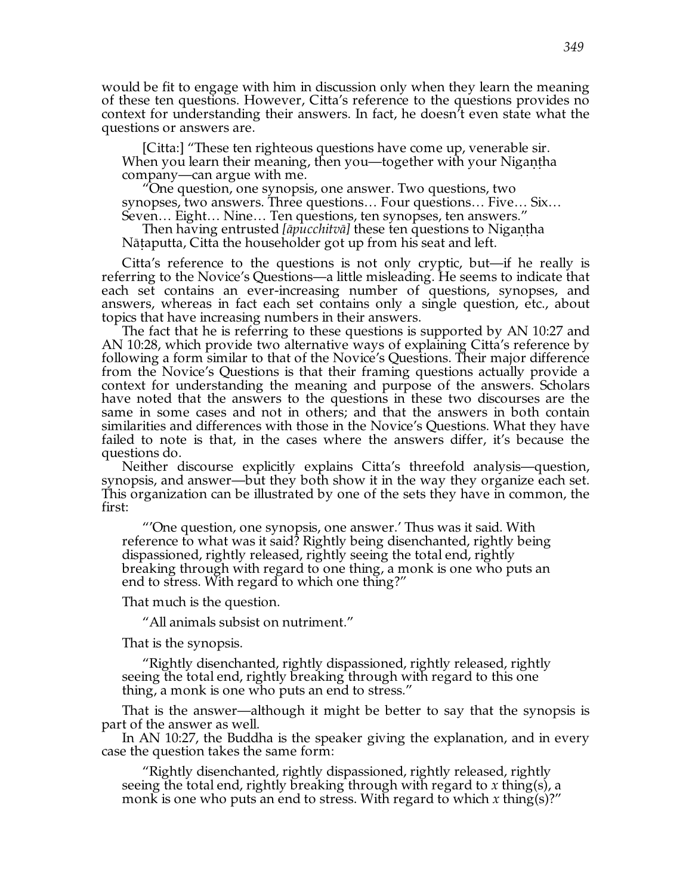would be fit to engage with him in discussion only when they learn the meaning of these ten questions. However, Citta's reference to the questions provides no context for understanding their answers. In fact, he doesn't even state what the questions or answers are.

> [Citta:] "These ten righteous questions have come up, venerable sir. When you learn their meaning, then you—together with your Nigaṇṭha company—can argue with me.
>
> "One question, one synopsis, one answer. Two questions, two synopses, two answers. Three questions… Four questions… Five… Six… Seven… Eight… Nine… Ten questions, ten synopses, ten answers."
>
> Then having entrusted *[āpucchitvā]* these ten questions to Nigaṇṭha Nāṭaputta, Citta the householder got up from his seat and left.

Citta's reference to the questions is not only cryptic, but—if he really is referring to the Novice's Questions—a little misleading. He seems to indicate that each set contains an ever-increasing number of questions, synopses, and answers, whereas in fact each set contains only a single question, etc., about topics that have increasing numbers in their answers.

The fact that he is referring to these questions is supported by AN 10:27 and AN 10:28, which provide two alternative ways of explaining Citta's reference by following a form similar to that of the Novice's Questions. Their major difference from the Novice's Questions is that their framing questions actually provide a context for understanding the meaning and purpose of the answers. Scholars have noted that the answers to the questions in these two discourses are the same in some cases and not in others; and that the answers in both contain similarities and differences with those in the Novice's Questions. What they have failed to note is that, in the cases where the answers differ, it's because the questions do.

Neither discourse explicitly explains Citta's threefold analysis—question, synopsis, and answer—but they both show it in the way they organize each set. This organization can be illustrated by one of the sets they have in common, the first:

> "'One question, one synopsis, one answer.' Thus was it said. With reference to what was it said? Rightly being disenchanted, rightly being dispassioned, rightly released, rightly seeing the total end, rightly breaking through with regard to one thing, a monk is one who puts an end to stress. With regard to which one thing?"

That much is the question.

> "All animals subsist on nutriment."

That is the synopsis.

> "Rightly disenchanted, rightly dispassioned, rightly released, rightly seeing the total end, rightly breaking through with regard to this one thing, a monk is one who puts an end to stress."

That is the answer—although it might be better to say that the synopsis is part of the answer as well.

In AN 10:27, the Buddha is the speaker giving the explanation, and in every case the question takes the same form:

> "Rightly disenchanted, rightly dispassioned, rightly released, rightly seeing the total end, rightly breaking through with regard to *x* thing(s), a monk is one who puts an end to stress. With regard to which *x* thing(s)?"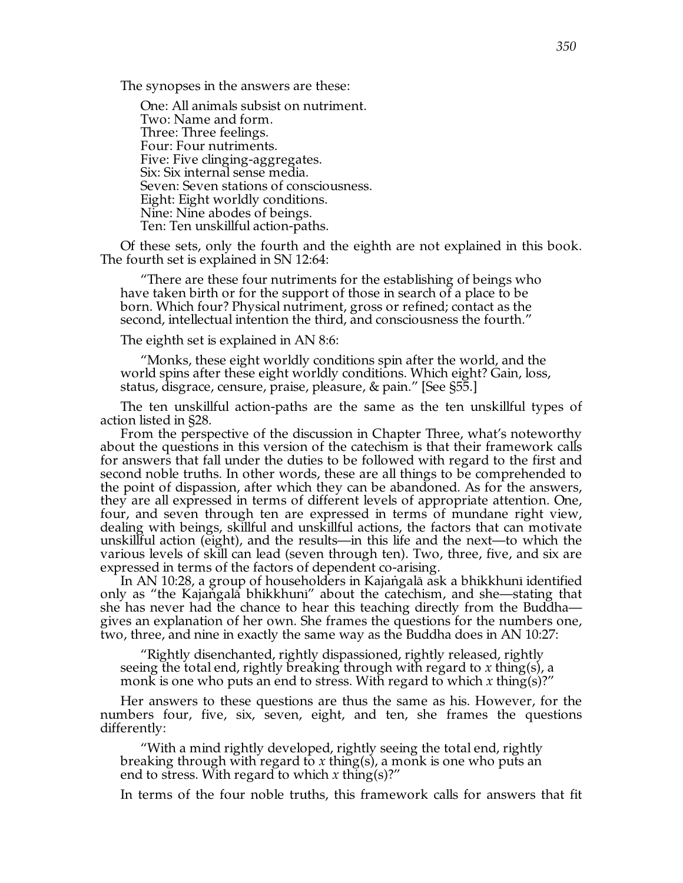The synopses in the answers are these:

> One: All animals subsist on nutriment.
> Two: Name and form.
> Three: Three feelings.
> Four: Four nutriments.
> Five: Five clinging-aggregates.
> Six: Six internal sense media.
> Seven: Seven stations of consciousness.
> Eight: Eight worldly conditions.
> Nine: Nine abodes of beings.
> Ten: Ten unskillful action-paths.

Of these sets, only the fourth and the eighth are not explained in this book. The fourth set is explained in SN 12:64:

> "There are these four nutriments for the establishing of beings who have taken birth or for the support of those in search of a place to be born. Which four? Physical nutriment, gross or refined; contact as the second, intellectual intention the third, and consciousness the fourth."

The eighth set is explained in AN 8:6:

> "Monks, these eight worldly conditions spin after the world, and the world spins after these eight worldly conditions. Which eight? Gain, loss, status, disgrace, censure, praise, pleasure, & pain." [See §55.]

The ten unskillful action-paths are the same as the ten unskillful types of action listed in §28.

From the perspective of the discussion in Chapter Three, what's noteworthy about the questions in this version of the catechism is that their framework calls for answers that fall under the duties to be followed with regard to the first and second noble truths. In other words, these are all things to be comprehended to the point of dispassion, after which they can be abandoned. As for the answers, they are all expressed in terms of different levels of appropriate attention. One, four, and seven through ten are expressed in terms of mundane right view, dealing with beings, skillful and unskillful actions, the factors that can motivate unskillful action (eight), and the results—in this life and the next—to which the various levels of skill can lead (seven through ten). Two, three, five, and six are expressed in terms of the factors of dependent co-arising.

In AN 10:28, a group of householders in Kajaṅgalā ask a bhikkhunī identified only as "the Kajaṅgalā bhikkhunī" about the catechism, and she—stating that she has never had the chance to hear this teaching directly from the Buddha—gives an explanation of her own. She frames the questions for the numbers one, two, three, and nine in exactly the same way as the Buddha does in AN 10:27:

> "Rightly disenchanted, rightly dispassioned, rightly released, rightly seeing the total end, rightly breaking through with regard to *x* thing(s), a monk is one who puts an end to stress. With regard to which *x* thing(s)?"

Her answers to these questions are thus the same as his. However, for the numbers four, five, six, seven, eight, and ten, she frames the questions differently:

> "With a mind rightly developed, rightly seeing the total end, rightly breaking through with regard to *x* thing(s), a monk is one who puts an end to stress. With regard to which *x* thing(s)?"

In terms of the four noble truths, this framework calls for answers that fit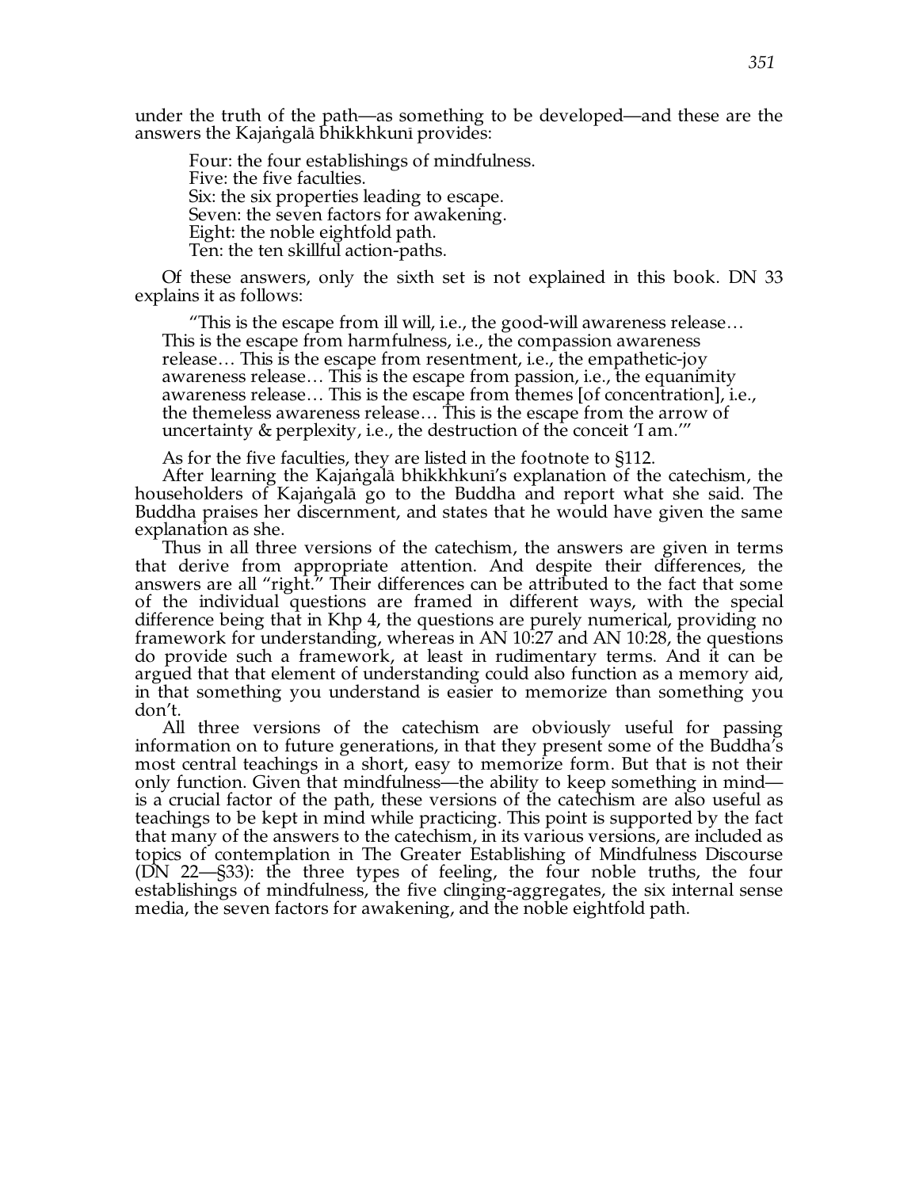under the truth of the path—as something to be developed—and these are the answers the Kajaṅgalā bhikkhkunī provides:

> Four: the four establishings of mindfulness.
> Five: the five faculties.
> Six: the six properties leading to escape.
> Seven: the seven factors for awakening.
> Eight: the noble eightfold path.
> Ten: the ten skillful action-paths.

Of these answers, only the sixth set is not explained in this book. DN 33 explains it as follows:

> "This is the escape from ill will, i.e., the good-will awareness release… This is the escape from harmfulness, i.e., the compassion awareness release… This is the escape from resentment, i.e., the empathetic-joy awareness release… This is the escape from passion, i.e., the equanimity awareness release… This is the escape from themes [of concentration], i.e., the themeless awareness release… This is the escape from the arrow of uncertainty & perplexity, i.e., the destruction of the conceit 'I am.'"

As for the five faculties, they are listed in the footnote to §112.

After learning the Kajaṅgalā bhikkhkunī's explanation of the catechism, the householders of Kajaṅgalā go to the Buddha and report what she said. The Buddha praises her discernment, and states that he would have given the same explanation as she.

Thus in all three versions of the catechism, the answers are given in terms that derive from appropriate attention. And despite their differences, the answers are all "right." Their differences can be attributed to the fact that some of the individual questions are framed in different ways, with the special difference being that in Khp 4, the questions are purely numerical, providing no framework for understanding, whereas in AN 10:27 and AN 10:28, the questions do provide such a framework, at least in rudimentary terms. And it can be argued that that element of understanding could also function as a memory aid, in that something you understand is easier to memorize than something you don't.

All three versions of the catechism are obviously useful for passing information on to future generations, in that they present some of the Buddha's most central teachings in a short, easy to memorize form. But that is not their only function. Given that mindfulness—the ability to keep something in mind—is a crucial factor of the path, these versions of the catechism are also useful as teachings to be kept in mind while practicing. This point is supported by the fact that many of the answers to the catechism, in its various versions, are included as topics of contemplation in The Greater Establishing of Mindfulness Discourse (DN 22—§33): the three types of feeling, the four noble truths, the four establishings of mindfulness, the five clinging-aggregates, the six internal sense media, the seven factors for awakening, and the noble eightfold path.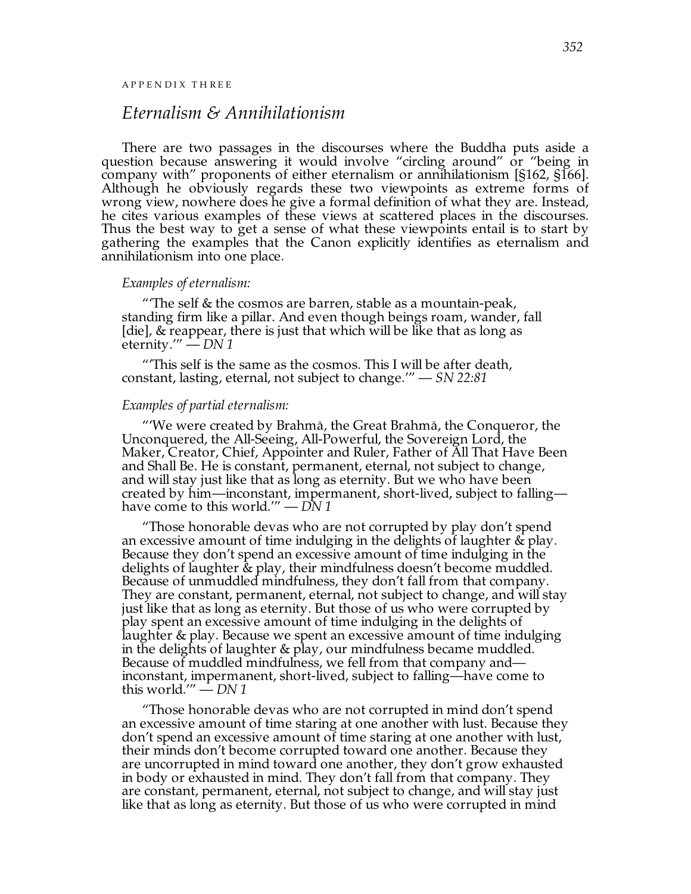APPENDIX THREE

# *Eternalism & Annihilationism*

There are two passages in the discourses where the Buddha puts aside a question because answering it would involve "circling around" or "being in company with" proponents of either eternalism or annihilationism [§162, §166]. Although he obviously regards these two viewpoints as extreme forms of wrong view, nowhere does he give a formal definition of what they are. Instead, he cites various examples of these views at scattered places in the discourses. Thus the best way to get a sense of what these viewpoints entail is to start by gathering the examples that the Canon explicitly identifies as eternalism and annihilationism into one place.

*Examples of eternalism:*

"'The self & the cosmos are barren, stable as a mountain-peak, standing firm like a pillar. And even though beings roam, wander, fall [die], & reappear, there is just that which will be like that as long as eternity.'" — *DN 1*

"'This self is the same as the cosmos. This I will be after death, constant, lasting, eternal, not subject to change.'" — *SN 22:81*

*Examples of partial eternalism:*

"'We were created by Brahmā, the Great Brahmā, the Conqueror, the Unconquered, the All-Seeing, All-Powerful, the Sovereign Lord, the Maker, Creator, Chief, Appointer and Ruler, Father of All That Have Been and Shall Be. He is constant, permanent, eternal, not subject to change, and will stay just like that as long as eternity. But we who have been created by him—inconstant, impermanent, short-lived, subject to falling—have come to this world.'" — *DN 1*

"Those honorable devas who are not corrupted by play don't spend an excessive amount of time indulging in the delights of laughter & play. Because they don't spend an excessive amount of time indulging in the delights of laughter & play, their mindfulness doesn't become muddled. Because of unmuddled mindfulness, they don't fall from that company. They are constant, permanent, eternal, not subject to change, and will stay just like that as long as eternity. But those of us who were corrupted by play spent an excessive amount of time indulging in the delights of laughter & play. Because we spent an excessive amount of time indulging in the delights of laughter & play, our mindfulness became muddled. Because of muddled mindfulness, we fell from that company and—inconstant, impermanent, short-lived, subject to falling—have come to this world.'" — *DN 1*

"Those honorable devas who are not corrupted in mind don't spend an excessive amount of time staring at one another with lust. Because they don't spend an excessive amount of time staring at one another with lust, their minds don't become corrupted toward one another. Because they are uncorrupted in mind toward one another, they don't grow exhausted in body or exhausted in mind. They don't fall from that company. They are constant, permanent, eternal, not subject to change, and will stay just like that as long as eternity. But those of us who were corrupted in mind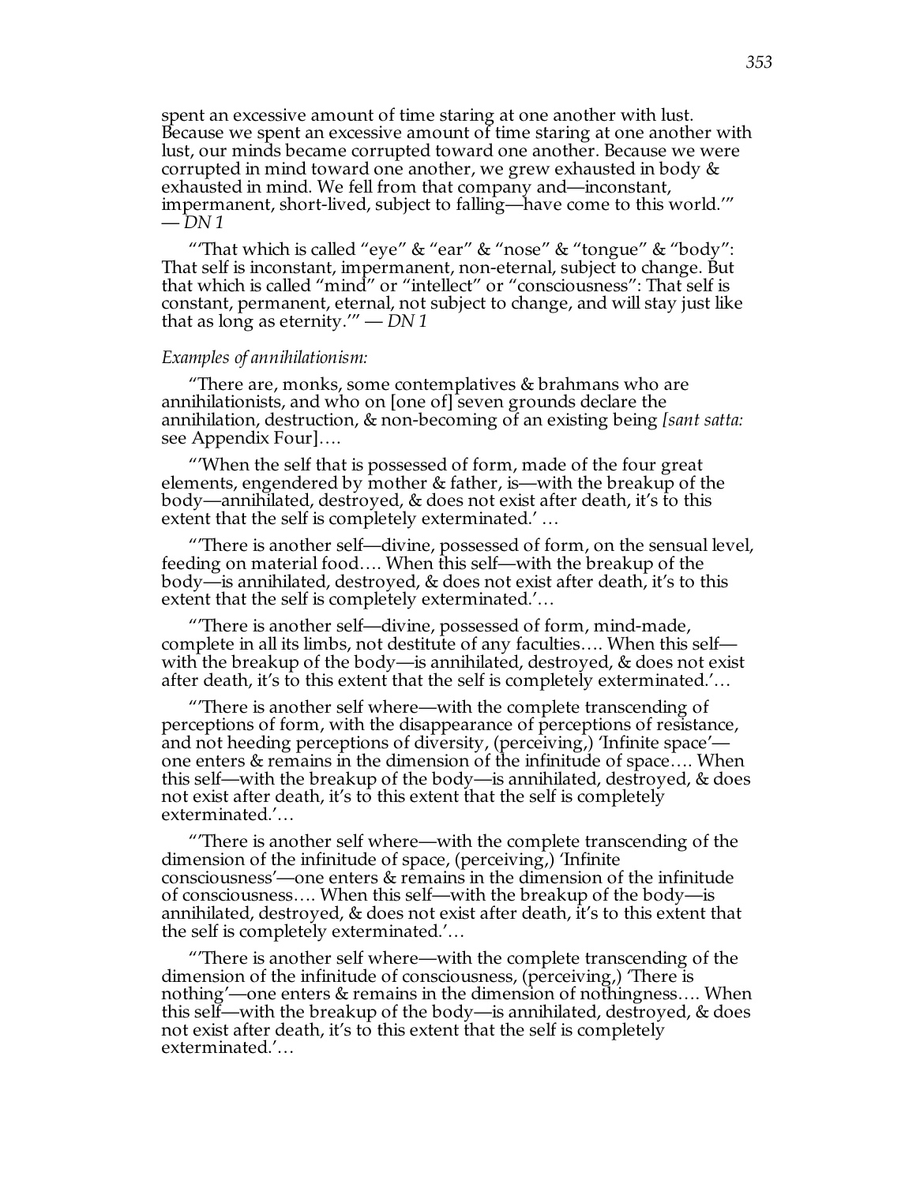spent an excessive amount of time staring at one another with lust. Because we spent an excessive amount of time staring at one another with lust, our minds became corrupted toward one another. Because we were corrupted in mind toward one another, we grew exhausted in body & exhausted in mind. We fell from that company and—inconstant, impermanent, short-lived, subject to falling—have come to this world.'" — *DN 1*

"'That which is called "eye" & "ear" & "nose" & "tongue" & "body": That self is inconstant, impermanent, non-eternal, subject to change. But that which is called "mind" or "intellect" or "consciousness": That self is constant, permanent, eternal, not subject to change, and will stay just like that as long as eternity.'" — *DN 1*

*Examples of annihilationism:*

"There are, monks, some contemplatives & brahmans who are annihilationists, and who on [one of] seven grounds declare the annihilation, destruction, & non-becoming of an existing being *[sant satta:* see Appendix Four]….

"'When the self that is possessed of form, made of the four great elements, engendered by mother & father, is—with the breakup of the body—annihilated, destroyed, & does not exist after death, it's to this extent that the self is completely exterminated.' …

"'There is another self—divine, possessed of form, on the sensual level, feeding on material food…. When this self—with the breakup of the body—is annihilated, destroyed, & does not exist after death, it's to this extent that the self is completely exterminated.'…

"'There is another self—divine, possessed of form, mind-made, complete in all its limbs, not destitute of any faculties…. When this self—with the breakup of the body—is annihilated, destroyed, & does not exist after death, it's to this extent that the self is completely exterminated.'…

"'There is another self where—with the complete transcending of perceptions of form, with the disappearance of perceptions of resistance, and not heeding perceptions of diversity, (perceiving,) 'Infinite space'—one enters & remains in the dimension of the infinitude of space…. When this self—with the breakup of the body—is annihilated, destroyed, & does not exist after death, it's to this extent that the self is completely exterminated.'…

"'There is another self where—with the complete transcending of the dimension of the infinitude of space, (perceiving,) 'Infinite consciousness'—one enters & remains in the dimension of the infinitude of consciousness…. When this self—with the breakup of the body—is annihilated, destroyed, & does not exist after death, it's to this extent that the self is completely exterminated.'…

"'There is another self where—with the complete transcending of the dimension of the infinitude of consciousness, (perceiving,) 'There is nothing'—one enters & remains in the dimension of nothingness…. When this self—with the breakup of the body—is annihilated, destroyed, & does not exist after death, it's to this extent that the self is completely exterminated.'…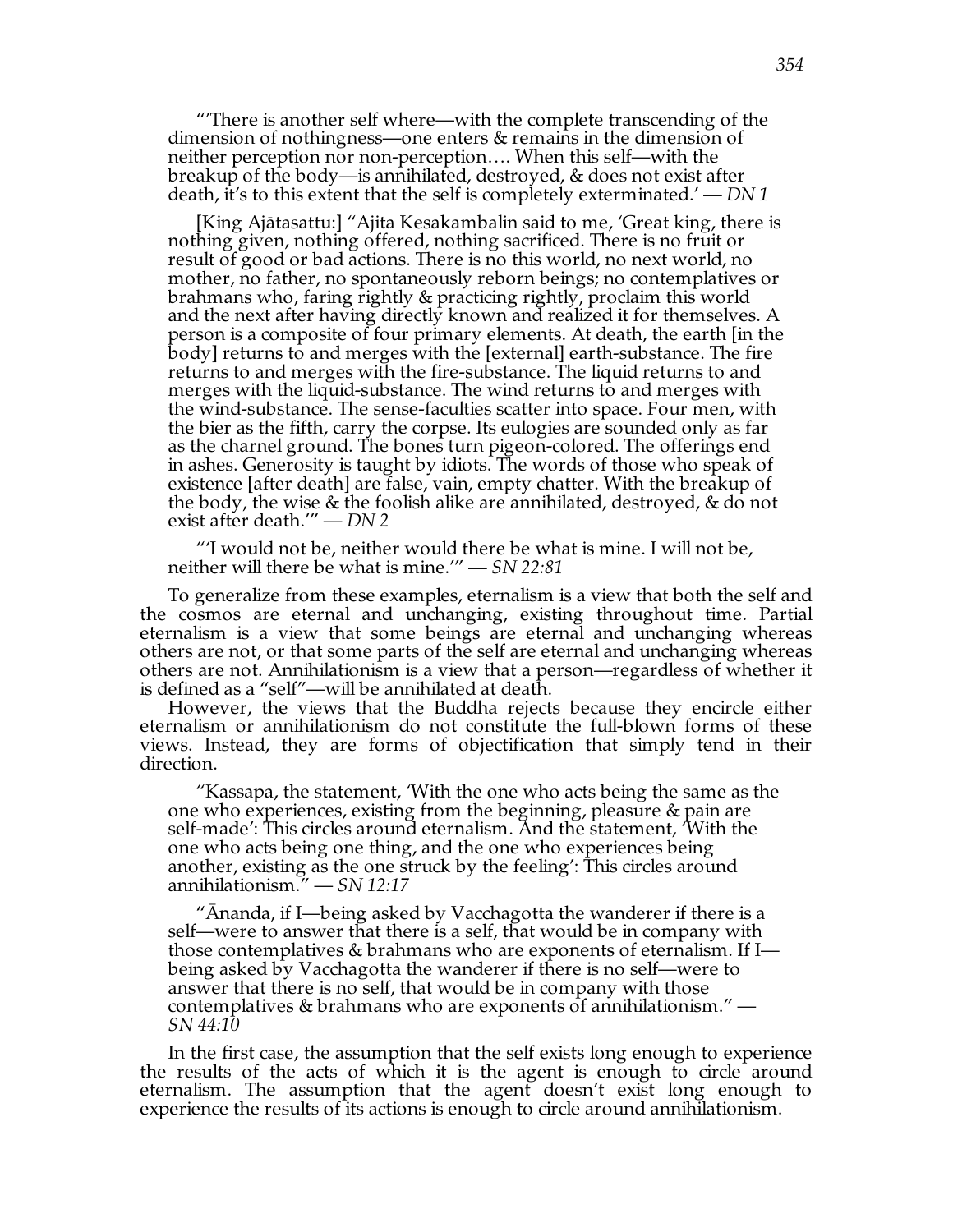"'There is another self where—with the complete transcending of the dimension of nothingness—one enters & remains in the dimension of neither perception nor non-perception…. When this self—with the breakup of the body—is annihilated, destroyed, & does not exist after death, it's to this extent that the self is completely exterminated.' — *DN 1*

[King Ajātasattu:] "Ajita Kesakambalin said to me, 'Great king, there is nothing given, nothing offered, nothing sacrificed. There is no fruit or result of good or bad actions. There is no this world, no next world, no mother, no father, no spontaneously reborn beings; no contemplatives or brahmans who, faring rightly & practicing rightly, proclaim this world and the next after having directly known and realized it for themselves. A person is a composite of four primary elements. At death, the earth [in the body] returns to and merges with the [external] earth-substance. The fire returns to and merges with the fire-substance. The liquid returns to and merges with the liquid-substance. The wind returns to and merges with the wind-substance. The sense-faculties scatter into space. Four men, with the bier as the fifth, carry the corpse. Its eulogies are sounded only as far as the charnel ground. The bones turn pigeon-colored. The offerings end in ashes. Generosity is taught by idiots. The words of those who speak of existence [after death] are false, vain, empty chatter. With the breakup of the body, the wise & the foolish alike are annihilated, destroyed, & do not exist after death.'" — *DN 2*

"'I would not be, neither would there be what is mine. I will not be, neither will there be what is mine.'" — *SN 22:81*

To generalize from these examples, eternalism is a view that both the self and the cosmos are eternal and unchanging, existing throughout time. Partial eternalism is a view that some beings are eternal and unchanging whereas others are not, or that some parts of the self are eternal and unchanging whereas others are not. Annihilationism is a view that a person—regardless of whether it is defined as a "self"—will be annihilated at death.

However, the views that the Buddha rejects because they encircle either eternalism or annihilationism do not constitute the full-blown forms of these views. Instead, they are forms of objectification that simply tend in their direction.

"Kassapa, the statement, 'With the one who acts being the same as the one who experiences, existing from the beginning, pleasure & pain are self-made': This circles around eternalism. And the statement, 'With the one who acts being one thing, and the one who experiences being another, existing as the one struck by the feeling': This circles around annihilationism." — *SN 12:17*

"Ānanda, if I—being asked by Vacchagotta the wanderer if there is a self—were to answer that there is a self, that would be in company with those contemplatives & brahmans who are exponents of eternalism. If I—being asked by Vacchagotta the wanderer if there is no self—were to answer that there is no self, that would be in company with those contemplatives & brahmans who are exponents of annihilationism." — *SN 44:10*

In the first case, the assumption that the self exists long enough to experience the results of the acts of which it is the agent is enough to circle around eternalism. The assumption that the agent doesn't exist long enough to experience the results of its actions is enough to circle around annihilationism.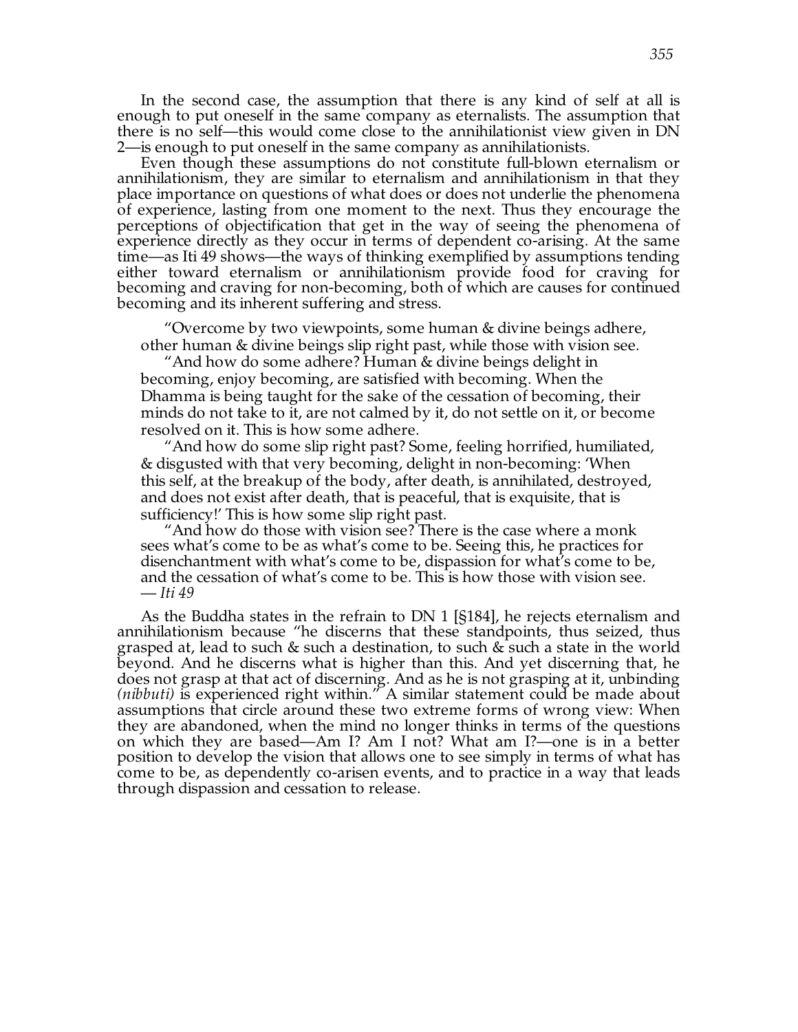In the second case, the assumption that there is any kind of self at all is enough to put oneself in the same company as eternalists. The assumption that there is no self—this would come close to the annihilationist view given in DN 2—is enough to put oneself in the same company as annihilationists.

Even though these assumptions do not constitute full-blown eternalism or annihilationism, they are similar to eternalism and annihilationism in that they place importance on questions of what does or does not underlie the phenomena of experience, lasting from one moment to the next. Thus they encourage the perceptions of objectification that get in the way of seeing the phenomena of experience directly as they occur in terms of dependent co-arising. At the same time—as Iti 49 shows—the ways of thinking exemplified by assumptions tending either toward eternalism or annihilationism provide food for craving for becoming and craving for non-becoming, both of which are causes for continued becoming and its inherent suffering and stress.

> "Overcome by two viewpoints, some human & divine beings adhere, other human & divine beings slip right past, while those with vision see.
>
> "And how do some adhere? Human & divine beings delight in becoming, enjoy becoming, are satisfied with becoming. When the Dhamma is being taught for the sake of the cessation of becoming, their minds do not take to it, are not calmed by it, do not settle on it, or become resolved on it. This is how some adhere.
>
> "And how do some slip right past? Some, feeling horrified, humiliated, & disgusted with that very becoming, delight in non-becoming: 'When this self, at the breakup of the body, after death, is annihilated, destroyed, and does not exist after death, that is peaceful, that is exquisite, that is sufficiency!' This is how some slip right past.
>
> "And how do those with vision see? There is the case where a monk sees what's come to be as what's come to be. Seeing this, he practices for disenchantment with what's come to be, dispassion for what's come to be, and the cessation of what's come to be. This is how those with vision see.
> — *Iti 49*

As the Buddha states in the refrain to DN 1 [§184], he rejects eternalism and annihilationism because "he discerns that these standpoints, thus seized, thus grasped at, lead to such & such a destination, to such & such a state in the world beyond. And he discerns what is higher than this. And yet discerning that, he does not grasp at that act of discerning. And as he is not grasping at it, unbinding *(nibbuti)* is experienced right within." A similar statement could be made about assumptions that circle around these two extreme forms of wrong view: When they are abandoned, when the mind no longer thinks in terms of the questions on which they are based—Am I? Am I not? What am I?—one is in a better position to develop the vision that allows one to see simply in terms of what has come to be, as dependently co-arisen events, and to practice in a way that leads through dispassion and cessation to release.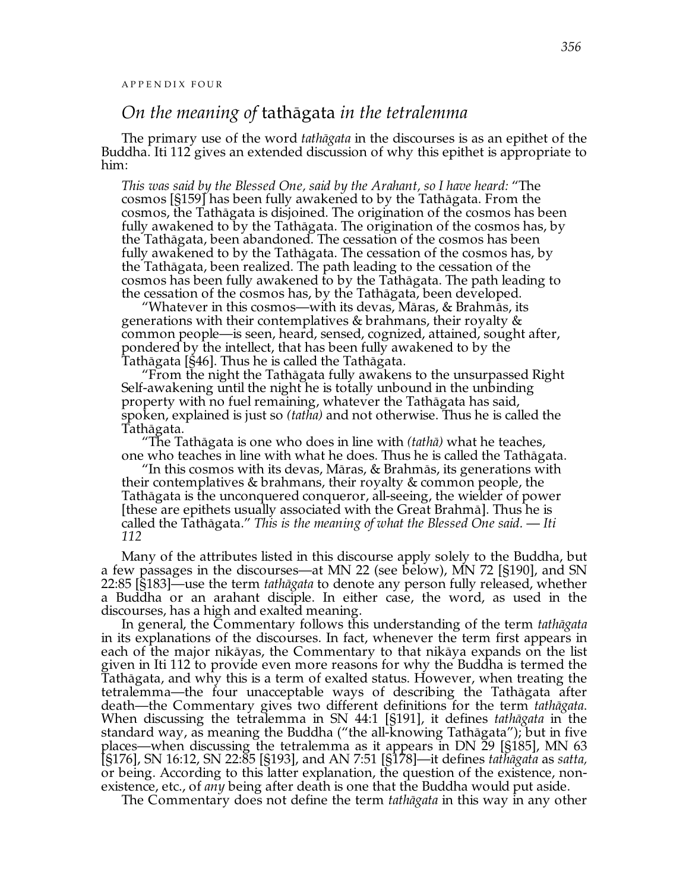APPENDIX FOUR

## *On the meaning of* tathāgata *in the tetralemma*

The primary use of the word *tathāgata* in the discourses is as an epithet of the Buddha. Iti 112 gives an extended discussion of why this epithet is appropriate to him:

> *This was said by the Blessed One, said by the Arahant, so I have heard:* "The cosmos [§159] has been fully awakened to by the Tathāgata. From the cosmos, the Tathāgata is disjoined. The origination of the cosmos has been fully awakened to by the Tathāgata. The origination of the cosmos has, by the Tathāgata, been abandoned. The cessation of the cosmos has been fully awakened to by the Tathāgata. The cessation of the cosmos has, by the Tathāgata, been realized. The path leading to the cessation of the cosmos has been fully awakened to by the Tathāgata. The path leading to the cessation of the cosmos has, by the Tathāgata, been developed.
>
> "Whatever in this cosmos—with its devas, Māras, & Brahmās, its generations with their contemplatives & brahmans, their royalty & common people—is seen, heard, sensed, cognized, attained, sought after, pondered by the intellect, that has been fully awakened to by the Tathāgata [§46]. Thus he is called the Tathāgata.
>
> "From the night the Tathāgata fully awakens to the unsurpassed Right Self-awakening until the night he is totally unbound in the unbinding property with no fuel remaining, whatever the Tathāgata has said, spoken, explained is just so *(tatha)* and not otherwise. Thus he is called the Tathāgata.
>
> "The Tathāgata is one who does in line with *(tathā)* what he teaches, one who teaches in line with what he does. Thus he is called the Tathāgata.
>
> "In this cosmos with its devas, Māras, & Brahmās, its generations with their contemplatives & brahmans, their royalty & common people, the Tathāgata is the unconquered conqueror, all-seeing, the wielder of power [these are epithets usually associated with the Great Brahmā]. Thus he is called the Tathāgata." *This is the meaning of what the Blessed One said. — Iti 112*

Many of the attributes listed in this discourse apply solely to the Buddha, but a few passages in the discourses—at MN 22 (see below), MN 72 [§190], and SN 22:85 [§183]—use the term *tathāgata* to denote any person fully released, whether a Buddha or an arahant disciple. In either case, the word, as used in the discourses, has a high and exalted meaning.

In general, the Commentary follows this understanding of the term *tathāgata* in its explanations of the discourses. In fact, whenever the term first appears in each of the major nikāyas, the Commentary to that nikāya expands on the list given in Iti 112 to provide even more reasons for why the Buddha is termed the Tathāgata, and why this is a term of exalted status. However, when treating the tetralemma—the four unacceptable ways of describing the Tathāgata after death—the Commentary gives two different definitions for the term *tathāgata*. When discussing the tetralemma in SN 44:1 [§191], it defines *tathāgata* in the standard way, as meaning the Buddha ("the all-knowing Tathāgata"); but in five places—when discussing the tetralemma as it appears in DN 29 [§185], MN 63 [§176], SN 16:12, SN 22:85 [§193], and AN 7:51 [§178]—it defines *tathāgata* as *satta*, or being. According to this latter explanation, the question of the existence, non-existence, etc., of *any* being after death is one that the Buddha would put aside.

The Commentary does not define the term *tathāgata* in this way in any other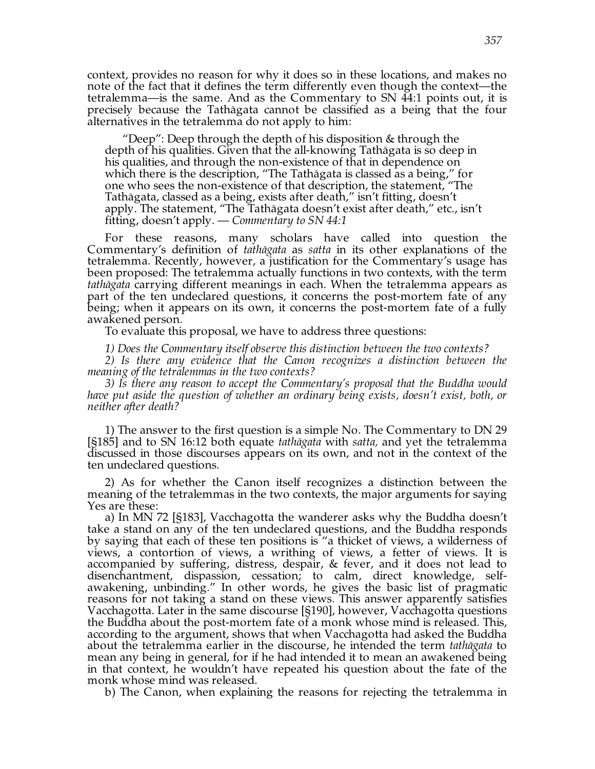context, provides no reason for why it does so in these locations, and makes no note of the fact that it defines the term differently even though the context—the tetralemma—is the same. And as the Commentary to SN 44:1 points out, it is precisely because the Tathāgata cannot be classified as a being that the four alternatives in the tetralemma do not apply to him:

> "Deep": Deep through the depth of his disposition & through the depth of his qualities. Given that the all-knowing Tathāgata is so deep in his qualities, and through the non-existence of that in dependence on which there is the description, "The Tathāgata is classed as a being," for one who sees the non-existence of that description, the statement, "The Tathāgata, classed as a being, exists after death," isn't fitting, doesn't apply. The statement, "The Tathāgata doesn't exist after death," etc., isn't fitting, doesn't apply. — *Commentary to SN 44:1*

For these reasons, many scholars have called into question the Commentary's definition of *tathāgata* as *satta* in its other explanations of the tetralemma. Recently, however, a justification for the Commentary's usage has been proposed: The tetralemma actually functions in two contexts, with the term *tathāgata* carrying different meanings in each. When the tetralemma appears as part of the ten undeclared questions, it concerns the post-mortem fate of any being; when it appears on its own, it concerns the post-mortem fate of a fully awakened person.

To evaluate this proposal, we have to address three questions:

*1) Does the Commentary itself observe this distinction between the two contexts?*

*2) Is there any evidence that the Canon recognizes a distinction between the meaning of the tetralemmas in the two contexts?*

*3) Is there any reason to accept the Commentary's proposal that the Buddha would have put aside the question of whether an ordinary being exists, doesn't exist, both, or neither after death?*

1) The answer to the first question is a simple No. The Commentary to DN 29 [§185] and to SN 16:12 both equate *tathāgata* with *satta,* and yet the tetralemma discussed in those discourses appears on its own, and not in the context of the ten undeclared questions.

2) As for whether the Canon itself recognizes a distinction between the meaning of the tetralemmas in the two contexts, the major arguments for saying Yes are these:

a) In MN 72 [§183], Vacchagotta the wanderer asks why the Buddha doesn't take a stand on any of the ten undeclared questions, and the Buddha responds by saying that each of these ten positions is "a thicket of views, a wilderness of views, a contortion of views, a writhing of views, a fetter of views. It is accompanied by suffering, distress, despair, & fever, and it does not lead to disenchantment, dispassion, cessation; to calm, direct knowledge, self-awakening, unbinding." In other words, he gives the basic list of pragmatic reasons for not taking a stand on these views. This answer apparently satisfies Vacchagotta. Later in the same discourse [§190], however, Vacchagotta questions the Buddha about the post-mortem fate of a monk whose mind is released. This, according to the argument, shows that when Vacchagotta had asked the Buddha about the tetralemma earlier in the discourse, he intended the term *tathāgata* to mean any being in general, for if he had intended it to mean an awakened being in that context, he wouldn't have repeated his question about the fate of the monk whose mind was released.

b) The Canon, when explaining the reasons for rejecting the tetralemma in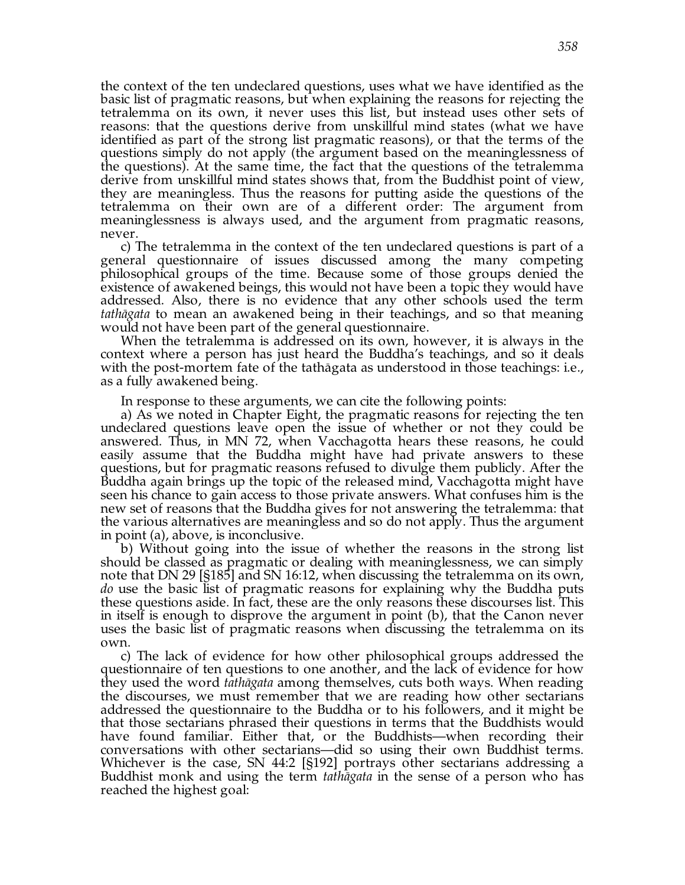the context of the ten undeclared questions, uses what we have identified as the basic list of pragmatic reasons, but when explaining the reasons for rejecting the tetralemma on its own, it never uses this list, but instead uses other sets of reasons: that the questions derive from unskillful mind states (what we have identified as part of the strong list pragmatic reasons), or that the terms of the questions simply do not apply (the argument based on the meaninglessness of the questions). At the same time, the fact that the questions of the tetralemma derive from unskillful mind states shows that, from the Buddhist point of view, they are meaningless. Thus the reasons for putting aside the questions of the tetralemma on their own are of a different order: The argument from meaninglessness is always used, and the argument from pragmatic reasons, never.

c) The tetralemma in the context of the ten undeclared questions is part of a general questionnaire of issues discussed among the many competing philosophical groups of the time. Because some of those groups denied the existence of awakened beings, this would not have been a topic they would have addressed. Also, there is no evidence that any other schools used the term *tathāgata* to mean an awakened being in their teachings, and so that meaning would not have been part of the general questionnaire.

When the tetralemma is addressed on its own, however, it is always in the context where a person has just heard the Buddha's teachings, and so it deals with the post-mortem fate of the tathāgata as understood in those teachings: i.e., as a fully awakened being.

In response to these arguments, we can cite the following points:

a) As we noted in Chapter Eight, the pragmatic reasons for rejecting the ten undeclared questions leave open the issue of whether or not they could be answered. Thus, in MN 72, when Vacchagotta hears these reasons, he could easily assume that the Buddha might have had private answers to these questions, but for pragmatic reasons refused to divulge them publicly. After the Buddha again brings up the topic of the released mind, Vacchagotta might have seen his chance to gain access to those private answers. What confuses him is the new set of reasons that the Buddha gives for not answering the tetralemma: that the various alternatives are meaningless and so do not apply. Thus the argument in point (a), above, is inconclusive.

b) Without going into the issue of whether the reasons in the strong list should be classed as pragmatic or dealing with meaninglessness, we can simply note that DN 29 [§185] and SN 16:12, when discussing the tetralemma on its own, *do* use the basic list of pragmatic reasons for explaining why the Buddha puts these questions aside. In fact, these are the only reasons these discourses list. This in itself is enough to disprove the argument in point (b), that the Canon never uses the basic list of pragmatic reasons when discussing the tetralemma on its own.

c) The lack of evidence for how other philosophical groups addressed the questionnaire of ten questions to one another, and the lack of evidence for how they used the word *tathāgata* among themselves, cuts both ways. When reading the discourses, we must remember that we are reading how other sectarians addressed the questionnaire to the Buddha or to his followers, and it might be that those sectarians phrased their questions in terms that the Buddhists would have found familiar. Either that, or the Buddhists—when recording their conversations with other sectarians—did so using their own Buddhist terms. Whichever is the case, SN 44:2 [§192] portrays other sectarians addressing a Buddhist monk and using the term *tathāgata* in the sense of a person who has reached the highest goal: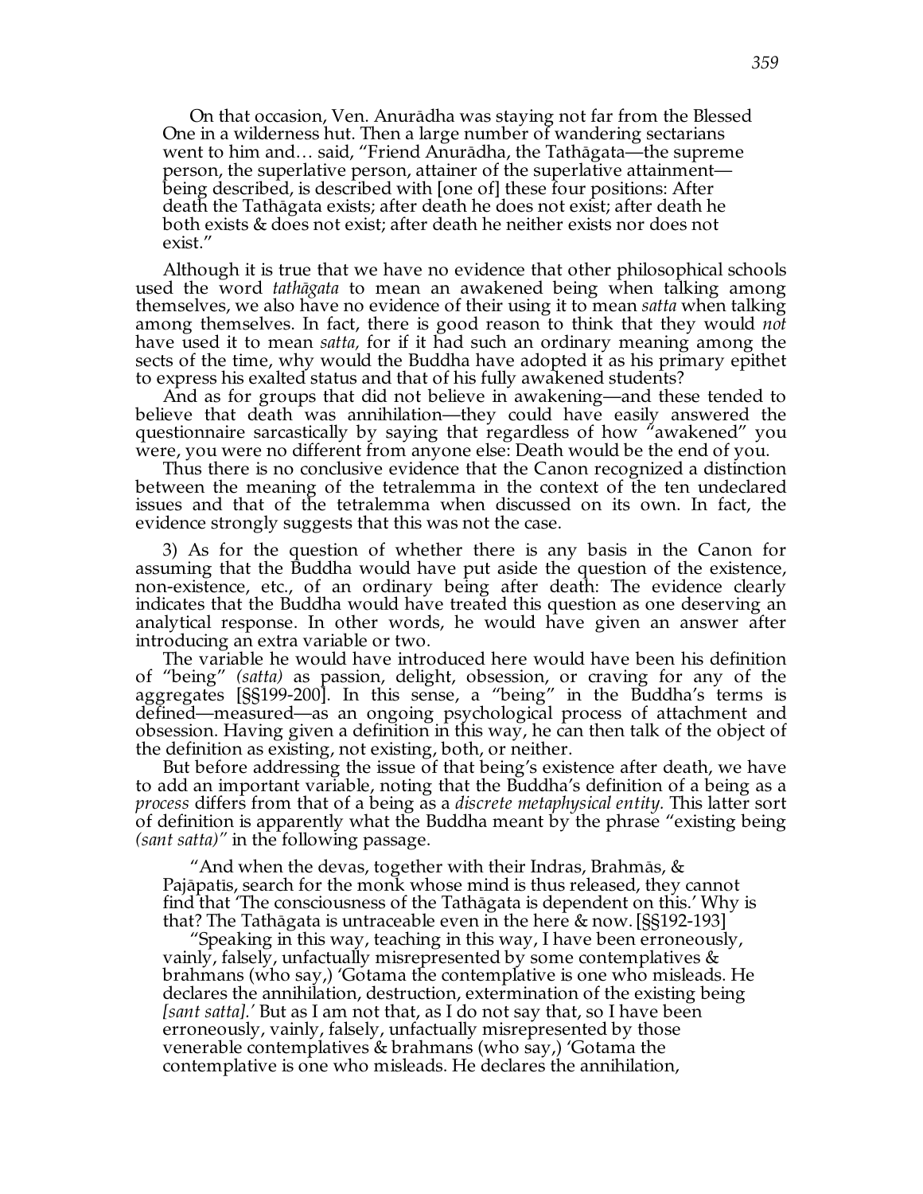> On that occasion, Ven. Anurādha was staying not far from the Blessed One in a wilderness hut. Then a large number of wandering sectarians went to him and… said, "Friend Anurādha, the Tathāgata—the supreme person, the superlative person, attainer of the superlative attainment—being described, is described with [one of] these four positions: After death the Tathāgata exists; after death he does not exist; after death he both exists & does not exist; after death he neither exists nor does not exist."

Although it is true that we have no evidence that other philosophical schools used the word *tathāgata* to mean an awakened being when talking among themselves, we also have no evidence of their using it to mean *satta* when talking among themselves. In fact, there is good reason to think that they would *not* have used it to mean *satta,* for if it had such an ordinary meaning among the sects of the time, why would the Buddha have adopted it as his primary epithet to express his exalted status and that of his fully awakened students?

And as for groups that did not believe in awakening—and these tended to believe that death was annihilation—they could have easily answered the questionnaire sarcastically by saying that regardless of how "awakened" you were, you were no different from anyone else: Death would be the end of you.

Thus there is no conclusive evidence that the Canon recognized a distinction between the meaning of the tetralemma in the context of the ten undeclared issues and that of the tetralemma when discussed on its own. In fact, the evidence strongly suggests that this was not the case.

3) As for the question of whether there is any basis in the Canon for assuming that the Buddha would have put aside the question of the existence, non-existence, etc., of an ordinary being after death: The evidence clearly indicates that the Buddha would have treated this question as one deserving an analytical response. In other words, he would have given an answer after introducing an extra variable or two.

The variable he would have introduced here would have been his definition of "being" *(satta)* as passion, delight, obsession, or craving for any of the aggregates [§§199-200]. In this sense, a "being" in the Buddha's terms is defined—measured—as an ongoing psychological process of attachment and obsession. Having given a definition in this way, he can then talk of the object of the definition as existing, not existing, both, or neither.

But before addressing the issue of that being's existence after death, we have to add an important variable, noting that the Buddha's definition of a being as a *process* differs from that of a being as a *discrete metaphysical entity.* This latter sort of definition is apparently what the Buddha meant by the phrase "existing being *(sant satta)"* in the following passage.

> "And when the devas, together with their Indras, Brahmās, & Pajāpatis, search for the monk whose mind is thus released, they cannot find that 'The consciousness of the Tathāgata is dependent on this.' Why is that? The Tathāgata is untraceable even in the here & now. [§§192-193]
>
> "Speaking in this way, teaching in this way, I have been erroneously, vainly, falsely, unfactually misrepresented by some contemplatives & brahmans (who say,) 'Gotama the contemplative is one who misleads. He declares the annihilation, destruction, extermination of the existing being *[sant satta].'* But as I am not that, as I do not say that, so I have been erroneously, vainly, falsely, unfactually misrepresented by those venerable contemplatives & brahmans (who say,) 'Gotama the contemplative is one who misleads. He declares the annihilation,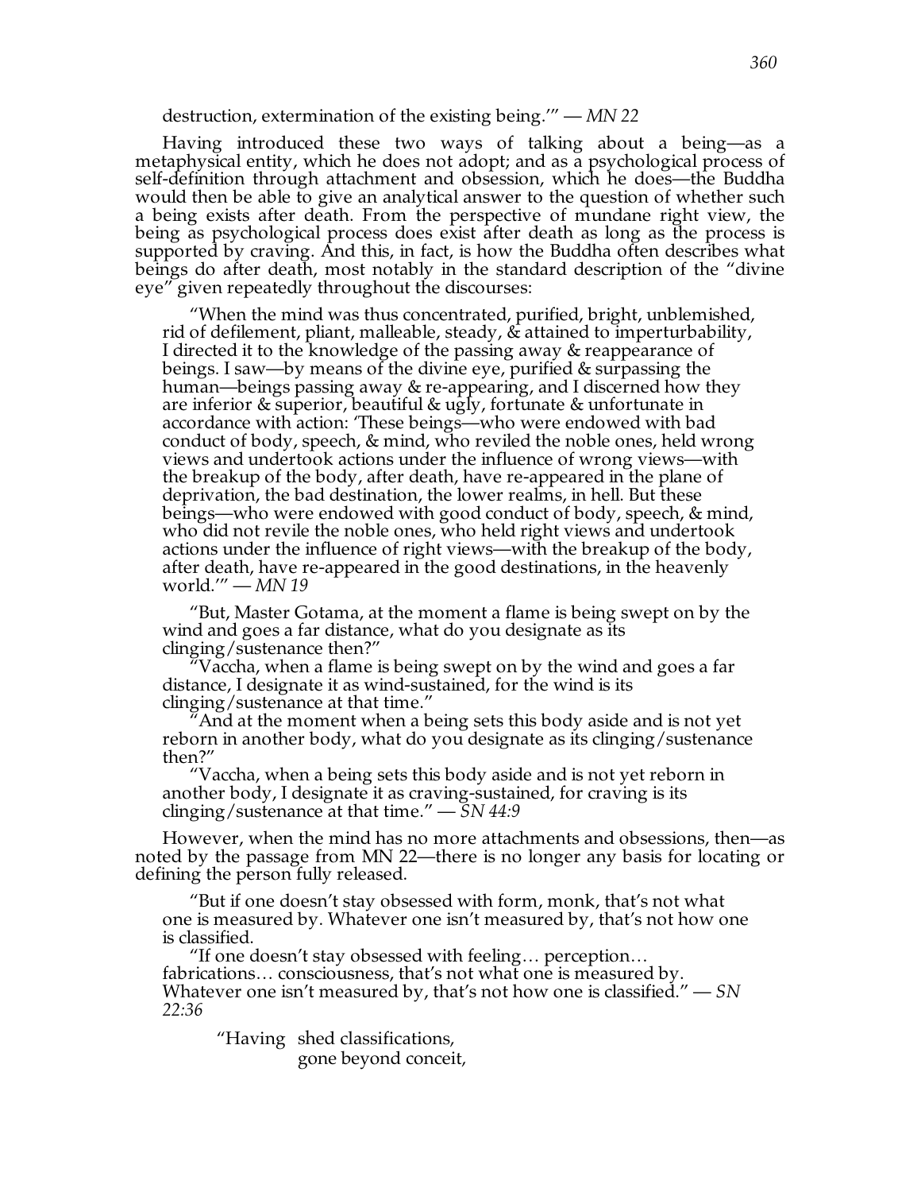destruction, extermination of the existing being.'" — *MN 22*

Having introduced these two ways of talking about a being—as a metaphysical entity, which he does not adopt; and as a psychological process of self-definition through attachment and obsession, which he does—the Buddha would then be able to give an analytical answer to the question of whether such a being exists after death. From the perspective of mundane right view, the being as psychological process does exist after death as long as the process is supported by craving. And this, in fact, is how the Buddha often describes what beings do after death, most notably in the standard description of the "divine eye" given repeatedly throughout the discourses:

> "When the mind was thus concentrated, purified, bright, unblemished, rid of defilement, pliant, malleable, steady, & attained to imperturbability, I directed it to the knowledge of the passing away & reappearance of beings. I saw—by means of the divine eye, purified & surpassing the human—beings passing away & re-appearing, and I discerned how they are inferior & superior, beautiful & ugly, fortunate & unfortunate in accordance with action: 'These beings—who were endowed with bad conduct of body, speech, & mind, who reviled the noble ones, held wrong views and undertook actions under the influence of wrong views—with the breakup of the body, after death, have re-appeared in the plane of deprivation, the bad destination, the lower realms, in hell. But these beings—who were endowed with good conduct of body, speech, & mind, who did not revile the noble ones, who held right views and undertook actions under the influence of right views—with the breakup of the body, after death, have re-appeared in the good destinations, in the heavenly world.'" — *MN 19*

> "But, Master Gotama, at the moment a flame is being swept on by the wind and goes a far distance, what do you designate as its clinging/sustenance then?"
>
> "Vaccha, when a flame is being swept on by the wind and goes a far distance, I designate it as wind-sustained, for the wind is its clinging/sustenance at that time."
>
> "And at the moment when a being sets this body aside and is not yet reborn in another body, what do you designate as its clinging/sustenance then?"
>
> "Vaccha, when a being sets this body aside and is not yet reborn in another body, I designate it as craving-sustained, for craving is its clinging/sustenance at that time." — *SN 44:9*

However, when the mind has no more attachments and obsessions, then—as noted by the passage from MN 22—there is no longer any basis for locating or defining the person fully released.

> "But if one doesn't stay obsessed with form, monk, that's not what one is measured by. Whatever one isn't measured by, that's not how one is classified.
>
> "If one doesn't stay obsessed with feeling… perception… fabrications… consciousness, that's not what one is measured by. Whatever one isn't measured by, that's not how one is classified." — *SN 22:36*

> "Having shed classifications,
> gone beyond conceit,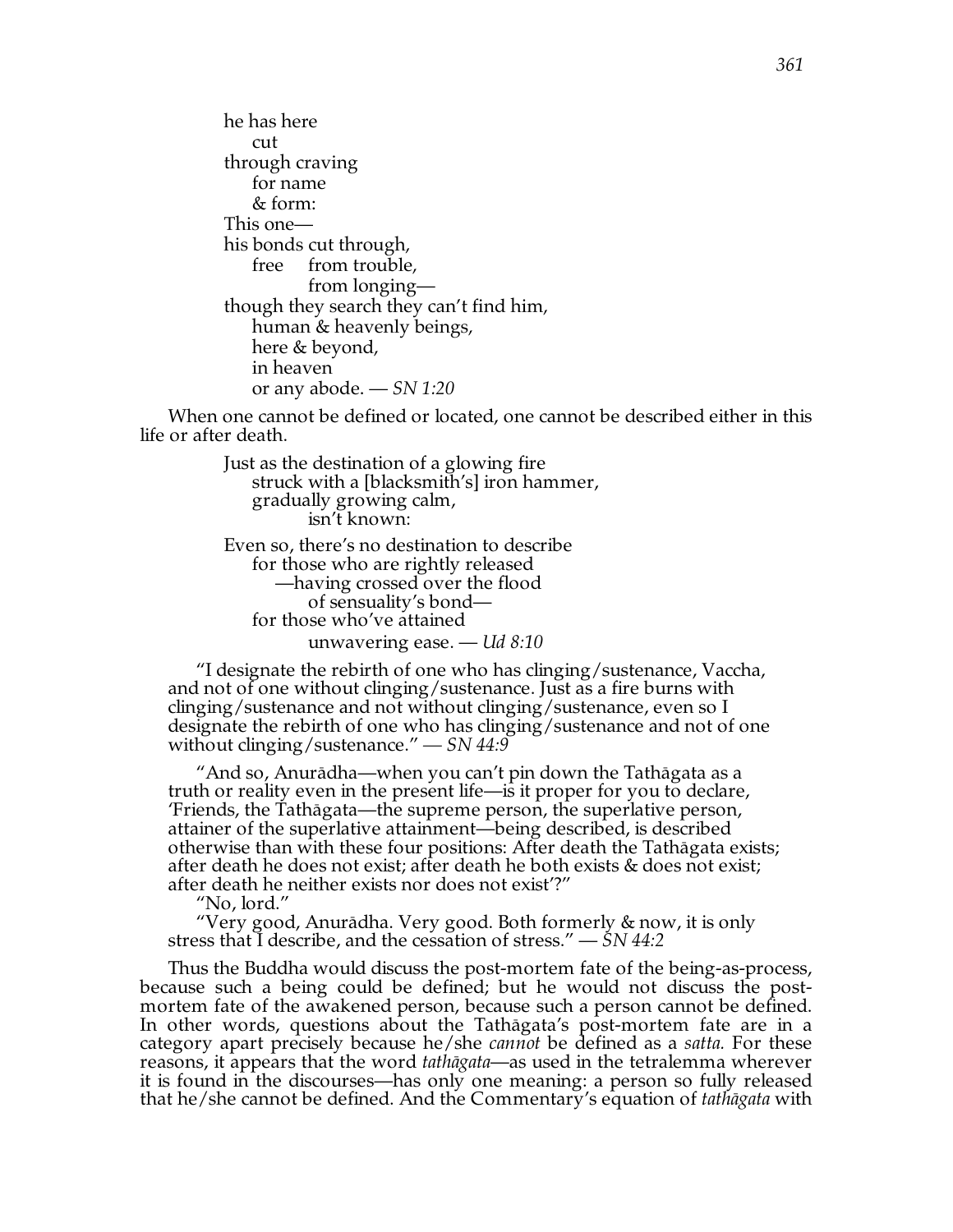he has here
cut
through craving
for name
& form:
This one—
his bonds cut through,
free from trouble,
from longing—
though they search they can't find him,
human & heavenly beings,
here & beyond,
in heaven
or any abode. — *SN 1:20*

When one cannot be defined or located, one cannot be described either in this life or after death.

Just as the destination of a glowing fire
struck with a [blacksmith's] iron hammer,
gradually growing calm,
isn't known:

Even so, there's no destination to describe
for those who are rightly released
—having crossed over the flood
of sensuality's bond—
for those who've attained
unwavering ease. — *Ud 8:10*

> "I designate the rebirth of one who has clinging/sustenance, Vaccha, and not of one without clinging/sustenance. Just as a fire burns with clinging/sustenance and not without clinging/sustenance, even so I designate the rebirth of one who has clinging/sustenance and not of one without clinging/sustenance." — *SN 44:9*

> "And so, Anurādha—when you can't pin down the Tathāgata as a truth or reality even in the present life—is it proper for you to declare, 'Friends, the Tathāgata—the supreme person, the superlative person, attainer of the superlative attainment—being described, is described otherwise than with these four positions: After death the Tathāgata exists; after death he does not exist; after death he both exists & does not exist; after death he neither exists nor does not exist'?"
>
> "No, lord."
>
> "Very good, Anurādha. Very good. Both formerly & now, it is only stress that I describe, and the cessation of stress." — *SN 44:2*

Thus the Buddha would discuss the post-mortem fate of the being-as-process, because such a being could be defined; but he would not discuss the post-mortem fate of the awakened person, because such a person cannot be defined. In other words, questions about the Tathāgata's post-mortem fate are in a category apart precisely because he/she *cannot* be defined as a *satta.* For these reasons, it appears that the word *tathāgata*—as used in the tetralemma wherever it is found in the discourses—has only one meaning: a person so fully released that he/she cannot be defined. And the Commentary's equation of *tathāgata* with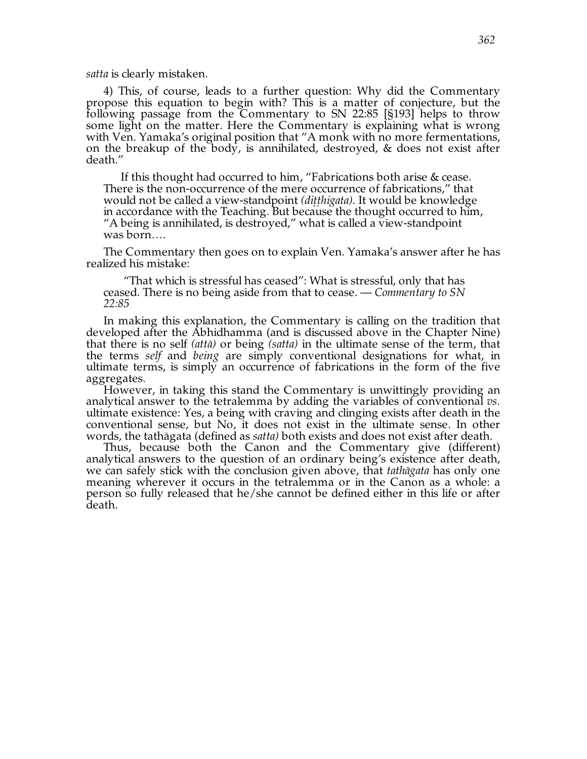*satta* is clearly mistaken.

4) This, of course, leads to a further question: Why did the Commentary propose this equation to begin with? This is a matter of conjecture, but the following passage from the Commentary to SN 22:85 [§193] helps to throw some light on the matter. Here the Commentary is explaining what is wrong with Ven. Yamaka's original position that "A monk with no more fermentations, on the breakup of the body, is annihilated, destroyed, & does not exist after death."

> If this thought had occurred to him, "Fabrications both arise & cease. There is the non-occurrence of the mere occurrence of fabrications," that would not be called a view-standpoint *(diṭṭhigata)*. It would be knowledge in accordance with the Teaching. But because the thought occurred to him, "A being is annihilated, is destroyed," what is called a view-standpoint was born….

The Commentary then goes on to explain Ven. Yamaka's answer after he has realized his mistake:

> "That which is stressful has ceased": What is stressful, only that has ceased. There is no being aside from that to cease. — *Commentary to SN 22:85*

In making this explanation, the Commentary is calling on the tradition that developed after the Abhidhamma (and is discussed above in the Chapter Nine) that there is no self *(attā)* or being *(satta)* in the ultimate sense of the term, that the terms *self* and *being* are simply conventional designations for what, in ultimate terms, is simply an occurrence of fabrications in the form of the five aggregates.

However, in taking this stand the Commentary is unwittingly providing an analytical answer to the tetralemma by adding the variables of conventional *vs.* ultimate existence: Yes, a being with craving and clinging exists after death in the conventional sense, but No, it does not exist in the ultimate sense. In other words, the tathāgata (defined as *satta)* both exists and does not exist after death.

Thus, because both the Canon and the Commentary give (different) analytical answers to the question of an ordinary being's existence after death, we can safely stick with the conclusion given above, that *tathāgata* has only one meaning wherever it occurs in the tetralemma or in the Canon as a whole: a person so fully released that he/she cannot be defined either in this life or after death.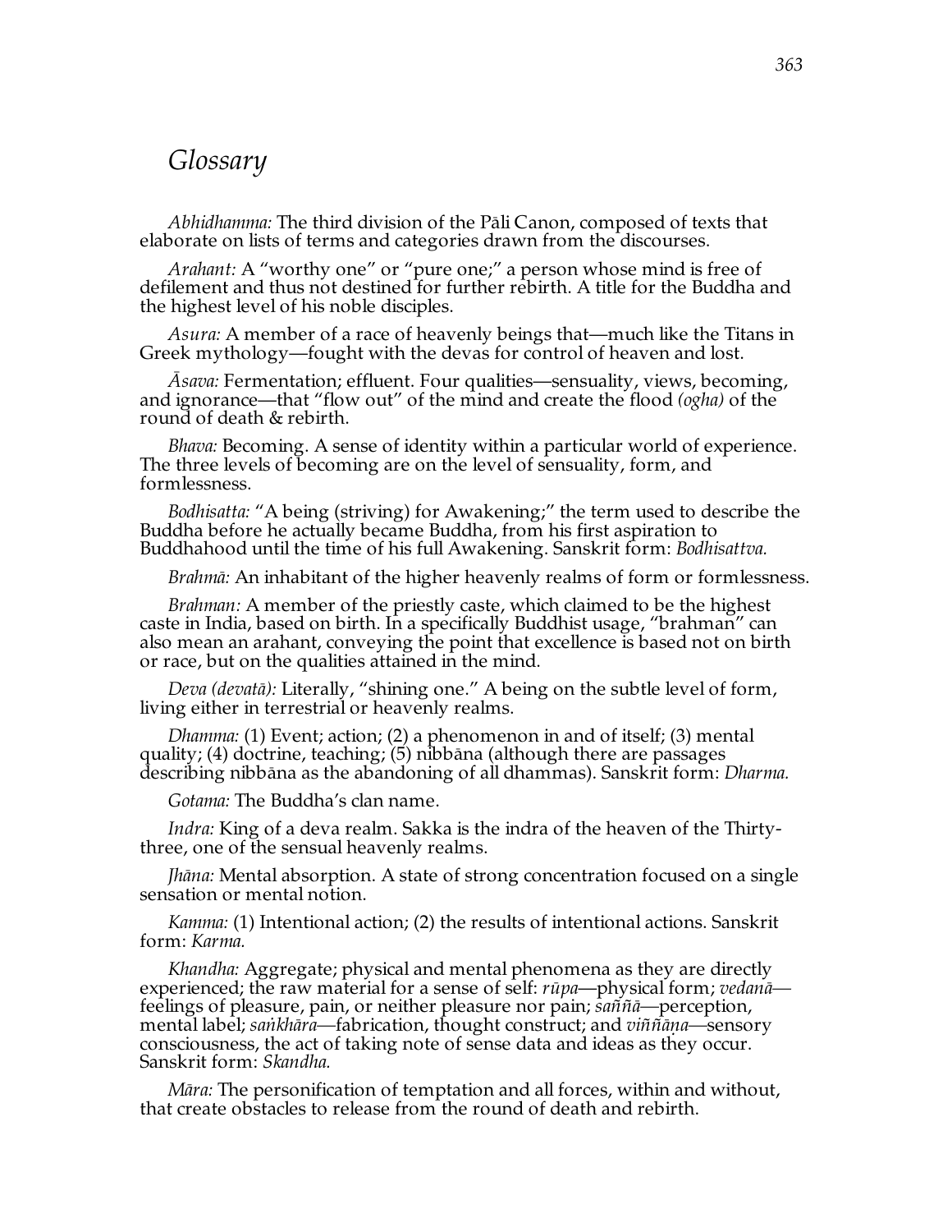# *Glossary*

*Abhidhamma:* The third division of the Pāli Canon, composed of texts that elaborate on lists of terms and categories drawn from the discourses.

*Arahant:* A "worthy one" or "pure one;" a person whose mind is free of defilement and thus not destined for further rebirth. A title for the Buddha and the highest level of his noble disciples.

*Asura:* A member of a race of heavenly beings that—much like the Titans in Greek mythology—fought with the devas for control of heaven and lost.

*Āsava:* Fermentation; effluent. Four qualities—sensuality, views, becoming, and ignorance—that "flow out" of the mind and create the flood *(ogha)* of the round of death & rebirth.

*Bhava:* Becoming. A sense of identity within a particular world of experience. The three levels of becoming are on the level of sensuality, form, and formlessness.

*Bodhisatta:* "A being (striving) for Awakening;" the term used to describe the Buddha before he actually became Buddha, from his first aspiration to Buddhahood until the time of his full Awakening. Sanskrit form: *Bodhisattva.*

*Brahmā:* An inhabitant of the higher heavenly realms of form or formlessness.

*Brahman:* A member of the priestly caste, which claimed to be the highest caste in India, based on birth. In a specifically Buddhist usage, "brahman" can also mean an arahant, conveying the point that excellence is based not on birth or race, but on the qualities attained in the mind.

*Deva (devatā):* Literally, "shining one." A being on the subtle level of form, living either in terrestrial or heavenly realms.

*Dhamma:* (1) Event; action; (2) a phenomenon in and of itself; (3) mental quality; (4) doctrine, teaching; (5) nibbāna (although there are passages describing nibbāna as the abandoning of all dhammas). Sanskrit form: *Dharma.*

*Gotama:* The Buddha's clan name.

*Indra:* King of a deva realm. Sakka is the indra of the heaven of the Thirty-three, one of the sensual heavenly realms.

*Jhāna:* Mental absorption. A state of strong concentration focused on a single sensation or mental notion.

*Kamma:* (1) Intentional action; (2) the results of intentional actions. Sanskrit form: *Karma.*

*Khandha:* Aggregate; physical and mental phenomena as they are directly experienced; the raw material for a sense of self: *rūpa*—physical form; *vedanā*—feelings of pleasure, pain, or neither pleasure nor pain; *saññā*—perception, mental label; *saṅkhāra*—fabrication, thought construct; and *viññāṇa*—sensory consciousness, the act of taking note of sense data and ideas as they occur. Sanskrit form: *Skandha.*

*Māra:* The personification of temptation and all forces, within and without, that create obstacles to release from the round of death and rebirth.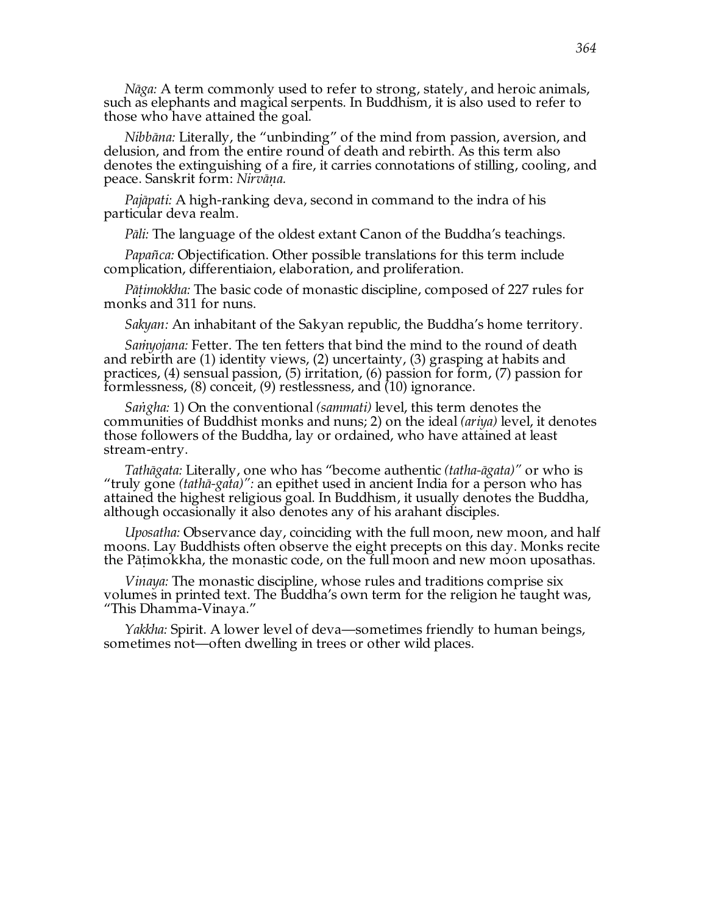*Nāga:* A term commonly used to refer to strong, stately, and heroic animals, such as elephants and magical serpents. In Buddhism, it is also used to refer to those who have attained the goal.

*Nibbāna:* Literally, the "unbinding" of the mind from passion, aversion, and delusion, and from the entire round of death and rebirth. As this term also denotes the extinguishing of a fire, it carries connotations of stilling, cooling, and peace. Sanskrit form: *Nirvāṇa.*

*Pajāpati:* A high-ranking deva, second in command to the indra of his particular deva realm.

*Pāli:* The language of the oldest extant Canon of the Buddha's teachings.

*Papañca:* Objectification. Other possible translations for this term include complication, differentiaion, elaboration, and proliferation.

*Pāṭimokkha:* The basic code of monastic discipline, composed of 227 rules for monks and 311 for nuns.

*Sakyan:* An inhabitant of the Sakyan republic, the Buddha's home territory.

*Saṁyojana:* Fetter. The ten fetters that bind the mind to the round of death and rebirth are (1) identity views, (2) uncertainty, (3) grasping at habits and practices, (4) sensual passion, (5) irritation, (6) passion for form, (7) passion for formlessness, (8) conceit, (9) restlessness, and (10) ignorance.

*Saṅgha:* 1) On the conventional *(sammati)* level, this term denotes the communities of Buddhist monks and nuns; 2) on the ideal *(ariya)* level, it denotes those followers of the Buddha, lay or ordained, who have attained at least stream-entry.

*Tathāgata:* Literally, one who has "become authentic *(tatha-āgata)*" or who is "truly gone *(tathā-gata)*": an epithet used in ancient India for a person who has attained the highest religious goal. In Buddhism, it usually denotes the Buddha, although occasionally it also denotes any of his arahant disciples.

*Uposatha:* Observance day, coinciding with the full moon, new moon, and half moons. Lay Buddhists often observe the eight precepts on this day. Monks recite the Pāṭimokkha, the monastic code, on the full moon and new moon uposathas.

*Vinaya:* The monastic discipline, whose rules and traditions comprise six volumes in printed text. The Buddha's own term for the religion he taught was, "This Dhamma-Vinaya."

*Yakkha:* Spirit. A lower level of deva—sometimes friendly to human beings, sometimes not—often dwelling in trees or other wild places.